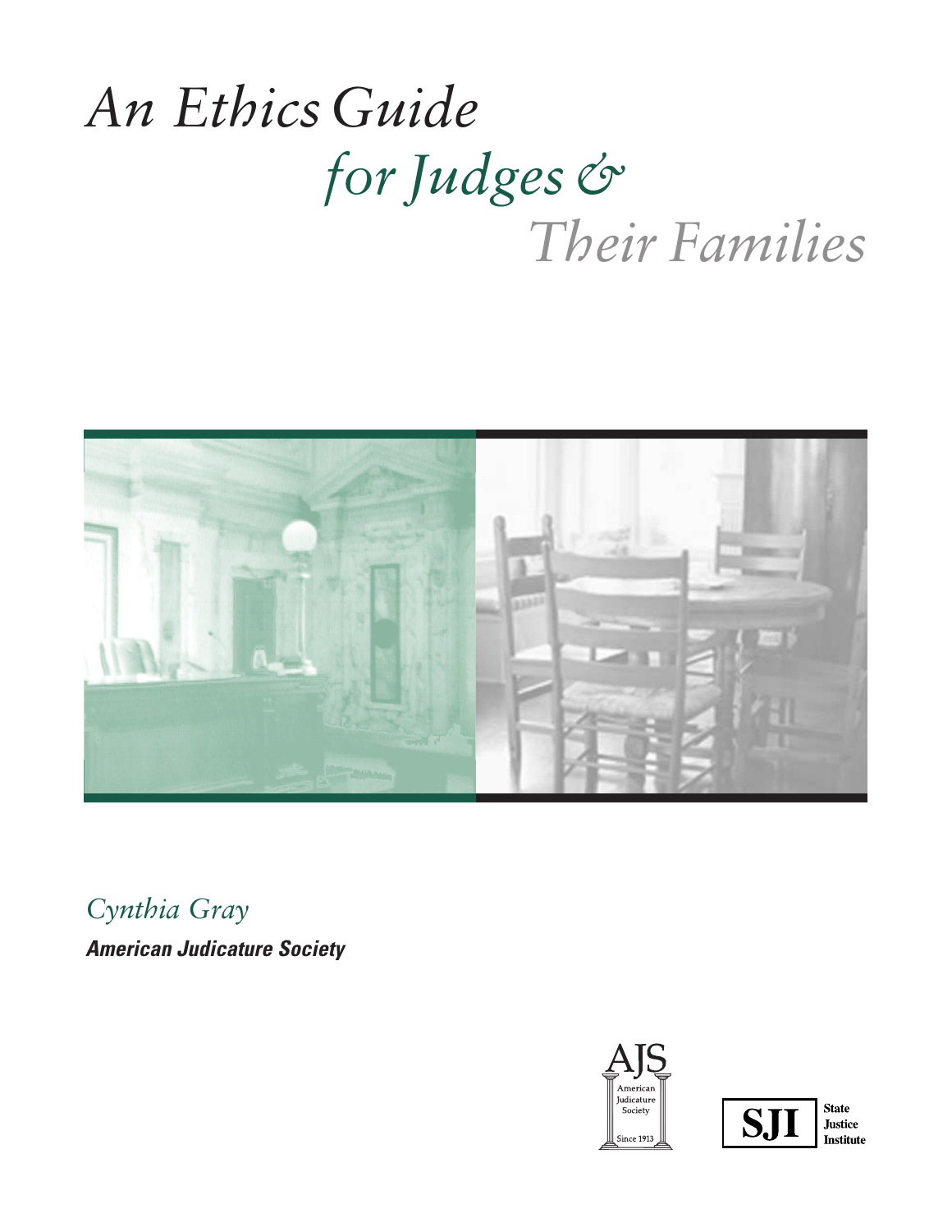# *An Ethics Guide for Judges & Their Families*

*Cynthia Gray*

***American Judicature Society***

AJS
American Judicature Society
Since 1913

SJI State Justice Institute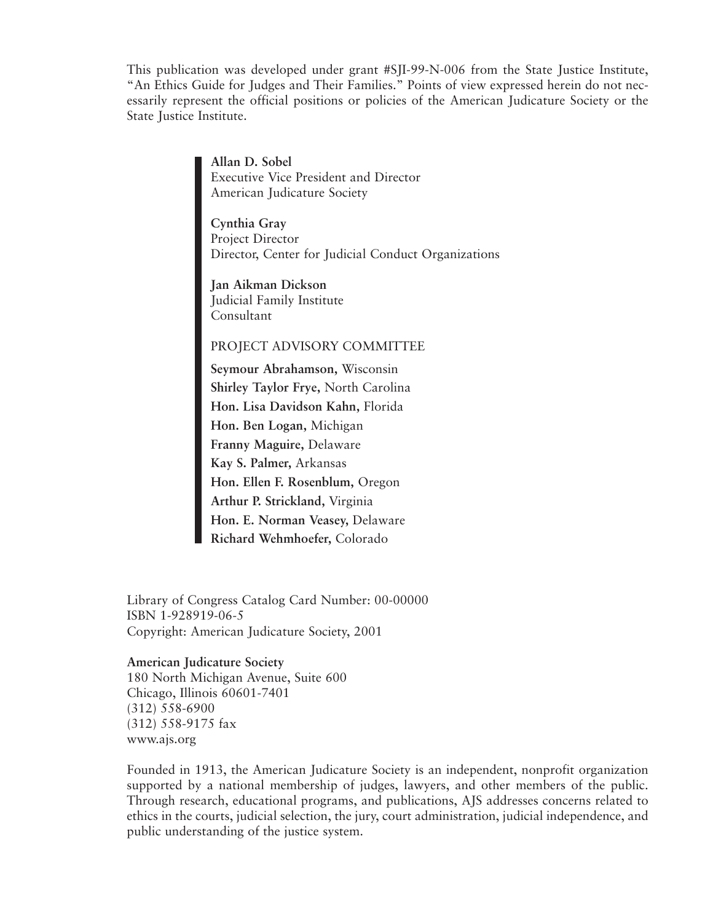This publication was developed under grant #SJI-99-N-006 from the State Justice Institute, "An Ethics Guide for Judges and Their Families." Points of view expressed herein do not necessarily represent the official positions or policies of the American Judicature Society or the State Justice Institute.

**Allan D. Sobel**
Executive Vice President and Director
American Judicature Society

**Cynthia Gray**
Project Director
Director, Center for Judicial Conduct Organizations

**Jan Aikman Dickson**
Judicial Family Institute
Consultant

PROJECT ADVISORY COMMITTEE

**Seymour Abrahamson,** Wisconsin
**Shirley Taylor Frye,** North Carolina
**Hon. Lisa Davidson Kahn,** Florida
**Hon. Ben Logan,** Michigan
**Franny Maguire,** Delaware
**Kay S. Palmer,** Arkansas
**Hon. Ellen F. Rosenblum,** Oregon
**Arthur P. Strickland,** Virginia
**Hon. E. Norman Veasey,** Delaware
**Richard Wehmhoefer,** Colorado

Library of Congress Catalog Card Number: 00-00000
ISBN 1-928919-06-5
Copyright: American Judicature Society, 2001

**American Judicature Society**
180 North Michigan Avenue, Suite 600
Chicago, Illinois 60601-7401
(312) 558-6900
(312) 558-9175 fax
www.ajs.org

Founded in 1913, the American Judicature Society is an independent, nonprofit organization supported by a national membership of judges, lawyers, and other members of the public. Through research, educational programs, and publications, AJS addresses concerns related to ethics in the courts, judicial selection, the jury, court administration, judicial independence, and public understanding of the justice system.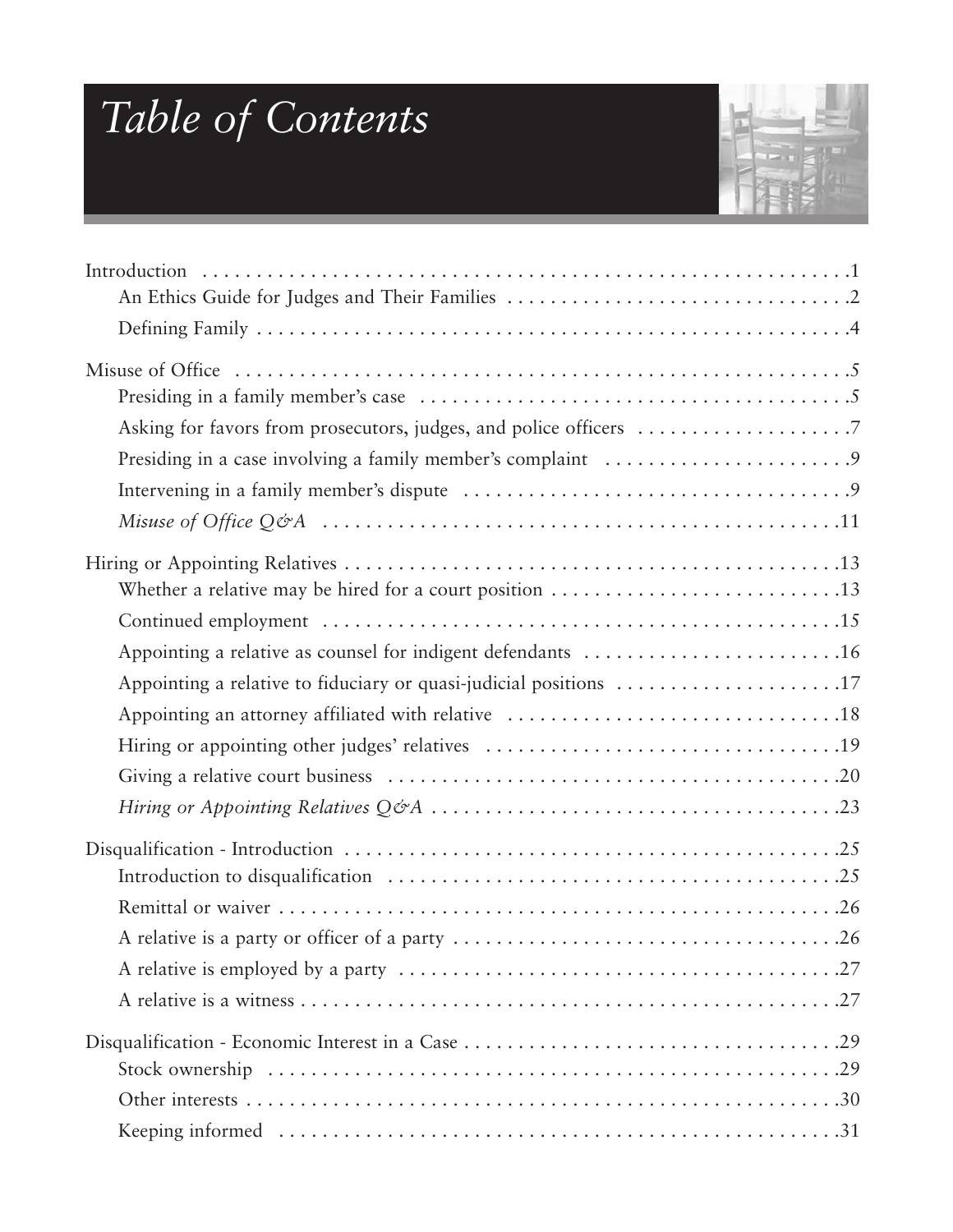# Table of Contents

Introduction .1
- An Ethics Guide for Judges and Their Families .2
- Defining Family .4

Misuse of Office .5
- Presiding in a family member's case .5
- Asking for favors from prosecutors, judges, and police officers .7
- Presiding in a case involving a family member's complaint .9
- Intervening in a family member's dispute .9
- *Misuse of Office Q&A* .11

Hiring or Appointing Relatives .13
- Whether a relative may be hired for a court position .13
- Continued employment .15
- Appointing a relative as counsel for indigent defendants .16
- Appointing a relative to fiduciary or quasi-judicial positions .17
- Appointing an attorney affiliated with relative .18
- Hiring or appointing other judges' relatives .19
- Giving a relative court business .20
- *Hiring or Appointing Relatives Q&A* .23

Disqualification - Introduction .25
- Introduction to disqualification .25
- Remittal or waiver .26
- A relative is a party or officer of a party .26
- A relative is employed by a party .27
- A relative is a witness .27

Disqualification - Economic Interest in a Case .29
- Stock ownership .29
- Other interests .30
- Keeping informed .31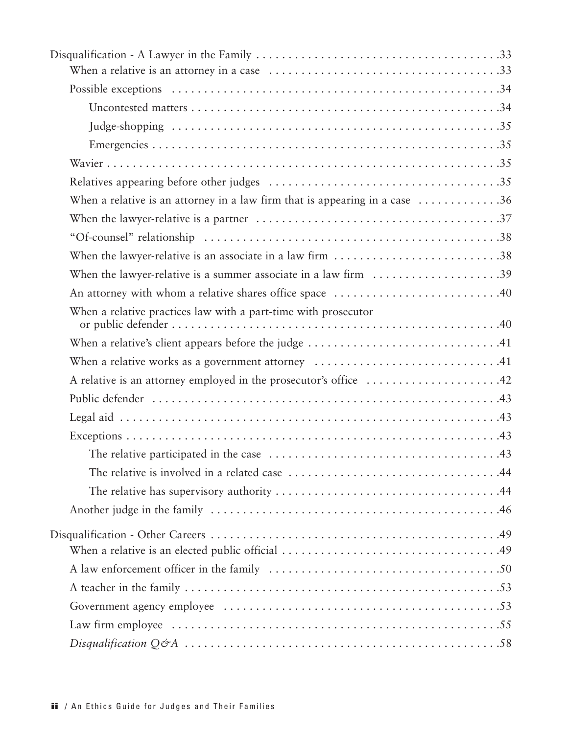Disqualification - A Lawyer in the Family .....................................33

- When a relative is an attorney in a case .....................................33
- Possible exceptions .....................................34
  - Uncontested matters .....................................34
  - Judge-shopping .....................................35
  - Emergencies .....................................35
- Wavier .....................................35
- Relatives appearing before other judges .....................................35
- When a relative is an attorney in a law firm that is appearing in a case .....................................36
- When the lawyer-relative is a partner .....................................37
- "Of-counsel" relationship .....................................38
- When the lawyer-relative is an associate in a law firm .....................................38
- When the lawyer-relative is a summer associate in a law firm .....................................39
- An attorney with whom a relative shares office space .....................................40
- When a relative practices law with a part-time with prosecutor or public defender .....................................40
- When a relative's client appears before the judge .....................................41
- When a relative works as a government attorney .....................................41
- A relative is an attorney employed in the prosecutor's office .....................................42
- Public defender .....................................43
- Legal aid .....................................43
- Exceptions .....................................43
  - The relative participated in the case .....................................43
  - The relative is involved in a related case .....................................44
  - The relative has supervisory authority .....................................44
- Another judge in the family .....................................46

Disqualification - Other Careers .....................................49

- When a relative is an elected public official .....................................49
- A law enforcement officer in the family .....................................50
- A teacher in the family .....................................53
- Government agency employee .....................................53
- Law firm employee .....................................55
- *Disqualification Q&A* .....................................58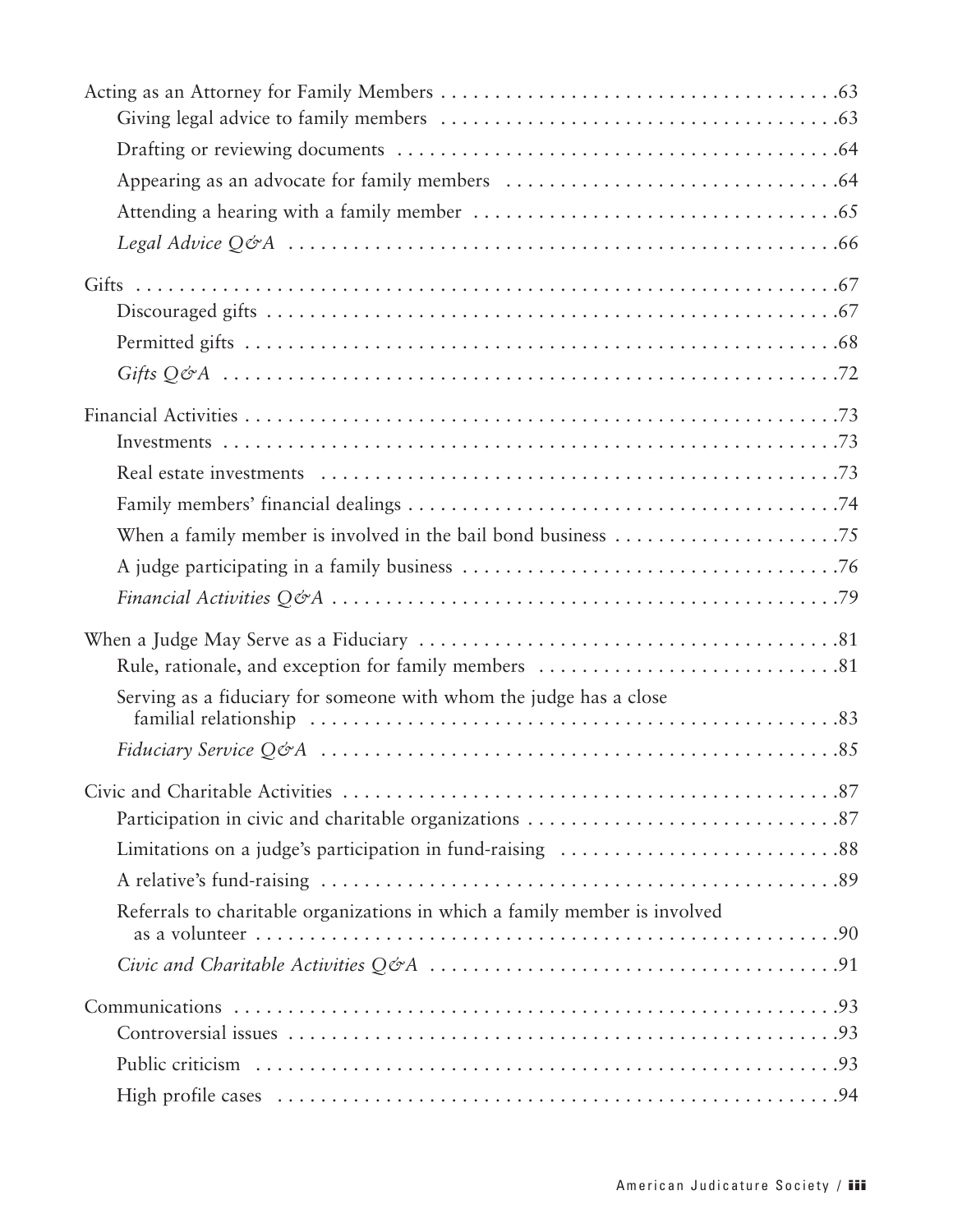Acting as an Attorney for Family Members . . . . . . . . . . . . . . . . . . . . . . . . . . . . . . . . . . . . . . . . . . . . . . .63
- Giving legal advice to family members . . . . . . . . . . . . . . . . . . . . . . . . . . . . . . . . . . . . . .63
- Drafting or reviewing documents . . . . . . . . . . . . . . . . . . . . . . . . . . . . . . . . . . . . . . . . . . .64
- Appearing as an advocate for family members . . . . . . . . . . . . . . . . . . . . . . . . . . . . . . . .64
- Attending a hearing with a family member . . . . . . . . . . . . . . . . . . . . . . . . . . . . . . . . . . .65
- *Legal Advice Q&A* . . . . . . . . . . . . . . . . . . . . . . . . . . . . . . . . . . . . . . . . . . . . . . . . . . . .66

Gifts . . . . . . . . . . . . . . . . . . . . . . . . . . . . . . . . . . . . . . . . . . . . . . . . . . . . . . . . . . . . . . . . . .67
- Discouraged gifts . . . . . . . . . . . . . . . . . . . . . . . . . . . . . . . . . . . . . . . . . . . . . . . . . . . . . . .67
- Permitted gifts . . . . . . . . . . . . . . . . . . . . . . . . . . . . . . . . . . . . . . . . . . . . . . . . . . . . . . . . .68
- *Gifts Q&A* . . . . . . . . . . . . . . . . . . . . . . . . . . . . . . . . . . . . . . . . . . . . . . . . . . . . . . . . . . .72

Financial Activities . . . . . . . . . . . . . . . . . . . . . . . . . . . . . . . . . . . . . . . . . . . . . . . . . . . . . . . .73
- Investments . . . . . . . . . . . . . . . . . . . . . . . . . . . . . . . . . . . . . . . . . . . . . . . . . . . . . . . . . . .73
- Real estate investments . . . . . . . . . . . . . . . . . . . . . . . . . . . . . . . . . . . . . . . . . . . . . . . . . .73
- Family members' financial dealings . . . . . . . . . . . . . . . . . . . . . . . . . . . . . . . . . . . . . . . . .74
- When a family member is involved in the bail bond business . . . . . . . . . . . . . . . . . . . . .75
- A judge participating in a family business . . . . . . . . . . . . . . . . . . . . . . . . . . . . . . . . . . . .76
- *Financial Activities Q&A* . . . . . . . . . . . . . . . . . . . . . . . . . . . . . . . . . . . . . . . . . . . . . . . .79

When a Judge May Serve as a Fiduciary . . . . . . . . . . . . . . . . . . . . . . . . . . . . . . . . . . . . . . . .81
- Rule, rationale, and exception for family members . . . . . . . . . . . . . . . . . . . . . . . . . . . .81
- Serving as a fiduciary for someone with whom the judge has a close familial relationship . . . . . . . . . . . . . . . . . . . . . . . . . . . . . . . . . . . . . . . . . . . . . . . . . .83
- *Fiduciary Service Q&A* . . . . . . . . . . . . . . . . . . . . . . . . . . . . . . . . . . . . . . . . . . . . . . . . .85

Civic and Charitable Activities . . . . . . . . . . . . . . . . . . . . . . . . . . . . . . . . . . . . . . . . . . . . . . .87
- Participation in civic and charitable organizations . . . . . . . . . . . . . . . . . . . . . . . . . . . . .87
- Limitations on a judge's participation in fund-raising . . . . . . . . . . . . . . . . . . . . . . . . . . .88
- A relative's fund-raising . . . . . . . . . . . . . . . . . . . . . . . . . . . . . . . . . . . . . . . . . . . . . . . . . .89
- Referrals to charitable organizations in which a family member is involved as a volunteer . . . . . . . . . . . . . . . . . . . . . . . . . . . . . . . . . . . . . . . . . . . . . . . . . . . . . .90
- *Civic and Charitable Activities Q&A* . . . . . . . . . . . . . . . . . . . . . . . . . . . . . . . . . . . . . . .91

Communications . . . . . . . . . . . . . . . . . . . . . . . . . . . . . . . . . . . . . . . . . . . . . . . . . . . . . . . . . .93
- Controversial issues . . . . . . . . . . . . . . . . . . . . . . . . . . . . . . . . . . . . . . . . . . . . . . . . . . . . .93
- Public criticism . . . . . . . . . . . . . . . . . . . . . . . . . . . . . . . . . . . . . . . . . . . . . . . . . . . . . . . .93
- High profile cases . . . . . . . . . . . . . . . . . . . . . . . . . . . . . . . . . . . . . . . . . . . . . . . . . . . . . .94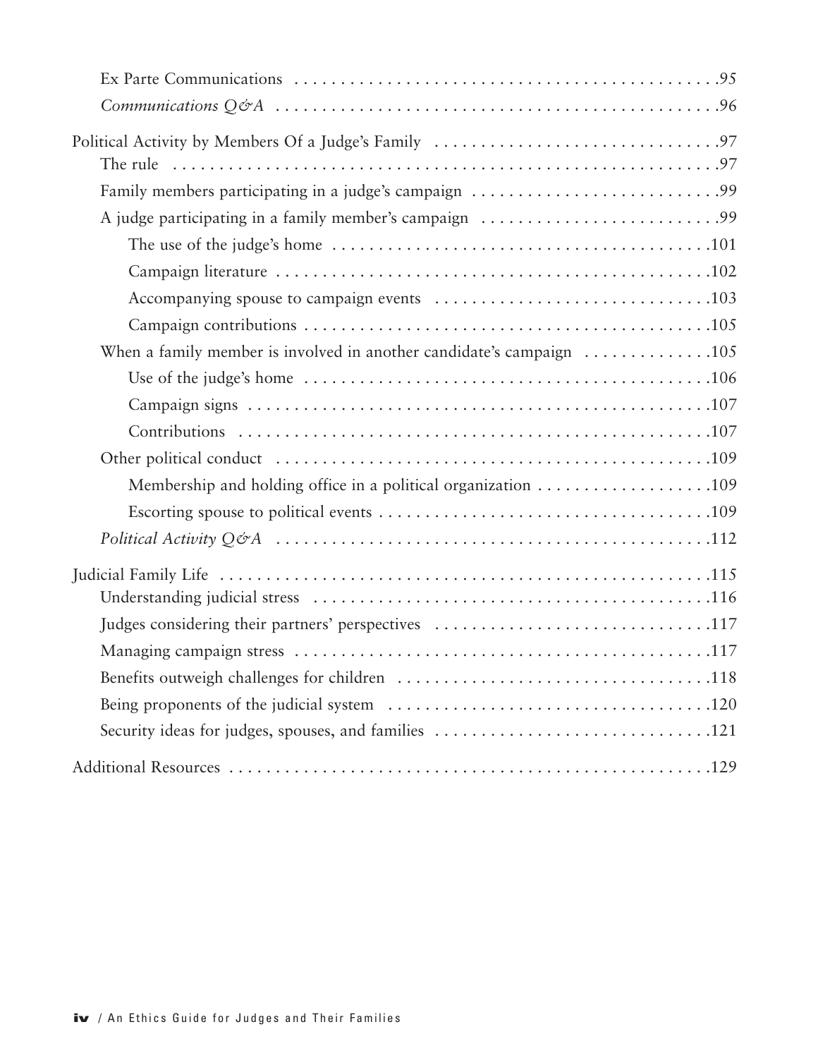- Ex Parte Communications .95
- *Communications Q&A* .96

Political Activity by Members Of a Judge's Family .97

- The rule .97
- Family members participating in a judge's campaign .99
- A judge participating in a family member's campaign .99
  - The use of the judge's home .101
  - Campaign literature .102
  - Accompanying spouse to campaign events .103
  - Campaign contributions .105
- When a family member is involved in another candidate's campaign .105
  - Use of the judge's home .106
  - Campaign signs .107
  - Contributions .107
- Other political conduct .109
  - Membership and holding office in a political organization .109
  - Escorting spouse to political events .109
- *Political Activity Q&A* .112

Judicial Family Life .115

- Understanding judicial stress .116
- Judges considering their partners' perspectives .117
- Managing campaign stress .117
- Benefits outweigh challenges for children .118
- Being proponents of the judicial system .120
- Security ideas for judges, spouses, and families .121

Additional Resources .129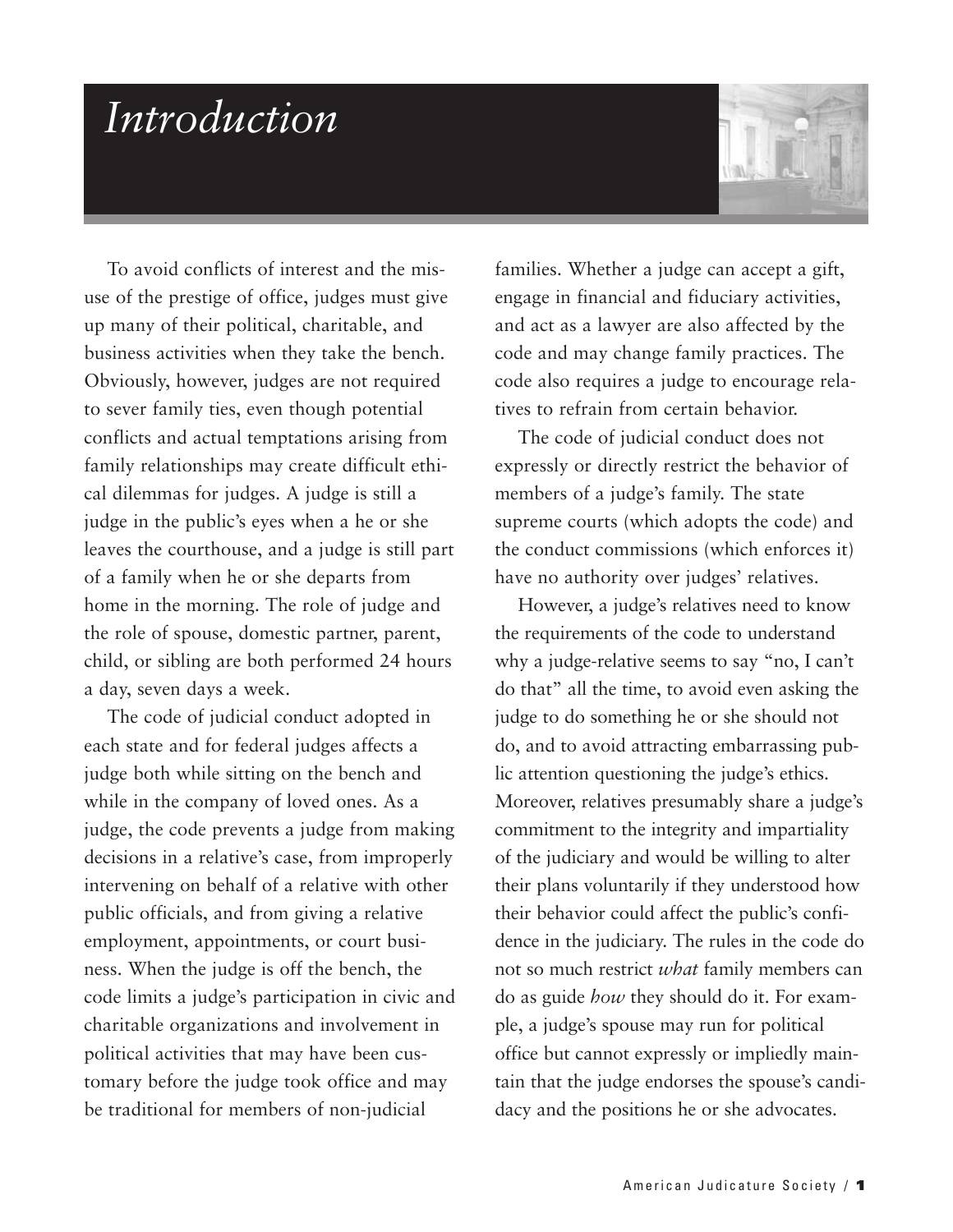# *Introduction*

To avoid conflicts of interest and the misuse of the prestige of office, judges must give up many of their political, charitable, and business activities when they take the bench. Obviously, however, judges are not required to sever family ties, even though potential conflicts and actual temptations arising from family relationships may create difficult ethical dilemmas for judges. A judge is still a judge in the public's eyes when a he or she leaves the courthouse, and a judge is still part of a family when he or she departs from home in the morning. The role of judge and the role of spouse, domestic partner, parent, child, or sibling are both performed 24 hours a day, seven days a week.

The code of judicial conduct adopted in each state and for federal judges affects a judge both while sitting on the bench and while in the company of loved ones. As a judge, the code prevents a judge from making decisions in a relative's case, from improperly intervening on behalf of a relative with other public officials, and from giving a relative employment, appointments, or court business. When the judge is off the bench, the code limits a judge's participation in civic and charitable organizations and involvement in political activities that may have been customary before the judge took office and may be traditional for members of non-judicial families. Whether a judge can accept a gift, engage in financial and fiduciary activities, and act as a lawyer are also affected by the code and may change family practices. The code also requires a judge to encourage relatives to refrain from certain behavior.

The code of judicial conduct does not expressly or directly restrict the behavior of members of a judge's family. The state supreme courts (which adopts the code) and the conduct commissions (which enforces it) have no authority over judges' relatives.

However, a judge's relatives need to know the requirements of the code to understand why a judge-relative seems to say "no, I can't do that" all the time, to avoid even asking the judge to do something he or she should not do, and to avoid attracting embarrassing public attention questioning the judge's ethics. Moreover, relatives presumably share a judge's commitment to the integrity and impartiality of the judiciary and would be willing to alter their plans voluntarily if they understood how their behavior could affect the public's confidence in the judiciary. The rules in the code do not so much restrict *what* family members can do as guide *how* they should do it. For example, a judge's spouse may run for political office but cannot expressly or impliedly maintain that the judge endorses the spouse's candidacy and the positions he or she advocates.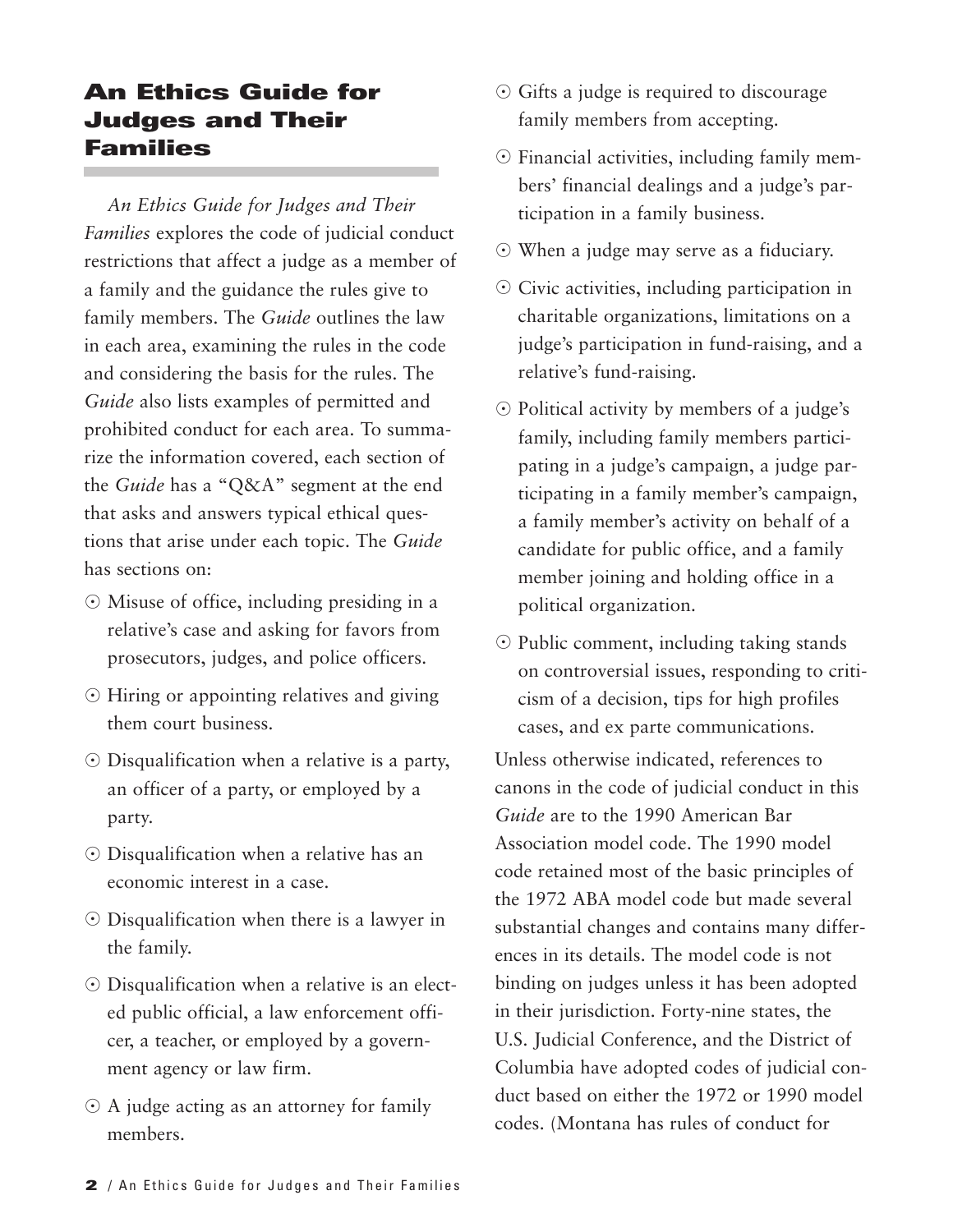# An Ethics Guide for Judges and Their Families

*An Ethics Guide for Judges and Their Families* explores the code of judicial conduct restrictions that affect a judge as a member of a family and the guidance the rules give to family members. The *Guide* outlines the law in each area, examining the rules in the code and considering the basis for the rules. The *Guide* also lists examples of permitted and prohibited conduct for each area. To summarize the information covered, each section of the *Guide* has a "Q&A" segment at the end that asks and answers typical ethical questions that arise under each topic. The *Guide* has sections on:

- Misuse of office, including presiding in a relative's case and asking for favors from prosecutors, judges, and police officers.
- Hiring or appointing relatives and giving them court business.
- Disqualification when a relative is a party, an officer of a party, or employed by a party.
- Disqualification when a relative has an economic interest in a case.
- Disqualification when there is a lawyer in the family.
- Disqualification when a relative is an elected public official, a law enforcement officer, a teacher, or employed by a government agency or law firm.
- A judge acting as an attorney for family members.
- Gifts a judge is required to discourage family members from accepting.
- Financial activities, including family members' financial dealings and a judge's participation in a family business.
- When a judge may serve as a fiduciary.
- Civic activities, including participation in charitable organizations, limitations on a judge's participation in fund-raising, and a relative's fund-raising.
- Political activity by members of a judge's family, including family members participating in a judge's campaign, a judge participating in a family member's campaign, a family member's activity on behalf of a candidate for public office, and a family member joining and holding office in a political organization.
- Public comment, including taking stands on controversial issues, responding to criticism of a decision, tips for high profiles cases, and ex parte communications.

Unless otherwise indicated, references to canons in the code of judicial conduct in this *Guide* are to the 1990 American Bar Association model code. The 1990 model code retained most of the basic principles of the 1972 ABA model code but made several substantial changes and contains many differences in its details. The model code is not binding on judges unless it has been adopted in their jurisdiction. Forty-nine states, the U.S. Judicial Conference, and the District of Columbia have adopted codes of judicial conduct based on either the 1972 or 1990 model codes. (Montana has rules of conduct for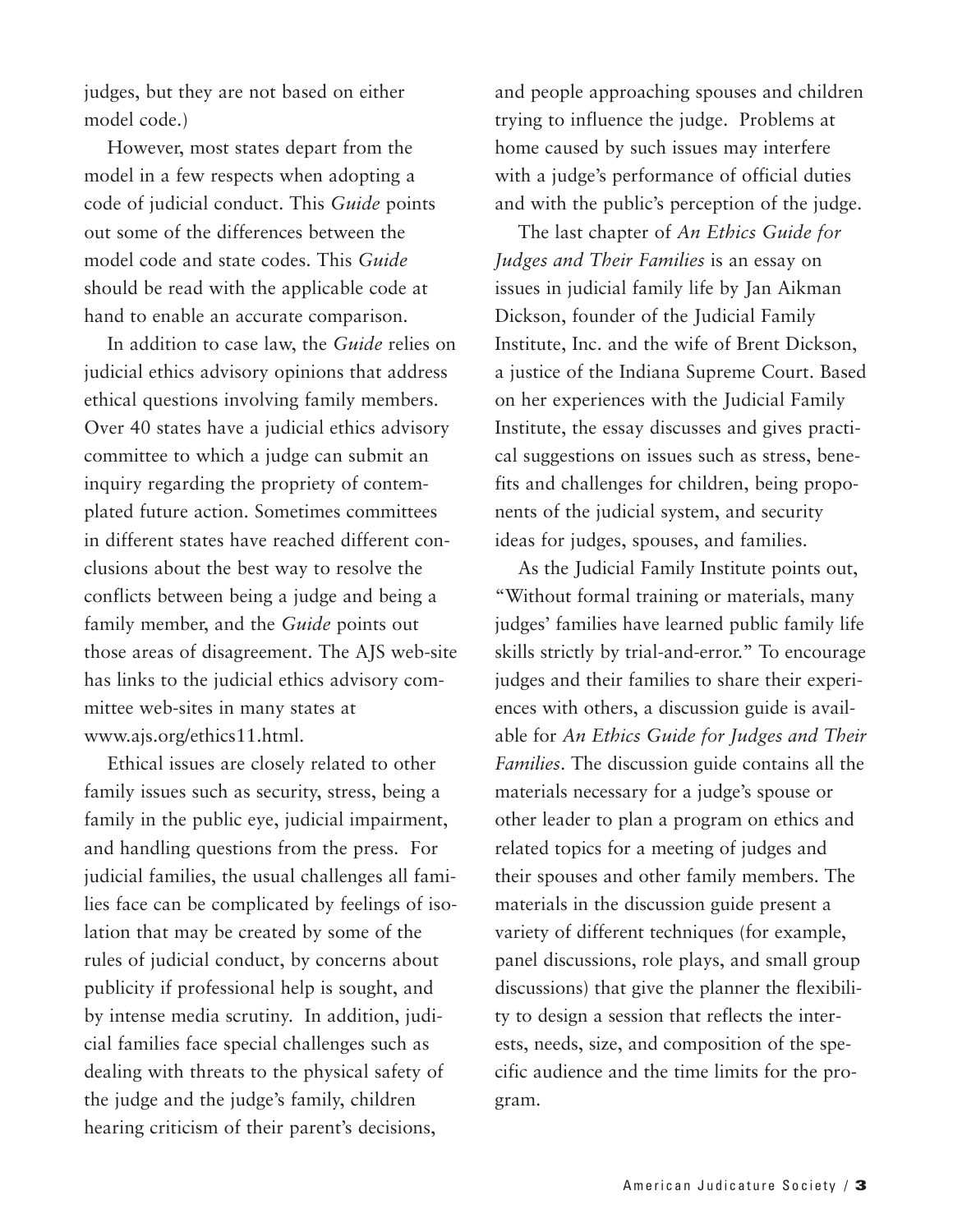judges, but they are not based on either model code.)

However, most states depart from the model in a few respects when adopting a code of judicial conduct. This *Guide* points out some of the differences between the model code and state codes. This *Guide* should be read with the applicable code at hand to enable an accurate comparison.

In addition to case law, the *Guide* relies on judicial ethics advisory opinions that address ethical questions involving family members. Over 40 states have a judicial ethics advisory committee to which a judge can submit an inquiry regarding the propriety of contemplated future action. Sometimes committees in different states have reached different conclusions about the best way to resolve the conflicts between being a judge and being a family member, and the *Guide* points out those areas of disagreement. The AJS web-site has links to the judicial ethics advisory committee web-sites in many states at www.ajs.org/ethics11.html.

Ethical issues are closely related to other family issues such as security, stress, being a family in the public eye, judicial impairment, and handling questions from the press. For judicial families, the usual challenges all families face can be complicated by feelings of isolation that may be created by some of the rules of judicial conduct, by concerns about publicity if professional help is sought, and by intense media scrutiny. In addition, judicial families face special challenges such as dealing with threats to the physical safety of the judge and the judge's family, children hearing criticism of their parent's decisions, and people approaching spouses and children trying to influence the judge. Problems at home caused by such issues may interfere with a judge's performance of official duties and with the public's perception of the judge.

The last chapter of *An Ethics Guide for Judges and Their Families* is an essay on issues in judicial family life by Jan Aikman Dickson, founder of the Judicial Family Institute, Inc. and the wife of Brent Dickson, a justice of the Indiana Supreme Court. Based on her experiences with the Judicial Family Institute, the essay discusses and gives practical suggestions on issues such as stress, benefits and challenges for children, being proponents of the judicial system, and security ideas for judges, spouses, and families.

As the Judicial Family Institute points out, "Without formal training or materials, many judges' families have learned public family life skills strictly by trial-and-error." To encourage judges and their families to share their experiences with others, a discussion guide is available for *An Ethics Guide for Judges and Their Families*. The discussion guide contains all the materials necessary for a judge's spouse or other leader to plan a program on ethics and related topics for a meeting of judges and their spouses and other family members. The materials in the discussion guide present a variety of different techniques (for example, panel discussions, role plays, and small group discussions) that give the planner the flexibility to design a session that reflects the interests, needs, size, and composition of the specific audience and the time limits for the program.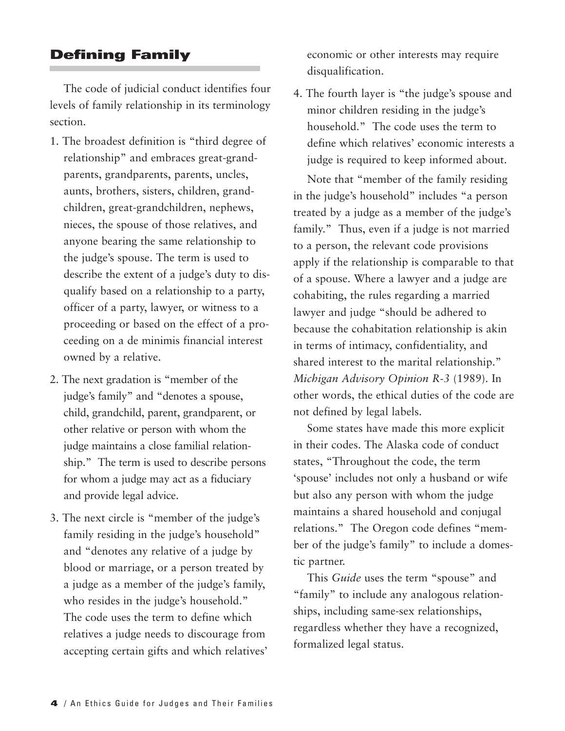## Defining Family

The code of judicial conduct identifies four levels of family relationship in its terminology section.

1. The broadest definition is "third degree of relationship" and embraces great-grandparents, grandparents, parents, uncles, aunts, brothers, sisters, children, grandchildren, great-grandchildren, nephews, nieces, the spouse of those relatives, and anyone bearing the same relationship to the judge's spouse. The term is used to describe the extent of a judge's duty to disqualify based on a relationship to a party, officer of a party, lawyer, or witness to a proceeding or based on the effect of a proceeding on a de minimis financial interest owned by a relative.
2. The next gradation is "member of the judge's family" and "denotes a spouse, child, grandchild, parent, grandparent, or other relative or person with whom the judge maintains a close familial relationship." The term is used to describe persons for whom a judge may act as a fiduciary and provide legal advice.
3. The next circle is "member of the judge's family residing in the judge's household" and "denotes any relative of a judge by blood or marriage, or a person treated by a judge as a member of the judge's family, who resides in the judge's household." The code uses the term to define which relatives a judge needs to discourage from accepting certain gifts and which relatives' economic or other interests may require disqualification.
4. The fourth layer is "the judge's spouse and minor children residing in the judge's household." The code uses the term to define which relatives' economic interests a judge is required to keep informed about.

Note that "member of the family residing in the judge's household" includes "a person treated by a judge as a member of the judge's family." Thus, even if a judge is not married to a person, the relevant code provisions apply if the relationship is comparable to that of a spouse. Where a lawyer and a judge are cohabiting, the rules regarding a married lawyer and judge "should be adhered to because the cohabitation relationship is akin in terms of intimacy, confidentiality, and shared interest to the marital relationship." *Michigan Advisory Opinion R-3* (1989). In other words, the ethical duties of the code are not defined by legal labels.

Some states have made this more explicit in their codes. The Alaska code of conduct states, "Throughout the code, the term 'spouse' includes not only a husband or wife but also any person with whom the judge maintains a shared household and conjugal relations." The Oregon code defines "member of the judge's family" to include a domestic partner.

This *Guide* uses the term "spouse" and "family" to include any analogous relationships, including same-sex relationships, regardless whether they have a recognized, formalized legal status.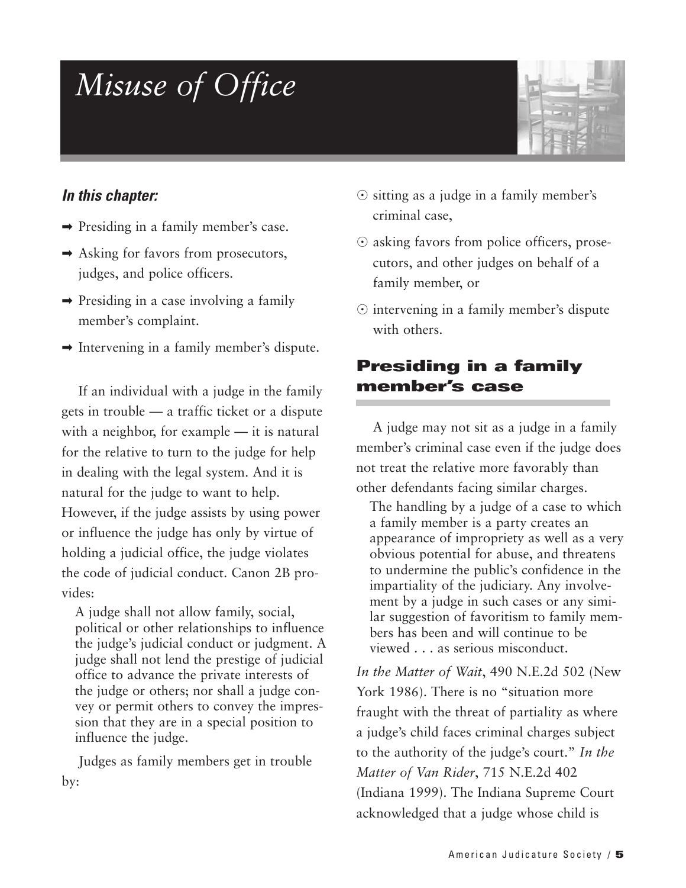# Misuse of Office

***In this chapter:***

- ➡ Presiding in a family member's case.
- ➡ Asking for favors from prosecutors, judges, and police officers.
- ➡ Presiding in a case involving a family member's complaint.
- ➡ Intervening in a family member's dispute.

If an individual with a judge in the family gets in trouble — a traffic ticket or a dispute with a neighbor, for example — it is natural for the relative to turn to the judge for help in dealing with the legal system. And it is natural for the judge to want to help. However, if the judge assists by using power or influence the judge has only by virtue of holding a judicial office, the judge violates the code of judicial conduct. Canon 2B provides:

> A judge shall not allow family, social, political or other relationships to influence the judge's judicial conduct or judgment. A judge shall not lend the prestige of judicial office to advance the private interests of the judge or others; nor shall a judge convey or permit others to convey the impression that they are in a special position to influence the judge.

Judges as family members get in trouble by:

- ⊙ sitting as a judge in a family member's criminal case,
- ⊙ asking favors from police officers, prosecutors, and other judges on behalf of a family member, or
- ⊙ intervening in a family member's dispute with others.

## Presiding in a family member's case

A judge may not sit as a judge in a family member's criminal case even if the judge does not treat the relative more favorably than other defendants facing similar charges.

> The handling by a judge of a case to which a family member is a party creates an appearance of impropriety as well as a very obvious potential for abuse, and threatens to undermine the public's confidence in the impartiality of the judiciary. Any involvement by a judge in such cases or any similar suggestion of favoritism to family members has been and will continue to be viewed . . . as serious misconduct.

*In the Matter of Wait*, 490 N.E.2d 502 (New York 1986). There is no "situation more fraught with the threat of partiality as where a judge's child faces criminal charges subject to the authority of the judge's court." *In the Matter of Van Rider*, 715 N.E.2d 402 (Indiana 1999). The Indiana Supreme Court acknowledged that a judge whose child is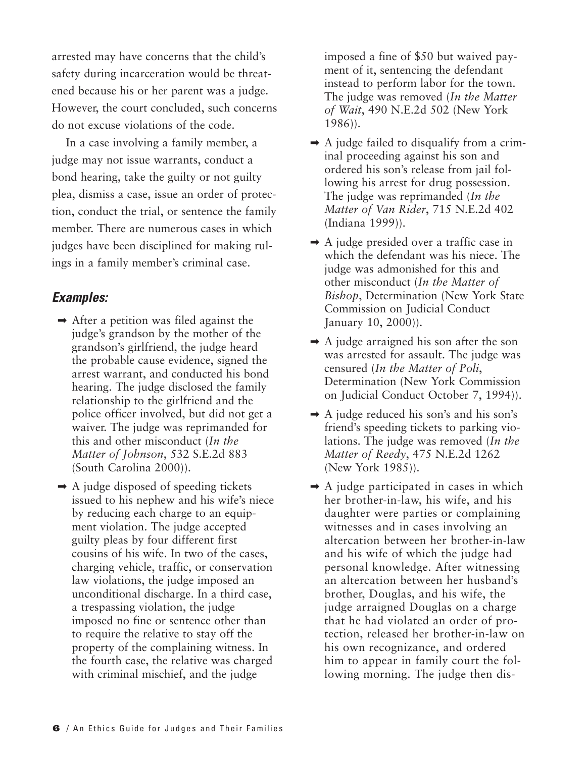arrested may have concerns that the child's safety during incarceration would be threatened because his or her parent was a judge. However, the court concluded, such concerns do not excuse violations of the code.

In a case involving a family member, a judge may not issue warrants, conduct a bond hearing, take the guilty or not guilty plea, dismiss a case, issue an order of protection, conduct the trial, or sentence the family member. There are numerous cases in which judges have been disciplined for making rulings in a family member's criminal case.

### *Examples:*

- ➡ After a petition was filed against the judge's grandson by the mother of the grandson's girlfriend, the judge heard the probable cause evidence, signed the arrest warrant, and conducted his bond hearing. The judge disclosed the family relationship to the girlfriend and the police officer involved, but did not get a waiver. The judge was reprimanded for this and other misconduct (*In the Matter of Johnson*, 532 S.E.2d 883 (South Carolina 2000)).
- ➡ A judge disposed of speeding tickets issued to his nephew and his wife's niece by reducing each charge to an equipment violation. The judge accepted guilty pleas by four different first cousins of his wife. In two of the cases, charging vehicle, traffic, or conservation law violations, the judge imposed an unconditional discharge. In a third case, a trespassing violation, the judge imposed no fine or sentence other than to require the relative to stay off the property of the complaining witness. In the fourth case, the relative was charged with criminal mischief, and the judge imposed a fine of $50 but waived payment of it, sentencing the defendant instead to perform labor for the town. The judge was removed (*In the Matter of Wait*, 490 N.E.2d 502 (New York 1986)).
- ➡ A judge failed to disqualify from a criminal proceeding against his son and ordered his son's release from jail following his arrest for drug possession. The judge was reprimanded (*In the Matter of Van Rider*, 715 N.E.2d 402 (Indiana 1999)).
- ➡ A judge presided over a traffic case in which the defendant was his niece. The judge was admonished for this and other misconduct (*In the Matter of Bishop*, Determination (New York State Commission on Judicial Conduct January 10, 2000)).
- ➡ A judge arraigned his son after the son was arrested for assault. The judge was censured (*In the Matter of Poli*, Determination (New York Commission on Judicial Conduct October 7, 1994)).
- ➡ A judge reduced his son's and his son's friend's speeding tickets to parking violations. The judge was removed (*In the Matter of Reedy*, 475 N.E.2d 1262 (New York 1985)).
- ➡ A judge participated in cases in which her brother-in-law, his wife, and his daughter were parties or complaining witnesses and in cases involving an altercation between her brother-in-law and his wife of which the judge had personal knowledge. After witnessing an altercation between her husband's brother, Douglas, and his wife, the judge arraigned Douglas on a charge that he had violated an order of protection, released her brother-in-law on his own recognizance, and ordered him to appear in family court the following morning. The judge then dis-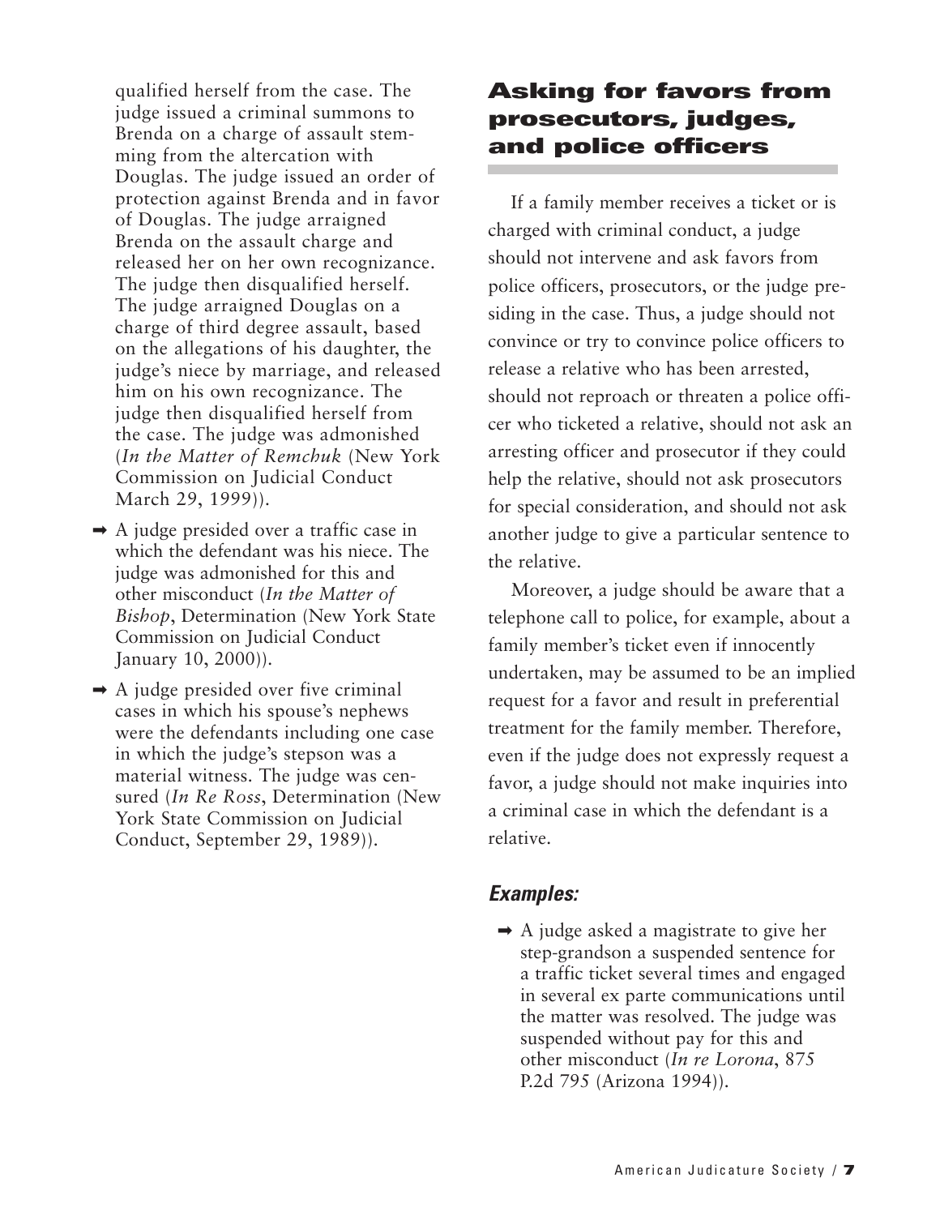qualified herself from the case. The judge issued a criminal summons to Brenda on a charge of assault stemming from the altercation with Douglas. The judge issued an order of protection against Brenda and in favor of Douglas. The judge arraigned Brenda on the assault charge and released her on her own recognizance. The judge then disqualified herself. The judge arraigned Douglas on a charge of third degree assault, based on the allegations of his daughter, the judge's niece by marriage, and released him on his own recognizance. The judge then disqualified herself from the case. The judge was admonished (*In the Matter of Remchuk* (New York Commission on Judicial Conduct March 29, 1999)).

- ➡ A judge presided over a traffic case in which the defendant was his niece. The judge was admonished for this and other misconduct (*In the Matter of Bishop*, Determination (New York State Commission on Judicial Conduct January 10, 2000)).
- ➡ A judge presided over five criminal cases in which his spouse's nephews were the defendants including one case in which the judge's stepson was a material witness. The judge was censured (*In Re Ross*, Determination (New York State Commission on Judicial Conduct, September 29, 1989)).

## Asking for favors from prosecutors, judges, and police officers

If a family member receives a ticket or is charged with criminal conduct, a judge should not intervene and ask favors from police officers, prosecutors, or the judge presiding in the case. Thus, a judge should not convince or try to convince police officers to release a relative who has been arrested, should not reproach or threaten a police officer who ticketed a relative, should not ask an arresting officer and prosecutor if they could help the relative, should not ask prosecutors for special consideration, and should not ask another judge to give a particular sentence to the relative.

Moreover, a judge should be aware that a telephone call to police, for example, about a family member's ticket even if innocently undertaken, may be assumed to be an implied request for a favor and result in preferential treatment for the family member. Therefore, even if the judge does not expressly request a favor, a judge should not make inquiries into a criminal case in which the defendant is a relative.

### *Examples:*

- ➡ A judge asked a magistrate to give her step-grandson a suspended sentence for a traffic ticket several times and engaged in several ex parte communications until the matter was resolved. The judge was suspended without pay for this and other misconduct (*In re Lorona*, 875 P.2d 795 (Arizona 1994)).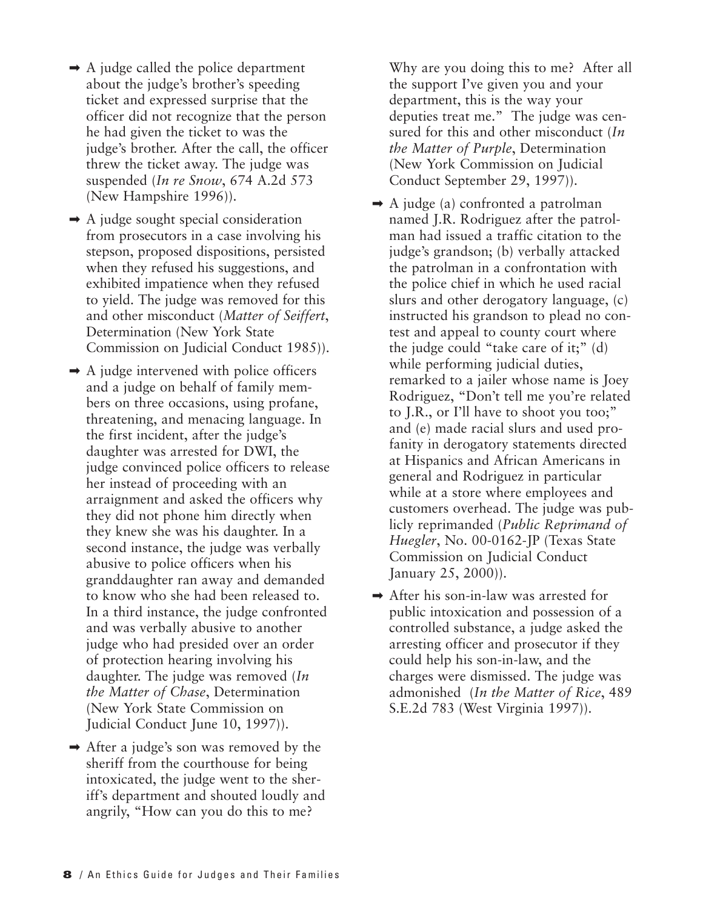- A judge called the police department about the judge's brother's speeding ticket and expressed surprise that the officer did not recognize that the person he had given the ticket to was the judge's brother. After the call, the officer threw the ticket away. The judge was suspended (*In re Snow*, 674 A.2d 573 (New Hampshire 1996)).
- A judge sought special consideration from prosecutors in a case involving his stepson, proposed dispositions, persisted when they refused his suggestions, and exhibited impatience when they refused to yield. The judge was removed for this and other misconduct (*Matter of Seiffert*, Determination (New York State Commission on Judicial Conduct 1985)).
- A judge intervened with police officers and a judge on behalf of family members on three occasions, using profane, threatening, and menacing language. In the first incident, after the judge's daughter was arrested for DWI, the judge convinced police officers to release her instead of proceeding with an arraignment and asked the officers why they did not phone him directly when they knew she was his daughter. In a second instance, the judge was verbally abusive to police officers when his granddaughter ran away and demanded to know who she had been released to. In a third instance, the judge confronted and was verbally abusive to another judge who had presided over an order of protection hearing involving his daughter. The judge was removed (*In the Matter of Chase*, Determination (New York State Commission on Judicial Conduct June 10, 1997)).
- After a judge's son was removed by the sheriff from the courthouse for being intoxicated, the judge went to the sheriff's department and shouted loudly and angrily, "How can you do this to me? Why are you doing this to me? After all the support I've given you and your department, this is the way your deputies treat me." The judge was censured for this and other misconduct (*In the Matter of Purple*, Determination (New York Commission on Judicial Conduct September 29, 1997)).
- A judge (a) confronted a patrolman named J.R. Rodriguez after the patrolman had issued a traffic citation to the judge's grandson; (b) verbally attacked the patrolman in a confrontation with the police chief in which he used racial slurs and other derogatory language, (c) instructed his grandson to plead no contest and appeal to county court where the judge could "take care of it;" (d) while performing judicial duties, remarked to a jailer whose name is Joey Rodriguez, "Don't tell me you're related to J.R., or I'll have to shoot you too;" and (e) made racial slurs and used profanity in derogatory statements directed at Hispanics and African Americans in general and Rodriguez in particular while at a store where employees and customers overhead. The judge was publicly reprimanded (*Public Reprimand of Huegler*, No. 00-0162-JP (Texas State Commission on Judicial Conduct January 25, 2000)).
- After his son-in-law was arrested for public intoxication and possession of a controlled substance, a judge asked the arresting officer and prosecutor if they could help his son-in-law, and the charges were dismissed. The judge was admonished (*In the Matter of Rice*, 489 S.E.2d 783 (West Virginia 1997)).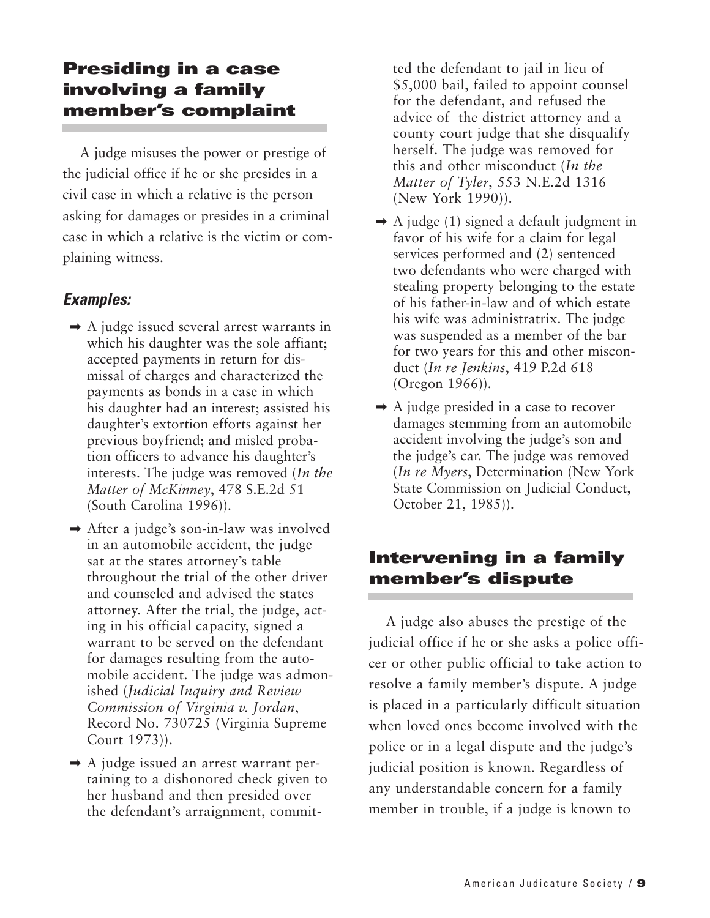## Presiding in a case involving a family member's complaint

A judge misuses the power or prestige of the judicial office if he or she presides in a civil case in which a relative is the person asking for damages or presides in a criminal case in which a relative is the victim or complaining witness.

### *Examples:*

- ➡ A judge issued several arrest warrants in which his daughter was the sole affiant; accepted payments in return for dismissal of charges and characterized the payments as bonds in a case in which his daughter had an interest; assisted his daughter's extortion efforts against her previous boyfriend; and misled probation officers to advance his daughter's interests. The judge was removed (*In the Matter of McKinney*, 478 S.E.2d 51 (South Carolina 1996)).
- ➡ After a judge's son-in-law was involved in an automobile accident, the judge sat at the states attorney's table throughout the trial of the other driver and counseled and advised the states attorney. After the trial, the judge, acting in his official capacity, signed a warrant to be served on the defendant for damages resulting from the automobile accident. The judge was admonished (*Judicial Inquiry and Review Commission of Virginia v. Jordan*, Record No. 730725 (Virginia Supreme Court 1973)).
- ➡ A judge issued an arrest warrant pertaining to a dishonored check given to her husband and then presided over the defendant's arraignment, committed the defendant to jail in lieu of $5,000 bail, failed to appoint counsel for the defendant, and refused the advice of the district attorney and a county court judge that she disqualify herself. The judge was removed for this and other misconduct (*In the Matter of Tyler*, 553 N.E.2d 1316 (New York 1990)).
- ➡ A judge (1) signed a default judgment in favor of his wife for a claim for legal services performed and (2) sentenced two defendants who were charged with stealing property belonging to the estate of his father-in-law and of which estate his wife was administratrix. The judge was suspended as a member of the bar for two years for this and other misconduct (*In re Jenkins*, 419 P.2d 618 (Oregon 1966)).
- ➡ A judge presided in a case to recover damages stemming from an automobile accident involving the judge's son and the judge's car. The judge was removed (*In re Myers*, Determination (New York State Commission on Judicial Conduct, October 21, 1985)).

## Intervening in a family member's dispute

A judge also abuses the prestige of the judicial office if he or she asks a police officer or other public official to take action to resolve a family member's dispute. A judge is placed in a particularly difficult situation when loved ones become involved with the police or in a legal dispute and the judge's judicial position is known. Regardless of any understandable concern for a family member in trouble, if a judge is known to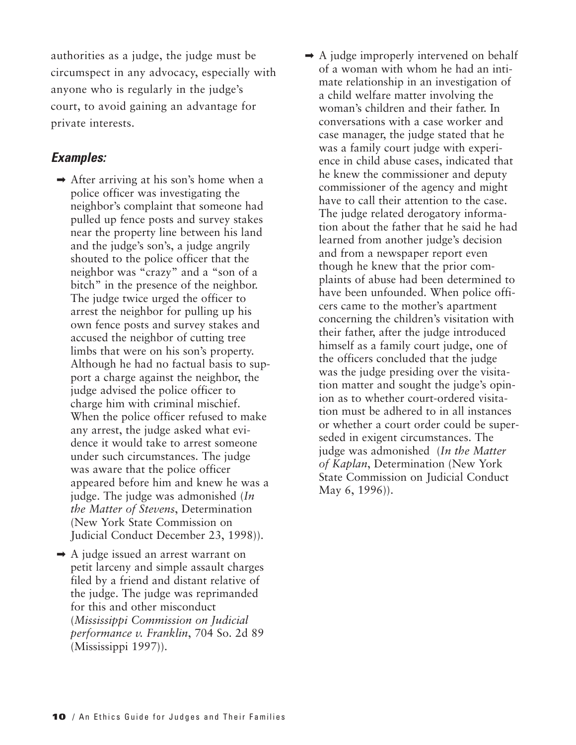authorities as a judge, the judge must be circumspect in any advocacy, especially with anyone who is regularly in the judge's court, to avoid gaining an advantage for private interests.

### *Examples:*

- ➡ After arriving at his son's home when a police officer was investigating the neighbor's complaint that someone had pulled up fence posts and survey stakes near the property line between his land and the judge's son's, a judge angrily shouted to the police officer that the neighbor was "crazy" and a "son of a bitch" in the presence of the neighbor. The judge twice urged the officer to arrest the neighbor for pulling up his own fence posts and survey stakes and accused the neighbor of cutting tree limbs that were on his son's property. Although he had no factual basis to support a charge against the neighbor, the judge advised the police officer to charge him with criminal mischief. When the police officer refused to make any arrest, the judge asked what evidence it would take to arrest someone under such circumstances. The judge was aware that the police officer appeared before him and knew he was a judge. The judge was admonished (*In the Matter of Stevens*, Determination (New York State Commission on Judicial Conduct December 23, 1998)).
- ➡ A judge issued an arrest warrant on petit larceny and simple assault charges filed by a friend and distant relative of the judge. The judge was reprimanded for this and other misconduct (*Mississippi Commission on Judicial performance v. Franklin*, 704 So. 2d 89 (Mississippi 1997)).
- ➡ A judge improperly intervened on behalf of a woman with whom he had an intimate relationship in an investigation of a child welfare matter involving the woman's children and their father. In conversations with a case worker and case manager, the judge stated that he was a family court judge with experience in child abuse cases, indicated that he knew the commissioner and deputy commissioner of the agency and might have to call their attention to the case. The judge related derogatory information about the father that he said he had learned from another judge's decision and from a newspaper report even though he knew that the prior complaints of abuse had been determined to have been unfounded. When police officers came to the mother's apartment concerning the children's visitation with their father, after the judge introduced himself as a family court judge, one of the officers concluded that the judge was the judge presiding over the visitation matter and sought the judge's opinion as to whether court-ordered visitation must be adhered to in all instances or whether a court order could be superseded in exigent circumstances. The judge was admonished (*In the Matter of Kaplan*, Determination (New York State Commission on Judicial Conduct May 6, 1996)).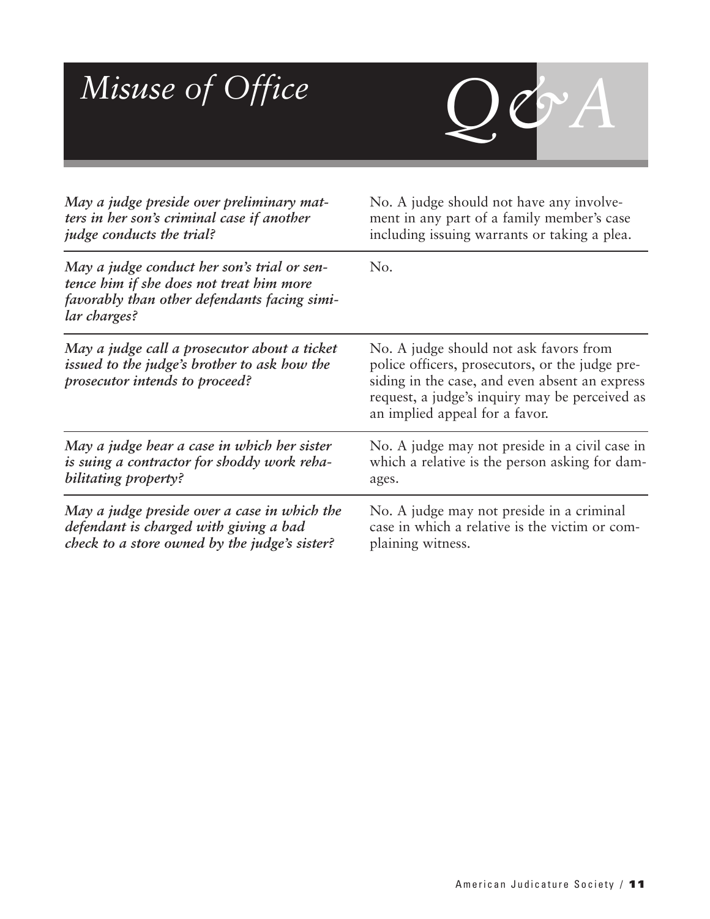# *Misuse of Office* Q&A

| | |
|---|---|
| ***May a judge preside over preliminary matters in her son's criminal case if another judge conducts the trial?*** | No. A judge should not have any involvement in any part of a family member's case including issuing warrants or taking a plea. |
| ***May a judge conduct her son's trial or sentence him if she does not treat him more favorably than other defendants facing similar charges?*** | No. |
| ***May a judge call a prosecutor about a ticket issued to the judge's brother to ask how the prosecutor intends to proceed?*** | No. A judge should not ask favors from police officers, prosecutors, or the judge presiding in the case, and even absent an express request, a judge's inquiry may be perceived as an implied appeal for a favor. |
| ***May a judge hear a case in which her sister is suing a contractor for shoddy work rehabilitating property?*** | No. A judge may not preside in a civil case in which a relative is the person asking for damages. |
| ***May a judge preside over a case in which the defendant is charged with giving a bad check to a store owned by the judge's sister?*** | No. A judge may not preside in a criminal case in which a relative is the victim or complaining witness. |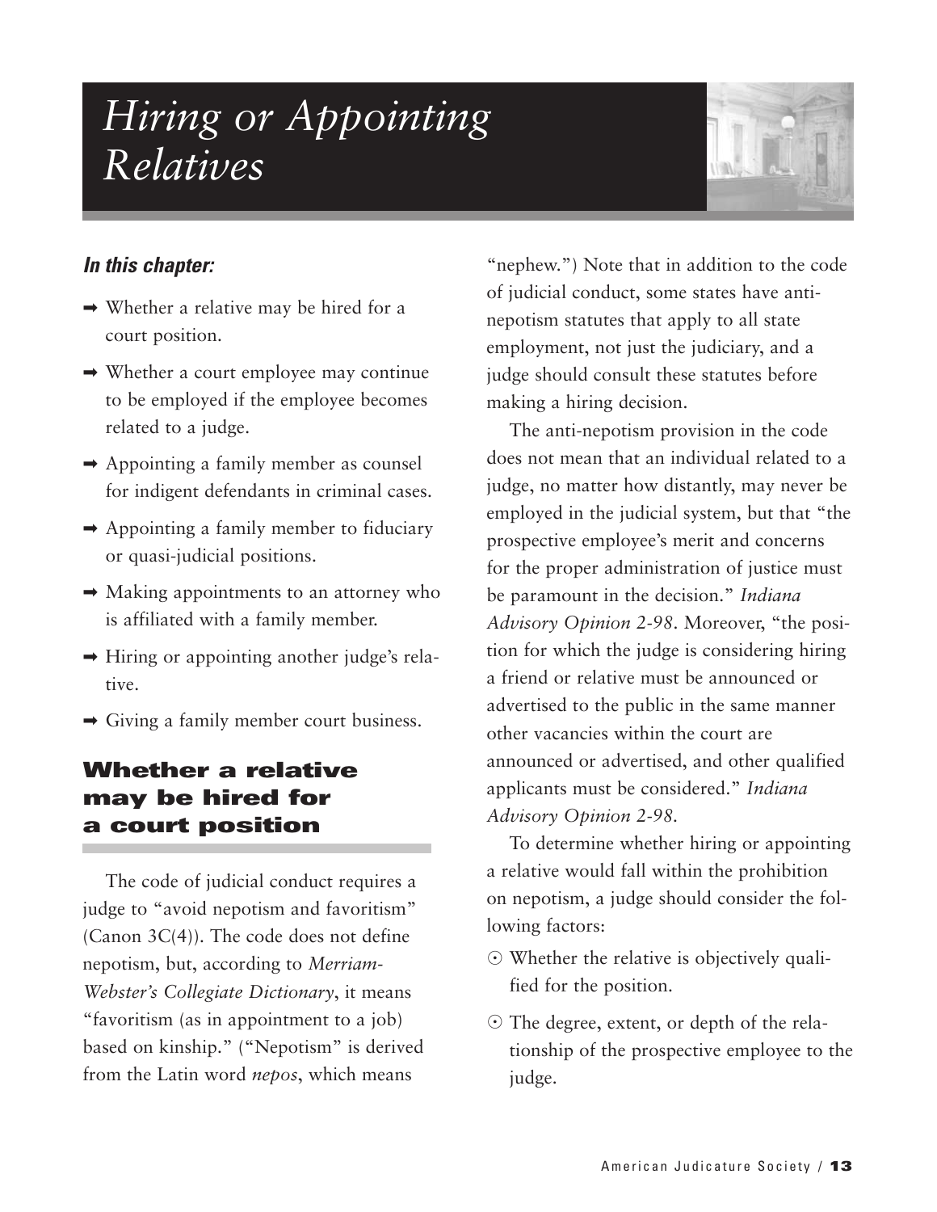# Hiring or Appointing Relatives

***In this chapter:***

- ➡ Whether a relative may be hired for a court position.
- ➡ Whether a court employee may continue to be employed if the employee becomes related to a judge.
- ➡ Appointing a family member as counsel for indigent defendants in criminal cases.
- ➡ Appointing a family member to fiduciary or quasi-judicial positions.
- ➡ Making appointments to an attorney who is affiliated with a family member.
- ➡ Hiring or appointing another judge's relative.
- ➡ Giving a family member court business.

## Whether a relative may be hired for a court position

The code of judicial conduct requires a judge to "avoid nepotism and favoritism" (Canon 3C(4)). The code does not define nepotism, but, according to *Merriam-Webster's Collegiate Dictionary*, it means "favoritism (as in appointment to a job) based on kinship." ("Nepotism" is derived from the Latin word *nepos*, which means "nephew.") Note that in addition to the code of judicial conduct, some states have anti-nepotism statutes that apply to all state employment, not just the judiciary, and a judge should consult these statutes before making a hiring decision.

The anti-nepotism provision in the code does not mean that an individual related to a judge, no matter how distantly, may never be employed in the judicial system, but that "the prospective employee's merit and concerns for the proper administration of justice must be paramount in the decision." *Indiana Advisory Opinion 2-98*. Moreover, "the position for which the judge is considering hiring a friend or relative must be announced or advertised to the public in the same manner other vacancies within the court are announced or advertised, and other qualified applicants must be considered." *Indiana Advisory Opinion 2-98*.

To determine whether hiring or appointing a relative would fall within the prohibition on nepotism, a judge should consider the following factors:

- ⊙ Whether the relative is objectively qualified for the position.
- ⊙ The degree, extent, or depth of the relationship of the prospective employee to the judge.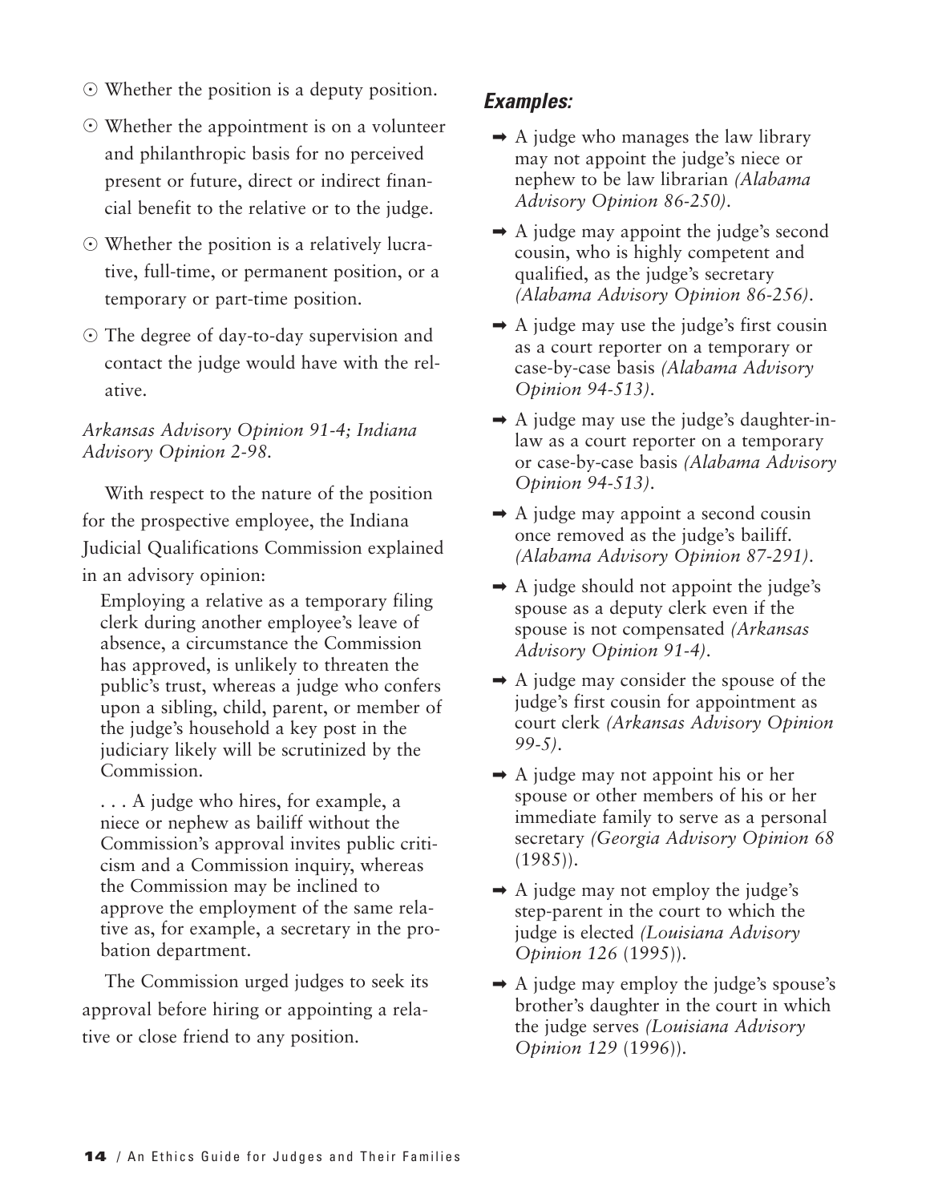- Whether the position is a deputy position.
- Whether the appointment is on a volunteer and philanthropic basis for no perceived present or future, direct or indirect financial benefit to the relative or to the judge.
- Whether the position is a relatively lucrative, full-time, or permanent position, or a temporary or part-time position.
- The degree of day-to-day supervision and contact the judge would have with the relative.

*Arkansas Advisory Opinion 91-4; Indiana Advisory Opinion 2-98.*

With respect to the nature of the position for the prospective employee, the Indiana Judicial Qualifications Commission explained in an advisory opinion:

> Employing a relative as a temporary filing clerk during another employee's leave of absence, a circumstance the Commission has approved, is unlikely to threaten the public's trust, whereas a judge who confers upon a sibling, child, parent, or member of the judge's household a key post in the judiciary likely will be scrutinized by the Commission.
>
> . . . A judge who hires, for example, a niece or nephew as bailiff without the Commission's approval invites public criticism and a Commission inquiry, whereas the Commission may be inclined to approve the employment of the same relative as, for example, a secretary in the probation department.

The Commission urged judges to seek its approval before hiring or appointing a relative or close friend to any position.

### *Examples:*

- ➡ A judge who manages the law library may not appoint the judge's niece or nephew to be law librarian *(Alabama Advisory Opinion 86-250)*.
- ➡ A judge may appoint the judge's second cousin, who is highly competent and qualified, as the judge's secretary *(Alabama Advisory Opinion 86-256)*.
- ➡ A judge may use the judge's first cousin as a court reporter on a temporary or case-by-case basis *(Alabama Advisory Opinion 94-513)*.
- ➡ A judge may use the judge's daughter-in-law as a court reporter on a temporary or case-by-case basis *(Alabama Advisory Opinion 94-513)*.
- ➡ A judge may appoint a second cousin once removed as the judge's bailiff. *(Alabama Advisory Opinion 87-291)*.
- ➡ A judge should not appoint the judge's spouse as a deputy clerk even if the spouse is not compensated *(Arkansas Advisory Opinion 91-4)*.
- ➡ A judge may consider the spouse of the judge's first cousin for appointment as court clerk *(Arkansas Advisory Opinion 99-5)*.
- ➡ A judge may not appoint his or her spouse or other members of his or her immediate family to serve as a personal secretary *(Georgia Advisory Opinion 68* (1985)).
- ➡ A judge may not employ the judge's step-parent in the court to which the judge is elected *(Louisiana Advisory Opinion 126* (1995)).
- ➡ A judge may employ the judge's spouse's brother's daughter in the court in which the judge serves *(Louisiana Advisory Opinion 129* (1996)).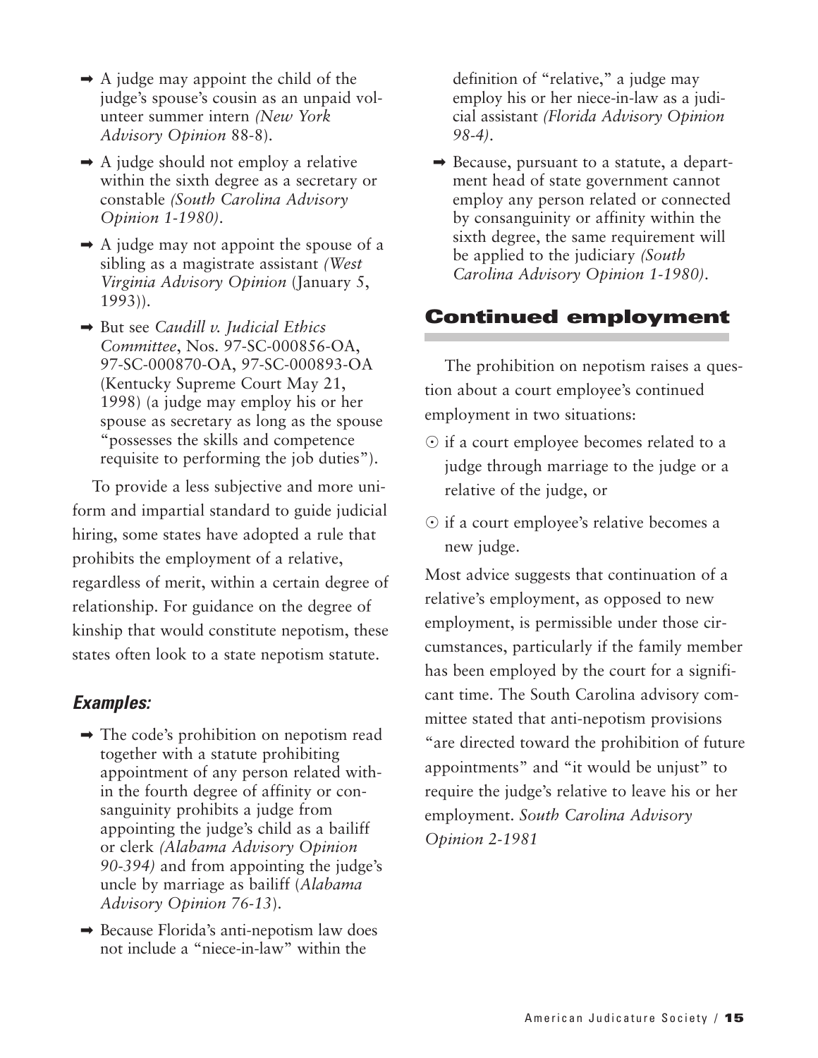- A judge may appoint the child of the judge's spouse's cousin as an unpaid volunteer summer intern *(New York Advisory Opinion* 88-8).
- A judge should not employ a relative within the sixth degree as a secretary or constable *(South Carolina Advisory Opinion 1-1980).*
- A judge may not appoint the spouse of a sibling as a magistrate assistant *(West Virginia Advisory Opinion* (January 5, 1993)).
- But see *Caudill v. Judicial Ethics Committee*, Nos. 97-SC-000856-OA, 97-SC-000870-OA, 97-SC-000893-OA (Kentucky Supreme Court May 21, 1998) (a judge may employ his or her spouse as secretary as long as the spouse "possesses the skills and competence requisite to performing the job duties").

To provide a less subjective and more uniform and impartial standard to guide judicial hiring, some states have adopted a rule that prohibits the employment of a relative, regardless of merit, within a certain degree of relationship. For guidance on the degree of kinship that would constitute nepotism, these states often look to a state nepotism statute.

### *Examples:*

- The code's prohibition on nepotism read together with a statute prohibiting appointment of any person related within the fourth degree of affinity or consanguinity prohibits a judge from appointing the judge's child as a bailiff or clerk *(Alabama Advisory Opinion 90-394)* and from appointing the judge's uncle by marriage as bailiff (*Alabama Advisory Opinion 76-13*).
- Because Florida's anti-nepotism law does not include a "niece-in-law" within the definition of "relative," a judge may employ his or her niece-in-law as a judicial assistant *(Florida Advisory Opinion 98-4).*
- Because, pursuant to a statute, a department head of state government cannot employ any person related or connected by consanguinity or affinity within the sixth degree, the same requirement will be applied to the judiciary *(South Carolina Advisory Opinion 1-1980).*

## Continued employment

The prohibition on nepotism raises a question about a court employee's continued employment in two situations:

- if a court employee becomes related to a judge through marriage to the judge or a relative of the judge, or
- if a court employee's relative becomes a new judge.

Most advice suggests that continuation of a relative's employment, as opposed to new employment, is permissible under those circumstances, particularly if the family member has been employed by the court for a significant time. The South Carolina advisory committee stated that anti-nepotism provisions "are directed toward the prohibition of future appointments" and "it would be unjust" to require the judge's relative to leave his or her employment. *South Carolina Advisory Opinion 2-1981*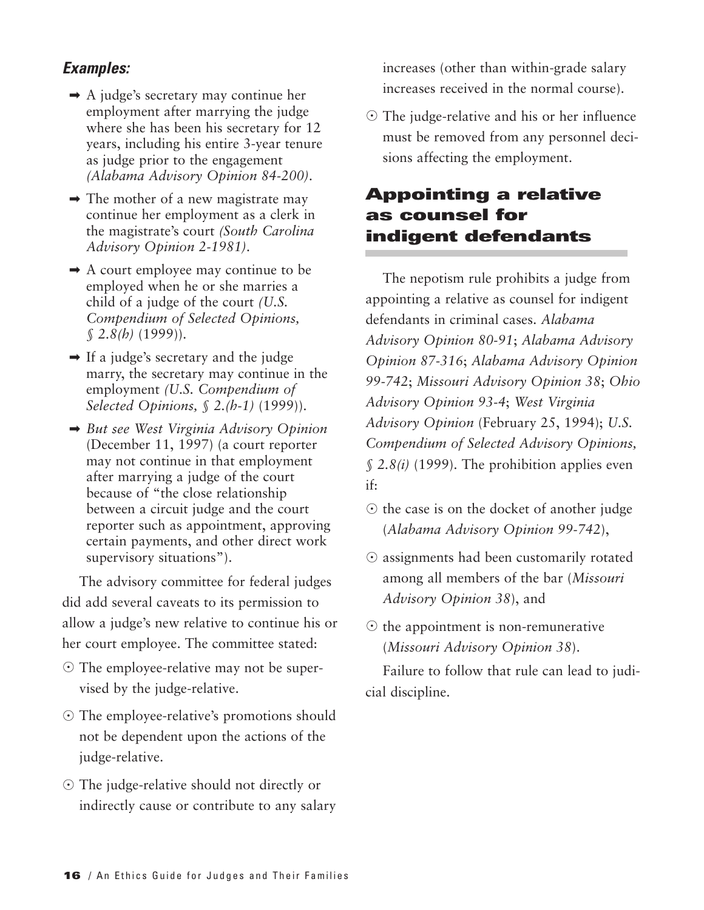### *Examples:*

- ➡ A judge's secretary may continue her employment after marrying the judge where she has been his secretary for 12 years, including his entire 3-year tenure as judge prior to the engagement *(Alabama Advisory Opinion 84-200)*.
- ➡ The mother of a new magistrate may continue her employment as a clerk in the magistrate's court *(South Carolina Advisory Opinion 2-1981)*.
- ➡ A court employee may continue to be employed when he or she marries a child of a judge of the court *(U.S. Compendium of Selected Opinions, § 2.8(h)* (1999)).
- ➡ If a judge's secretary and the judge marry, the secretary may continue in the employment *(U.S. Compendium of Selected Opinions, § 2.(h-1)* (1999)).
- ➡ *But see West Virginia Advisory Opinion* (December 11, 1997) (a court reporter may not continue in that employment after marrying a judge of the court because of "the close relationship between a circuit judge and the court reporter such as appointment, approving certain payments, and other direct work supervisory situations").

The advisory committee for federal judges did add several caveats to its permission to allow a judge's new relative to continue his or her court employee. The committee stated:

- ⊙ The employee-relative may not be supervised by the judge-relative.
- ⊙ The employee-relative's promotions should not be dependent upon the actions of the judge-relative.
- ⊙ The judge-relative should not directly or indirectly cause or contribute to any salary increases (other than within-grade salary increases received in the normal course).
- ⊙ The judge-relative and his or her influence must be removed from any personnel decisions affecting the employment.

## Appointing a relative as counsel for indigent defendants

The nepotism rule prohibits a judge from appointing a relative as counsel for indigent defendants in criminal cases. *Alabama Advisory Opinion 80-91*; *Alabama Advisory Opinion 87-316*; *Alabama Advisory Opinion 99-742*; *Missouri Advisory Opinion 38*; *Ohio Advisory Opinion 93-4*; *West Virginia Advisory Opinion* (February 25, 1994); *U.S. Compendium of Selected Advisory Opinions, § 2.8(i)* (1999). The prohibition applies even if:

- ⊙ the case is on the docket of another judge (*Alabama Advisory Opinion 99-742*),
- ⊙ assignments had been customarily rotated among all members of the bar (*Missouri Advisory Opinion 38*), and
- ⊙ the appointment is non-remunerative (*Missouri Advisory Opinion 38*).

Failure to follow that rule can lead to judicial discipline.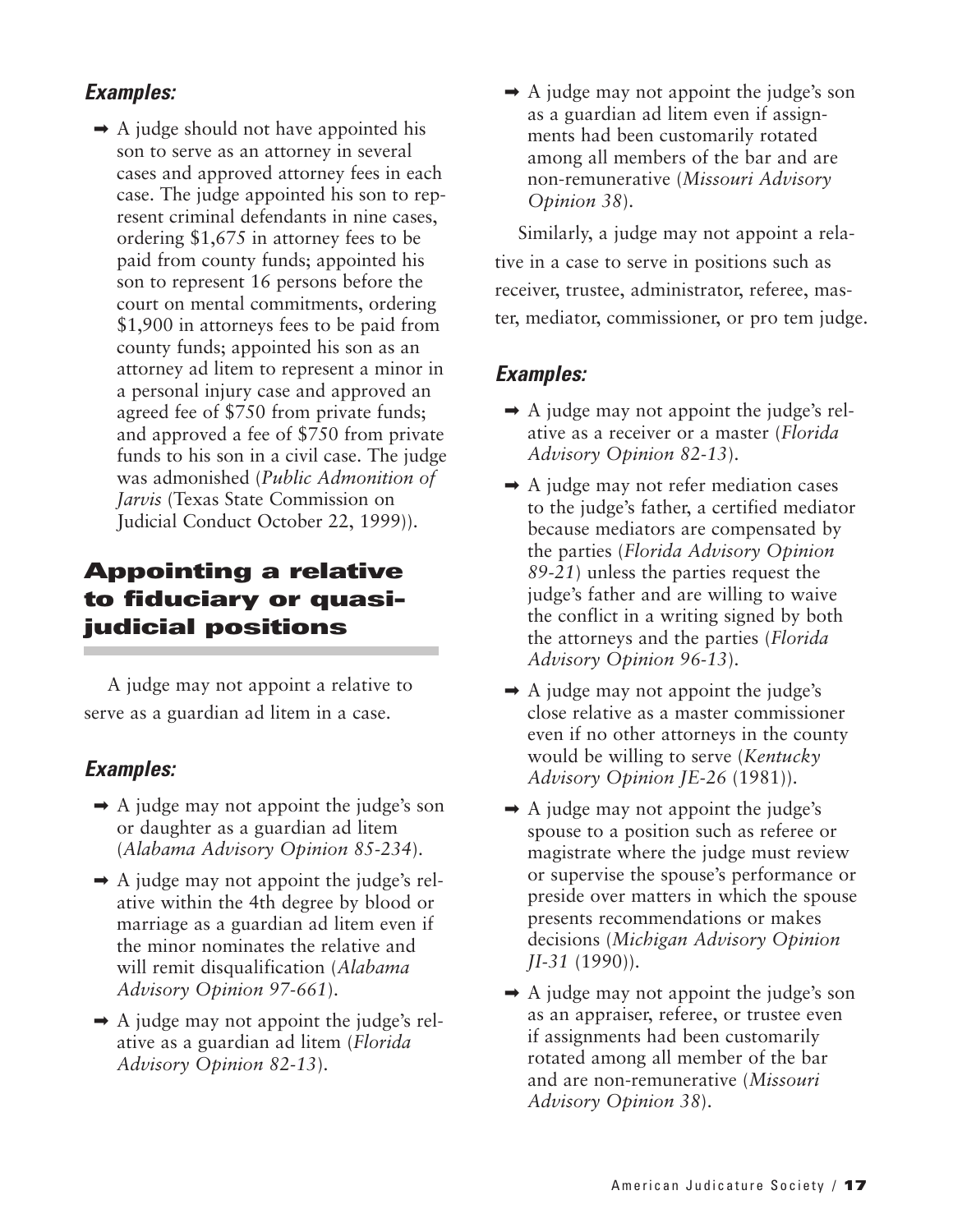### *Examples:*

- A judge should not have appointed his son to serve as an attorney in several cases and approved attorney fees in each case. The judge appointed his son to represent criminal defendants in nine cases, ordering $1,675 in attorney fees to be paid from county funds; appointed his son to represent 16 persons before the court on mental commitments, ordering $1,900 in attorneys fees to be paid from county funds; appointed his son as an attorney ad litem to represent a minor in a personal injury case and approved an agreed fee of $750 from private funds; and approved a fee of $750 from private funds to his son in a civil case. The judge was admonished (*Public Admonition of Jarvis* (Texas State Commission on Judicial Conduct October 22, 1999)).

## Appointing a relative to fiduciary or quasi-judicial positions

A judge may not appoint a relative to serve as a guardian ad litem in a case.

### *Examples:*

- A judge may not appoint the judge's son or daughter as a guardian ad litem (*Alabama Advisory Opinion 85-234*).
- A judge may not appoint the judge's relative within the 4th degree by blood or marriage as a guardian ad litem even if the minor nominates the relative and will remit disqualification (*Alabama Advisory Opinion 97-661*).
- A judge may not appoint the judge's relative as a guardian ad litem (*Florida Advisory Opinion 82-13*).
- A judge may not appoint the judge's son as a guardian ad litem even if assignments had been customarily rotated among all members of the bar and are non-remunerative (*Missouri Advisory Opinion 38*).

Similarly, a judge may not appoint a relative in a case to serve in positions such as receiver, trustee, administrator, referee, master, mediator, commissioner, or pro tem judge.

### *Examples:*

- A judge may not appoint the judge's relative as a receiver or a master (*Florida Advisory Opinion 82-13*).
- A judge may not refer mediation cases to the judge's father, a certified mediator because mediators are compensated by the parties (*Florida Advisory Opinion 89-21*) unless the parties request the judge's father and are willing to waive the conflict in a writing signed by both the attorneys and the parties (*Florida Advisory Opinion 96-13*).
- A judge may not appoint the judge's close relative as a master commissioner even if no other attorneys in the county would be willing to serve (*Kentucky Advisory Opinion JE-26* (1981)).
- A judge may not appoint the judge's spouse to a position such as referee or magistrate where the judge must review or supervise the spouse's performance or preside over matters in which the spouse presents recommendations or makes decisions (*Michigan Advisory Opinion JI-31* (1990)).
- A judge may not appoint the judge's son as an appraiser, referee, or trustee even if assignments had been customarily rotated among all member of the bar and are non-remunerative (*Missouri Advisory Opinion 38*).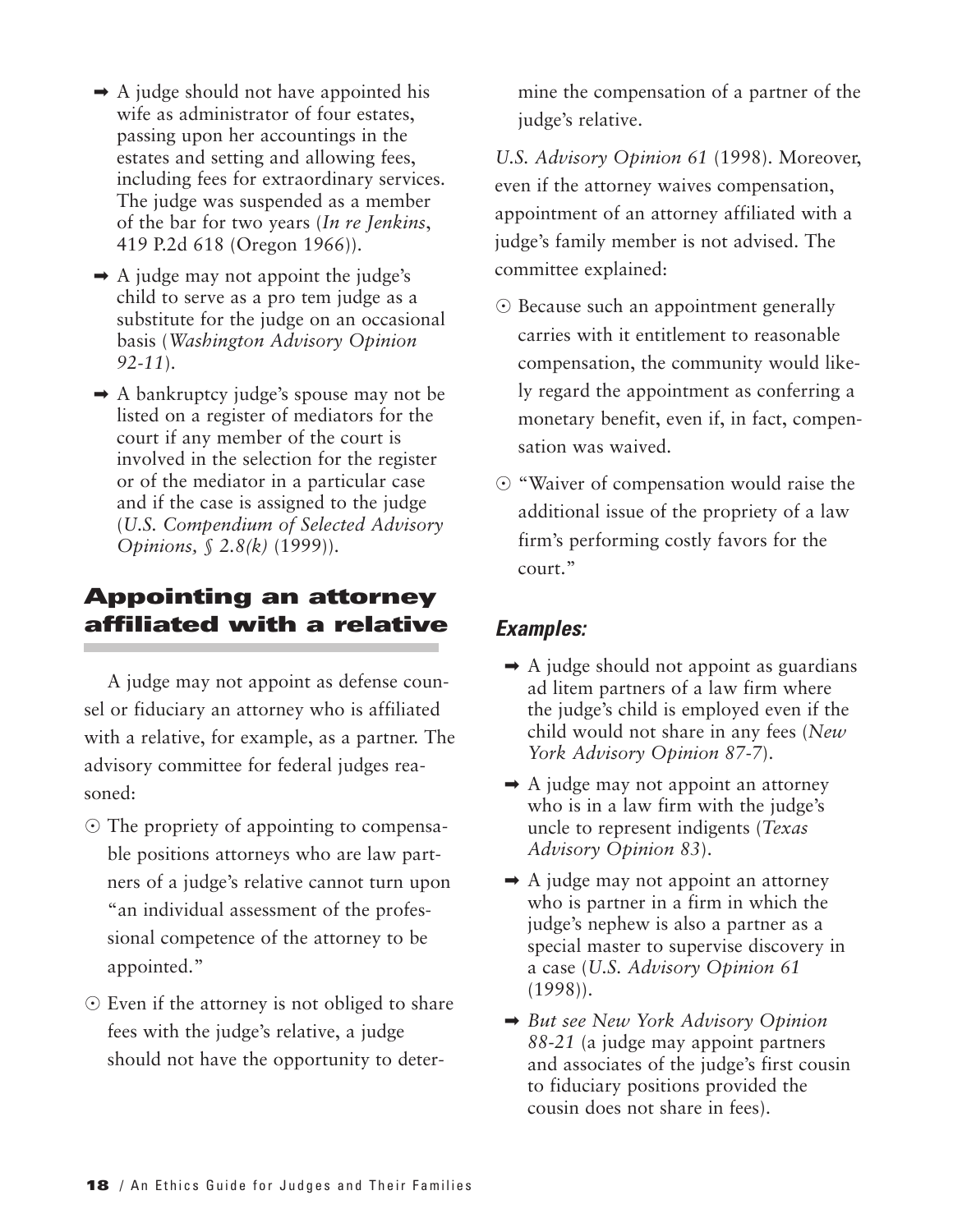- ➡ A judge should not have appointed his wife as administrator of four estates, passing upon her accountings in the estates and setting and allowing fees, including fees for extraordinary services. The judge was suspended as a member of the bar for two years (*In re Jenkins*, 419 P.2d 618 (Oregon 1966)).
- ➡ A judge may not appoint the judge's child to serve as a pro tem judge as a substitute for the judge on an occasional basis (*Washington Advisory Opinion 92-11*).
- ➡ A bankruptcy judge's spouse may not be listed on a register of mediators for the court if any member of the court is involved in the selection for the register or of the mediator in a particular case and if the case is assigned to the judge (*U.S. Compendium of Selected Advisory Opinions, § 2.8(k)* (1999)).

## Appointing an attorney affiliated with a relative

A judge may not appoint as defense counsel or fiduciary an attorney who is affiliated with a relative, for example, as a partner. The advisory committee for federal judges reasoned:

- ⊙ The propriety of appointing to compensable positions attorneys who are law partners of a judge's relative cannot turn upon "an individual assessment of the professional competence of the attorney to be appointed."
- ⊙ Even if the attorney is not obliged to share fees with the judge's relative, a judge should not have the opportunity to determine the compensation of a partner of the judge's relative.

*U.S. Advisory Opinion 61* (1998). Moreover, even if the attorney waives compensation, appointment of an attorney affiliated with a judge's family member is not advised. The committee explained:

- ⊙ Because such an appointment generally carries with it entitlement to reasonable compensation, the community would likely regard the appointment as conferring a monetary benefit, even if, in fact, compensation was waived.
- ⊙ "Waiver of compensation would raise the additional issue of the propriety of a law firm's performing costly favors for the court."

### *Examples:*

- ➡ A judge should not appoint as guardians ad litem partners of a law firm where the judge's child is employed even if the child would not share in any fees (*New York Advisory Opinion 87-7*).
- ➡ A judge may not appoint an attorney who is in a law firm with the judge's uncle to represent indigents (*Texas Advisory Opinion 83*).
- ➡ A judge may not appoint an attorney who is partner in a firm in which the judge's nephew is also a partner as a special master to supervise discovery in a case (*U.S. Advisory Opinion 61* (1998)).
- ➡ *But see New York Advisory Opinion 88-21* (a judge may appoint partners and associates of the judge's first cousin to fiduciary positions provided the cousin does not share in fees).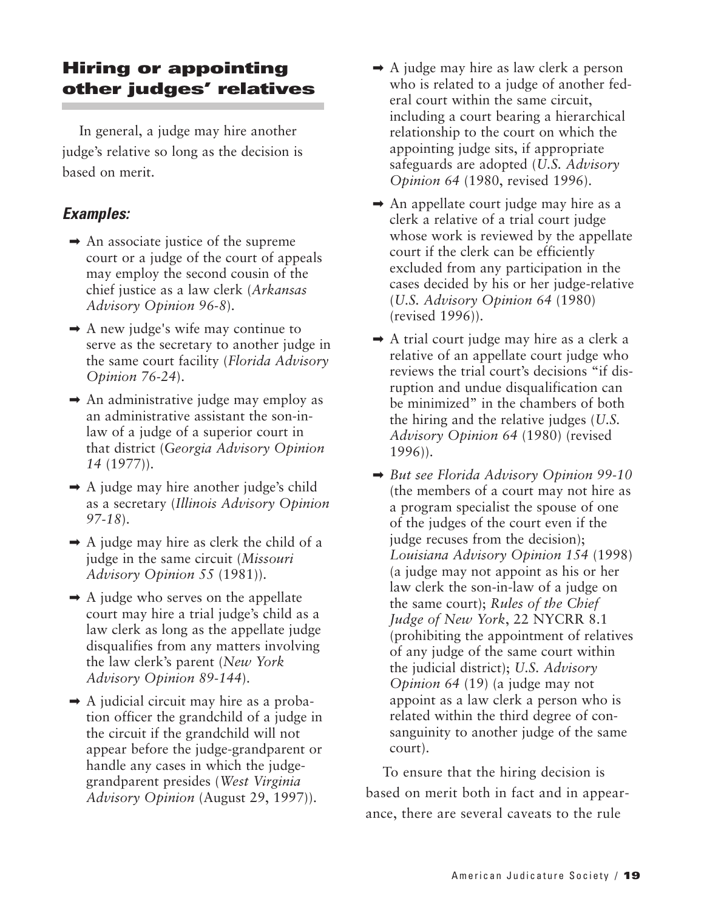## Hiring or appointing other judges' relatives

In general, a judge may hire another judge's relative so long as the decision is based on merit.

### *Examples:*

- ➡ An associate justice of the supreme court or a judge of the court of appeals may employ the second cousin of the chief justice as a law clerk (*Arkansas Advisory Opinion 96-8*).
- ➡ A new judge's wife may continue to serve as the secretary to another judge in the same court facility (*Florida Advisory Opinion 76-24*).
- ➡ An administrative judge may employ as an administrative assistant the son-in-law of a judge of a superior court in that district (G*eorgia Advisory Opinion 14* (1977)).
- ➡ A judge may hire another judge's child as a secretary (*Illinois Advisory Opinion 97-18*).
- ➡ A judge may hire as clerk the child of a judge in the same circuit (*Missouri Advisory Opinion 55* (1981)).
- ➡ A judge who serves on the appellate court may hire a trial judge's child as a law clerk as long as the appellate judge disqualifies from any matters involving the law clerk's parent (*New York Advisory Opinion 89-144*).
- ➡ A judicial circuit may hire as a probation officer the grandchild of a judge in the circuit if the grandchild will not appear before the judge-grandparent or handle any cases in which the judge-grandparent presides (*West Virginia Advisory Opinion* (August 29, 1997)).
- ➡ A judge may hire as law clerk a person who is related to a judge of another federal court within the same circuit, including a court bearing a hierarchical relationship to the court on which the appointing judge sits, if appropriate safeguards are adopted (*U.S. Advisory Opinion 64* (1980, revised 1996).
- ➡ An appellate court judge may hire as a clerk a relative of a trial court judge whose work is reviewed by the appellate court if the clerk can be efficiently excluded from any participation in the cases decided by his or her judge-relative (*U.S. Advisory Opinion 64* (1980) (revised 1996)).
- ➡ A trial court judge may hire as a clerk a relative of an appellate court judge who reviews the trial court's decisions "if disruption and undue disqualification can be minimized" in the chambers of both the hiring and the relative judges (*U.S. Advisory Opinion 64* (1980) (revised 1996)).
- ➡ *But see Florida Advisory Opinion 99-10* (the members of a court may not hire as a program specialist the spouse of one of the judges of the court even if the judge recuses from the decision); *Louisiana Advisory Opinion 154* (1998) (a judge may not appoint as his or her law clerk the son-in-law of a judge on the same court); *Rules of the Chief Judge of New York*, 22 NYCRR 8.1 (prohibiting the appointment of relatives of any judge of the same court within the judicial district); *U.S. Advisory Opinion 64* (19) (a judge may not appoint as a law clerk a person who is related within the third degree of consanguinity to another judge of the same court).

To ensure that the hiring decision is based on merit both in fact and in appearance, there are several caveats to the rule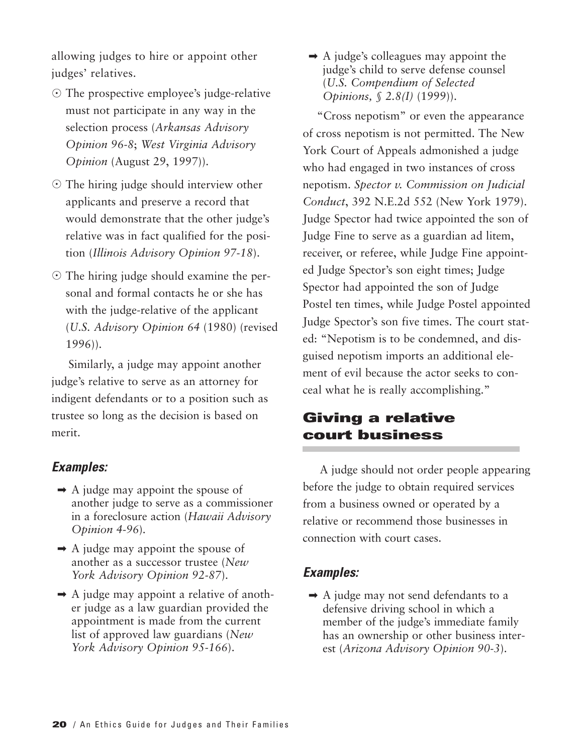allowing judges to hire or appoint other judges' relatives.

- The prospective employee's judge-relative must not participate in any way in the selection process (*Arkansas Advisory Opinion 96-8*; *West Virginia Advisory Opinion* (August 29, 1997)).
- The hiring judge should interview other applicants and preserve a record that would demonstrate that the other judge's relative was in fact qualified for the position (*Illinois Advisory Opinion 97-18*).
- The hiring judge should examine the personal and formal contacts he or she has with the judge-relative of the applicant (*U.S. Advisory Opinion 64* (1980) (revised 1996)).

Similarly, a judge may appoint another judge's relative to serve as an attorney for indigent defendants or to a position such as trustee so long as the decision is based on merit.

### *Examples:*

- ➡ A judge may appoint the spouse of another judge to serve as a commissioner in a foreclosure action (*Hawaii Advisory Opinion 4-96*).
- ➡ A judge may appoint the spouse of another as a successor trustee (*New York Advisory Opinion 92-87*).
- ➡ A judge may appoint a relative of another judge as a law guardian provided the appointment is made from the current list of approved law guardians (*New York Advisory Opinion 95-166*).
- ➡ A judge's colleagues may appoint the judge's child to serve defense counsel (*U.S. Compendium of Selected Opinions, § 2.8(I)* (1999)).

"Cross nepotism" or even the appearance of cross nepotism is not permitted. The New York Court of Appeals admonished a judge who had engaged in two instances of cross nepotism. *Spector v. Commission on Judicial Conduct*, 392 N.E.2d 552 (New York 1979). Judge Spector had twice appointed the son of Judge Fine to serve as a guardian ad litem, receiver, or referee, while Judge Fine appointed Judge Spector's son eight times; Judge Spector had appointed the son of Judge Postel ten times, while Judge Postel appointed Judge Spector's son five times. The court stated: "Nepotism is to be condemned, and disguised nepotism imports an additional element of evil because the actor seeks to conceal what he is really accomplishing."

## Giving a relative court business

A judge should not order people appearing before the judge to obtain required services from a business owned or operated by a relative or recommend those businesses in connection with court cases.

### *Examples:*

- ➡ A judge may not send defendants to a defensive driving school in which a member of the judge's immediate family has an ownership or other business interest (*Arizona Advisory Opinion 90-3*).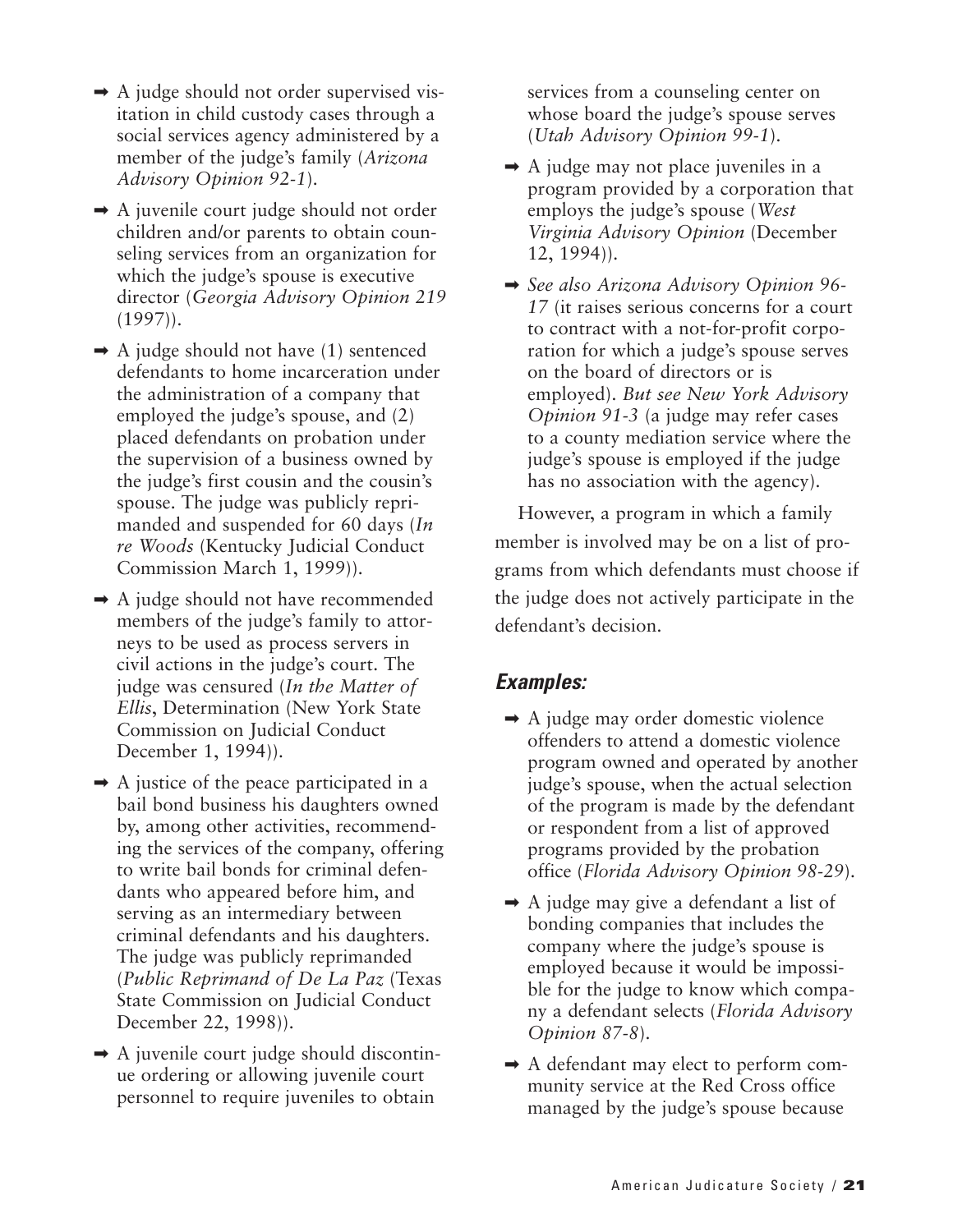- ➡ A judge should not order supervised visitation in child custody cases through a social services agency administered by a member of the judge's family (*Arizona Advisory Opinion 92-1*).
- ➡ A juvenile court judge should not order children and/or parents to obtain counseling services from an organization for which the judge's spouse is executive director (*Georgia Advisory Opinion 219* (1997)).
- ➡ A judge should not have (1) sentenced defendants to home incarceration under the administration of a company that employed the judge's spouse, and (2) placed defendants on probation under the supervision of a business owned by the judge's first cousin and the cousin's spouse. The judge was publicly reprimanded and suspended for 60 days (*In re Woods* (Kentucky Judicial Conduct Commission March 1, 1999)).
- ➡ A judge should not have recommended members of the judge's family to attorneys to be used as process servers in civil actions in the judge's court. The judge was censured (*In the Matter of Ellis*, Determination (New York State Commission on Judicial Conduct December 1, 1994)).
- ➡ A justice of the peace participated in a bail bond business his daughters owned by, among other activities, recommending the services of the company, offering to write bail bonds for criminal defendants who appeared before him, and serving as an intermediary between criminal defendants and his daughters. The judge was publicly reprimanded (*Public Reprimand of De La Paz* (Texas State Commission on Judicial Conduct December 22, 1998)).
- ➡ A juvenile court judge should discontinue ordering or allowing juvenile court personnel to require juveniles to obtain services from a counseling center on whose board the judge's spouse serves (*Utah Advisory Opinion 99-1*).
- ➡ A judge may not place juveniles in a program provided by a corporation that employs the judge's spouse (*West Virginia Advisory Opinion* (December 12, 1994)).
- ➡ *See also Arizona Advisory Opinion 96-17* (it raises serious concerns for a court to contract with a not-for-profit corporation for which a judge's spouse serves on the board of directors or is employed). *But see New York Advisory Opinion 91-3* (a judge may refer cases to a county mediation service where the judge's spouse is employed if the judge has no association with the agency).

However, a program in which a family member is involved may be on a list of programs from which defendants must choose if the judge does not actively participate in the defendant's decision.

### *Examples:*

- ➡ A judge may order domestic violence offenders to attend a domestic violence program owned and operated by another judge's spouse, when the actual selection of the program is made by the defendant or respondent from a list of approved programs provided by the probation office (*Florida Advisory Opinion 98-29*).
- ➡ A judge may give a defendant a list of bonding companies that includes the company where the judge's spouse is employed because it would be impossible for the judge to know which company a defendant selects (*Florida Advisory Opinion 87-8*).
- ➡ A defendant may elect to perform community service at the Red Cross office managed by the judge's spouse because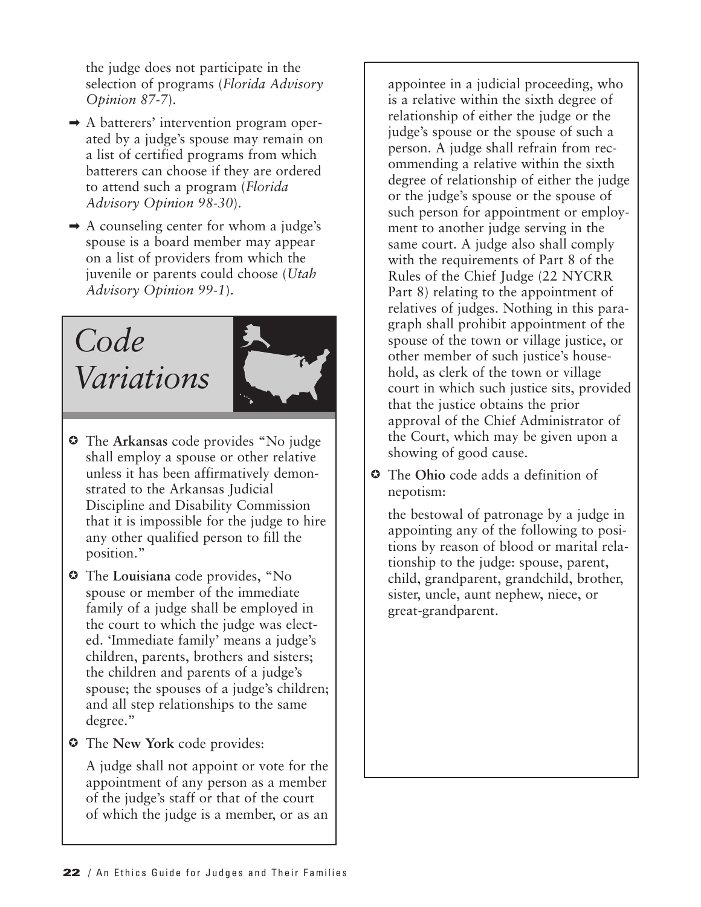the judge does not participate in the selection of programs (*Florida Advisory Opinion 87-7*).

- ➡ A batterers' intervention program operated by a judge's spouse may remain on a list of certified programs from which batterers can choose if they are ordered to attend such a program (*Florida Advisory Opinion 98-30*).
- ➡ A counseling center for whom a judge's spouse is a board member may appear on a list of providers from which the juvenile or parents could choose (*Utah Advisory Opinion 99-1*).

## *Code Variations*

- The **Arkansas** code provides "No judge shall employ a spouse or other relative unless it has been affirmatively demonstrated to the Arkansas Judicial Discipline and Disability Commission that it is impossible for the judge to hire any other qualified person to fill the position."
- The **Louisiana** code provides, "No spouse or member of the immediate family of a judge shall be employed in the court to which the judge was elected. 'Immediate family' means a judge's children, parents, brothers and sisters; the children and parents of a judge's spouse; the spouses of a judge's children; and all step relationships to the same degree."
- The **New York** code provides:

  A judge shall not appoint or vote for the appointment of any person as a member of the judge's staff or that of the court of which the judge is a member, or as an appointee in a judicial proceeding, who is a relative within the sixth degree of relationship of either the judge or the judge's spouse or the spouse of such a person. A judge shall refrain from recommending a relative within the sixth degree of relationship of either the judge or the judge's spouse or the spouse of such person for appointment or employment to another judge serving in the same court. A judge also shall comply with the requirements of Part 8 of the Rules of the Chief Judge (22 NYCRR Part 8) relating to the appointment of relatives of judges. Nothing in this paragraph shall prohibit appointment of the spouse of the town or village justice, or other member of such justice's household, as clerk of the town or village court in which such justice sits, provided that the justice obtains the prior approval of the Chief Administrator of the Court, which may be given upon a showing of good cause.
- The **Ohio** code adds a definition of nepotism:

  the bestowal of patronage by a judge in appointing any of the following to positions by reason of blood or marital relationship to the judge: spouse, parent, child, grandparent, grandchild, brother, sister, uncle, aunt nephew, niece, or great-grandparent.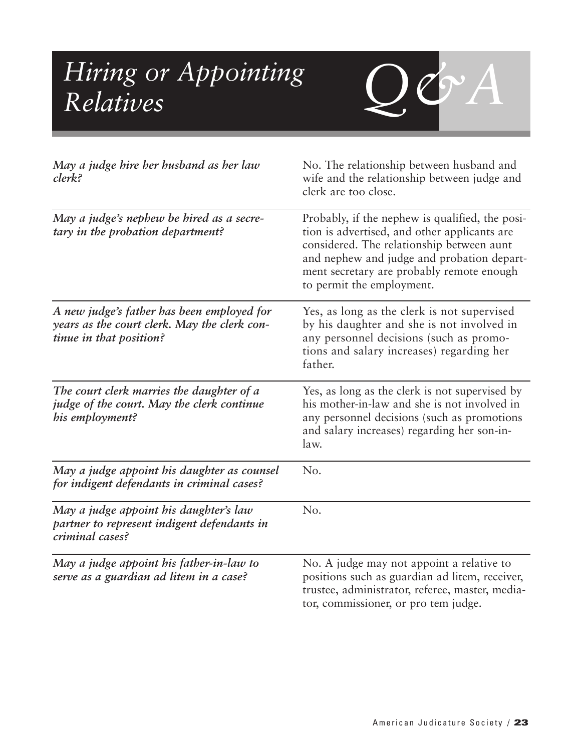# *Hiring or Appointing Relatives* Q&A

| | |
|---|---|
| *May a judge hire her husband as her law clerk?* | No. The relationship between husband and wife and the relationship between judge and clerk are too close. |
| *May a judge's nephew be hired as a secretary in the probation department?* | Probably, if the nephew is qualified, the position is advertised, and other applicants are considered. The relationship between aunt and nephew and judge and probation department secretary are probably remote enough to permit the employment. |
| *A new judge's father has been employed for years as the court clerk. May the clerk continue in that position?* | Yes, as long as the clerk is not supervised by his daughter and she is not involved in any personnel decisions (such as promotions and salary increases) regarding her father. |
| *The court clerk marries the daughter of a judge of the court. May the clerk continue his employment?* | Yes, as long as the clerk is not supervised by his mother-in-law and she is not involved in any personnel decisions (such as promotions and salary increases) regarding her son-in-law. |
| *May a judge appoint his daughter as counsel for indigent defendants in criminal cases?* | No. |
| *May a judge appoint his daughter's law partner to represent indigent defendants in criminal cases?* | No. |
| *May a judge appoint his father-in-law to serve as a guardian ad litem in a case?* | No. A judge may not appoint a relative to positions such as guardian ad litem, receiver, trustee, administrator, referee, master, mediator, commissioner, or pro tem judge. |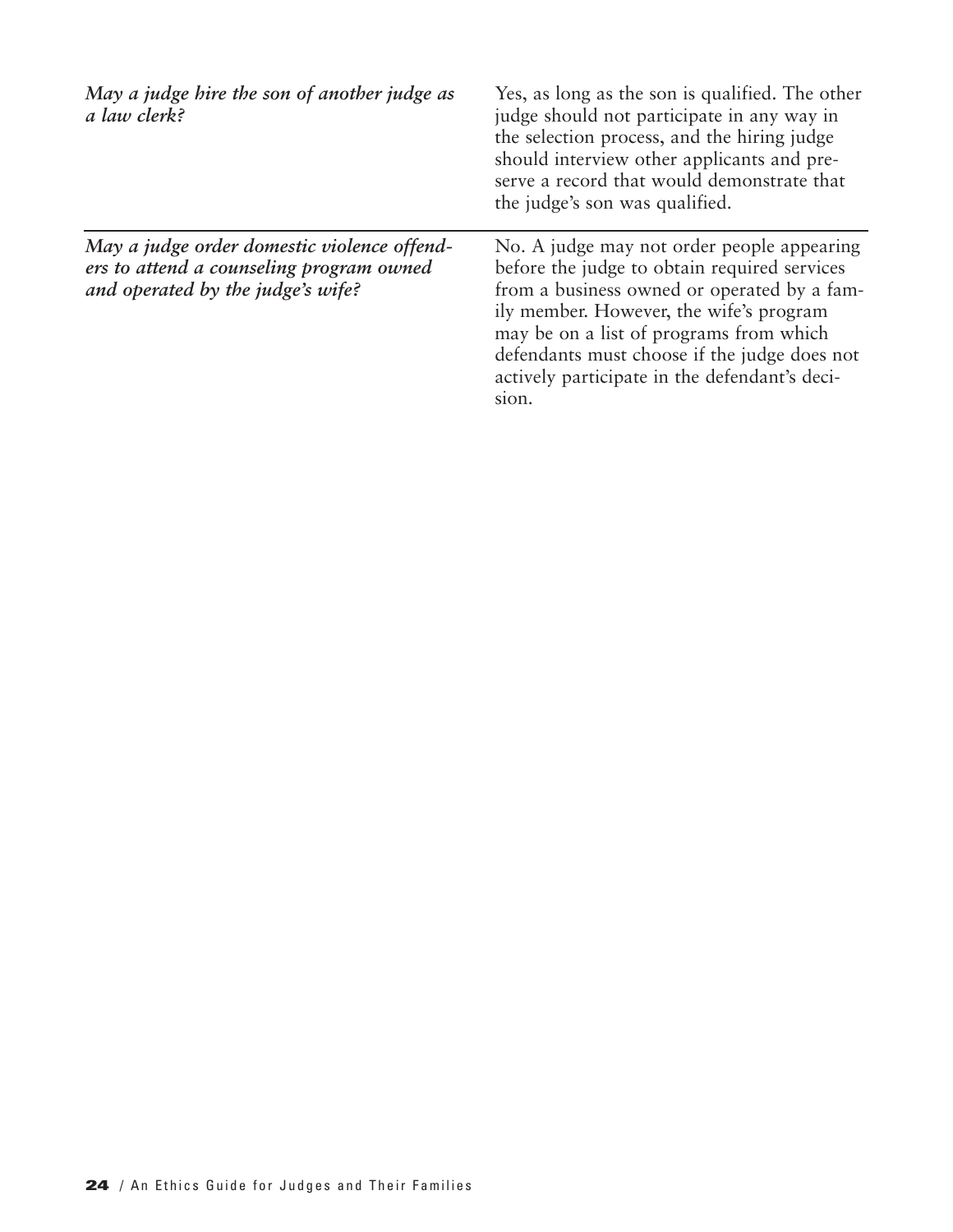| | |
|---|---|
| ***May a judge hire the son of another judge as a law clerk?*** | Yes, as long as the son is qualified. The other judge should not participate in any way in the selection process, and the hiring judge should interview other applicants and preserve a record that would demonstrate that the judge's son was qualified. |
| ***May a judge order domestic violence offenders to attend a counseling program owned and operated by the judge's wife?*** | No. A judge may not order people appearing before the judge to obtain required services from a business owned or operated by a family member. However, the wife's program may be on a list of programs from which defendants must choose if the judge does not actively participate in the defendant's decision. |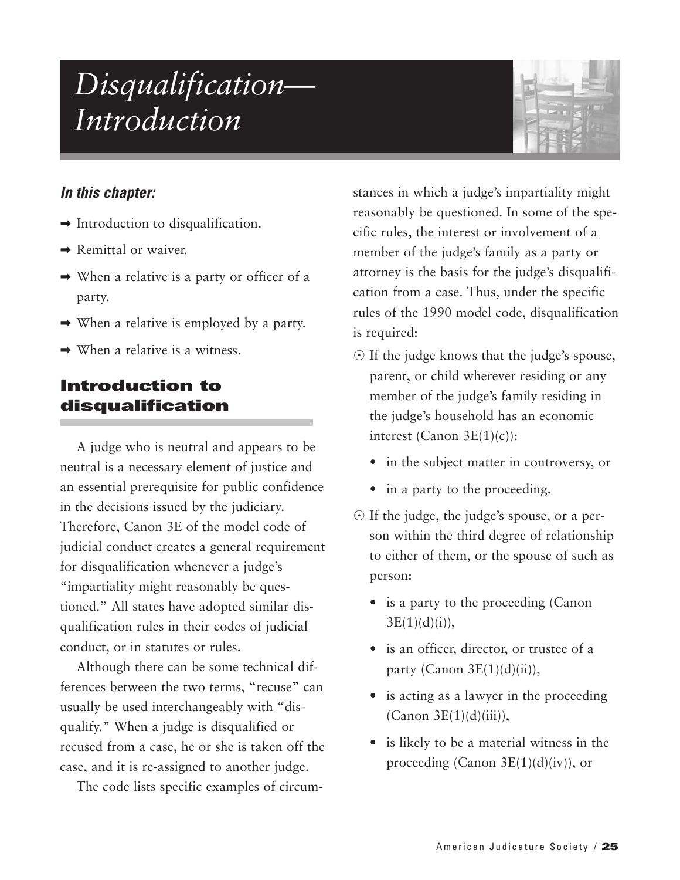# Disqualification—Introduction

***In this chapter:***

- ➡ Introduction to disqualification.
- ➡ Remittal or waiver.
- ➡ When a relative is a party or officer of a party.
- ➡ When a relative is employed by a party.
- ➡ When a relative is a witness.

## Introduction to disqualification

A judge who is neutral and appears to be neutral is a necessary element of justice and an essential prerequisite for public confidence in the decisions issued by the judiciary. Therefore, Canon 3E of the model code of judicial conduct creates a general requirement for disqualification whenever a judge's "impartiality might reasonably be questioned." All states have adopted similar disqualification rules in their codes of judicial conduct, or in statutes or rules.

Although there can be some technical differences between the two terms, "recuse" can usually be used interchangeably with "disqualify." When a judge is disqualified or recused from a case, he or she is taken off the case, and it is re-assigned to another judge.

The code lists specific examples of circumstances in which a judge's impartiality might reasonably be questioned. In some of the specific rules, the interest or involvement of a member of the judge's family as a party or attorney is the basis for the judge's disqualification from a case. Thus, under the specific rules of the 1990 model code, disqualification is required:

- ⊙ If the judge knows that the judge's spouse, parent, or child wherever residing or any member of the judge's family residing in the judge's household has an economic interest (Canon 3E(1)(c)):
  - in the subject matter in controversy, or
  - in a party to the proceeding.
- ⊙ If the judge, the judge's spouse, or a person within the third degree of relationship to either of them, or the spouse of such as person:
  - is a party to the proceeding (Canon 3E(1)(d)(i)),
  - is an officer, director, or trustee of a party (Canon 3E(1)(d)(ii)),
  - is acting as a lawyer in the proceeding (Canon 3E(1)(d)(iii)),
  - is likely to be a material witness in the proceeding (Canon 3E(1)(d)(iv)), or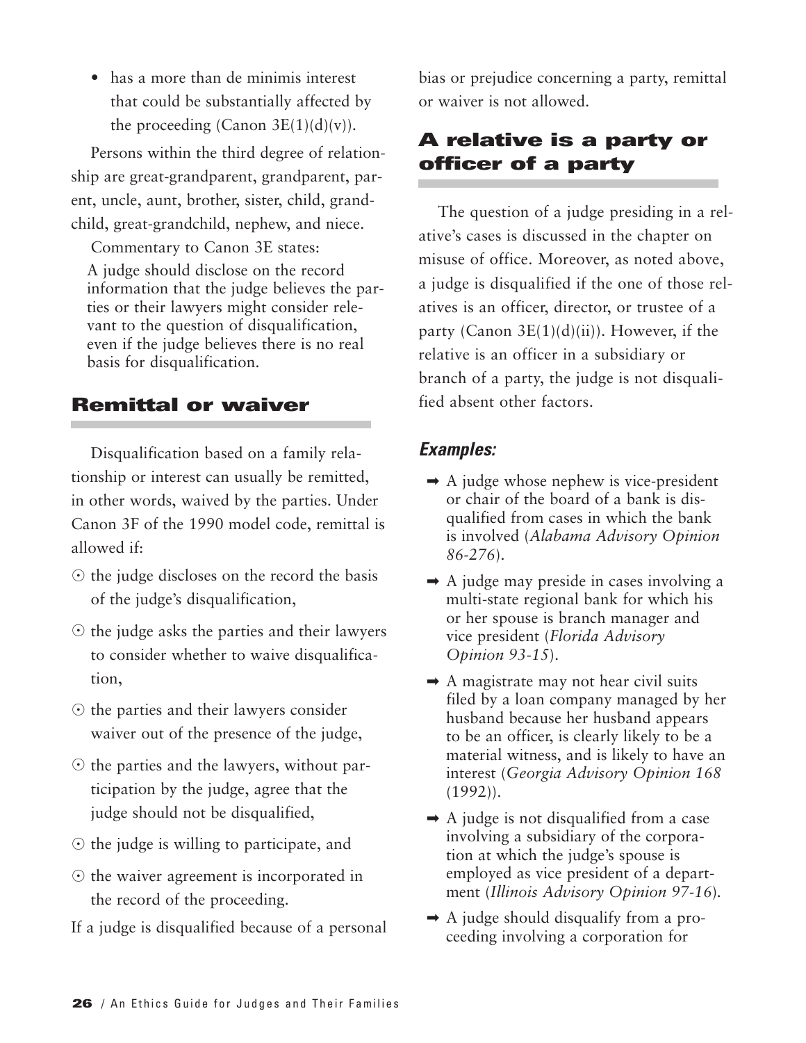- has a more than de minimis interest that could be substantially affected by the proceeding (Canon 3E(1)(d)(v)).

Persons within the third degree of relationship are great-grandparent, grandparent, parent, uncle, aunt, brother, sister, child, grandchild, great-grandchild, nephew, and niece.

Commentary to Canon 3E states:

> A judge should disclose on the record information that the judge believes the parties or their lawyers might consider relevant to the question of disqualification, even if the judge believes there is no real basis for disqualification.

## Remittal or waiver

Disqualification based on a family relationship or interest can usually be remitted, in other words, waived by the parties. Under Canon 3F of the 1990 model code, remittal is allowed if:

- the judge discloses on the record the basis of the judge's disqualification,
- the judge asks the parties and their lawyers to consider whether to waive disqualification,
- the parties and their lawyers consider waiver out of the presence of the judge,
- the parties and the lawyers, without participation by the judge, agree that the judge should not be disqualified,
- the judge is willing to participate, and
- the waiver agreement is incorporated in the record of the proceeding.

If a judge is disqualified because of a personal bias or prejudice concerning a party, remittal or waiver is not allowed.

## A relative is a party or officer of a party

The question of a judge presiding in a relative's cases is discussed in the chapter on misuse of office. Moreover, as noted above, a judge is disqualified if the one of those relatives is an officer, director, or trustee of a party (Canon 3E(1)(d)(ii)). However, if the relative is an officer in a subsidiary or branch of a party, the judge is not disqualified absent other factors.

### *Examples:*

- ➡ A judge whose nephew is vice-president or chair of the board of a bank is disqualified from cases in which the bank is involved (*Alabama Advisory Opinion 86-276*).
- ➡ A judge may preside in cases involving a multi-state regional bank for which his or her spouse is branch manager and vice president (*Florida Advisory Opinion 93-15*).
- ➡ A magistrate may not hear civil suits filed by a loan company managed by her husband because her husband appears to be an officer, is clearly likely to be a material witness, and is likely to have an interest (*Georgia Advisory Opinion 168* (1992)).
- ➡ A judge is not disqualified from a case involving a subsidiary of the corporation at which the judge's spouse is employed as vice president of a department (*Illinois Advisory Opinion 97-16*).
- ➡ A judge should disqualify from a proceeding involving a corporation for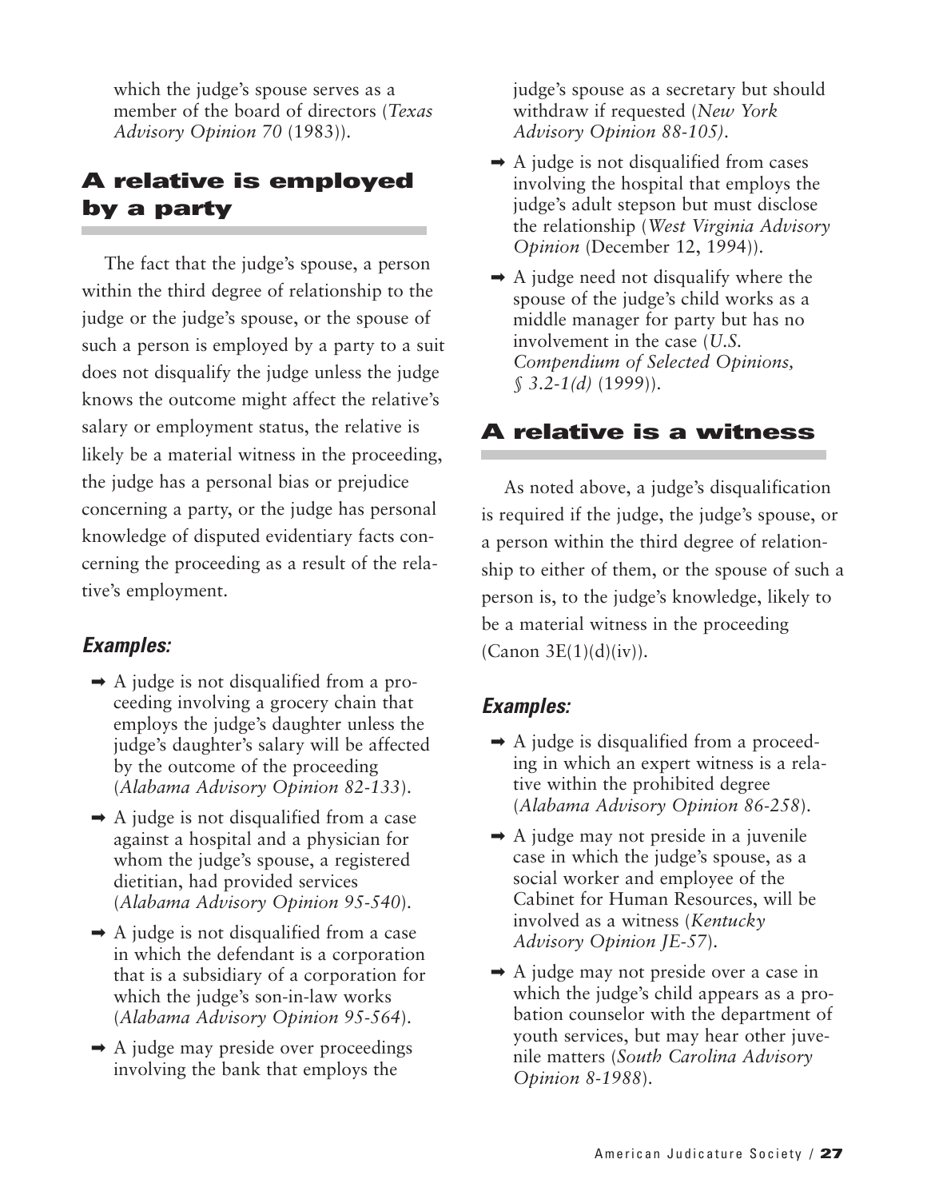which the judge's spouse serves as a member of the board of directors (*Texas Advisory Opinion 70* (1983)).

## A relative is employed by a party

The fact that the judge's spouse, a person within the third degree of relationship to the judge or the judge's spouse, or the spouse of such a person is employed by a party to a suit does not disqualify the judge unless the judge knows the outcome might affect the relative's salary or employment status, the relative is likely be a material witness in the proceeding, the judge has a personal bias or prejudice concerning a party, or the judge has personal knowledge of disputed evidentiary facts concerning the proceeding as a result of the relative's employment.

### *Examples:*

- ➡ A judge is not disqualified from a proceeding involving a grocery chain that employs the judge's daughter unless the judge's daughter's salary will be affected by the outcome of the proceeding (*Alabama Advisory Opinion 82-133*).
- ➡ A judge is not disqualified from a case against a hospital and a physician for whom the judge's spouse, a registered dietitian, had provided services (*Alabama Advisory Opinion 95-540*).
- ➡ A judge is not disqualified from a case in which the defendant is a corporation that is a subsidiary of a corporation for which the judge's son-in-law works (*Alabama Advisory Opinion 95-564*).
- ➡ A judge may preside over proceedings involving the bank that employs the judge's spouse as a secretary but should withdraw if requested (*New York Advisory Opinion 88-105)*.
- ➡ A judge is not disqualified from cases involving the hospital that employs the judge's adult stepson but must disclose the relationship (*West Virginia Advisory Opinion* (December 12, 1994)).
- ➡ A judge need not disqualify where the spouse of the judge's child works as a middle manager for party but has no involvement in the case (*U.S. Compendium of Selected Opinions, § 3.2-1(d)* (1999)).

## A relative is a witness

As noted above, a judge's disqualification is required if the judge, the judge's spouse, or a person within the third degree of relationship to either of them, or the spouse of such a person is, to the judge's knowledge, likely to be a material witness in the proceeding (Canon 3E(1)(d)(iv)).

### *Examples:*

- ➡ A judge is disqualified from a proceeding in which an expert witness is a relative within the prohibited degree (*Alabama Advisory Opinion 86-258*).
- ➡ A judge may not preside in a juvenile case in which the judge's spouse, as a social worker and employee of the Cabinet for Human Resources, will be involved as a witness (*Kentucky Advisory Opinion JE-57*).
- ➡ A judge may not preside over a case in which the judge's child appears as a probation counselor with the department of youth services, but may hear other juvenile matters (*South Carolina Advisory Opinion 8-1988*).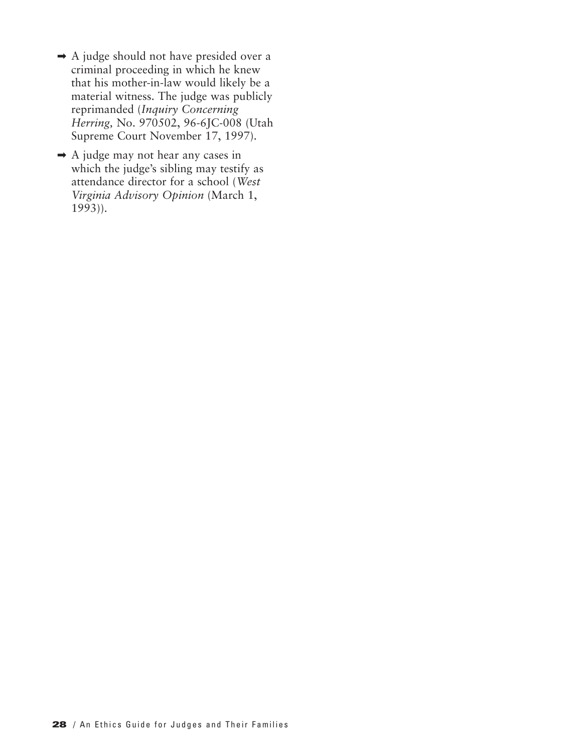- A judge should not have presided over a criminal proceeding in which he knew that his mother-in-law would likely be a material witness. The judge was publicly reprimanded (*Inquiry Concerning Herring*, No. 970502, 96-6JC-008 (Utah Supreme Court November 17, 1997).
- A judge may not hear any cases in which the judge's sibling may testify as attendance director for a school (*West Virginia Advisory Opinion* (March 1, 1993)).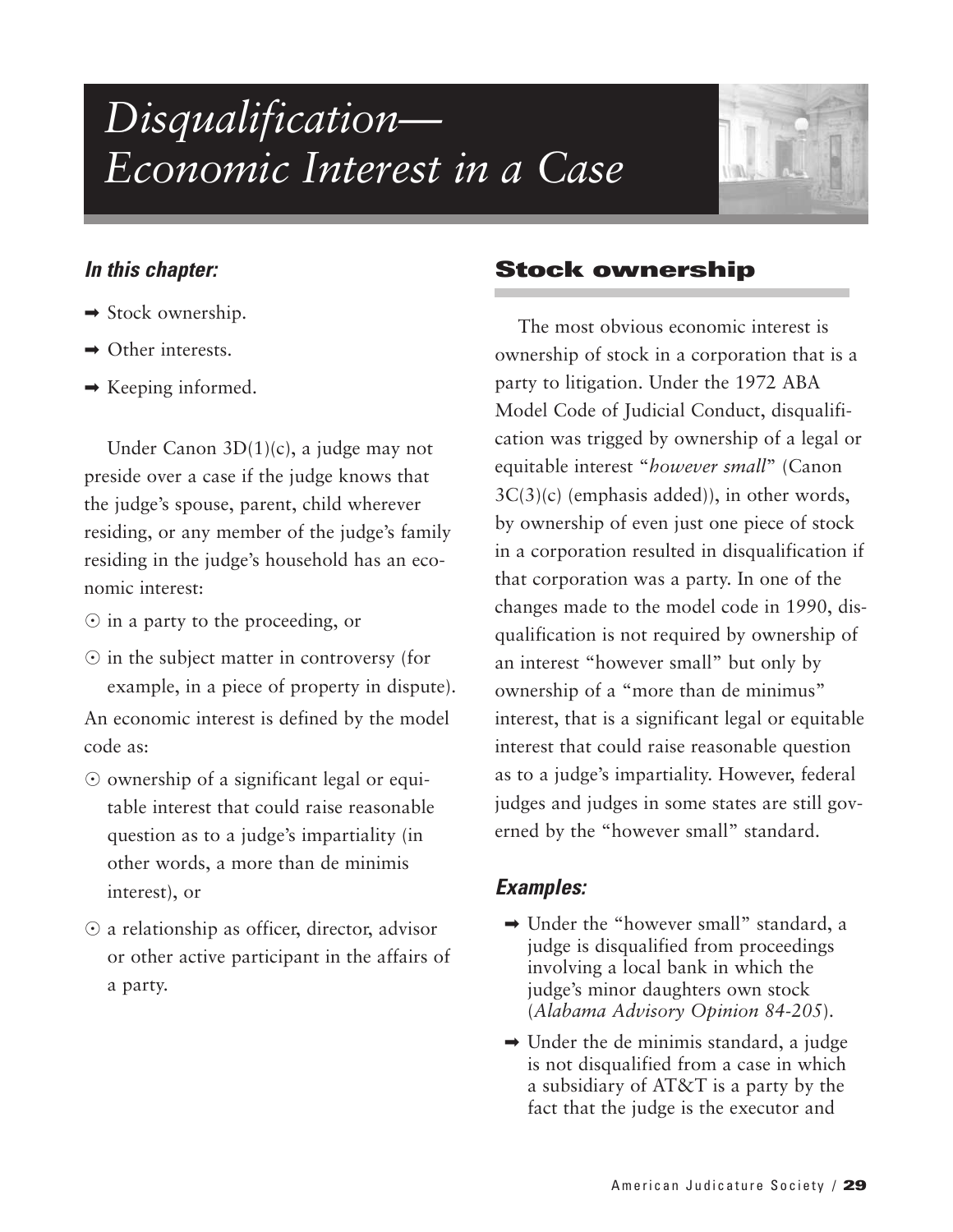# Disqualification—Economic Interest in a Case

***In this chapter:***

- ➡ Stock ownership.
- ➡ Other interests.
- ➡ Keeping informed.

Under Canon 3D(1)(c), a judge may not preside over a case if the judge knows that the judge's spouse, parent, child wherever residing, or any member of the judge's family residing in the judge's household has an economic interest:

- ⊙ in a party to the proceeding, or
- ⊙ in the subject matter in controversy (for example, in a piece of property in dispute).

An economic interest is defined by the model code as:

- ⊙ ownership of a significant legal or equitable interest that could raise reasonable question as to a judge's impartiality (in other words, a more than de minimis interest), or
- ⊙ a relationship as officer, director, advisor or other active participant in the affairs of a party.

## Stock ownership

The most obvious economic interest is ownership of stock in a corporation that is a party to litigation. Under the 1972 ABA Model Code of Judicial Conduct, disqualification was trigged by ownership of a legal or equitable interest "*however small*" (Canon 3C(3)(c) (emphasis added)), in other words, by ownership of even just one piece of stock in a corporation resulted in disqualification if that corporation was a party. In one of the changes made to the model code in 1990, disqualification is not required by ownership of an interest "however small" but only by ownership of a "more than de minimus" interest, that is a significant legal or equitable interest that could raise reasonable question as to a judge's impartiality. However, federal judges and judges in some states are still governed by the "however small" standard.

### *Examples:*

- ➡ Under the "however small" standard, a judge is disqualified from proceedings involving a local bank in which the judge's minor daughters own stock (*Alabama Advisory Opinion 84-205*).
- ➡ Under the de minimis standard, a judge is not disqualified from a case in which a subsidiary of AT&T is a party by the fact that the judge is the executor and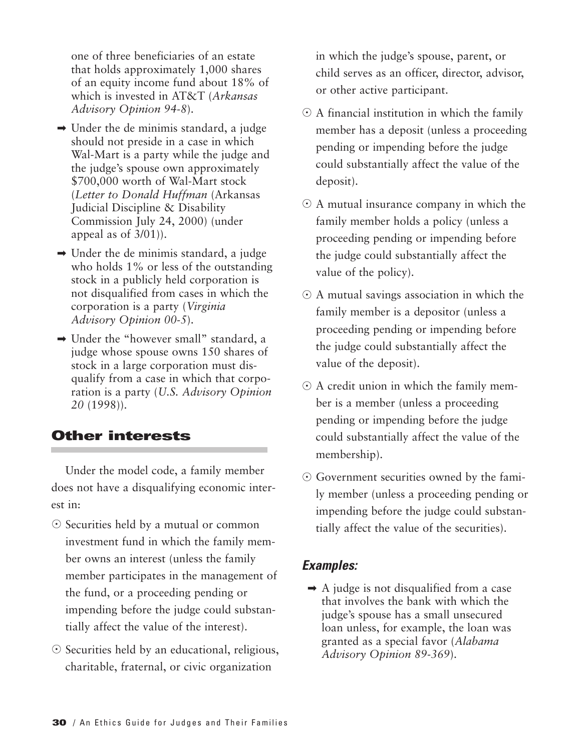one of three beneficiaries of an estate that holds approximately 1,000 shares of an equity income fund about 18% of which is invested in AT&T (*Arkansas Advisory Opinion 94-8*).

- ➡ Under the de minimis standard, a judge should not preside in a case in which Wal-Mart is a party while the judge and the judge's spouse own approximately $700,000 worth of Wal-Mart stock (*Letter to Donald Huffman* (Arkansas Judicial Discipline & Disability Commission July 24, 2000) (under appeal as of 3/01)).
- ➡ Under the de minimis standard, a judge who holds 1% or less of the outstanding stock in a publicly held corporation is not disqualified from cases in which the corporation is a party (*Virginia Advisory Opinion 00-5*).
- ➡ Under the "however small" standard, a judge whose spouse owns 150 shares of stock in a large corporation must disqualify from a case in which that corporation is a party (*U.S. Advisory Opinion 20* (1998)).

## Other interests

Under the model code, a family member does not have a disqualifying economic interest in:

- ⊙ Securities held by a mutual or common investment fund in which the family member owns an interest (unless the family member participates in the management of the fund, or a proceeding pending or impending before the judge could substantially affect the value of the interest).
- ⊙ Securities held by an educational, religious, charitable, fraternal, or civic organization in which the judge's spouse, parent, or child serves as an officer, director, advisor, or other active participant.
- ⊙ A financial institution in which the family member has a deposit (unless a proceeding pending or impending before the judge could substantially affect the value of the deposit).
- ⊙ A mutual insurance company in which the family member holds a policy (unless a proceeding pending or impending before the judge could substantially affect the value of the policy).
- ⊙ A mutual savings association in which the family member is a depositor (unless a proceeding pending or impending before the judge could substantially affect the value of the deposit).
- ⊙ A credit union in which the family member is a member (unless a proceeding pending or impending before the judge could substantially affect the value of the membership).
- ⊙ Government securities owned by the family member (unless a proceeding pending or impending before the judge could substantially affect the value of the securities).

### *Examples:*

- ➡ A judge is not disqualified from a case that involves the bank with which the judge's spouse has a small unsecured loan unless, for example, the loan was granted as a special favor (*Alabama Advisory Opinion 89-369*).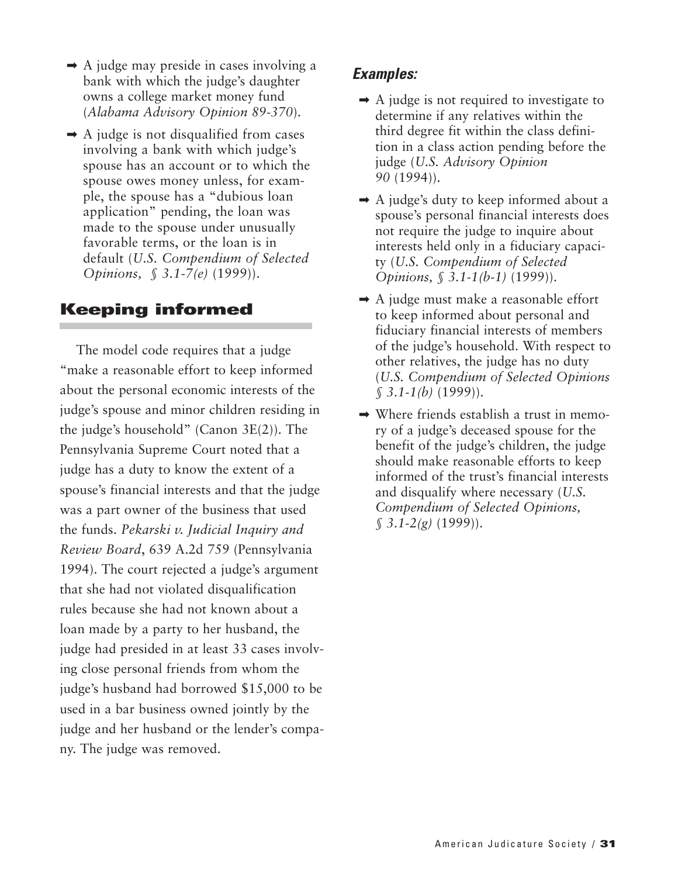- A judge may preside in cases involving a bank with which the judge's daughter owns a college market money fund (*Alabama Advisory Opinion 89-370*).
- A judge is not disqualified from cases involving a bank with which judge's spouse has an account or to which the spouse owes money unless, for example, the spouse has a "dubious loan application" pending, the loan was made to the spouse under unusually favorable terms, or the loan is in default (*U.S. Compendium of Selected Opinions, § 3.1-7(e)* (1999)).

## Keeping informed

The model code requires that a judge "make a reasonable effort to keep informed about the personal economic interests of the judge's spouse and minor children residing in the judge's household" (Canon 3E(2)). The Pennsylvania Supreme Court noted that a judge has a duty to know the extent of a spouse's financial interests and that the judge was a part owner of the business that used the funds. *Pekarski v. Judicial Inquiry and Review Board*, 639 A.2d 759 (Pennsylvania 1994). The court rejected a judge's argument that she had not violated disqualification rules because she had not known about a loan made by a party to her husband, the judge had presided in at least 33 cases involving close personal friends from whom the judge's husband had borrowed $15,000 to be used in a bar business owned jointly by the judge and her husband or the lender's company. The judge was removed.

### *Examples:*

- A judge is not required to investigate to determine if any relatives within the third degree fit within the class definition in a class action pending before the judge (*U.S. Advisory Opinion 90* (1994)).
- A judge's duty to keep informed about a spouse's personal financial interests does not require the judge to inquire about interests held only in a fiduciary capacity (*U.S. Compendium of Selected Opinions, § 3.1-1(b-1)* (1999)).
- A judge must make a reasonable effort to keep informed about personal and fiduciary financial interests of members of the judge's household. With respect to other relatives, the judge has no duty (*U.S. Compendium of Selected Opinions § 3.1-1(b)* (1999)).
- Where friends establish a trust in memory of a judge's deceased spouse for the benefit of the judge's children, the judge should make reasonable efforts to keep informed of the trust's financial interests and disqualify where necessary (*U.S. Compendium of Selected Opinions, § 3.1-2(g)* (1999)).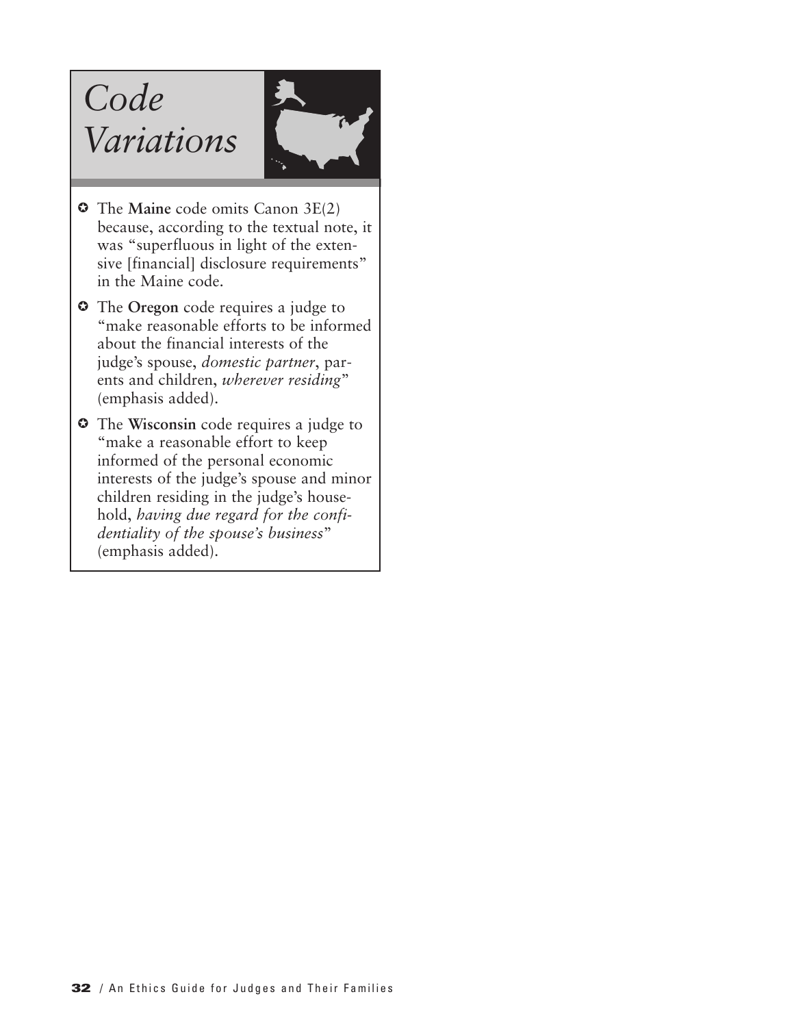## *Code Variations*

- The **Maine** code omits Canon 3E(2) because, according to the textual note, it was "superfluous in light of the extensive [financial] disclosure requirements" in the Maine code.
- The **Oregon** code requires a judge to "make reasonable efforts to be informed about the financial interests of the judge's spouse, *domestic partner*, parents and children, *wherever residing*" (emphasis added).
- The **Wisconsin** code requires a judge to "make a reasonable effort to keep informed of the personal economic interests of the judge's spouse and minor children residing in the judge's household, *having due regard for the confidentiality of the spouse's business*" (emphasis added).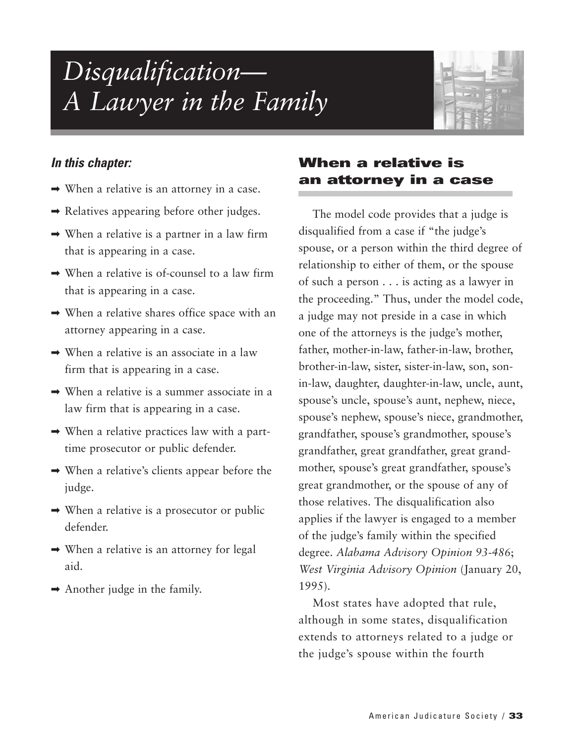# *Disqualification— A Lawyer in the Family*

***In this chapter:***

- ➡ When a relative is an attorney in a case.
- ➡ Relatives appearing before other judges.
- ➡ When a relative is a partner in a law firm that is appearing in a case.
- ➡ When a relative is of-counsel to a law firm that is appearing in a case.
- ➡ When a relative shares office space with an attorney appearing in a case.
- ➡ When a relative is an associate in a law firm that is appearing in a case.
- ➡ When a relative is a summer associate in a law firm that is appearing in a case.
- ➡ When a relative practices law with a part-time prosecutor or public defender.
- ➡ When a relative's clients appear before the judge.
- ➡ When a relative is a prosecutor or public defender.
- ➡ When a relative is an attorney for legal aid.
- ➡ Another judge in the family.

## When a relative is an attorney in a case

The model code provides that a judge is disqualified from a case if "the judge's spouse, or a person within the third degree of relationship to either of them, or the spouse of such a person . . . is acting as a lawyer in the proceeding." Thus, under the model code, a judge may not preside in a case in which one of the attorneys is the judge's mother, father, mother-in-law, father-in-law, brother, brother-in-law, sister, sister-in-law, son, son-in-law, daughter, daughter-in-law, uncle, aunt, spouse's uncle, spouse's aunt, nephew, niece, spouse's nephew, spouse's niece, grandmother, grandfather, spouse's grandmother, spouse's grandfather, great grandfather, great grandmother, spouse's great grandfather, spouse's great grandmother, or the spouse of any of those relatives. The disqualification also applies if the lawyer is engaged to a member of the judge's family within the specified degree. *Alabama Advisory Opinion 93-486*; *West Virginia Advisory Opinion* (January 20, 1995).

Most states have adopted that rule, although in some states, disqualification extends to attorneys related to a judge or the judge's spouse within the fourth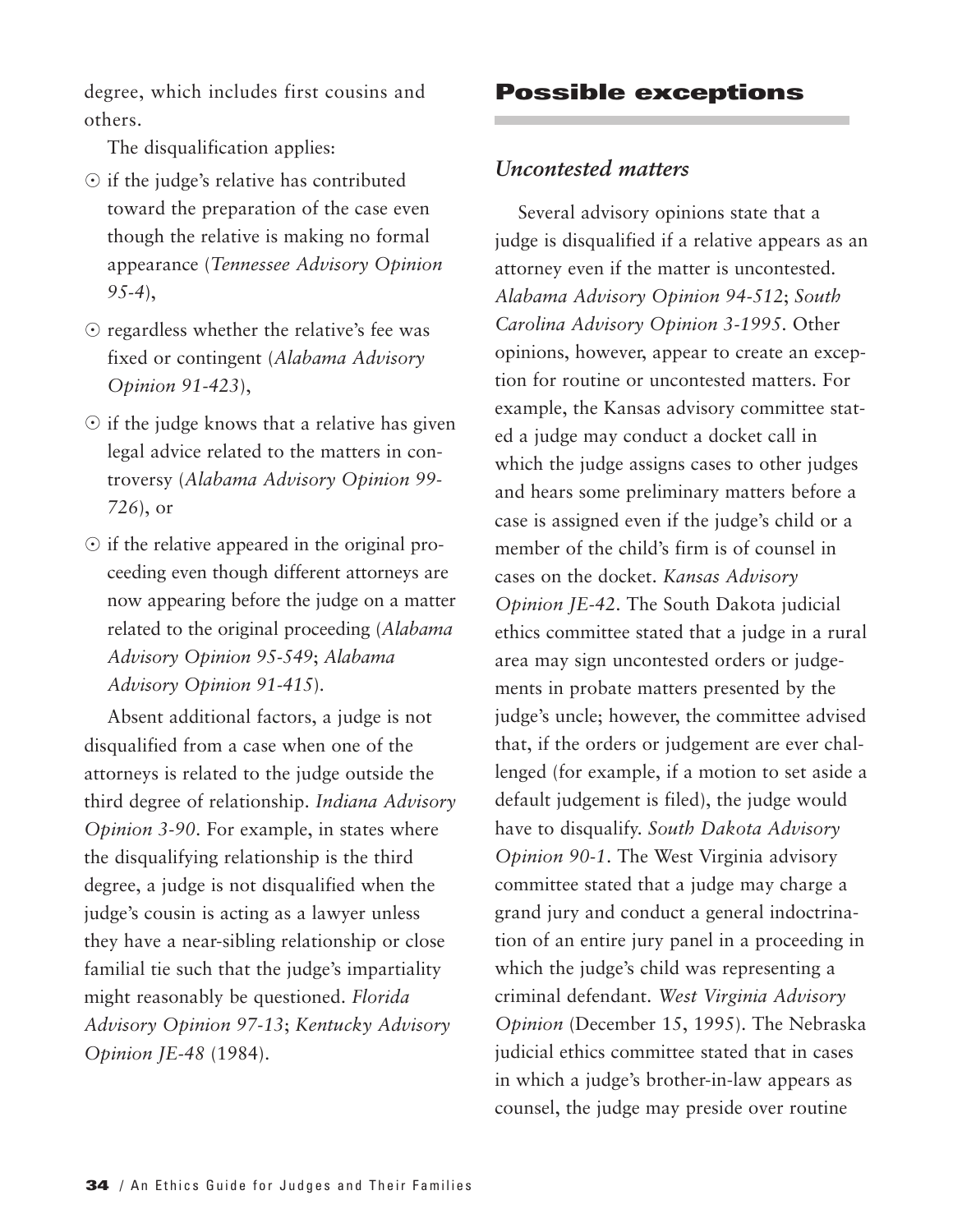degree, which includes first cousins and others.

The disqualification applies:

- if the judge's relative has contributed toward the preparation of the case even though the relative is making no formal appearance (*Tennessee Advisory Opinion 95-4*),
- regardless whether the relative's fee was fixed or contingent (*Alabama Advisory Opinion 91-423*),
- if the judge knows that a relative has given legal advice related to the matters in controversy (*Alabama Advisory Opinion 99-726*), or
- if the relative appeared in the original proceeding even though different attorneys are now appearing before the judge on a matter related to the original proceeding (*Alabama Advisory Opinion 95-549*; *Alabama Advisory Opinion 91-415*).

Absent additional factors, a judge is not disqualified from a case when one of the attorneys is related to the judge outside the third degree of relationship. *Indiana Advisory Opinion 3-90*. For example, in states where the disqualifying relationship is the third degree, a judge is not disqualified when the judge's cousin is acting as a lawyer unless they have a near-sibling relationship or close familial tie such that the judge's impartiality might reasonably be questioned. *Florida Advisory Opinion 97-13*; *Kentucky Advisory Opinion JE-48* (1984).

## Possible exceptions

### *Uncontested matters*

Several advisory opinions state that a judge is disqualified if a relative appears as an attorney even if the matter is uncontested. *Alabama Advisory Opinion 94-512*; *South Carolina Advisory Opinion 3-1995*. Other opinions, however, appear to create an exception for routine or uncontested matters. For example, the Kansas advisory committee stated a judge may conduct a docket call in which the judge assigns cases to other judges and hears some preliminary matters before a case is assigned even if the judge's child or a member of the child's firm is of counsel in cases on the docket. *Kansas Advisory Opinion JE-42*. The South Dakota judicial ethics committee stated that a judge in a rural area may sign uncontested orders or judgements in probate matters presented by the judge's uncle; however, the committee advised that, if the orders or judgement are ever challenged (for example, if a motion to set aside a default judgement is filed), the judge would have to disqualify. *South Dakota Advisory Opinion 90-1*. The West Virginia advisory committee stated that a judge may charge a grand jury and conduct a general indoctrination of an entire jury panel in a proceeding in which the judge's child was representing a criminal defendant. *West Virginia Advisory Opinion* (December 15, 1995). The Nebraska judicial ethics committee stated that in cases in which a judge's brother-in-law appears as counsel, the judge may preside over routine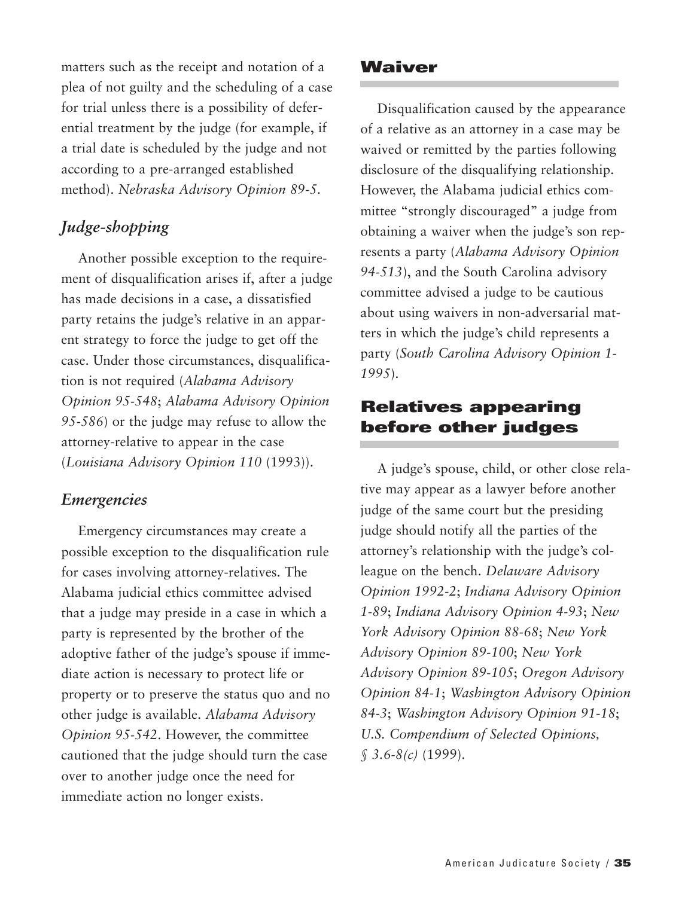matters such as the receipt and notation of a plea of not guilty and the scheduling of a case for trial unless there is a possibility of deferential treatment by the judge (for example, if a trial date is scheduled by the judge and not according to a pre-arranged established method). *Nebraska Advisory Opinion 89-5.*

### *Judge-shopping*

Another possible exception to the requirement of disqualification arises if, after a judge has made decisions in a case, a dissatisfied party retains the judge's relative in an apparent strategy to force the judge to get off the case. Under those circumstances, disqualification is not required (*Alabama Advisory Opinion 95-548*; *Alabama Advisory Opinion 95-586*) or the judge may refuse to allow the attorney-relative to appear in the case (*Louisiana Advisory Opinion 110* (1993)).

### *Emergencies*

Emergency circumstances may create a possible exception to the disqualification rule for cases involving attorney-relatives. The Alabama judicial ethics committee advised that a judge may preside in a case in which a party is represented by the brother of the adoptive father of the judge's spouse if immediate action is necessary to protect life or property or to preserve the status quo and no other judge is available. *Alabama Advisory Opinion 95-542*. However, the committee cautioned that the judge should turn the case over to another judge once the need for immediate action no longer exists.

## Waiver

Disqualification caused by the appearance of a relative as an attorney in a case may be waived or remitted by the parties following disclosure of the disqualifying relationship. However, the Alabama judicial ethics committee "strongly discouraged" a judge from obtaining a waiver when the judge's son represents a party (*Alabama Advisory Opinion 94-513*), and the South Carolina advisory committee advised a judge to be cautious about using waivers in non-adversarial matters in which the judge's child represents a party (*South Carolina Advisory Opinion 1-1995*).

## Relatives appearing before other judges

A judge's spouse, child, or other close relative may appear as a lawyer before another judge of the same court but the presiding judge should notify all the parties of the attorney's relationship with the judge's colleague on the bench. *Delaware Advisory Opinion 1992-2*; *Indiana Advisory Opinion 1-89*; *Indiana Advisory Opinion 4-93*; *New York Advisory Opinion 88-68*; *New York Advisory Opinion 89-100*; *New York Advisory Opinion 89-105*; *Oregon Advisory Opinion 84-1*; *Washington Advisory Opinion 84-3*; *Washington Advisory Opinion 91-18*; *U.S. Compendium of Selected Opinions, § 3.6-8(c)* (1999).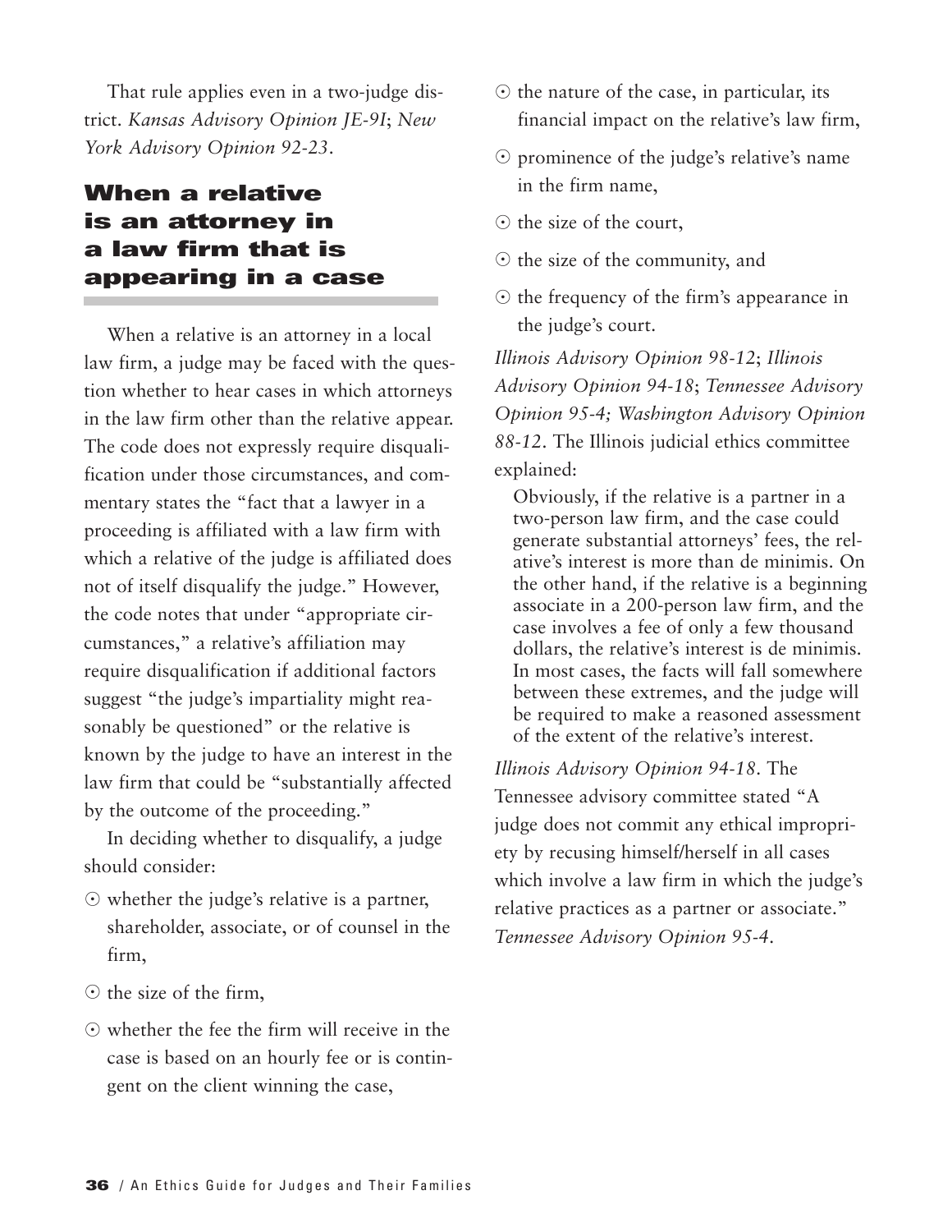That rule applies even in a two-judge district. *Kansas Advisory Opinion JE-9I*; *New York Advisory Opinion 92-23*.

## When a relative is an attorney in a law firm that is appearing in a case

When a relative is an attorney in a local law firm, a judge may be faced with the question whether to hear cases in which attorneys in the law firm other than the relative appear. The code does not expressly require disqualification under those circumstances, and commentary states the "fact that a lawyer in a proceeding is affiliated with a law firm with which a relative of the judge is affiliated does not of itself disqualify the judge." However, the code notes that under "appropriate circumstances," a relative's affiliation may require disqualification if additional factors suggest "the judge's impartiality might reasonably be questioned" or the relative is known by the judge to have an interest in the law firm that could be "substantially affected by the outcome of the proceeding."

In deciding whether to disqualify, a judge should consider:

- whether the judge's relative is a partner, shareholder, associate, or of counsel in the firm,
- the size of the firm,
- whether the fee the firm will receive in the case is based on an hourly fee or is contingent on the client winning the case,
- the nature of the case, in particular, its financial impact on the relative's law firm,
- prominence of the judge's relative's name in the firm name,
- the size of the court,
- the size of the community, and
- the frequency of the firm's appearance in the judge's court.

*Illinois Advisory Opinion 98-12*; *Illinois Advisory Opinion 94-18*; *Tennessee Advisory Opinion 95-4; Washington Advisory Opinion 88-12*. The Illinois judicial ethics committee explained:

> Obviously, if the relative is a partner in a two-person law firm, and the case could generate substantial attorneys' fees, the relative's interest is more than de minimis. On the other hand, if the relative is a beginning associate in a 200-person law firm, and the case involves a fee of only a few thousand dollars, the relative's interest is de minimis. In most cases, the facts will fall somewhere between these extremes, and the judge will be required to make a reasoned assessment of the extent of the relative's interest.

*Illinois Advisory Opinion 94-18*. The Tennessee advisory committee stated "A judge does not commit any ethical impropriety by recusing himself/herself in all cases which involve a law firm in which the judge's relative practices as a partner or associate." *Tennessee Advisory Opinion 95-4*.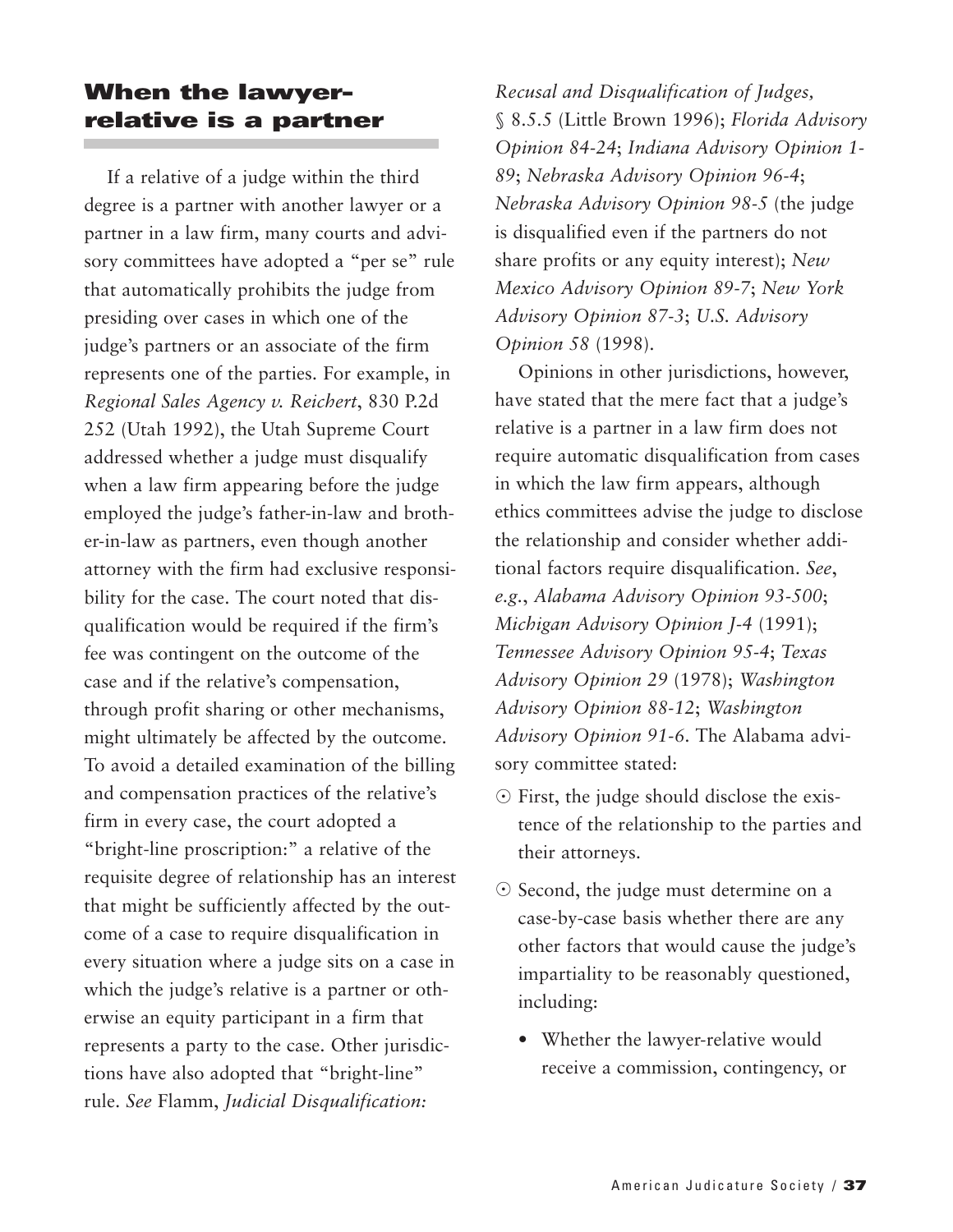## When the lawyer-relative is a partner

If a relative of a judge within the third degree is a partner with another lawyer or a partner in a law firm, many courts and advisory committees have adopted a "per se" rule that automatically prohibits the judge from presiding over cases in which one of the judge's partners or an associate of the firm represents one of the parties. For example, in *Regional Sales Agency v. Reichert*, 830 P.2d 252 (Utah 1992), the Utah Supreme Court addressed whether a judge must disqualify when a law firm appearing before the judge employed the judge's father-in-law and brother-in-law as partners, even though another attorney with the firm had exclusive responsibility for the case. The court noted that disqualification would be required if the firm's fee was contingent on the outcome of the case and if the relative's compensation, through profit sharing or other mechanisms, might ultimately be affected by the outcome. To avoid a detailed examination of the billing and compensation practices of the relative's firm in every case, the court adopted a "bright-line proscription:" a relative of the requisite degree of relationship has an interest that might be sufficiently affected by the outcome of a case to require disqualification in every situation where a judge sits on a case in which the judge's relative is a partner or otherwise an equity participant in a firm that represents a party to the case. Other jurisdictions have also adopted that "bright-line" rule. *See* Flamm, *Judicial Disqualification: Recusal and Disqualification of Judges,* § 8.5.5 (Little Brown 1996); *Florida Advisory Opinion 84-24*; *Indiana Advisory Opinion 1-89*; *Nebraska Advisory Opinion 96-4*; *Nebraska Advisory Opinion 98-5* (the judge is disqualified even if the partners do not share profits or any equity interest); *New Mexico Advisory Opinion 89-7*; *New York Advisory Opinion 87-3*; *U.S. Advisory Opinion 58* (1998).

Opinions in other jurisdictions, however, have stated that the mere fact that a judge's relative is a partner in a law firm does not require automatic disqualification from cases in which the law firm appears, although ethics committees advise the judge to disclose the relationship and consider whether additional factors require disqualification. *See*, *e.g.*, *Alabama Advisory Opinion 93-500*; *Michigan Advisory Opinion J-4* (1991); *Tennessee Advisory Opinion 95-4*; *Texas Advisory Opinion 29* (1978); *Washington Advisory Opinion 88-12*; *Washington Advisory Opinion 91-6*. The Alabama advisory committee stated:

- First, the judge should disclose the existence of the relationship to the parties and their attorneys.
- Second, the judge must determine on a case-by-case basis whether there are any other factors that would cause the judge's impartiality to be reasonably questioned, including:
  - Whether the lawyer-relative would receive a commission, contingency, or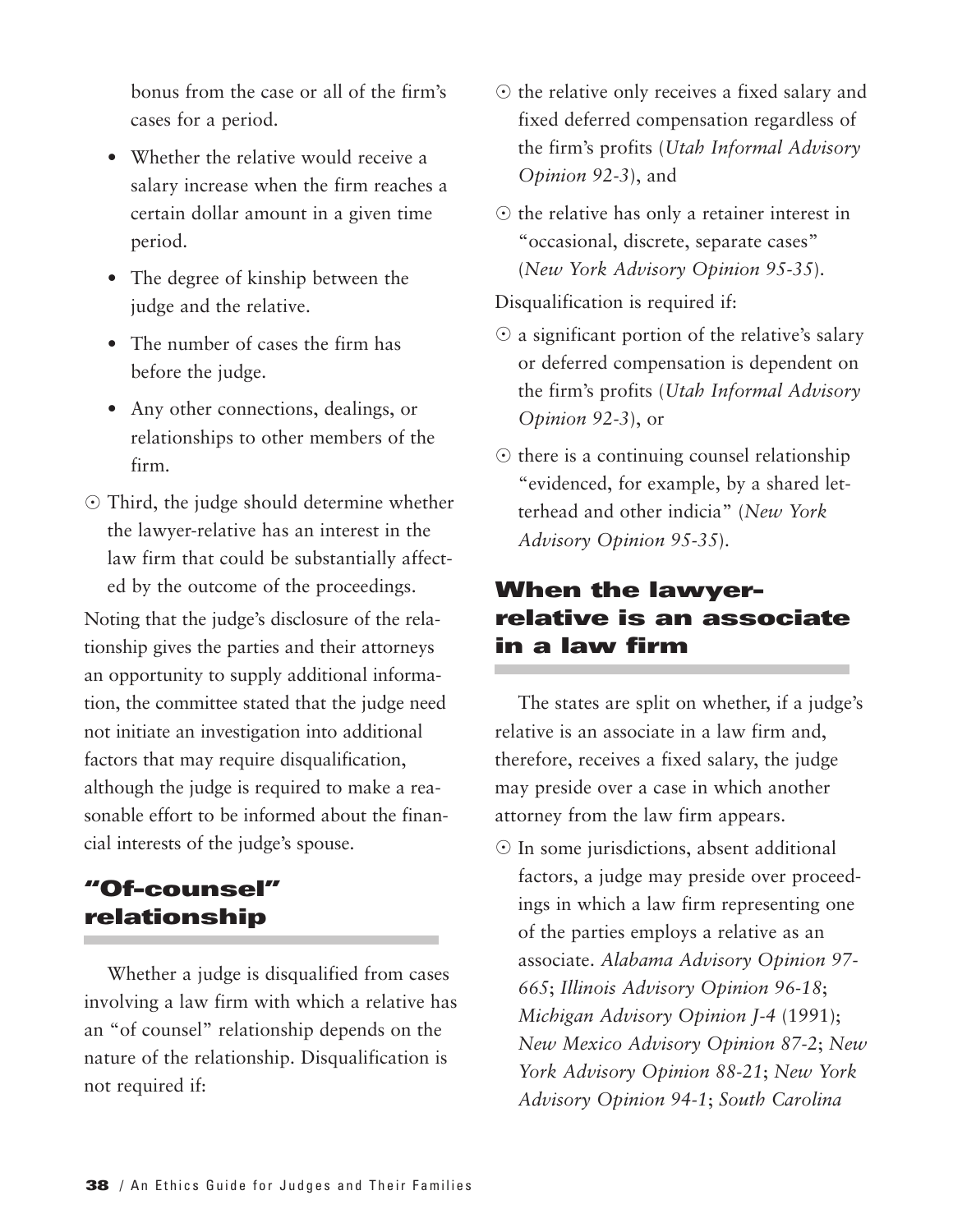bonus from the case or all of the firm's cases for a period.

- Whether the relative would receive a salary increase when the firm reaches a certain dollar amount in a given time period.
- The degree of kinship between the judge and the relative.
- The number of cases the firm has before the judge.
- Any other connections, dealings, or relationships to other members of the firm.

- Third, the judge should determine whether the lawyer-relative has an interest in the law firm that could be substantially affected by the outcome of the proceedings.

Noting that the judge's disclosure of the relationship gives the parties and their attorneys an opportunity to supply additional information, the committee stated that the judge need not initiate an investigation into additional factors that may require disqualification, although the judge is required to make a reasonable effort to be informed about the financial interests of the judge's spouse.

## "Of-counsel" relationship

Whether a judge is disqualified from cases involving a law firm with which a relative has an "of counsel" relationship depends on the nature of the relationship. Disqualification is not required if:

- the relative only receives a fixed salary and fixed deferred compensation regardless of the firm's profits (*Utah Informal Advisory Opinion 92-3*), and
- the relative has only a retainer interest in "occasional, discrete, separate cases" (*New York Advisory Opinion 95-35*).

Disqualification is required if:

- a significant portion of the relative's salary or deferred compensation is dependent on the firm's profits (*Utah Informal Advisory Opinion 92-3*), or
- there is a continuing counsel relationship "evidenced, for example, by a shared letterhead and other indicia" (*New York Advisory Opinion 95-35*).

## When the lawyer-relative is an associate in a law firm

The states are split on whether, if a judge's relative is an associate in a law firm and, therefore, receives a fixed salary, the judge may preside over a case in which another attorney from the law firm appears.

- In some jurisdictions, absent additional factors, a judge may preside over proceedings in which a law firm representing one of the parties employs a relative as an associate. *Alabama Advisory Opinion 97-665*; *Illinois Advisory Opinion 96-18*; *Michigan Advisory Opinion J-4* (1991); *New Mexico Advisory Opinion 87-2*; *New York Advisory Opinion 88-21*; *New York Advisory Opinion 94-1*; *South Carolina*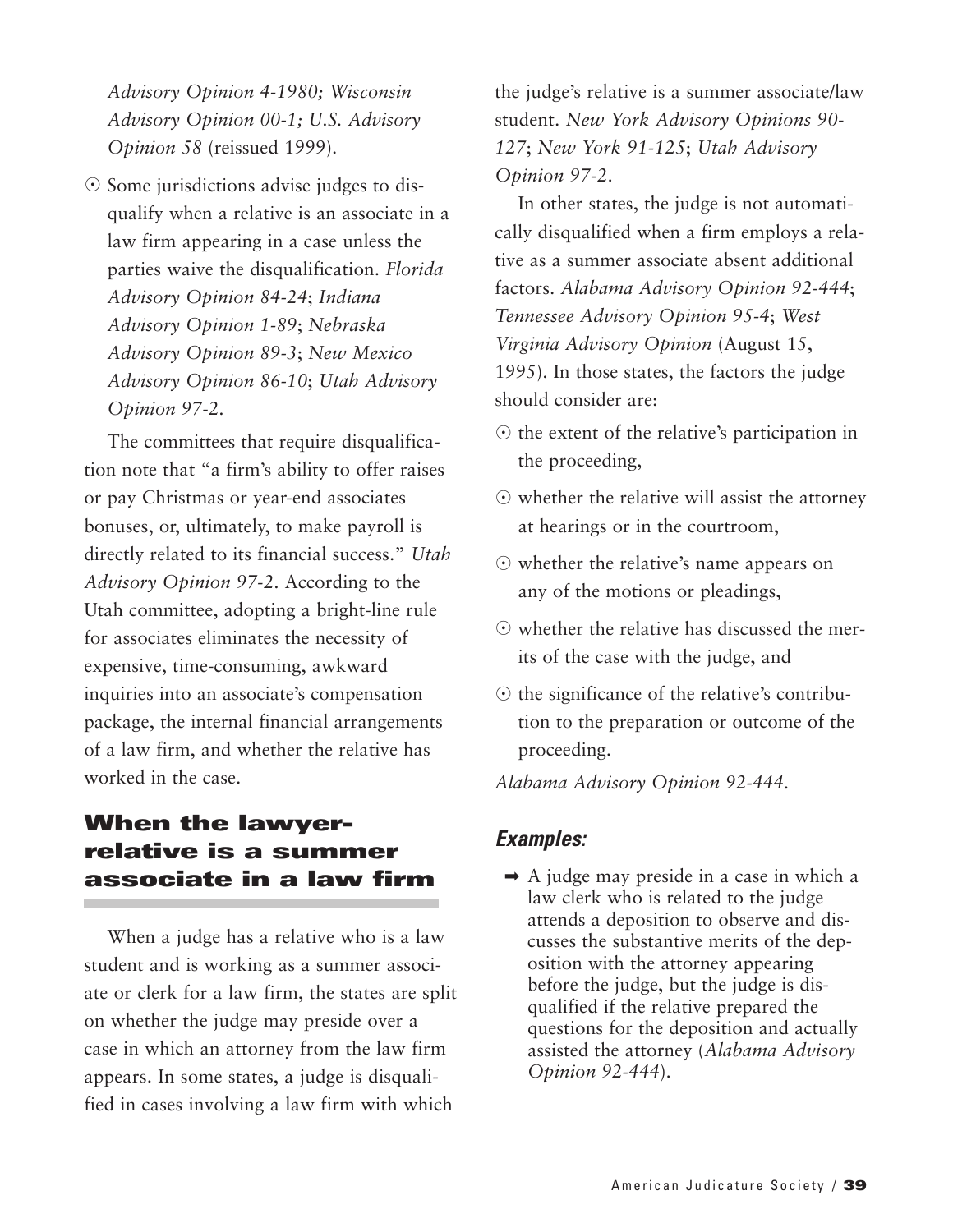*Advisory Opinion 4-1980; Wisconsin Advisory Opinion 00-1; U.S. Advisory Opinion 58* (reissued 1999).

- Some jurisdictions advise judges to disqualify when a relative is an associate in a law firm appearing in a case unless the parties waive the disqualification. *Florida Advisory Opinion 84-24*; *Indiana Advisory Opinion 1-89*; *Nebraska Advisory Opinion 89-3*; *New Mexico Advisory Opinion 86-10*; *Utah Advisory Opinion 97-2*.

The committees that require disqualification note that "a firm's ability to offer raises or pay Christmas or year-end associates bonuses, or, ultimately, to make payroll is directly related to its financial success." *Utah Advisory Opinion 97-2*. According to the Utah committee, adopting a bright-line rule for associates eliminates the necessity of expensive, time-consuming, awkward inquiries into an associate's compensation package, the internal financial arrangements of a law firm, and whether the relative has worked in the case.

## When the lawyer-relative is a summer associate in a law firm

When a judge has a relative who is a law student and is working as a summer associate or clerk for a law firm, the states are split on whether the judge may preside over a case in which an attorney from the law firm appears. In some states, a judge is disqualified in cases involving a law firm with which the judge's relative is a summer associate/law student. *New York Advisory Opinions 90-127*; *New York 91-125*; *Utah Advisory Opinion 97-2*.

In other states, the judge is not automatically disqualified when a firm employs a relative as a summer associate absent additional factors. *Alabama Advisory Opinion 92-444*; *Tennessee Advisory Opinion 95-4*; *West Virginia Advisory Opinion* (August 15, 1995). In those states, the factors the judge should consider are:

- the extent of the relative's participation in the proceeding,
- whether the relative will assist the attorney at hearings or in the courtroom,
- whether the relative's name appears on any of the motions or pleadings,
- whether the relative has discussed the merits of the case with the judge, and
- the significance of the relative's contribution to the preparation or outcome of the proceeding.

*Alabama Advisory Opinion 92-444*.

### *Examples:*

- ➡ A judge may preside in a case in which a law clerk who is related to the judge attends a deposition to observe and discusses the substantive merits of the deposition with the attorney appearing before the judge, but the judge is disqualified if the relative prepared the questions for the deposition and actually assisted the attorney (*Alabama Advisory Opinion 92-444*).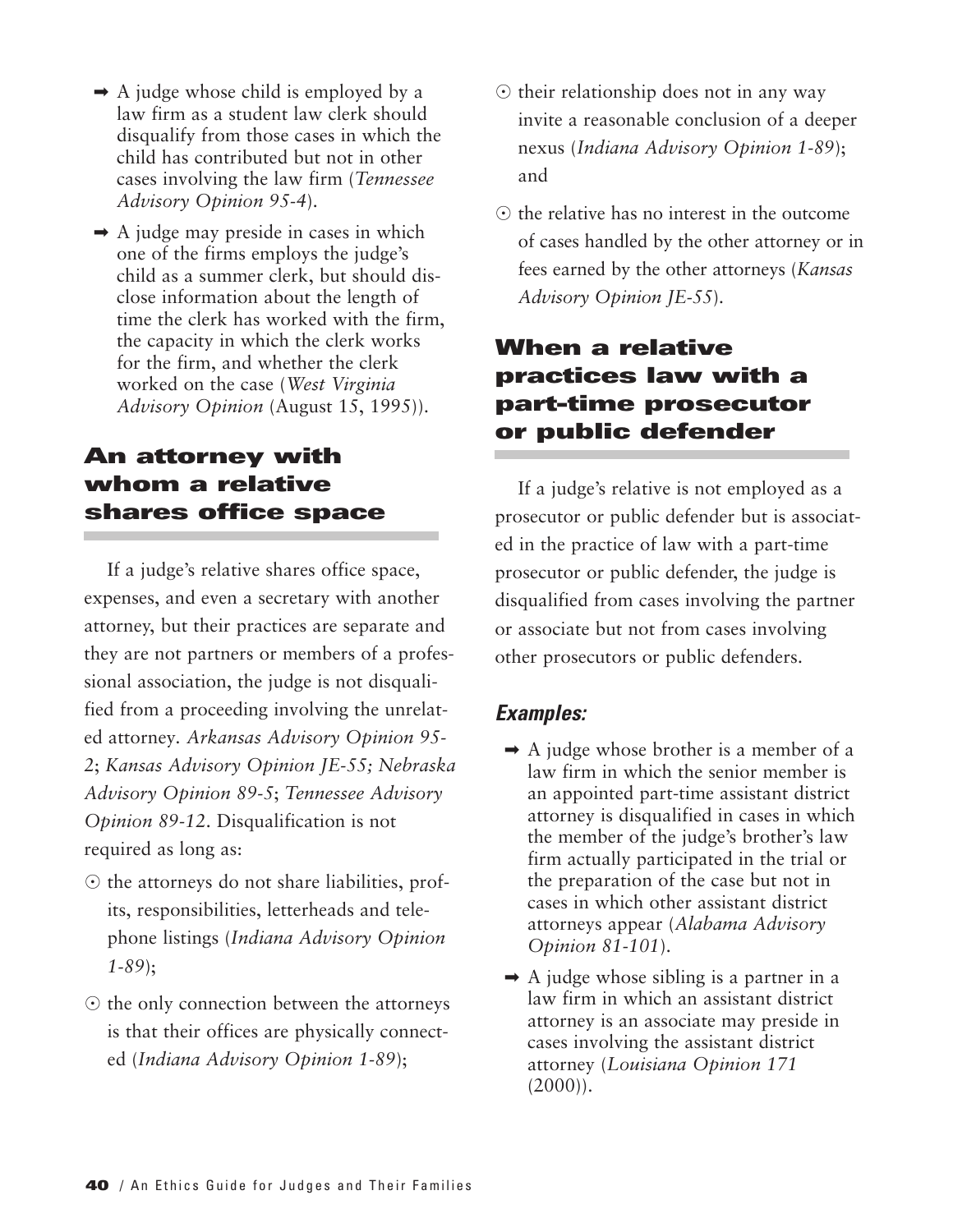- A judge whose child is employed by a law firm as a student law clerk should disqualify from those cases in which the child has contributed but not in other cases involving the law firm (*Tennessee Advisory Opinion 95-4*).
- A judge may preside in cases in which one of the firms employs the judge's child as a summer clerk, but should disclose information about the length of time the clerk has worked with the firm, the capacity in which the clerk works for the firm, and whether the clerk worked on the case (*West Virginia Advisory Opinion* (August 15, 1995)).

## An attorney with whom a relative shares office space

If a judge's relative shares office space, expenses, and even a secretary with another attorney, but their practices are separate and they are not partners or members of a professional association, the judge is not disqualified from a proceeding involving the unrelated attorney. *Arkansas Advisory Opinion 95-2*; *Kansas Advisory Opinion JE-55; Nebraska Advisory Opinion 89-5*; *Tennessee Advisory Opinion 89-12*. Disqualification is not required as long as:

- the attorneys do not share liabilities, profits, responsibilities, letterheads and telephone listings (*Indiana Advisory Opinion 1-89*);
- the only connection between the attorneys is that their offices are physically connected (*Indiana Advisory Opinion 1-89*);
- their relationship does not in any way invite a reasonable conclusion of a deeper nexus (*Indiana Advisory Opinion 1-89*); and
- the relative has no interest in the outcome of cases handled by the other attorney or in fees earned by the other attorneys (*Kansas Advisory Opinion JE-55*).

## When a relative practices law with a part-time prosecutor or public defender

If a judge's relative is not employed as a prosecutor or public defender but is associated in the practice of law with a part-time prosecutor or public defender, the judge is disqualified from cases involving the partner or associate but not from cases involving other prosecutors or public defenders.

### *Examples:*

- A judge whose brother is a member of a law firm in which the senior member is an appointed part-time assistant district attorney is disqualified in cases in which the member of the judge's brother's law firm actually participated in the trial or the preparation of the case but not in cases in which other assistant district attorneys appear (*Alabama Advisory Opinion 81-101*).
- A judge whose sibling is a partner in a law firm in which an assistant district attorney is an associate may preside in cases involving the assistant district attorney (*Louisiana Opinion 171* (2000)).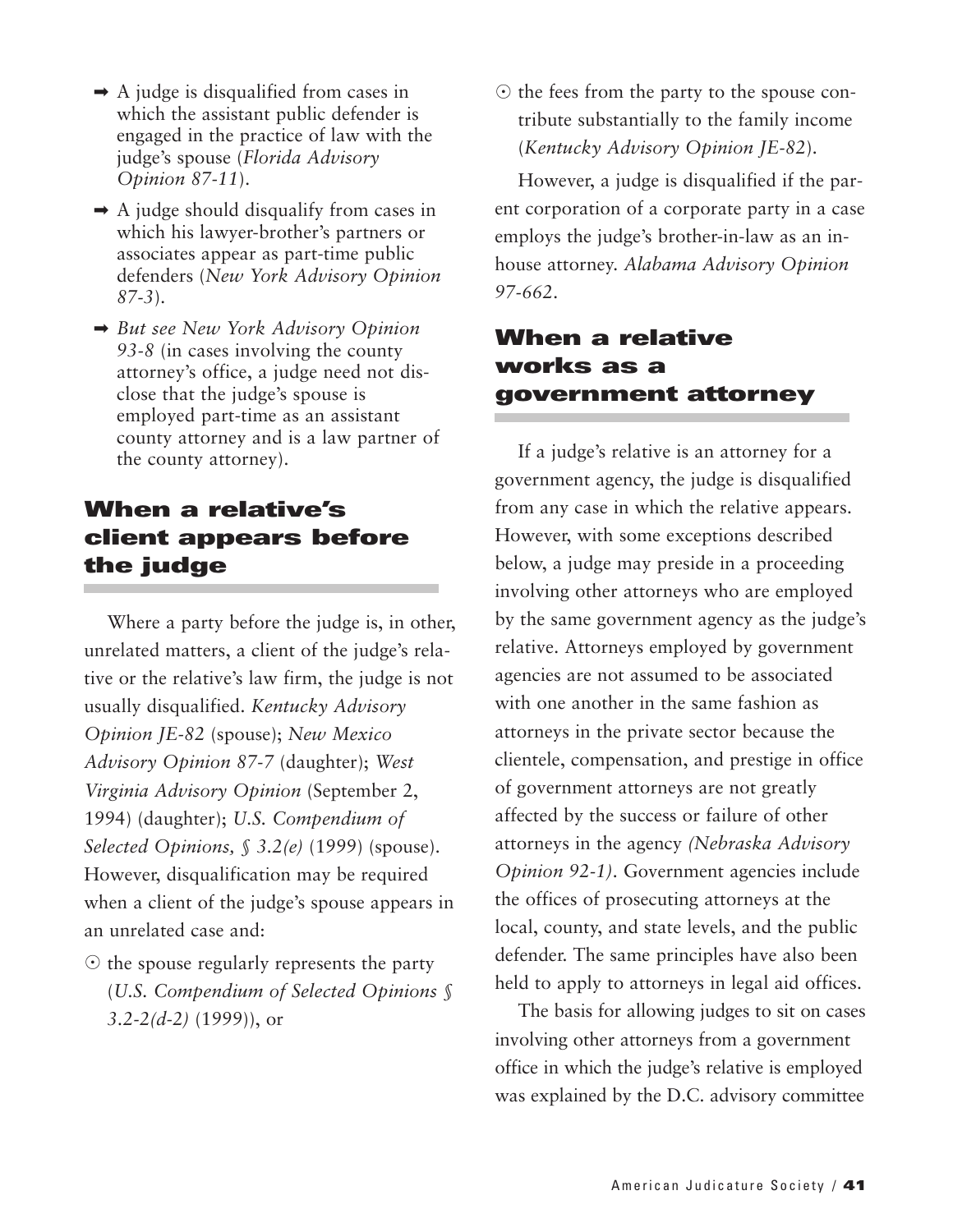- A judge is disqualified from cases in which the assistant public defender is engaged in the practice of law with the judge's spouse (*Florida Advisory Opinion 87-11*).
- A judge should disqualify from cases in which his lawyer-brother's partners or associates appear as part-time public defenders (*New York Advisory Opinion 87-3*).
- *But see New York Advisory Opinion 93-8* (in cases involving the county attorney's office, a judge need not disclose that the judge's spouse is employed part-time as an assistant county attorney and is a law partner of the county attorney).

## When a relative's client appears before the judge

Where a party before the judge is, in other, unrelated matters, a client of the judge's relative or the relative's law firm, the judge is not usually disqualified. *Kentucky Advisory Opinion JE-82* (spouse); *New Mexico Advisory Opinion 87-7* (daughter); *West Virginia Advisory Opinion* (September 2, 1994) (daughter); *U.S. Compendium of Selected Opinions, § 3.2(e)* (1999) (spouse). However, disqualification may be required when a client of the judge's spouse appears in an unrelated case and:

- the spouse regularly represents the party (*U.S. Compendium of Selected Opinions § 3.2-2(d-2)* (1999)), or
- the fees from the party to the spouse contribute substantially to the family income (*Kentucky Advisory Opinion JE-82*).

However, a judge is disqualified if the parent corporation of a corporate party in a case employs the judge's brother-in-law as an in-house attorney. *Alabama Advisory Opinion 97-662*.

## When a relative works as a government attorney

If a judge's relative is an attorney for a government agency, the judge is disqualified from any case in which the relative appears. However, with some exceptions described below, a judge may preside in a proceeding involving other attorneys who are employed by the same government agency as the judge's relative. Attorneys employed by government agencies are not assumed to be associated with one another in the same fashion as attorneys in the private sector because the clientele, compensation, and prestige in office of government attorneys are not greatly affected by the success or failure of other attorneys in the agency *(Nebraska Advisory Opinion 92-1)*. Government agencies include the offices of prosecuting attorneys at the local, county, and state levels, and the public defender. The same principles have also been held to apply to attorneys in legal aid offices.

The basis for allowing judges to sit on cases involving other attorneys from a government office in which the judge's relative is employed was explained by the D.C. advisory committee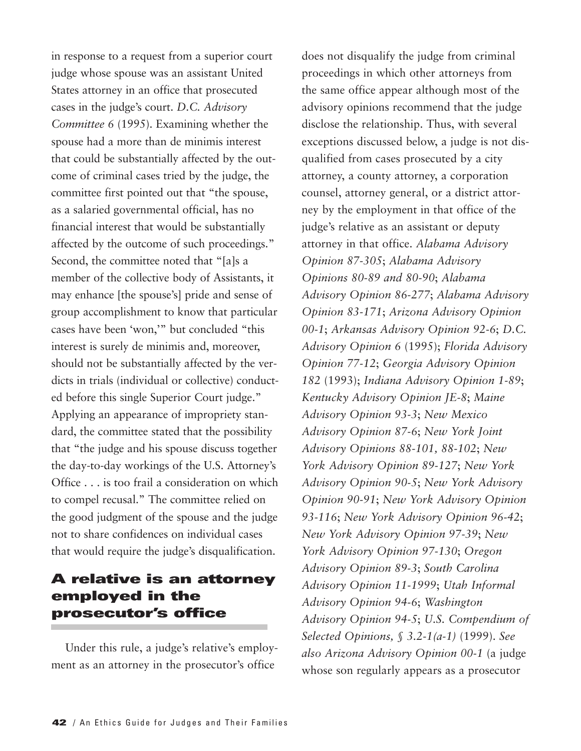in response to a request from a superior court judge whose spouse was an assistant United States attorney in an office that prosecuted cases in the judge's court. *D.C. Advisory Committee 6* (1995). Examining whether the spouse had a more than de minimis interest that could be substantially affected by the outcome of criminal cases tried by the judge, the committee first pointed out that "the spouse, as a salaried governmental official, has no financial interest that would be substantially affected by the outcome of such proceedings." Second, the committee noted that "[a]s a member of the collective body of Assistants, it may enhance [the spouse's] pride and sense of group accomplishment to know that particular cases have been 'won,'" but concluded "this interest is surely de minimis and, moreover, should not be substantially affected by the verdicts in trials (individual or collective) conducted before this single Superior Court judge." Applying an appearance of impropriety standard, the committee stated that the possibility that "the judge and his spouse discuss together the day-to-day workings of the U.S. Attorney's Office . . . is too frail a consideration on which to compel recusal." The committee relied on the good judgment of the spouse and the judge not to share confidences on individual cases that would require the judge's disqualification.

## A relative is an attorney employed in the prosecutor's office

Under this rule, a judge's relative's employment as an attorney in the prosecutor's office does not disqualify the judge from criminal proceedings in which other attorneys from the same office appear although most of the advisory opinions recommend that the judge disclose the relationship. Thus, with several exceptions discussed below, a judge is not disqualified from cases prosecuted by a city attorney, a county attorney, a corporation counsel, attorney general, or a district attorney by the employment in that office of the judge's relative as an assistant or deputy attorney in that office. *Alabama Advisory Opinion 87-305*; *Alabama Advisory Opinions 80-89 and 80-90*; *Alabama Advisory Opinion 86-277*; *Alabama Advisory Opinion 83-171*; *Arizona Advisory Opinion 00-1*; *Arkansas Advisory Opinion 92-6*; *D.C. Advisory Opinion 6* (1995); *Florida Advisory Opinion 77-12*; *Georgia Advisory Opinion 182* (1993); *Indiana Advisory Opinion 1-89*; *Kentucky Advisory Opinion JE-8*; *Maine Advisory Opinion 93-3*; *New Mexico Advisory Opinion 87-6*; *New York Joint Advisory Opinions 88-101, 88-102*; *New York Advisory Opinion 89-127*; *New York Advisory Opinion 90-5*; *New York Advisory Opinion 90-91*; *New York Advisory Opinion 93-116*; *New York Advisory Opinion 96-42*; *New York Advisory Opinion 97-39*; *New York Advisory Opinion 97-130*; *Oregon Advisory Opinion 89-3*; *South Carolina Advisory Opinion 11-1999*; *Utah Informal Advisory Opinion 94-6*; *Washington Advisory Opinion 94-5*; *U.S. Compendium of Selected Opinions, § 3.2-1(a-1)* (1999). *See also Arizona Advisory Opinion 00-1* (a judge whose son regularly appears as a prosecutor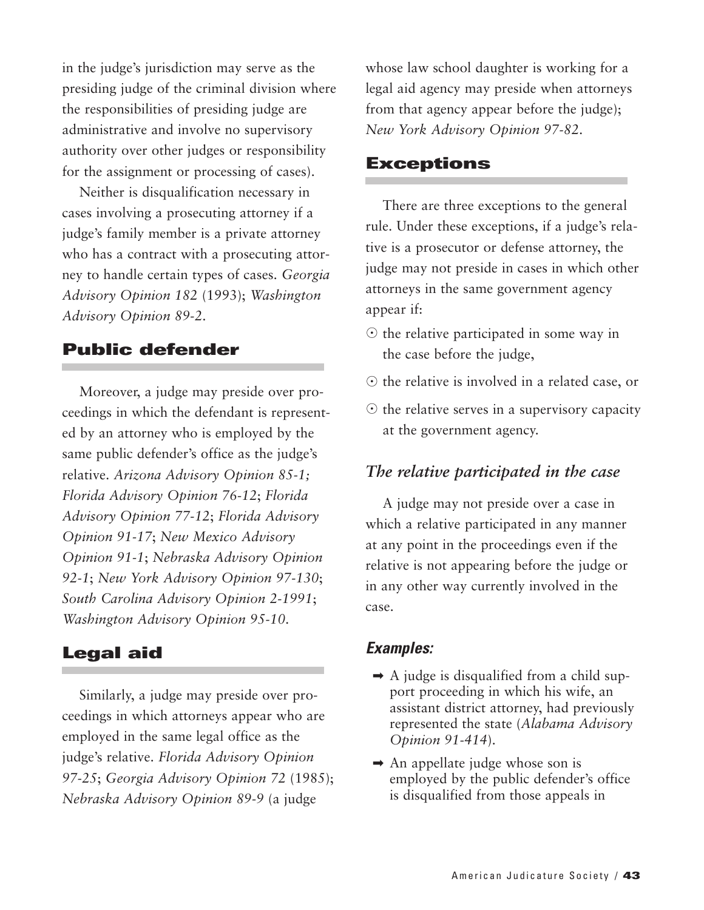in the judge's jurisdiction may serve as the presiding judge of the criminal division where the responsibilities of presiding judge are administrative and involve no supervisory authority over other judges or responsibility for the assignment or processing of cases).

Neither is disqualification necessary in cases involving a prosecuting attorney if a judge's family member is a private attorney who has a contract with a prosecuting attorney to handle certain types of cases. *Georgia Advisory Opinion 182* (1993); *Washington Advisory Opinion 89-2*.

## Public defender

Moreover, a judge may preside over proceedings in which the defendant is represented by an attorney who is employed by the same public defender's office as the judge's relative. *Arizona Advisory Opinion 85-1; Florida Advisory Opinion 76-12*; *Florida Advisory Opinion 77-12*; *Florida Advisory Opinion 91-17*; *New Mexico Advisory Opinion 91-1*; *Nebraska Advisory Opinion 92-1*; *New York Advisory Opinion 97-130*; *South Carolina Advisory Opinion 2-1991*; *Washington Advisory Opinion 95-10*.

## Legal aid

Similarly, a judge may preside over proceedings in which attorneys appear who are employed in the same legal office as the judge's relative. *Florida Advisory Opinion 97-25*; *Georgia Advisory Opinion 72* (1985); *Nebraska Advisory Opinion 89-9* (a judge whose law school daughter is working for a legal aid agency may preside when attorneys from that agency appear before the judge); *New York Advisory Opinion 97-82*.

## Exceptions

There are three exceptions to the general rule. Under these exceptions, if a judge's relative is a prosecutor or defense attorney, the judge may not preside in cases in which other attorneys in the same government agency appear if:

- the relative participated in some way in the case before the judge,
- the relative is involved in a related case, or
- the relative serves in a supervisory capacity at the government agency.

### *The relative participated in the case*

A judge may not preside over a case in which a relative participated in any manner at any point in the proceedings even if the relative is not appearing before the judge or in any other way currently involved in the case.

#### *Examples:*

- ➡ A judge is disqualified from a child support proceeding in which his wife, an assistant district attorney, had previously represented the state (*Alabama Advisory Opinion 91-414*).
- ➡ An appellate judge whose son is employed by the public defender's office is disqualified from those appeals in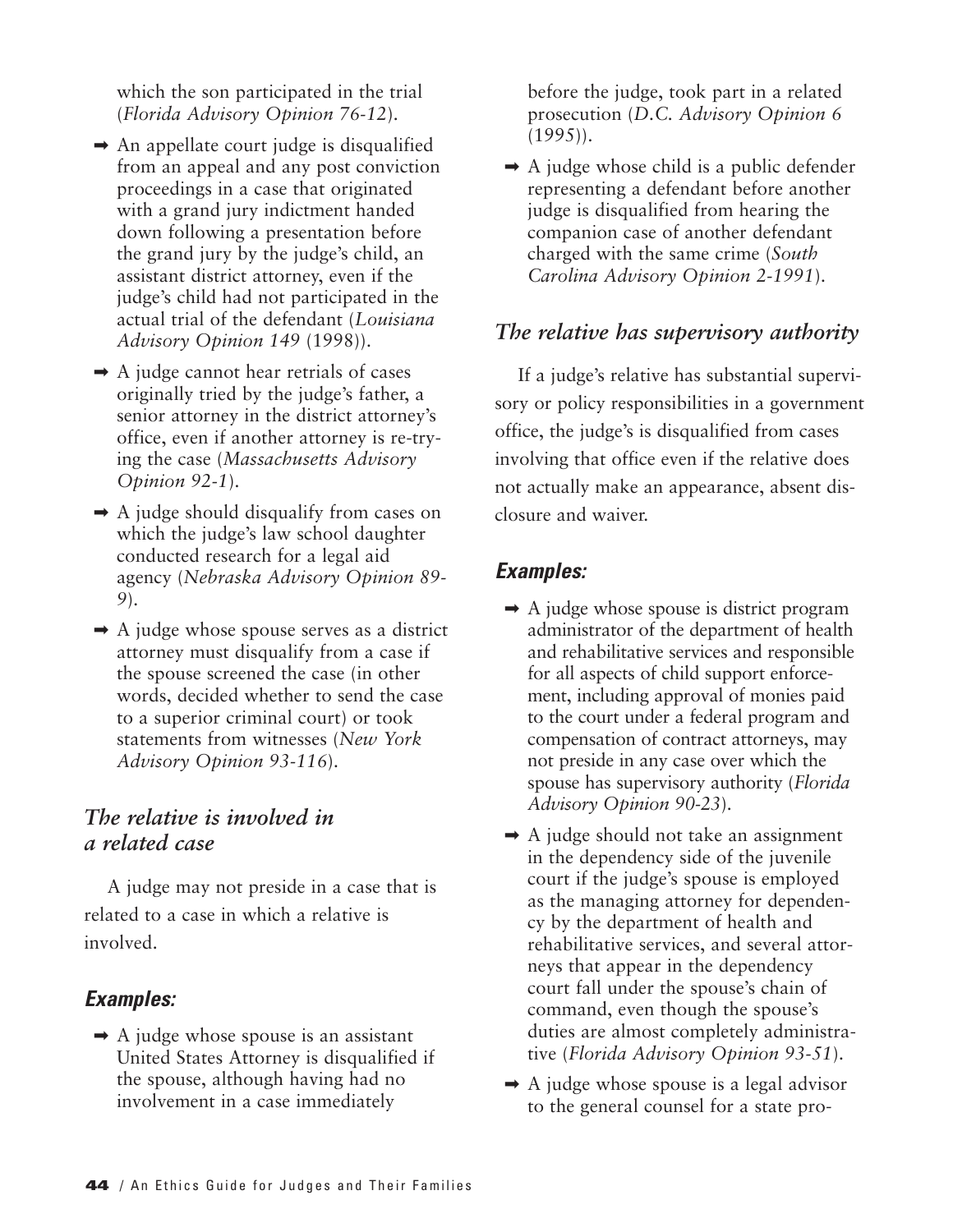which the son participated in the trial (*Florida Advisory Opinion 76-12*).

- An appellate court judge is disqualified from an appeal and any post conviction proceedings in a case that originated with a grand jury indictment handed down following a presentation before the grand jury by the judge's child, an assistant district attorney, even if the judge's child had not participated in the actual trial of the defendant (*Louisiana Advisory Opinion 149* (1998)).
- A judge cannot hear retrials of cases originally tried by the judge's father, a senior attorney in the district attorney's office, even if another attorney is re-trying the case (*Massachusetts Advisory Opinion 92-1*).
- A judge should disqualify from cases on which the judge's law school daughter conducted research for a legal aid agency (*Nebraska Advisory Opinion 89-9*).
- A judge whose spouse serves as a district attorney must disqualify from a case if the spouse screened the case (in other words, decided whether to send the case to a superior criminal court) or took statements from witnesses (*New York Advisory Opinion 93-116*).

## *The relative is involved in a related case*

A judge may not preside in a case that is related to a case in which a relative is involved.

### *Examples:*

- A judge whose spouse is an assistant United States Attorney is disqualified if the spouse, although having had no involvement in a case immediately before the judge, took part in a related prosecution (*D.C. Advisory Opinion 6* (1995)).
- A judge whose child is a public defender representing a defendant before another judge is disqualified from hearing the companion case of another defendant charged with the same crime (*South Carolina Advisory Opinion 2-1991*).

## *The relative has supervisory authority*

If a judge's relative has substantial supervisory or policy responsibilities in a government office, the judge's is disqualified from cases involving that office even if the relative does not actually make an appearance, absent disclosure and waiver.

### *Examples:*

- A judge whose spouse is district program administrator of the department of health and rehabilitative services and responsible for all aspects of child support enforcement, including approval of monies paid to the court under a federal program and compensation of contract attorneys, may not preside in any case over which the spouse has supervisory authority (*Florida Advisory Opinion 90-23*).
- A judge should not take an assignment in the dependency side of the juvenile court if the judge's spouse is employed as the managing attorney for dependency by the department of health and rehabilitative services, and several attorneys that appear in the dependency court fall under the spouse's chain of command, even though the spouse's duties are almost completely administrative (*Florida Advisory Opinion 93-51*).
- A judge whose spouse is a legal advisor to the general counsel for a state pro-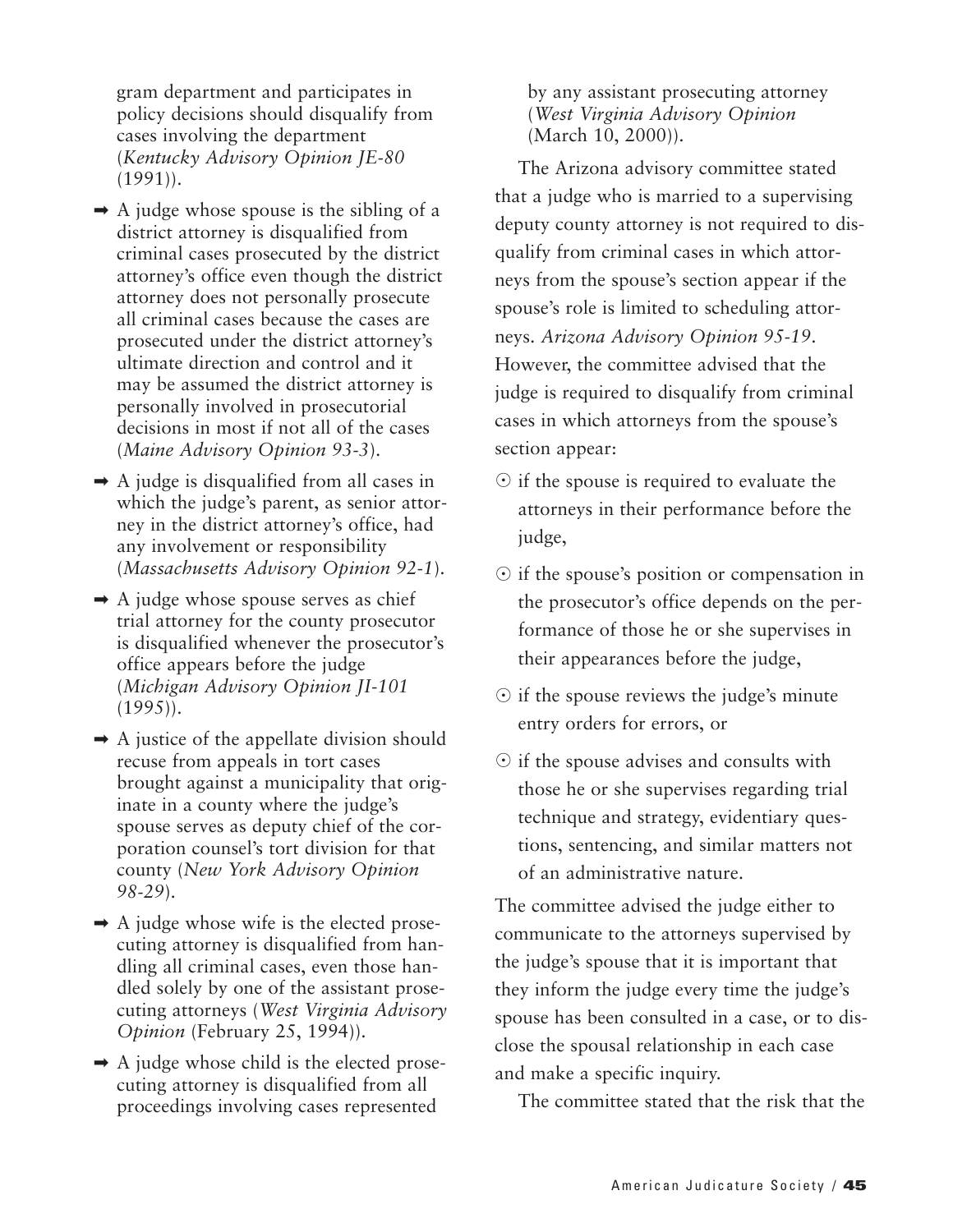gram department and participates in policy decisions should disqualify from cases involving the department (*Kentucky Advisory Opinion JE-80* (1991)).

- ➡ A judge whose spouse is the sibling of a district attorney is disqualified from criminal cases prosecuted by the district attorney's office even though the district attorney does not personally prosecute all criminal cases because the cases are prosecuted under the district attorney's ultimate direction and control and it may be assumed the district attorney is personally involved in prosecutorial decisions in most if not all of the cases (*Maine Advisory Opinion 93-3*).
- ➡ A judge is disqualified from all cases in which the judge's parent, as senior attorney in the district attorney's office, had any involvement or responsibility (*Massachusetts Advisory Opinion 92-1*).
- ➡ A judge whose spouse serves as chief trial attorney for the county prosecutor is disqualified whenever the prosecutor's office appears before the judge (*Michigan Advisory Opinion JI-101* (1995)).
- ➡ A justice of the appellate division should recuse from appeals in tort cases brought against a municipality that originate in a county where the judge's spouse serves as deputy chief of the corporation counsel's tort division for that county (*New York Advisory Opinion 98-29*).
- ➡ A judge whose wife is the elected prosecuting attorney is disqualified from handling all criminal cases, even those handled solely by one of the assistant prosecuting attorneys (*West Virginia Advisory Opinion* (February 25, 1994)).
- ➡ A judge whose child is the elected prosecuting attorney is disqualified from all proceedings involving cases represented by any assistant prosecuting attorney (*West Virginia Advisory Opinion* (March 10, 2000)).

The Arizona advisory committee stated that a judge who is married to a supervising deputy county attorney is not required to disqualify from criminal cases in which attorneys from the spouse's section appear if the spouse's role is limited to scheduling attorneys. *Arizona Advisory Opinion 95-19*. However, the committee advised that the judge is required to disqualify from criminal cases in which attorneys from the spouse's section appear:

- ⊙ if the spouse is required to evaluate the attorneys in their performance before the judge,
- ⊙ if the spouse's position or compensation in the prosecutor's office depends on the performance of those he or she supervises in their appearances before the judge,
- ⊙ if the spouse reviews the judge's minute entry orders for errors, or
- ⊙ if the spouse advises and consults with those he or she supervises regarding trial technique and strategy, evidentiary questions, sentencing, and similar matters not of an administrative nature.

The committee advised the judge either to communicate to the attorneys supervised by the judge's spouse that it is important that they inform the judge every time the judge's spouse has been consulted in a case, or to disclose the spousal relationship in each case and make a specific inquiry.

The committee stated that the risk that the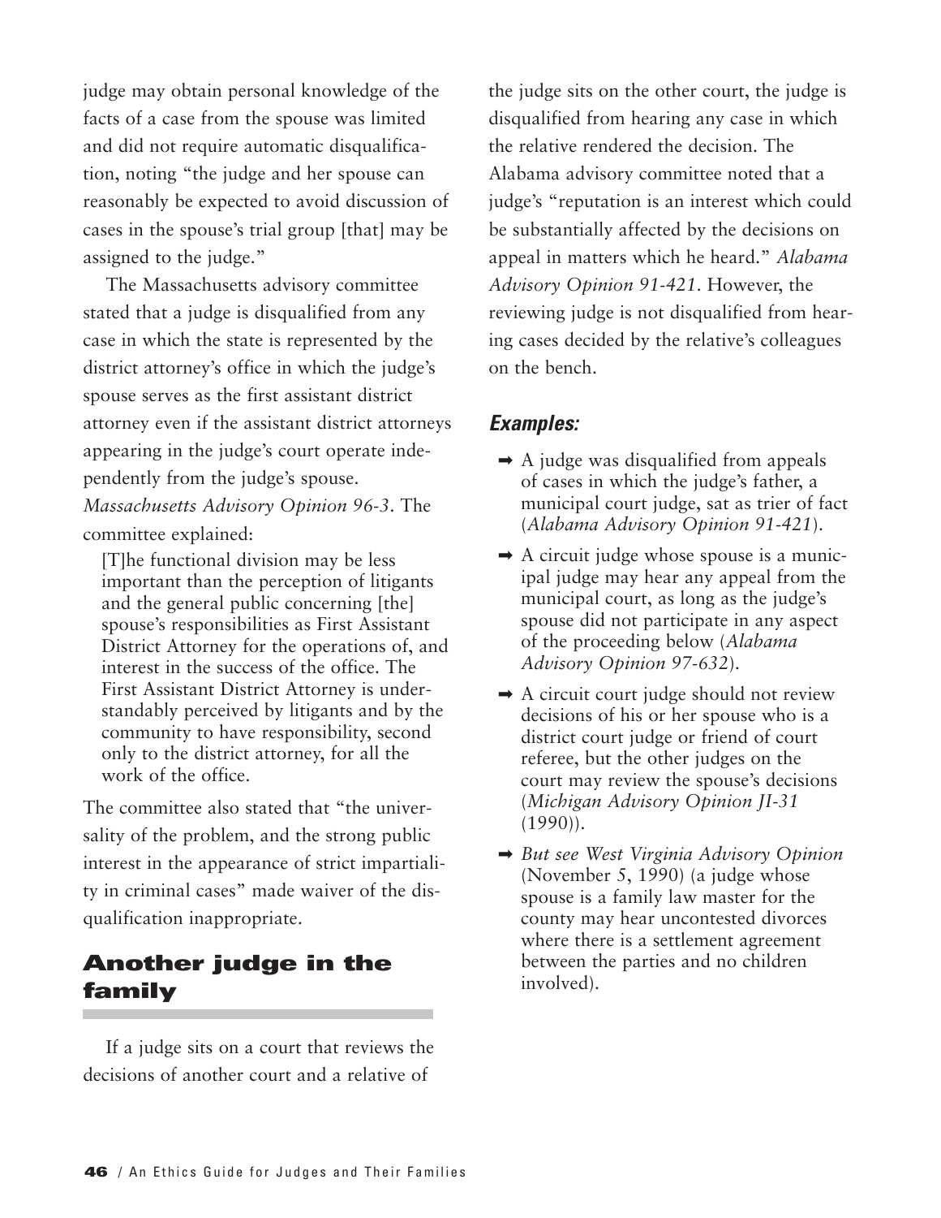judge may obtain personal knowledge of the facts of a case from the spouse was limited and did not require automatic disqualification, noting "the judge and her spouse can reasonably be expected to avoid discussion of cases in the spouse's trial group [that] may be assigned to the judge."

The Massachusetts advisory committee stated that a judge is disqualified from any case in which the state is represented by the district attorney's office in which the judge's spouse serves as the first assistant district attorney even if the assistant district attorneys appearing in the judge's court operate independently from the judge's spouse. *Massachusetts Advisory Opinion 96-3*. The committee explained:

> [T]he functional division may be less important than the perception of litigants and the general public concerning [the] spouse's responsibilities as First Assistant District Attorney for the operations of, and interest in the success of the office. The First Assistant District Attorney is understandably perceived by litigants and by the community to have responsibility, second only to the district attorney, for all the work of the office.

The committee also stated that "the universality of the problem, and the strong public interest in the appearance of strict impartiality in criminal cases" made waiver of the disqualification inappropriate.

## Another judge in the family

If a judge sits on a court that reviews the decisions of another court and a relative of the judge sits on the other court, the judge is disqualified from hearing any case in which the relative rendered the decision. The Alabama advisory committee noted that a judge's "reputation is an interest which could be substantially affected by the decisions on appeal in matters which he heard." *Alabama Advisory Opinion 91-421*. However, the reviewing judge is not disqualified from hearing cases decided by the relative's colleagues on the bench.

### *Examples:*

- ➡ A judge was disqualified from appeals of cases in which the judge's father, a municipal court judge, sat as trier of fact (*Alabama Advisory Opinion 91-421*).
- ➡ A circuit judge whose spouse is a municipal judge may hear any appeal from the municipal court, as long as the judge's spouse did not participate in any aspect of the proceeding below (*Alabama Advisory Opinion 97-632*).
- ➡ A circuit court judge should not review decisions of his or her spouse who is a district court judge or friend of court referee, but the other judges on the court may review the spouse's decisions (*Michigan Advisory Opinion JI-31* (1990)).
- ➡ *But see West Virginia Advisory Opinion* (November 5, 1990) (a judge whose spouse is a family law master for the county may hear uncontested divorces where there is a settlement agreement between the parties and no children involved).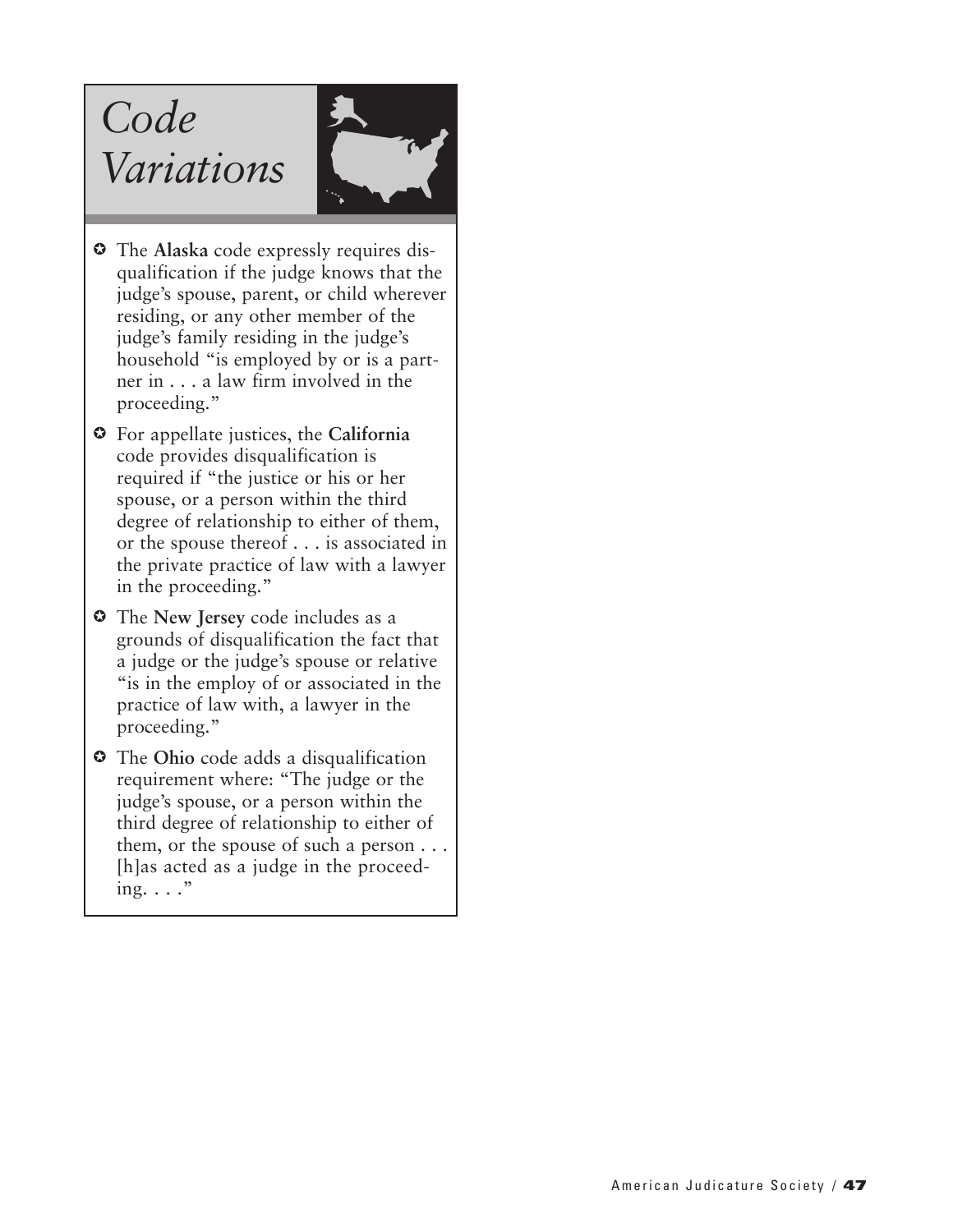# *Code Variations*

- The **Alaska** code expressly requires disqualification if the judge knows that the judge's spouse, parent, or child wherever residing, or any other member of the judge's family residing in the judge's household "is employed by or is a partner in . . . a law firm involved in the proceeding."
- For appellate justices, the **California** code provides disqualification is required if "the justice or his or her spouse, or a person within the third degree of relationship to either of them, or the spouse thereof . . . is associated in the private practice of law with a lawyer in the proceeding."
- The **New Jersey** code includes as a grounds of disqualification the fact that a judge or the judge's spouse or relative "is in the employ of or associated in the practice of law with, a lawyer in the proceeding."
- The **Ohio** code adds a disqualification requirement where: "The judge or the judge's spouse, or a person within the third degree of relationship to either of them, or the spouse of such a person . . . [h]as acted as a judge in the proceeding. . . ."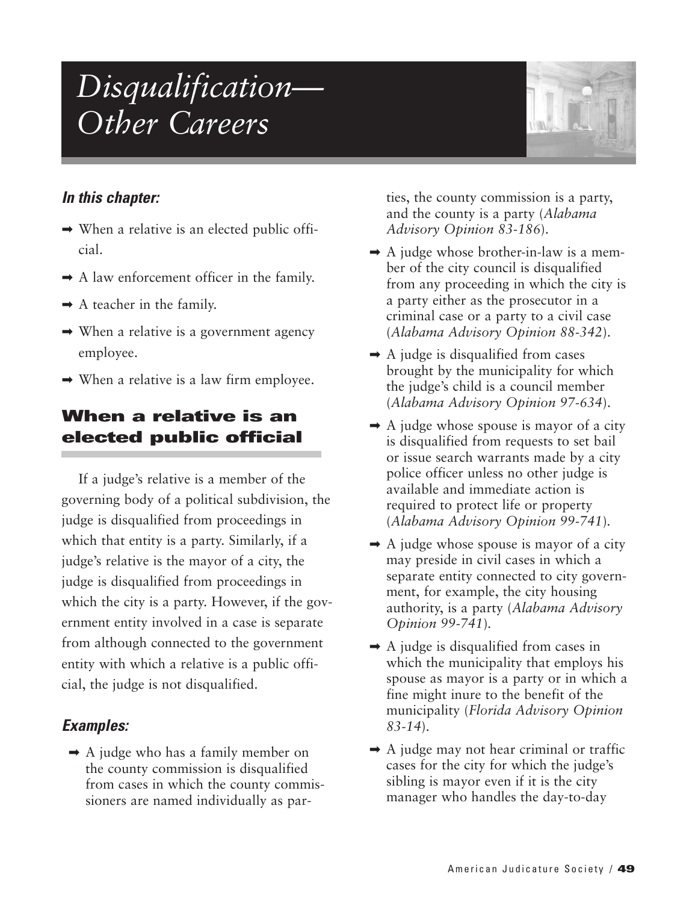# Disqualification—Other Careers

***In this chapter:***

- When a relative is an elected public official.
- A law enforcement officer in the family.
- A teacher in the family.
- When a relative is a government agency employee.
- When a relative is a law firm employee.

## When a relative is an elected public official

If a judge's relative is a member of the governing body of a political subdivision, the judge is disqualified from proceedings in which that entity is a party. Similarly, if a judge's relative is the mayor of a city, the judge is disqualified from proceedings in which the city is a party. However, if the government entity involved in a case is separate from although connected to the government entity with which a relative is a public official, the judge is not disqualified.

***Examples:***

- A judge who has a family member on the county commission is disqualified from cases in which the county commissioners are named individually as parties, the county commission is a party, and the county is a party (*Alabama Advisory Opinion 83-186*).
- A judge whose brother-in-law is a member of the city council is disqualified from any proceeding in which the city is a party either as the prosecutor in a criminal case or a party to a civil case (*Alabama Advisory Opinion 88-342*).
- A judge is disqualified from cases brought by the municipality for which the judge's child is a council member (*Alabama Advisory Opinion 97-634*).
- A judge whose spouse is mayor of a city is disqualified from requests to set bail or issue search warrants made by a city police officer unless no other judge is available and immediate action is required to protect life or property (*Alabama Advisory Opinion 99-741*).
- A judge whose spouse is mayor of a city may preside in civil cases in which a separate entity connected to city government, for example, the city housing authority, is a party (*Alabama Advisory Opinion 99-741*).
- A judge is disqualified from cases in which the municipality that employs his spouse as mayor is a party or in which a fine might inure to the benefit of the municipality (*Florida Advisory Opinion 83-14*).
- A judge may not hear criminal or traffic cases for the city for which the judge's sibling is mayor even if it is the city manager who handles the day-to-day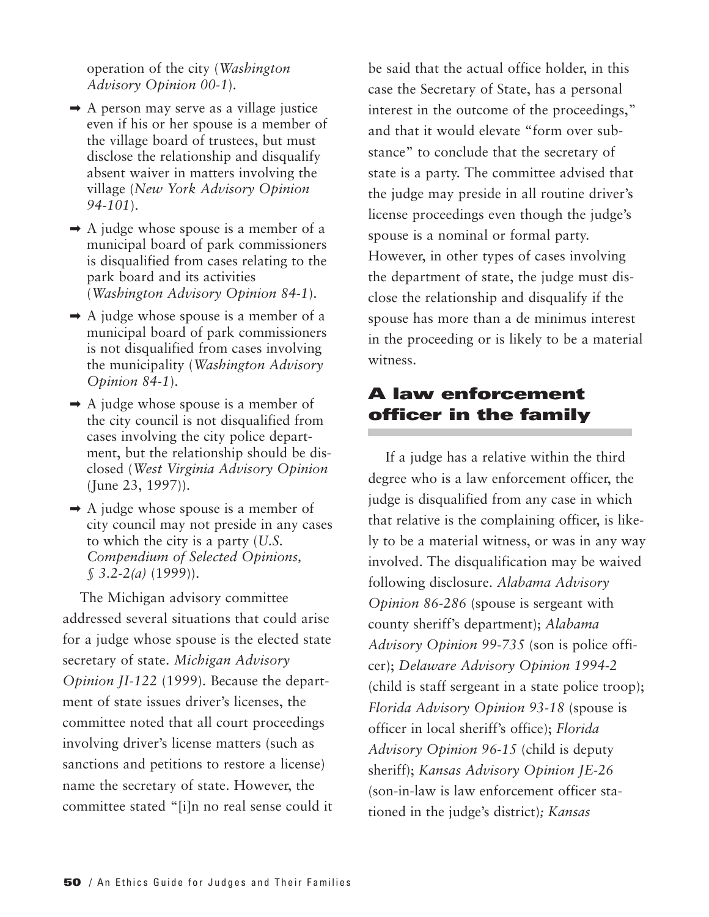operation of the city (*Washington Advisory Opinion 00-1*).

- A person may serve as a village justice even if his or her spouse is a member of the village board of trustees, but must disclose the relationship and disqualify absent waiver in matters involving the village (*New York Advisory Opinion 94-101*).
- A judge whose spouse is a member of a municipal board of park commissioners is disqualified from cases relating to the park board and its activities (*Washington Advisory Opinion 84-1*).
- A judge whose spouse is a member of a municipal board of park commissioners is not disqualified from cases involving the municipality (*Washington Advisory Opinion 84-1*).
- A judge whose spouse is a member of the city council is not disqualified from cases involving the city police department, but the relationship should be disclosed (*West Virginia Advisory Opinion* (June 23, 1997)).
- A judge whose spouse is a member of city council may not preside in any cases to which the city is a party (*U.S. Compendium of Selected Opinions, § 3.2-2(a)* (1999)).

The Michigan advisory committee addressed several situations that could arise for a judge whose spouse is the elected state secretary of state. *Michigan Advisory Opinion JI-122* (1999). Because the department of state issues driver's licenses, the committee noted that all court proceedings involving driver's license matters (such as sanctions and petitions to restore a license) name the secretary of state. However, the committee stated "[i]n no real sense could it be said that the actual office holder, in this case the Secretary of State, has a personal interest in the outcome of the proceedings," and that it would elevate "form over substance" to conclude that the secretary of state is a party. The committee advised that the judge may preside in all routine driver's license proceedings even though the judge's spouse is a nominal or formal party. However, in other types of cases involving the department of state, the judge must disclose the relationship and disqualify if the spouse has more than a de minimus interest in the proceeding or is likely to be a material witness.

## A law enforcement officer in the family

If a judge has a relative within the third degree who is a law enforcement officer, the judge is disqualified from any case in which that relative is the complaining officer, is likely to be a material witness, or was in any way involved. The disqualification may be waived following disclosure. *Alabama Advisory Opinion 86-286* (spouse is sergeant with county sheriff's department); *Alabama Advisory Opinion 99-735* (son is police officer); *Delaware Advisory Opinion 1994-2* (child is staff sergeant in a state police troop); *Florida Advisory Opinion 93-18* (spouse is officer in local sheriff's office); *Florida Advisory Opinion 96-15* (child is deputy sheriff); *Kansas Advisory Opinion JE-26* (son-in-law is law enforcement officer stationed in the judge's district); *Kansas*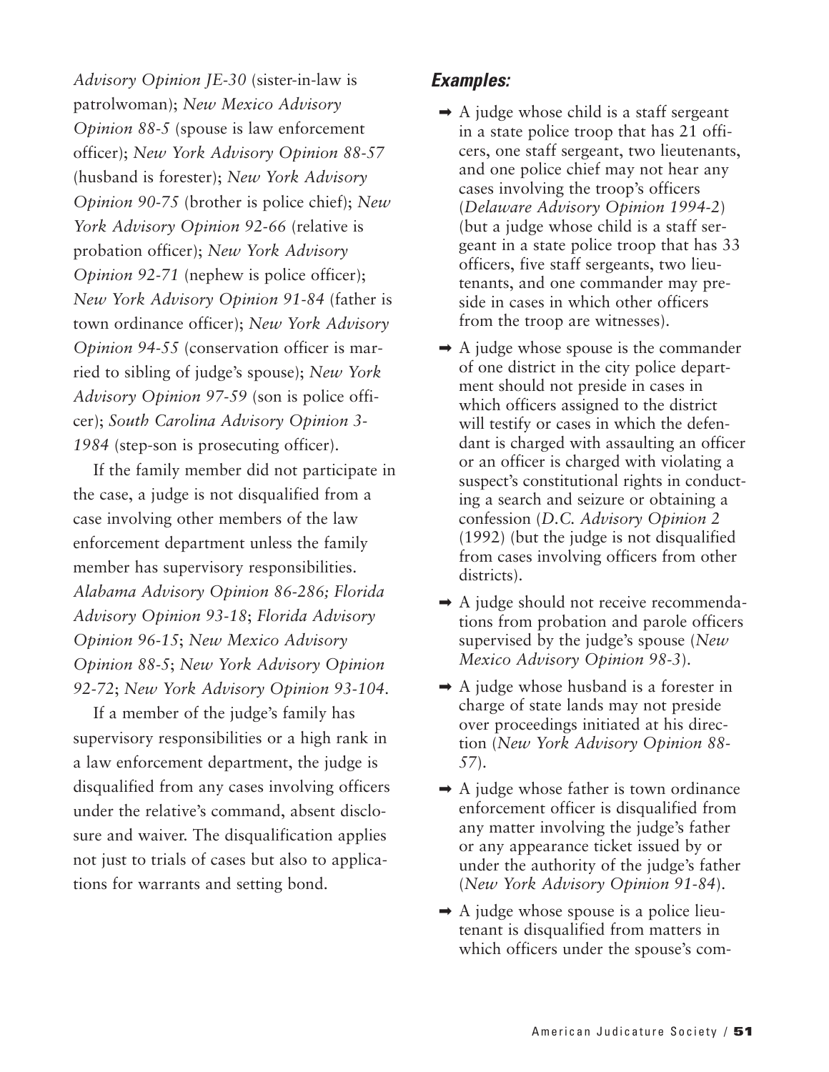*Advisory Opinion JE-30* (sister-in-law is patrolwoman); *New Mexico Advisory Opinion 88-5* (spouse is law enforcement officer); *New York Advisory Opinion 88-57* (husband is forester); *New York Advisory Opinion 90-75* (brother is police chief); *New York Advisory Opinion 92-66* (relative is probation officer); *New York Advisory Opinion 92-71* (nephew is police officer); *New York Advisory Opinion 91-84* (father is town ordinance officer); *New York Advisory Opinion 94-55* (conservation officer is married to sibling of judge's spouse); *New York Advisory Opinion 97-59* (son is police officer); *South Carolina Advisory Opinion 3-1984* (step-son is prosecuting officer).

If the family member did not participate in the case, a judge is not disqualified from a case involving other members of the law enforcement department unless the family member has supervisory responsibilities. *Alabama Advisory Opinion 86-286; Florida Advisory Opinion 93-18*; *Florida Advisory Opinion 96-15*; *New Mexico Advisory Opinion 88-5*; *New York Advisory Opinion 92-72*; *New York Advisory Opinion 93-104*.

If a member of the judge's family has supervisory responsibilities or a high rank in a law enforcement department, the judge is disqualified from any cases involving officers under the relative's command, absent disclosure and waiver. The disqualification applies not just to trials of cases but also to applications for warrants and setting bond.

### *Examples:*

- ➡ A judge whose child is a staff sergeant in a state police troop that has 21 officers, one staff sergeant, two lieutenants, and one police chief may not hear any cases involving the troop's officers (*Delaware Advisory Opinion 1994-2*) (but a judge whose child is a staff sergeant in a state police troop that has 33 officers, five staff sergeants, two lieutenants, and one commander may preside in cases in which other officers from the troop are witnesses).
- ➡ A judge whose spouse is the commander of one district in the city police department should not preside in cases in which officers assigned to the district will testify or cases in which the defendant is charged with assaulting an officer or an officer is charged with violating a suspect's constitutional rights in conducting a search and seizure or obtaining a confession (*D.C. Advisory Opinion 2* (1992) (but the judge is not disqualified from cases involving officers from other districts).
- ➡ A judge should not receive recommendations from probation and parole officers supervised by the judge's spouse (*New Mexico Advisory Opinion 98-3*).
- ➡ A judge whose husband is a forester in charge of state lands may not preside over proceedings initiated at his direction (*New York Advisory Opinion 88-57*).
- ➡ A judge whose father is town ordinance enforcement officer is disqualified from any matter involving the judge's father or any appearance ticket issued by or under the authority of the judge's father (*New York Advisory Opinion 91-84*).
- ➡ A judge whose spouse is a police lieutenant is disqualified from matters in which officers under the spouse's com-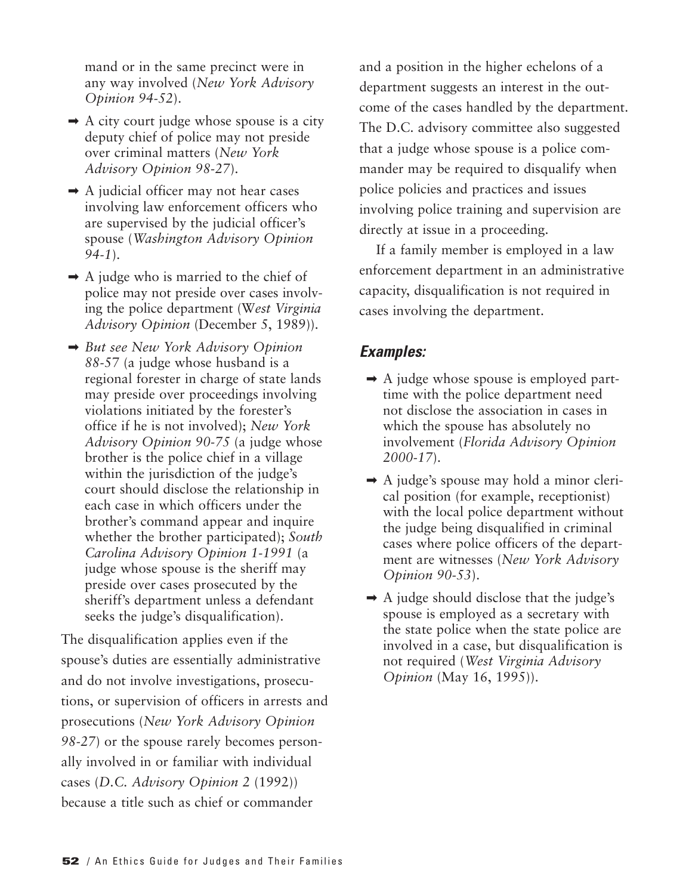mand or in the same precinct were in any way involved (*New York Advisory Opinion 94-52*).

- ➡ A city court judge whose spouse is a city deputy chief of police may not preside over criminal matters (*New York Advisory Opinion 98-27*).
- ➡ A judicial officer may not hear cases involving law enforcement officers who are supervised by the judicial officer's spouse (*Washington Advisory Opinion 94-1*).
- ➡ A judge who is married to the chief of police may not preside over cases involving the police department (*West Virginia Advisory Opinion* (December 5, 1989)).
- ➡ *But see New York Advisory Opinion 88-57* (a judge whose husband is a regional forester in charge of state lands may preside over proceedings involving violations initiated by the forester's office if he is not involved); *New York Advisory Opinion 90-75* (a judge whose brother is the police chief in a village within the jurisdiction of the judge's court should disclose the relationship in each case in which officers under the brother's command appear and inquire whether the brother participated); *South Carolina Advisory Opinion 1-1991* (a judge whose spouse is the sheriff may preside over cases prosecuted by the sheriff's department unless a defendant seeks the judge's disqualification).

The disqualification applies even if the spouse's duties are essentially administrative and do not involve investigations, prosecutions, or supervision of officers in arrests and prosecutions (*New York Advisory Opinion 98-27*) or the spouse rarely becomes personally involved in or familiar with individual cases (*D.C. Advisory Opinion 2* (1992)) because a title such as chief or commander and a position in the higher echelons of a department suggests an interest in the outcome of the cases handled by the department. The D.C. advisory committee also suggested that a judge whose spouse is a police commander may be required to disqualify when police policies and practices and issues involving police training and supervision are directly at issue in a proceeding.

If a family member is employed in a law enforcement department in an administrative capacity, disqualification is not required in cases involving the department.

### *Examples:*

- ➡ A judge whose spouse is employed part-time with the police department need not disclose the association in cases in which the spouse has absolutely no involvement (*Florida Advisory Opinion 2000-17*).
- ➡ A judge's spouse may hold a minor clerical position (for example, receptionist) with the local police department without the judge being disqualified in criminal cases where police officers of the department are witnesses (*New York Advisory Opinion 90-53*).
- ➡ A judge should disclose that the judge's spouse is employed as a secretary with the state police when the state police are involved in a case, but disqualification is not required (*West Virginia Advisory Opinion* (May 16, 1995)).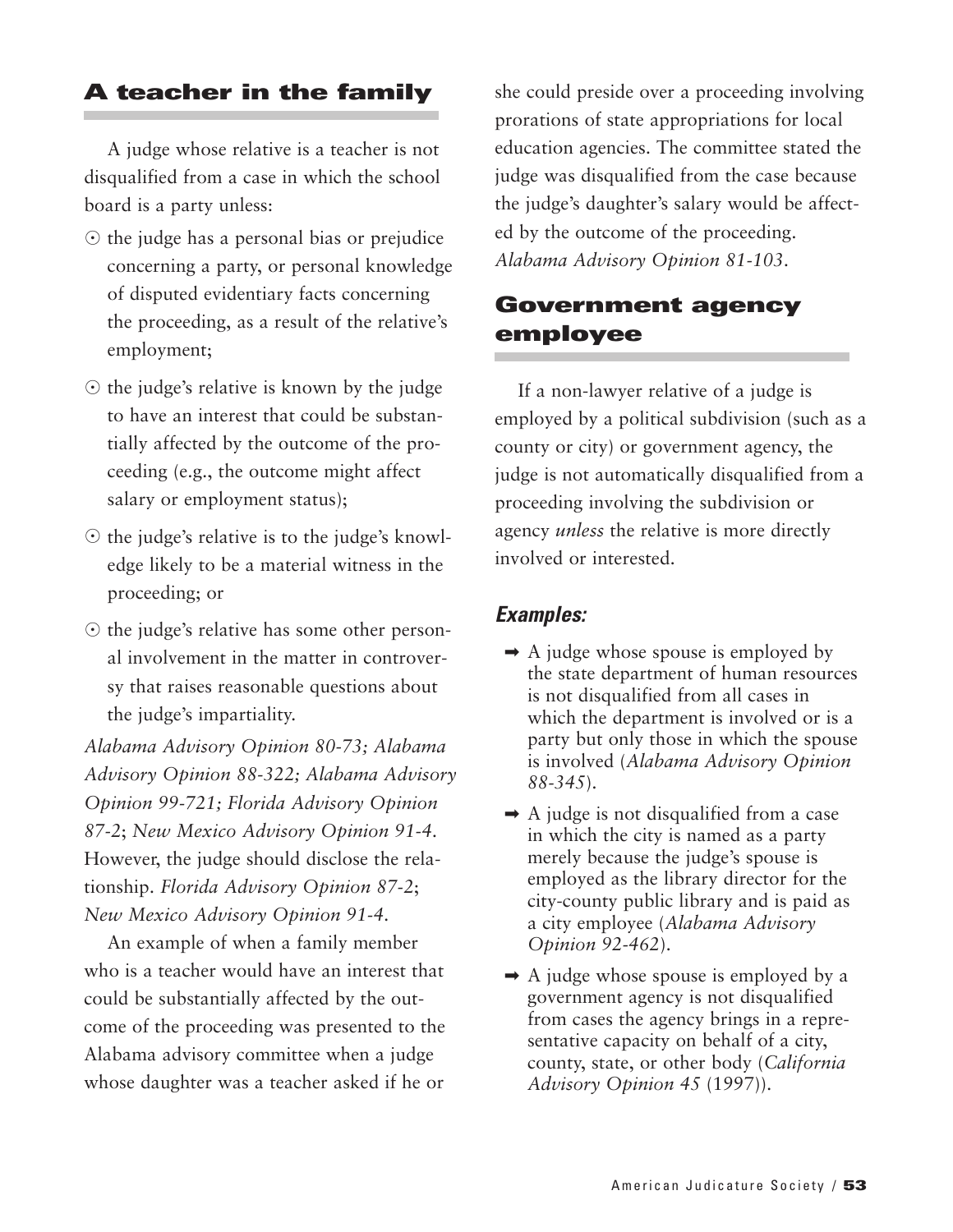## A teacher in the family

A judge whose relative is a teacher is not disqualified from a case in which the school board is a party unless:

- the judge has a personal bias or prejudice concerning a party, or personal knowledge of disputed evidentiary facts concerning the proceeding, as a result of the relative's employment;
- the judge's relative is known by the judge to have an interest that could be substantially affected by the outcome of the proceeding (e.g., the outcome might affect salary or employment status);
- the judge's relative is to the judge's knowledge likely to be a material witness in the proceeding; or
- the judge's relative has some other personal involvement in the matter in controversy that raises reasonable questions about the judge's impartiality.

*Alabama Advisory Opinion 80-73; Alabama Advisory Opinion 88-322; Alabama Advisory Opinion 99-721; Florida Advisory Opinion 87-2*; *New Mexico Advisory Opinion 91-4*. However, the judge should disclose the relationship. *Florida Advisory Opinion 87-2*; *New Mexico Advisory Opinion 91-4*.

An example of when a family member who is a teacher would have an interest that could be substantially affected by the outcome of the proceeding was presented to the Alabama advisory committee when a judge whose daughter was a teacher asked if he or she could preside over a proceeding involving prorations of state appropriations for local education agencies. The committee stated the judge was disqualified from the case because the judge's daughter's salary would be affected by the outcome of the proceeding. *Alabama Advisory Opinion 81-103*.

## Government agency employee

If a non-lawyer relative of a judge is employed by a political subdivision (such as a county or city) or government agency, the judge is not automatically disqualified from a proceeding involving the subdivision or agency *unless* the relative is more directly involved or interested.

### *Examples:*

- A judge whose spouse is employed by the state department of human resources is not disqualified from all cases in which the department is involved or is a party but only those in which the spouse is involved (*Alabama Advisory Opinion 88-345*).
- A judge is not disqualified from a case in which the city is named as a party merely because the judge's spouse is employed as the library director for the city-county public library and is paid as a city employee (*Alabama Advisory Opinion 92-462*).
- A judge whose spouse is employed by a government agency is not disqualified from cases the agency brings in a representative capacity on behalf of a city, county, state, or other body (*California Advisory Opinion 45* (1997)).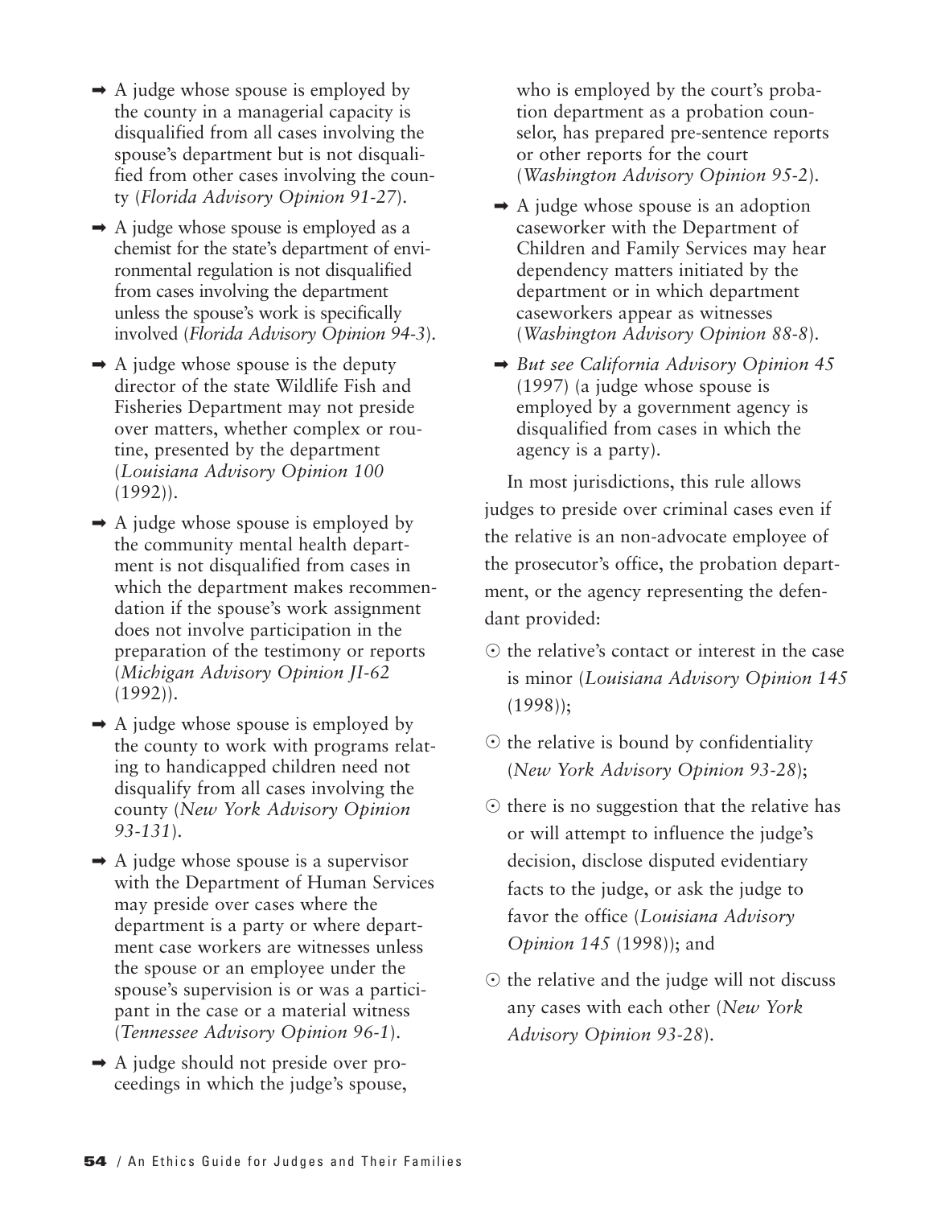- ➡ A judge whose spouse is employed by the county in a managerial capacity is disqualified from all cases involving the spouse's department but is not disqualified from other cases involving the county (*Florida Advisory Opinion 91-27*).
- ➡ A judge whose spouse is employed as a chemist for the state's department of environmental regulation is not disqualified from cases involving the department unless the spouse's work is specifically involved (*Florida Advisory Opinion 94-3*).
- ➡ A judge whose spouse is the deputy director of the state Wildlife Fish and Fisheries Department may not preside over matters, whether complex or routine, presented by the department (*Louisiana Advisory Opinion 100* (1992)).
- ➡ A judge whose spouse is employed by the community mental health department is not disqualified from cases in which the department makes recommendation if the spouse's work assignment does not involve participation in the preparation of the testimony or reports (*Michigan Advisory Opinion JI-62* (1992)).
- ➡ A judge whose spouse is employed by the county to work with programs relating to handicapped children need not disqualify from all cases involving the county (*New York Advisory Opinion 93-131*).
- ➡ A judge whose spouse is a supervisor with the Department of Human Services may preside over cases where the department is a party or where department case workers are witnesses unless the spouse or an employee under the spouse's supervision is or was a participant in the case or a material witness (*Tennessee Advisory Opinion 96-1*).
- ➡ A judge should not preside over proceedings in which the judge's spouse, who is employed by the court's probation department as a probation counselor, has prepared pre-sentence reports or other reports for the court (*Washington Advisory Opinion 95-2*).
- ➡ A judge whose spouse is an adoption caseworker with the Department of Children and Family Services may hear dependency matters initiated by the department or in which department caseworkers appear as witnesses (*Washington Advisory Opinion 88-8*).
- ➡ *But see California Advisory Opinion 45* (1997) (a judge whose spouse is employed by a government agency is disqualified from cases in which the agency is a party).

In most jurisdictions, this rule allows judges to preside over criminal cases even if the relative is an non-advocate employee of the prosecutor's office, the probation department, or the agency representing the defendant provided:

- ⊙ the relative's contact or interest in the case is minor (*Louisiana Advisory Opinion 145* (1998));
- ⊙ the relative is bound by confidentiality (*New York Advisory Opinion 93-28*);
- ⊙ there is no suggestion that the relative has or will attempt to influence the judge's decision, disclose disputed evidentiary facts to the judge, or ask the judge to favor the office (*Louisiana Advisory Opinion 145* (1998)); and
- ⊙ the relative and the judge will not discuss any cases with each other (*New York Advisory Opinion 93-28*).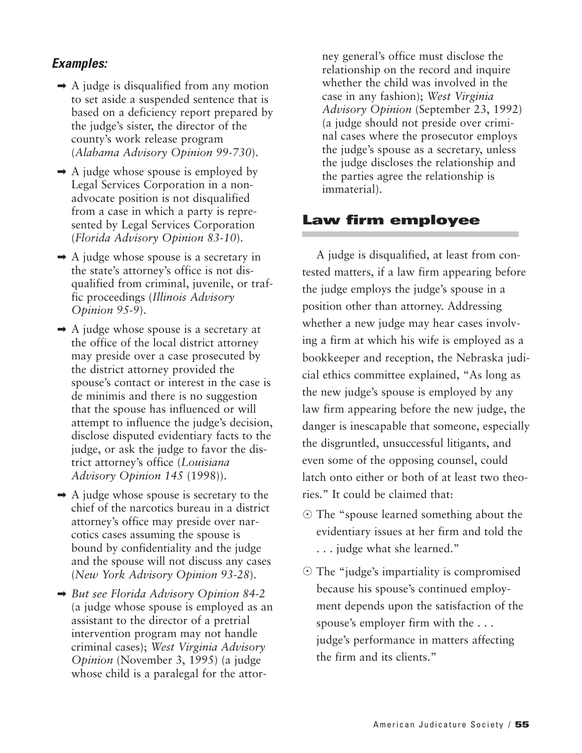### *Examples:*

- A judge is disqualified from any motion to set aside a suspended sentence that is based on a deficiency report prepared by the judge's sister, the director of the county's work release program (*Alabama Advisory Opinion 99-730*).
- A judge whose spouse is employed by Legal Services Corporation in a non-advocate position is not disqualified from a case in which a party is represented by Legal Services Corporation (*Florida Advisory Opinion 83-10*).
- A judge whose spouse is a secretary in the state's attorney's office is not disqualified from criminal, juvenile, or traffic proceedings (*Illinois Advisory Opinion 95-9*).
- A judge whose spouse is a secretary at the office of the local district attorney may preside over a case prosecuted by the district attorney provided the spouse's contact or interest in the case is de minimis and there is no suggestion that the spouse has influenced or will attempt to influence the judge's decision, disclose disputed evidentiary facts to the judge, or ask the judge to favor the district attorney's office (*Louisiana Advisory Opinion 145* (1998)).
- A judge whose spouse is secretary to the chief of the narcotics bureau in a district attorney's office may preside over narcotics cases assuming the spouse is bound by confidentiality and the judge and the spouse will not discuss any cases (*New York Advisory Opinion 93-28*).
- *But see Florida Advisory Opinion 84-2* (a judge whose spouse is employed as an assistant to the director of a pretrial intervention program may not handle criminal cases); *West Virginia Advisory Opinion* (November 3, 1995) (a judge whose child is a paralegal for the attorney general's office must disclose the relationship on the record and inquire whether the child was involved in the case in any fashion); *West Virginia Advisory Opinion* (September 23, 1992) (a judge should not preside over criminal cases where the prosecutor employs the judge's spouse as a secretary, unless the judge discloses the relationship and the parties agree the relationship is immaterial).

## Law firm employee

A judge is disqualified, at least from contested matters, if a law firm appearing before the judge employs the judge's spouse in a position other than attorney. Addressing whether a new judge may hear cases involving a firm at which his wife is employed as a bookkeeper and reception, the Nebraska judicial ethics committee explained, "As long as the new judge's spouse is employed by any law firm appearing before the new judge, the danger is inescapable that someone, especially the disgruntled, unsuccessful litigants, and even some of the opposing counsel, could latch onto either or both of at least two theories." It could be claimed that:

- The "spouse learned something about the evidentiary issues at her firm and told the . . . judge what she learned."
- The "judge's impartiality is compromised because his spouse's continued employment depends upon the satisfaction of the spouse's employer firm with the . . . judge's performance in matters affecting the firm and its clients."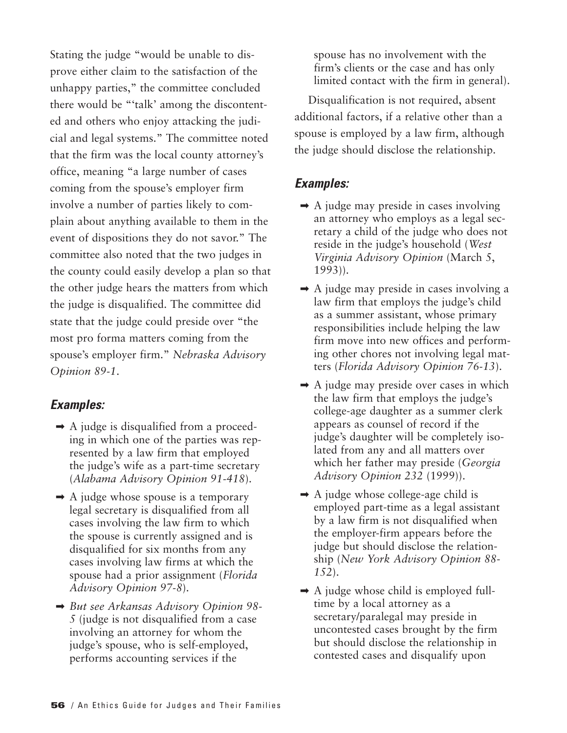Stating the judge "would be unable to disprove either claim to the satisfaction of the unhappy parties," the committee concluded there would be "'talk' among the discontented and others who enjoy attacking the judicial and legal systems." The committee noted that the firm was the local county attorney's office, meaning "a large number of cases coming from the spouse's employer firm involve a number of parties likely to complain about anything available to them in the event of dispositions they do not savor." The committee also noted that the two judges in the county could easily develop a plan so that the other judge hears the matters from which the judge is disqualified. The committee did state that the judge could preside over "the most pro forma matters coming from the spouse's employer firm." *Nebraska Advisory Opinion 89-1*.

### *Examples:*

- ➡ A judge is disqualified from a proceeding in which one of the parties was represented by a law firm that employed the judge's wife as a part-time secretary (*Alabama Advisory Opinion 91-418*).
- ➡ A judge whose spouse is a temporary legal secretary is disqualified from all cases involving the law firm to which the spouse is currently assigned and is disqualified for six months from any cases involving law firms at which the spouse had a prior assignment (*Florida Advisory Opinion 97-8*).
- ➡ *But see Arkansas Advisory Opinion 98-5* (judge is not disqualified from a case involving an attorney for whom the judge's spouse, who is self-employed, performs accounting services if the spouse has no involvement with the firm's clients or the case and has only limited contact with the firm in general).

Disqualification is not required, absent additional factors, if a relative other than a spouse is employed by a law firm, although the judge should disclose the relationship.

### *Examples:*

- ➡ A judge may preside in cases involving an attorney who employs as a legal secretary a child of the judge who does not reside in the judge's household (*West Virginia Advisory Opinion* (March 5, 1993)).
- ➡ A judge may preside in cases involving a law firm that employs the judge's child as a summer assistant, whose primary responsibilities include helping the law firm move into new offices and performing other chores not involving legal matters (*Florida Advisory Opinion 76-13*).
- ➡ A judge may preside over cases in which the law firm that employs the judge's college-age daughter as a summer clerk appears as counsel of record if the judge's daughter will be completely isolated from any and all matters over which her father may preside (*Georgia Advisory Opinion 232* (1999)).
- ➡ A judge whose college-age child is employed part-time as a legal assistant by a law firm is not disqualified when the employer-firm appears before the judge but should disclose the relationship (*New York Advisory Opinion 88-152*).
- ➡ A judge whose child is employed full-time by a local attorney as a secretary/paralegal may preside in uncontested cases brought by the firm but should disclose the relationship in contested cases and disqualify upon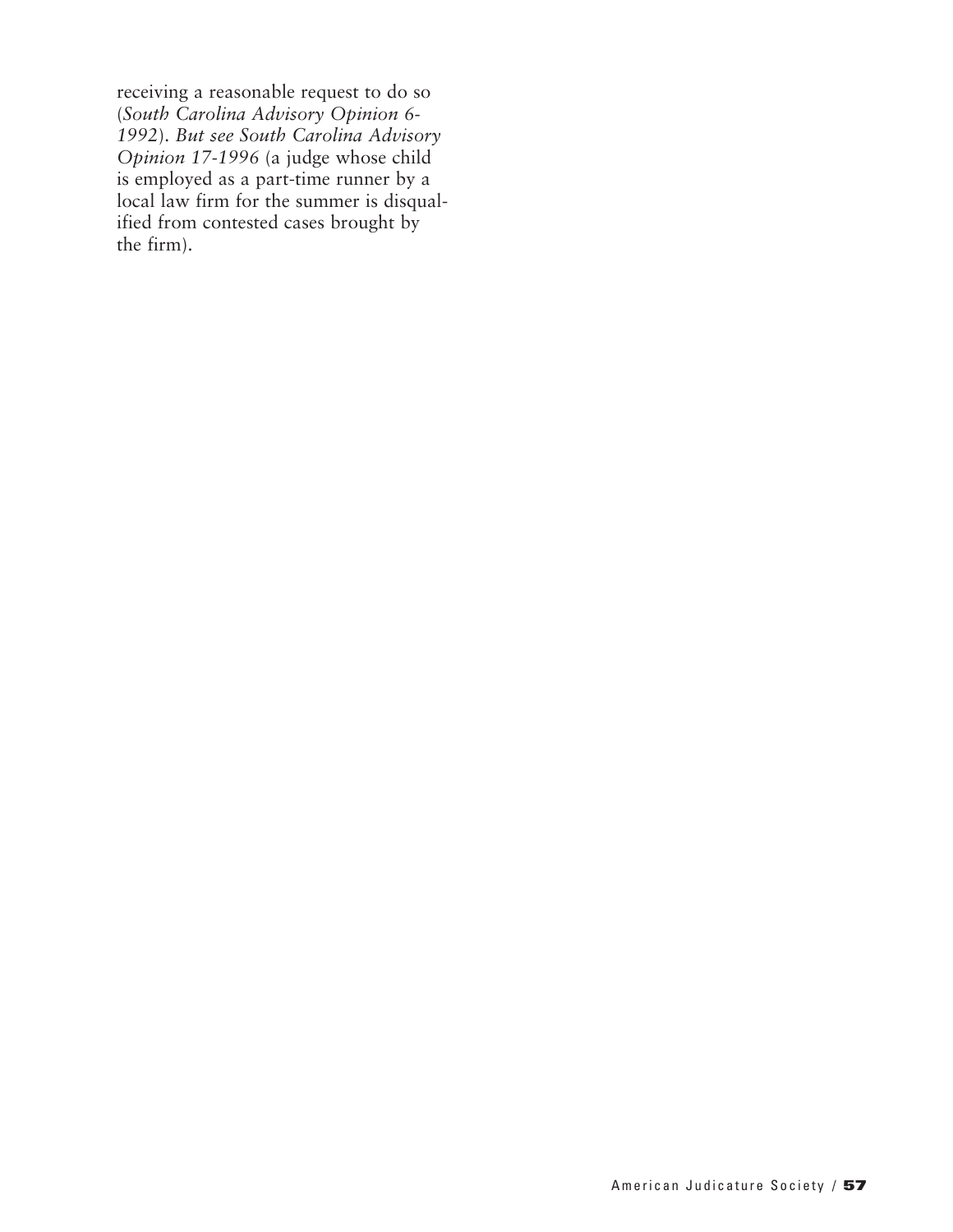receiving a reasonable request to do so (*South Carolina Advisory Opinion 6-1992*). *But see South Carolina Advisory Opinion 17-1996* (a judge whose child is employed as a part-time runner by a local law firm for the summer is disqualified from contested cases brought by the firm).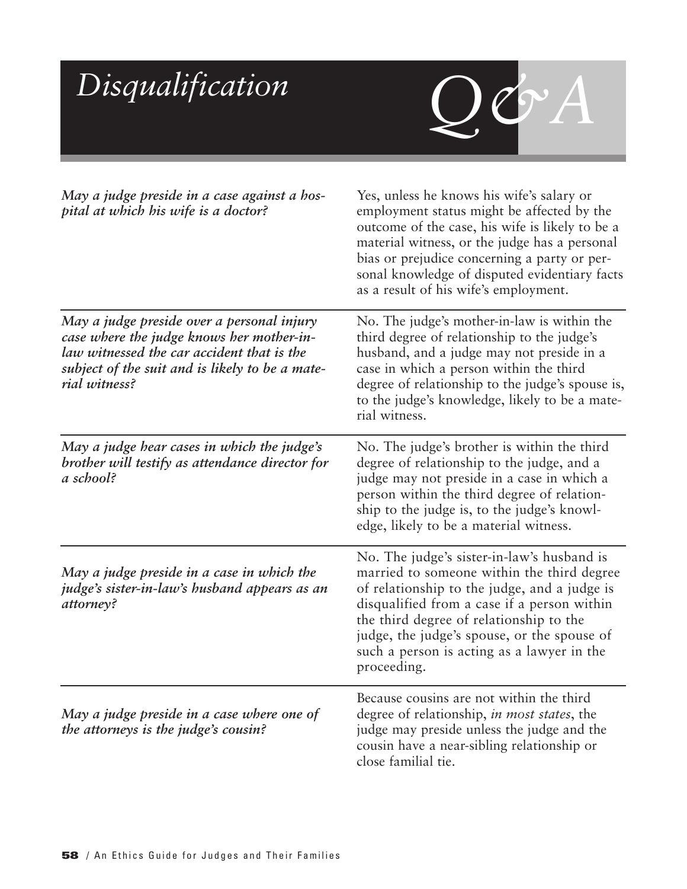# *Disqualification Q&A*

| | |
|---|---|
| ***May a judge preside in a case against a hospital at which his wife is a doctor?*** | Yes, unless he knows his wife's salary or employment status might be affected by the outcome of the case, his wife is likely to be a material witness, or the judge has a personal bias or prejudice concerning a party or personal knowledge of disputed evidentiary facts as a result of his wife's employment. |
| ***May a judge preside over a personal injury case where the judge knows her mother-in-law witnessed the car accident that is the subject of the suit and is likely to be a material witness?*** | No. The judge's mother-in-law is within the third degree of relationship to the judge's husband, and a judge may not preside in a case in which a person within the third degree of relationship to the judge's spouse is, to the judge's knowledge, likely to be a material witness. |
| ***May a judge hear cases in which the judge's brother will testify as attendance director for a school?*** | No. The judge's brother is within the third degree of relationship to the judge, and a judge may not preside in a case in which a person within the third degree of relationship to the judge is, to the judge's knowledge, likely to be a material witness. |
| ***May a judge preside in a case in which the judge's sister-in-law's husband appears as an attorney?*** | No. The judge's sister-in-law's husband is married to someone within the third degree of relationship to the judge, and a judge is disqualified from a case if a person within the third degree of relationship to the judge, the judge's spouse, or the spouse of such a person is acting as a lawyer in the proceeding. |
| ***May a judge preside in a case where one of the attorneys is the judge's cousin?*** | Because cousins are not within the third degree of relationship, *in most states*, the judge may preside unless the judge and the cousin have a near-sibling relationship or close familial tie. |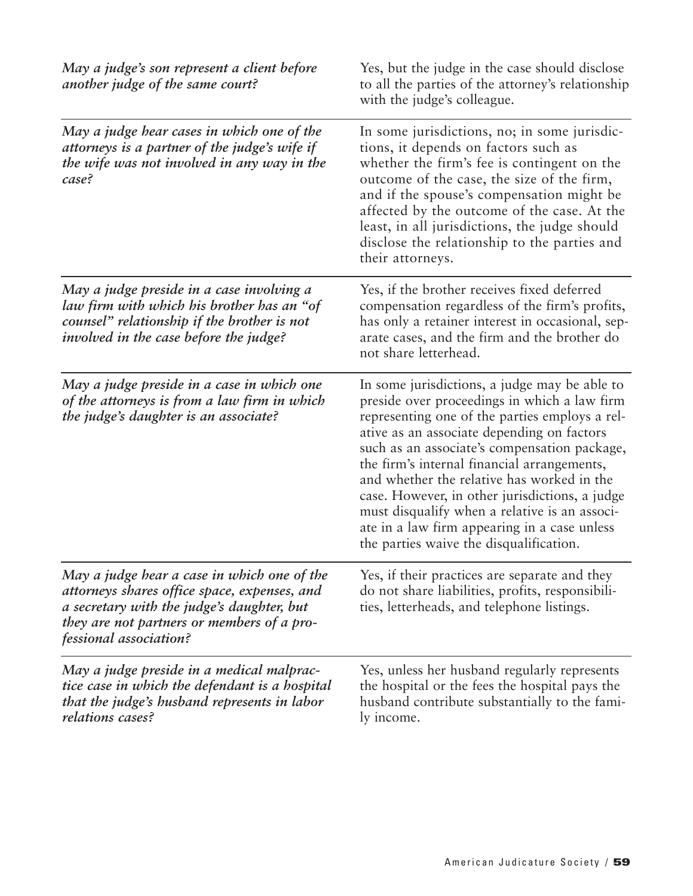| | |
|---|---|
| *May a judge's son represent a client before another judge of the same court?* | Yes, but the judge in the case should disclose to all the parties of the attorney's relationship with the judge's colleague. |
| *May a judge hear cases in which one of the attorneys is a partner of the judge's wife if the wife was not involved in any way in the case?* | In some jurisdictions, no; in some jurisdictions, it depends on factors such as whether the firm's fee is contingent on the outcome of the case, the size of the firm, and if the spouse's compensation might be affected by the outcome of the case. At the least, in all jurisdictions, the judge should disclose the relationship to the parties and their attorneys. |
| *May a judge preside in a case involving a law firm with which his brother has an "of counsel" relationship if the brother is not involved in the case before the judge?* | Yes, if the brother receives fixed deferred compensation regardless of the firm's profits, has only a retainer interest in occasional, separate cases, and the firm and the brother do not share letterhead. |
| *May a judge preside in a case in which one of the attorneys is from a law firm in which the judge's daughter is an associate?* | In some jurisdictions, a judge may be able to preside over proceedings in which a law firm representing one of the parties employs a relative as an associate depending on factors such as an associate's compensation package, the firm's internal financial arrangements, and whether the relative has worked in the case. However, in other jurisdictions, a judge must disqualify when a relative is an associate in a law firm appearing in a case unless the parties waive the disqualification. |
| *May a judge hear a case in which one of the attorneys shares office space, expenses, and a secretary with the judge's daughter, but they are not partners or members of a professional association?* | Yes, if their practices are separate and they do not share liabilities, profits, responsibilities, letterheads, and telephone listings. |
| *May a judge preside in a medical malpractice case in which the defendant is a hospital that the judge's husband represents in labor relations cases?* | Yes, unless her husband regularly represents the hospital or the fees the hospital pays the husband contribute substantially to the family income. |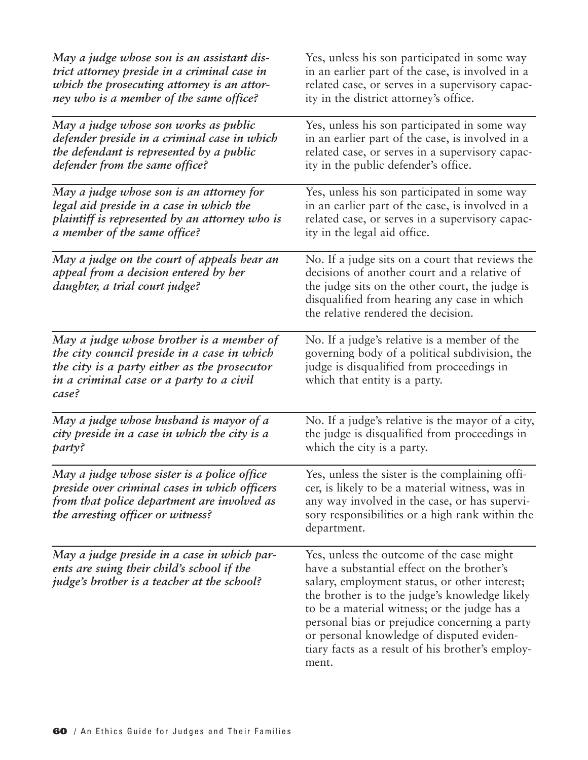| | |
|---|---|
| *May a judge whose son is an assistant district attorney preside in a criminal case in which the prosecuting attorney is an attorney who is a member of the same office?* | Yes, unless his son participated in some way in an earlier part of the case, is involved in a related case, or serves in a supervisory capacity in the district attorney's office. |
| *May a judge whose son works as public defender preside in a criminal case in which the defendant is represented by a public defender from the same office?* | Yes, unless his son participated in some way in an earlier part of the case, is involved in a related case, or serves in a supervisory capacity in the public defender's office. |
| *May a judge whose son is an attorney for legal aid preside in a case in which the plaintiff is represented by an attorney who is a member of the same office?* | Yes, unless his son participated in some way in an earlier part of the case, is involved in a related case, or serves in a supervisory capacity in the legal aid office. |
| *May a judge on the court of appeals hear an appeal from a decision entered by her daughter, a trial court judge?* | No. If a judge sits on a court that reviews the decisions of another court and a relative of the judge sits on the other court, the judge is disqualified from hearing any case in which the relative rendered the decision. |
| *May a judge whose brother is a member of the city council preside in a case in which the city is a party either as the prosecutor in a criminal case or a party to a civil case?* | No. If a judge's relative is a member of the governing body of a political subdivision, the judge is disqualified from proceedings in which that entity is a party. |
| *May a judge whose husband is mayor of a city preside in a case in which the city is a party?* | No. If a judge's relative is the mayor of a city, the judge is disqualified from proceedings in which the city is a party. |
| *May a judge whose sister is a police office preside over criminal cases in which officers from that police department are involved as the arresting officer or witness?* | Yes, unless the sister is the complaining officer, is likely to be a material witness, was in any way involved in the case, or has supervisory responsibilities or a high rank within the department. |
| *May a judge preside in a case in which parents are suing their child's school if the judge's brother is a teacher at the school?* | Yes, unless the outcome of the case might have a substantial effect on the brother's salary, employment status, or other interest; the brother is to the judge's knowledge likely to be a material witness; or the judge has a personal bias or prejudice concerning a party or personal knowledge of disputed evidentiary facts as a result of his brother's employment. |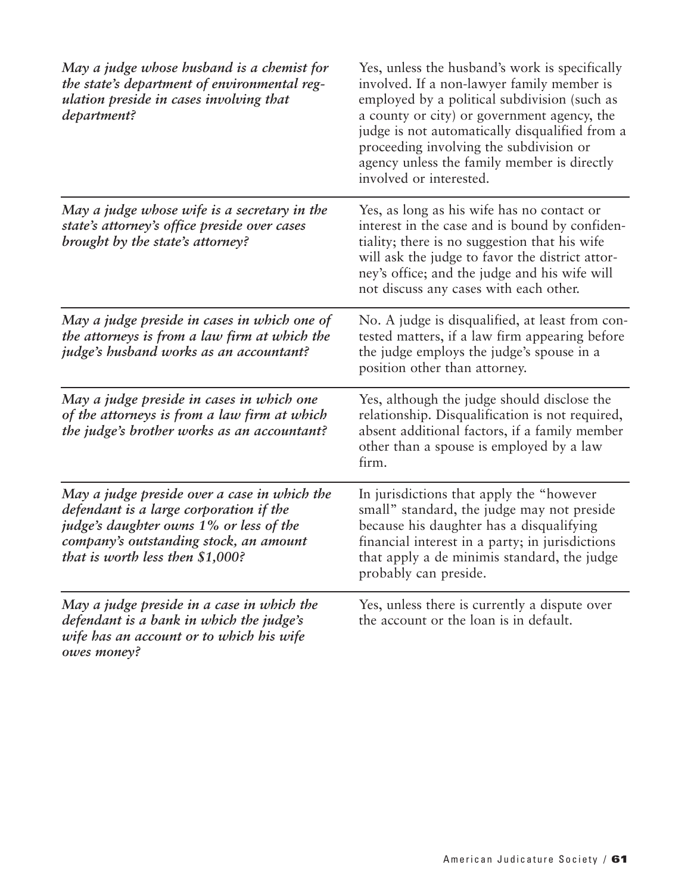| | |
|---|---|
| *May a judge whose husband is a chemist for the state's department of environmental regulation preside in cases involving that department?* | Yes, unless the husband's work is specifically involved. If a non-lawyer family member is employed by a political subdivision (such as a county or city) or government agency, the judge is not automatically disqualified from a proceeding involving the subdivision or agency unless the family member is directly involved or interested. |
| *May a judge whose wife is a secretary in the state's attorney's office preside over cases brought by the state's attorney?* | Yes, as long as his wife has no contact or interest in the case and is bound by confidentiality; there is no suggestion that his wife will ask the judge to favor the district attorney's office; and the judge and his wife will not discuss any cases with each other. |
| *May a judge preside in cases in which one of the attorneys is from a law firm at which the judge's husband works as an accountant?* | No. A judge is disqualified, at least from contested matters, if a law firm appearing before the judge employs the judge's spouse in a position other than attorney. |
| *May a judge preside in cases in which one of the attorneys is from a law firm at which the judge's brother works as an accountant?* | Yes, although the judge should disclose the relationship. Disqualification is not required, absent additional factors, if a family member other than a spouse is employed by a law firm. |
| *May a judge preside over a case in which the defendant is a large corporation if the judge's daughter owns 1% or less of the company's outstanding stock, an amount that is worth less then $1,000?* | In jurisdictions that apply the "however small" standard, the judge may not preside because his daughter has a disqualifying financial interest in a party; in jurisdictions that apply a de minimis standard, the judge probably can preside. |
| *May a judge preside in a case in which the defendant is a bank in which the judge's wife has an account or to which his wife owes money?* | Yes, unless there is currently a dispute over the account or the loan is in default. |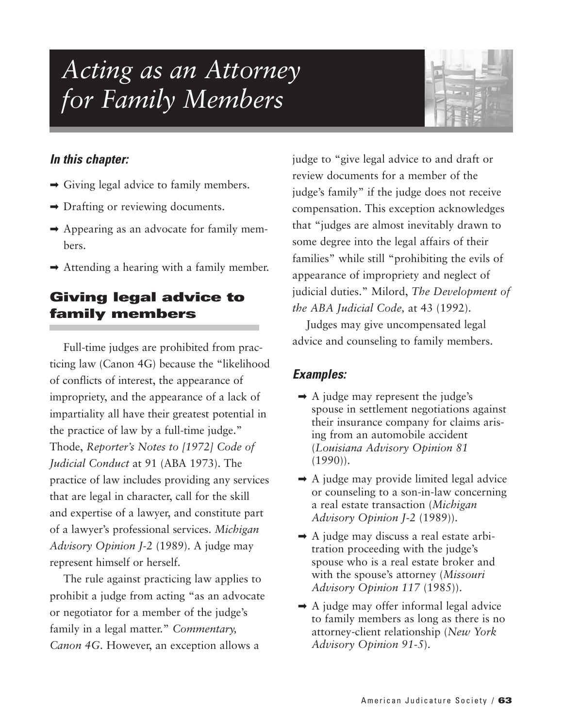# *Acting as an Attorney for Family Members*

### *In this chapter:*

- ➡ Giving legal advice to family members.
- ➡ Drafting or reviewing documents.
- ➡ Appearing as an advocate for family members.
- ➡ Attending a hearing with a family member.

## Giving legal advice to family members

Full-time judges are prohibited from practicing law (Canon 4G) because the "likelihood of conflicts of interest, the appearance of impropriety, and the appearance of a lack of impartiality all have their greatest potential in the practice of law by a full-time judge." Thode, *Reporter's Notes to [1972] Code of Judicial Conduct* at 91 (ABA 1973). The practice of law includes providing any services that are legal in character, call for the skill and expertise of a lawyer, and constitute part of a lawyer's professional services. *Michigan Advisory Opinion J-2* (1989). A judge may represent himself or herself.

The rule against practicing law applies to prohibit a judge from acting "as an advocate or negotiator for a member of the judge's family in a legal matter." *Commentary, Canon 4G*. However, an exception allows a judge to "give legal advice to and draft or review documents for a member of the judge's family" if the judge does not receive compensation. This exception acknowledges that "judges are almost inevitably drawn to some degree into the legal affairs of their families" while still "prohibiting the evils of appearance of impropriety and neglect of judicial duties." Milord, *The Development of the ABA Judicial Code,* at 43 (1992).

Judges may give uncompensated legal advice and counseling to family members.

### *Examples:*

- ➡ A judge may represent the judge's spouse in settlement negotiations against their insurance company for claims arising from an automobile accident (*Louisiana Advisory Opinion 81* (1990)).
- ➡ A judge may provide limited legal advice or counseling to a son-in-law concerning a real estate transaction (*Michigan Advisory Opinion J-2* (1989)).
- ➡ A judge may discuss a real estate arbitration proceeding with the judge's spouse who is a real estate broker and with the spouse's attorney (*Missouri Advisory Opinion 117* (1985)).
- ➡ A judge may offer informal legal advice to family members as long as there is no attorney-client relationship (*New York Advisory Opinion 91-5*).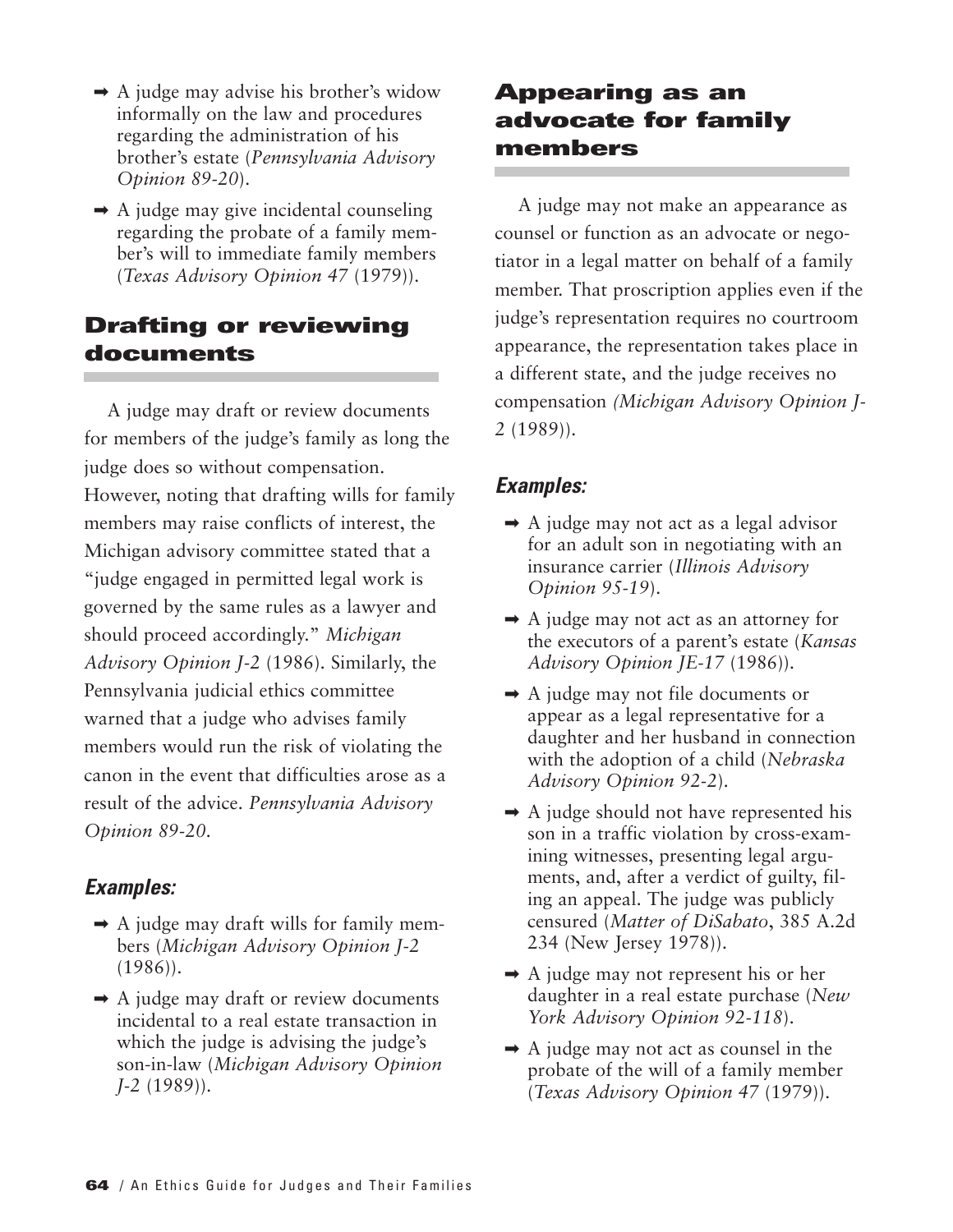- A judge may advise his brother's widow informally on the law and procedures regarding the administration of his brother's estate (*Pennsylvania Advisory Opinion 89-20*).
- A judge may give incidental counseling regarding the probate of a family member's will to immediate family members (*Texas Advisory Opinion 47* (1979)).

## Drafting or reviewing documents

A judge may draft or review documents for members of the judge's family as long the judge does so without compensation. However, noting that drafting wills for family members may raise conflicts of interest, the Michigan advisory committee stated that a "judge engaged in permitted legal work is governed by the same rules as a lawyer and should proceed accordingly." *Michigan Advisory Opinion J-2* (1986). Similarly, the Pennsylvania judicial ethics committee warned that a judge who advises family members would run the risk of violating the canon in the event that difficulties arose as a result of the advice. *Pennsylvania Advisory Opinion 89-20*.

### Examples:

- A judge may draft wills for family members (*Michigan Advisory Opinion J-2* (1986)).
- A judge may draft or review documents incidental to a real estate transaction in which the judge is advising the judge's son-in-law (*Michigan Advisory Opinion J-2* (1989)).

## Appearing as an advocate for family members

A judge may not make an appearance as counsel or function as an advocate or negotiator in a legal matter on behalf of a family member. That proscription applies even if the judge's representation requires no courtroom appearance, the representation takes place in a different state, and the judge receives no compensation *(Michigan Advisory Opinion J-2* (1989)).

### Examples:

- A judge may not act as a legal advisor for an adult son in negotiating with an insurance carrier (*Illinois Advisory Opinion 95-19*).
- A judge may not act as an attorney for the executors of a parent's estate (*Kansas Advisory Opinion JE-17* (1986)).
- A judge may not file documents or appear as a legal representative for a daughter and her husband in connection with the adoption of a child (*Nebraska Advisory Opinion 92-2*).
- A judge should not have represented his son in a traffic violation by cross-examining witnesses, presenting legal arguments, and, after a verdict of guilty, filing an appeal. The judge was publicly censured (*Matter of DiSabato*, 385 A.2d 234 (New Jersey 1978)).
- A judge may not represent his or her daughter in a real estate purchase (*New York Advisory Opinion 92-118*).
- A judge may not act as counsel in the probate of the will of a family member (*Texas Advisory Opinion 47* (1979)).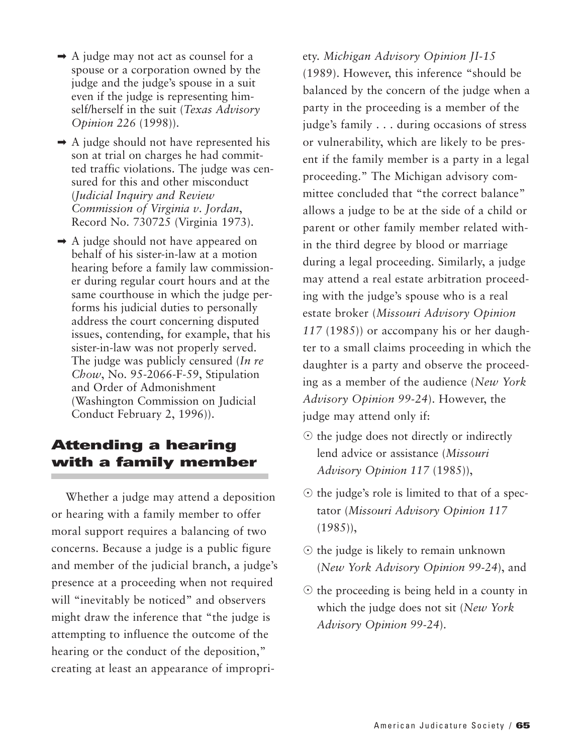- ➡ A judge may not act as counsel for a spouse or a corporation owned by the judge and the judge's spouse in a suit even if the judge is representing him-self/herself in the suit (*Texas Advisory Opinion 226* (1998)).
- ➡ A judge should not have represented his son at trial on charges he had committed traffic violations. The judge was censured for this and other misconduct (*Judicial Inquiry and Review Commission of Virginia v. Jordan*, Record No. 730725 (Virginia 1973).
- ➡ A judge should not have appeared on behalf of his sister-in-law at a motion hearing before a family law commissioner during regular court hours and at the same courthouse in which the judge performs his judicial duties to personally address the court concerning disputed issues, contending, for example, that his sister-in-law was not properly served. The judge was publicly censured (*In re Chow*, No. 95-2066-F-59, Stipulation and Order of Admonishment (Washington Commission on Judicial Conduct February 2, 1996)).

## Attending a hearing with a family member

Whether a judge may attend a deposition or hearing with a family member to offer moral support requires a balancing of two concerns. Because a judge is a public figure and member of the judicial branch, a judge's presence at a proceeding when not required will "inevitably be noticed" and observers might draw the inference that "the judge is attempting to influence the outcome of the hearing or the conduct of the deposition," creating at least an appearance of impropriety. *Michigan Advisory Opinion JI-15* (1989). However, this inference "should be balanced by the concern of the judge when a party in the proceeding is a member of the judge's family . . . during occasions of stress or vulnerability, which are likely to be present if the family member is a party in a legal proceeding." The Michigan advisory committee concluded that "the correct balance" allows a judge to be at the side of a child or parent or other family member related within the third degree by blood or marriage during a legal proceeding. Similarly, a judge may attend a real estate arbitration proceeding with the judge's spouse who is a real estate broker (*Missouri Advisory Opinion 117* (1985)) or accompany his or her daughter to a small claims proceeding in which the daughter is a party and observe the proceeding as a member of the audience (*New York Advisory Opinion 99-24*). However, the judge may attend only if:

- ⊙ the judge does not directly or indirectly lend advice or assistance (*Missouri Advisory Opinion 117* (1985)),
- ⊙ the judge's role is limited to that of a spectator (*Missouri Advisory Opinion 117* (1985)),
- ⊙ the judge is likely to remain unknown (*New York Advisory Opinion 99-24*), and
- ⊙ the proceeding is being held in a county in which the judge does not sit (*New York Advisory Opinion 99-24*).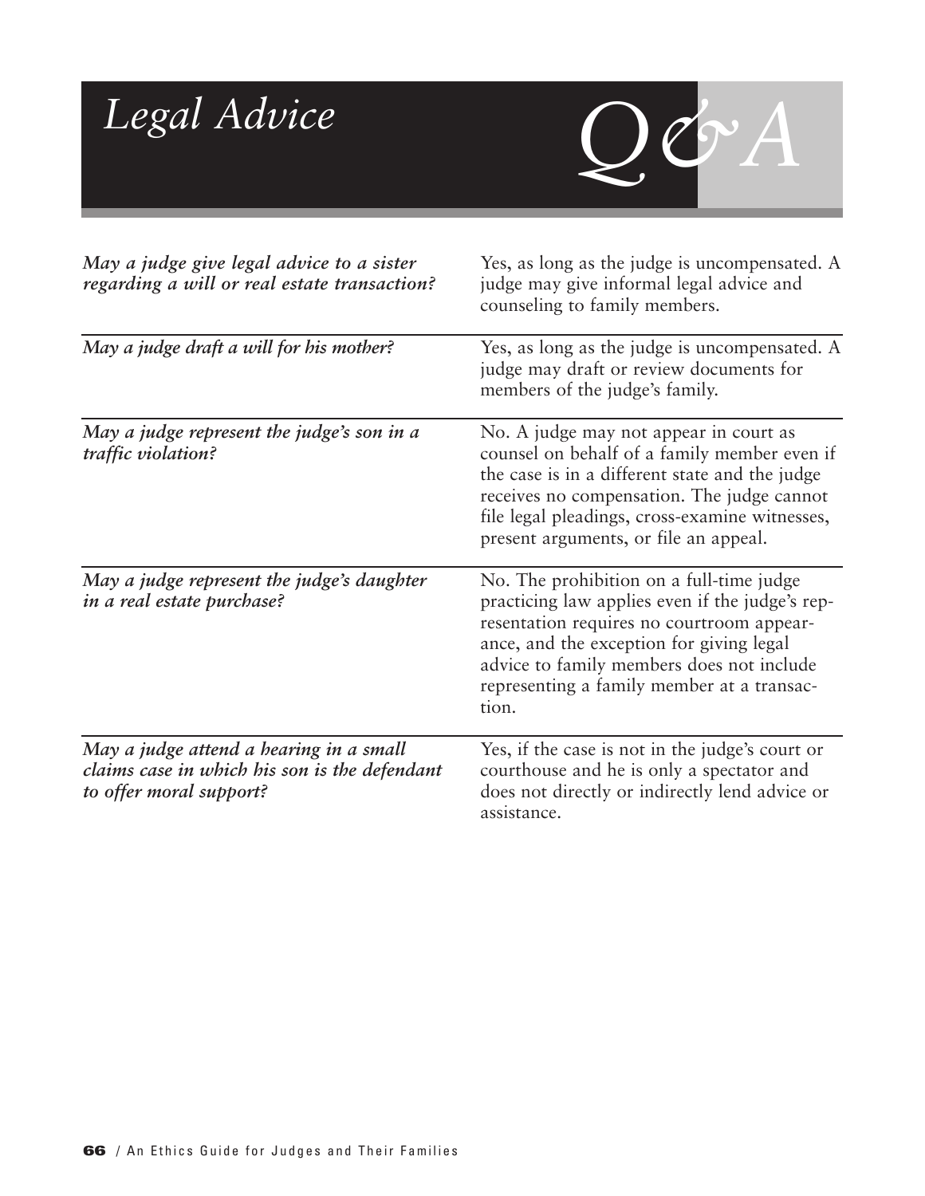# Legal Advice Q&A

| | |
|---|---|
| ***May a judge give legal advice to a sister regarding a will or real estate transaction?*** | Yes, as long as the judge is uncompensated. A judge may give informal legal advice and counseling to family members. |
| ***May a judge draft a will for his mother?*** | Yes, as long as the judge is uncompensated. A judge may draft or review documents for members of the judge's family. |
| ***May a judge represent the judge's son in a traffic violation?*** | No. A judge may not appear in court as counsel on behalf of a family member even if the case is in a different state and the judge receives no compensation. The judge cannot file legal pleadings, cross-examine witnesses, present arguments, or file an appeal. |
| ***May a judge represent the judge's daughter in a real estate purchase?*** | No. The prohibition on a full-time judge practicing law applies even if the judge's representation requires no courtroom appearance, and the exception for giving legal advice to family members does not include representing a family member at a transaction. |
| ***May a judge attend a hearing in a small claims case in which his son is the defendant to offer moral support?*** | Yes, if the case is not in the judge's court or courthouse and he is only a spectator and does not directly or indirectly lend advice or assistance. |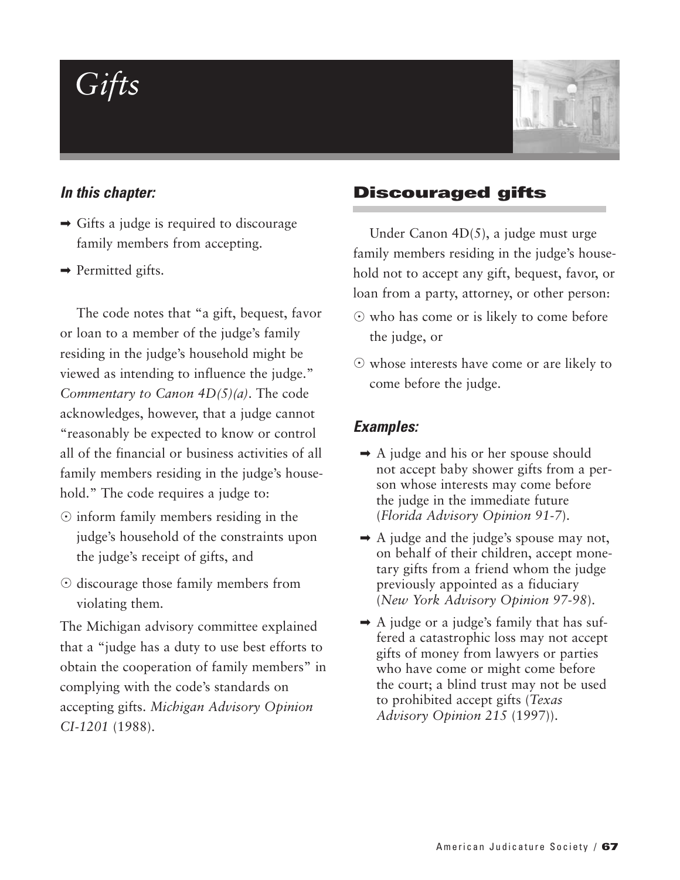# Gifts

### *In this chapter:*

- Gifts a judge is required to discourage family members from accepting.
- Permitted gifts.

The code notes that "a gift, bequest, favor or loan to a member of the judge's family residing in the judge's household might be viewed as intending to influence the judge." *Commentary to Canon 4D(5)(a)*. The code acknowledges, however, that a judge cannot "reasonably be expected to know or control all of the financial or business activities of all family members residing in the judge's household." The code requires a judge to:

- inform family members residing in the judge's household of the constraints upon the judge's receipt of gifts, and
- discourage those family members from violating them.

The Michigan advisory committee explained that a "judge has a duty to use best efforts to obtain the cooperation of family members" in complying with the code's standards on accepting gifts. *Michigan Advisory Opinion CI-1201* (1988).

## Discouraged gifts

Under Canon 4D(5), a judge must urge family members residing in the judge's household not to accept any gift, bequest, favor, or loan from a party, attorney, or other person:

- who has come or is likely to come before the judge, or
- whose interests have come or are likely to come before the judge.

### *Examples:*

- A judge and his or her spouse should not accept baby shower gifts from a person whose interests may come before the judge in the immediate future (*Florida Advisory Opinion 91-7*).
- A judge and the judge's spouse may not, on behalf of their children, accept monetary gifts from a friend whom the judge previously appointed as a fiduciary (*New York Advisory Opinion 97-98*).
- A judge or a judge's family that has suffered a catastrophic loss may not accept gifts of money from lawyers or parties who have come or might come before the court; a blind trust may not be used to prohibited accept gifts (*Texas Advisory Opinion 215* (1997)).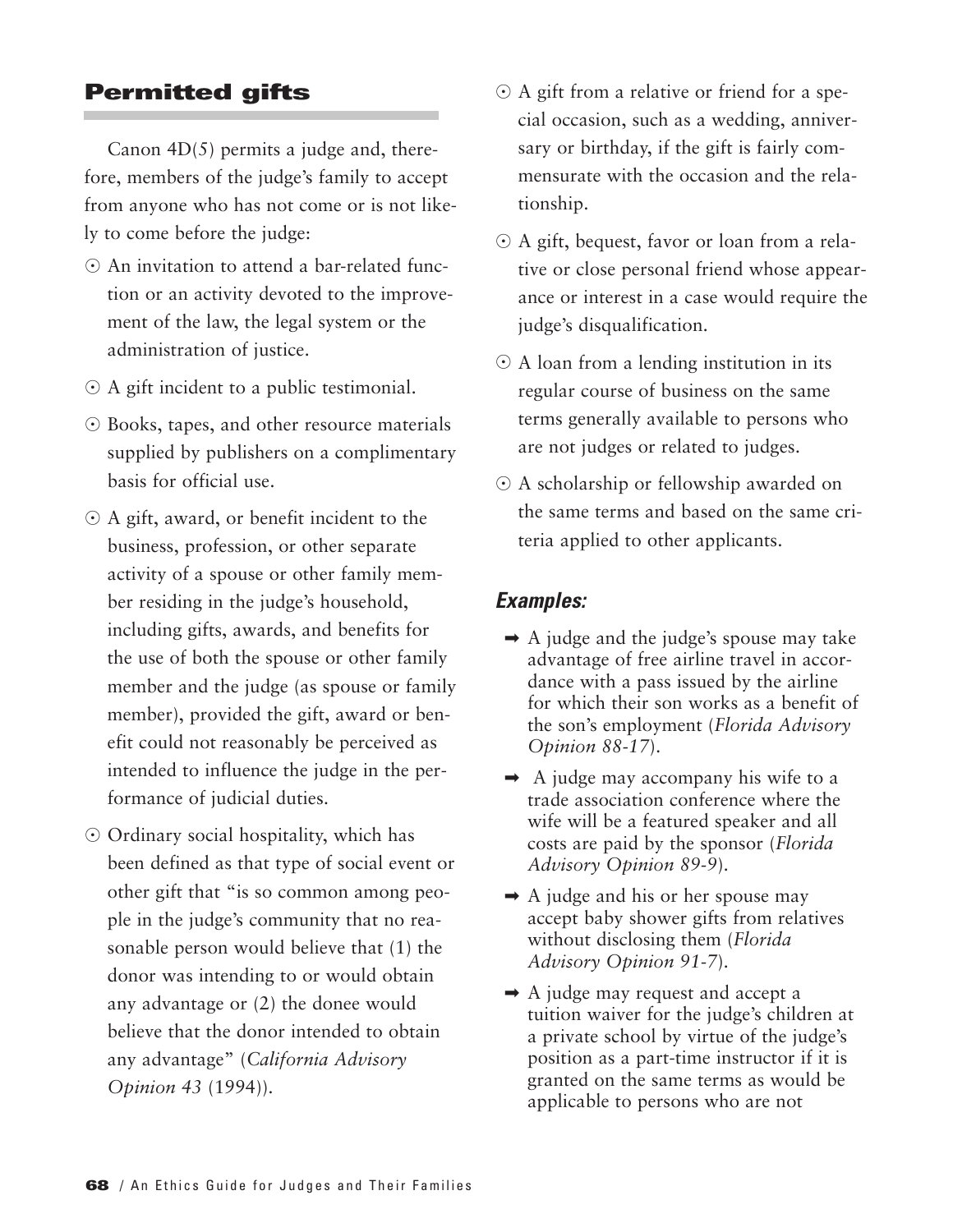## Permitted gifts

Canon 4D(5) permits a judge and, therefore, members of the judge's family to accept from anyone who has not come or is not likely to come before the judge:

- An invitation to attend a bar-related function or an activity devoted to the improvement of the law, the legal system or the administration of justice.
- A gift incident to a public testimonial.
- Books, tapes, and other resource materials supplied by publishers on a complimentary basis for official use.
- A gift, award, or benefit incident to the business, profession, or other separate activity of a spouse or other family member residing in the judge's household, including gifts, awards, and benefits for the use of both the spouse or other family member and the judge (as spouse or family member), provided the gift, award or benefit could not reasonably be perceived as intended to influence the judge in the performance of judicial duties.
- Ordinary social hospitality, which has been defined as that type of social event or other gift that "is so common among people in the judge's community that no reasonable person would believe that (1) the donor was intending to or would obtain any advantage or (2) the donee would believe that the donor intended to obtain any advantage" (*California Advisory Opinion 43* (1994)).
- A gift from a relative or friend for a special occasion, such as a wedding, anniversary or birthday, if the gift is fairly commensurate with the occasion and the relationship.
- A gift, bequest, favor or loan from a relative or close personal friend whose appearance or interest in a case would require the judge's disqualification.
- A loan from a lending institution in its regular course of business on the same terms generally available to persons who are not judges or related to judges.
- A scholarship or fellowship awarded on the same terms and based on the same criteria applied to other applicants.

### *Examples:*

- ➡ A judge and the judge's spouse may take advantage of free airline travel in accordance with a pass issued by the airline for which their son works as a benefit of the son's employment (*Florida Advisory Opinion 88-17*).
- ➡ A judge may accompany his wife to a trade association conference where the wife will be a featured speaker and all costs are paid by the sponsor (*Florida Advisory Opinion 89-9*).
- ➡ A judge and his or her spouse may accept baby shower gifts from relatives without disclosing them (*Florida Advisory Opinion 91-7*).
- ➡ A judge may request and accept a tuition waiver for the judge's children at a private school by virtue of the judge's position as a part-time instructor if it is granted on the same terms as would be applicable to persons who are not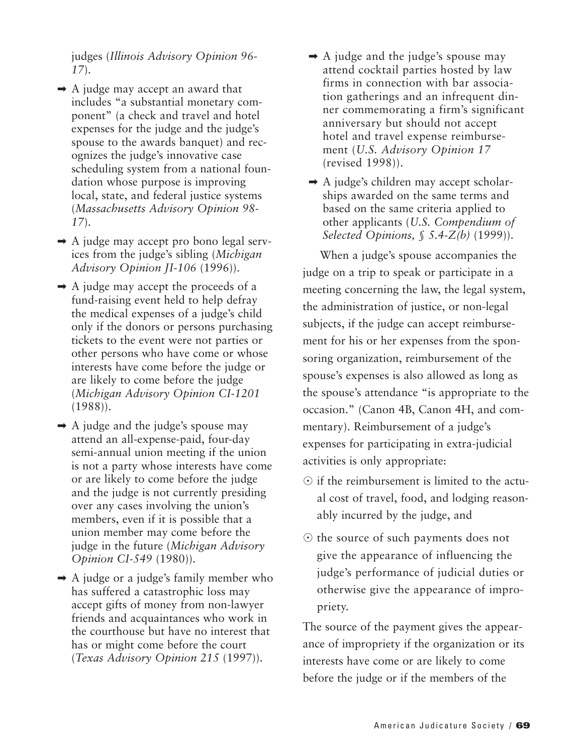judges (*Illinois Advisory Opinion 96-17*).

- ➡ A judge may accept an award that includes "a substantial monetary component" (a check and travel and hotel expenses for the judge and the judge's spouse to the awards banquet) and recognizes the judge's innovative case scheduling system from a national foundation whose purpose is improving local, state, and federal justice systems (*Massachusetts Advisory Opinion 98-17*).
- ➡ A judge may accept pro bono legal services from the judge's sibling (*Michigan Advisory Opinion JI-106* (1996)).
- ➡ A judge may accept the proceeds of a fund-raising event held to help defray the medical expenses of a judge's child only if the donors or persons purchasing tickets to the event were not parties or other persons who have come or whose interests have come before the judge or are likely to come before the judge (*Michigan Advisory Opinion CI-1201* (1988)).
- ➡ A judge and the judge's spouse may attend an all-expense-paid, four-day semi-annual union meeting if the union is not a party whose interests have come or are likely to come before the judge and the judge is not currently presiding over any cases involving the union's members, even if it is possible that a union member may come before the judge in the future (*Michigan Advisory Opinion CI-549* (1980)).
- ➡ A judge or a judge's family member who has suffered a catastrophic loss may accept gifts of money from non-lawyer friends and acquaintances who work in the courthouse but have no interest that has or might come before the court (*Texas Advisory Opinion 215* (1997)).
- ➡ A judge and the judge's spouse may attend cocktail parties hosted by law firms in connection with bar association gatherings and an infrequent dinner commemorating a firm's significant anniversary but should not accept hotel and travel expense reimbursement (*U.S. Advisory Opinion 17* (revised 1998)).
- ➡ A judge's children may accept scholarships awarded on the same terms and based on the same criteria applied to other applicants (*U.S. Compendium of Selected Opinions, § 5.4-Z(b)* (1999)).

When a judge's spouse accompanies the judge on a trip to speak or participate in a meeting concerning the law, the legal system, the administration of justice, or non-legal subjects, if the judge can accept reimbursement for his or her expenses from the sponsoring organization, reimbursement of the spouse's expenses is also allowed as long as the spouse's attendance "is appropriate to the occasion." (Canon 4B, Canon 4H, and commentary). Reimbursement of a judge's expenses for participating in extra-judicial activities is only appropriate:

- ⊙ if the reimbursement is limited to the actual cost of travel, food, and lodging reasonably incurred by the judge, and
- ⊙ the source of such payments does not give the appearance of influencing the judge's performance of judicial duties or otherwise give the appearance of impropriety.

The source of the payment gives the appearance of impropriety if the organization or its interests have come or are likely to come before the judge or if the members of the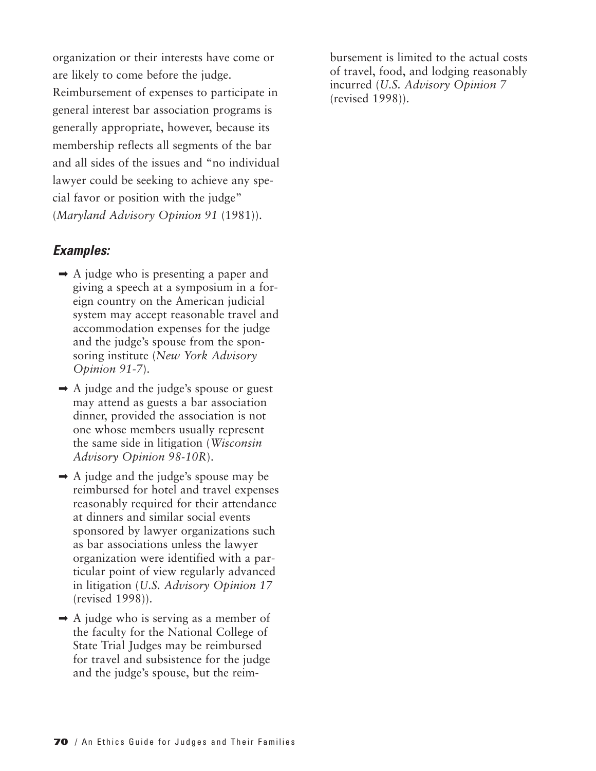organization or their interests have come or are likely to come before the judge. Reimbursement of expenses to participate in general interest bar association programs is generally appropriate, however, because its membership reflects all segments of the bar and all sides of the issues and "no individual lawyer could be seeking to achieve any special favor or position with the judge" (*Maryland Advisory Opinion 91* (1981)).

### *Examples:*

- ➡ A judge who is presenting a paper and giving a speech at a symposium in a foreign country on the American judicial system may accept reasonable travel and accommodation expenses for the judge and the judge's spouse from the sponsoring institute (*New York Advisory Opinion 91-7*).
- ➡ A judge and the judge's spouse or guest may attend as guests a bar association dinner, provided the association is not one whose members usually represent the same side in litigation (*Wisconsin Advisory Opinion 98-10R*).
- ➡ A judge and the judge's spouse may be reimbursed for hotel and travel expenses reasonably required for their attendance at dinners and similar social events sponsored by lawyer organizations such as bar associations unless the lawyer organization were identified with a particular point of view regularly advanced in litigation (*U.S. Advisory Opinion 17* (revised 1998)).
- ➡ A judge who is serving as a member of the faculty for the National College of State Trial Judges may be reimbursed for travel and subsistence for the judge and the judge's spouse, but the reimbursement is limited to the actual costs of travel, food, and lodging reasonably incurred (*U.S. Advisory Opinion 7* (revised 1998)).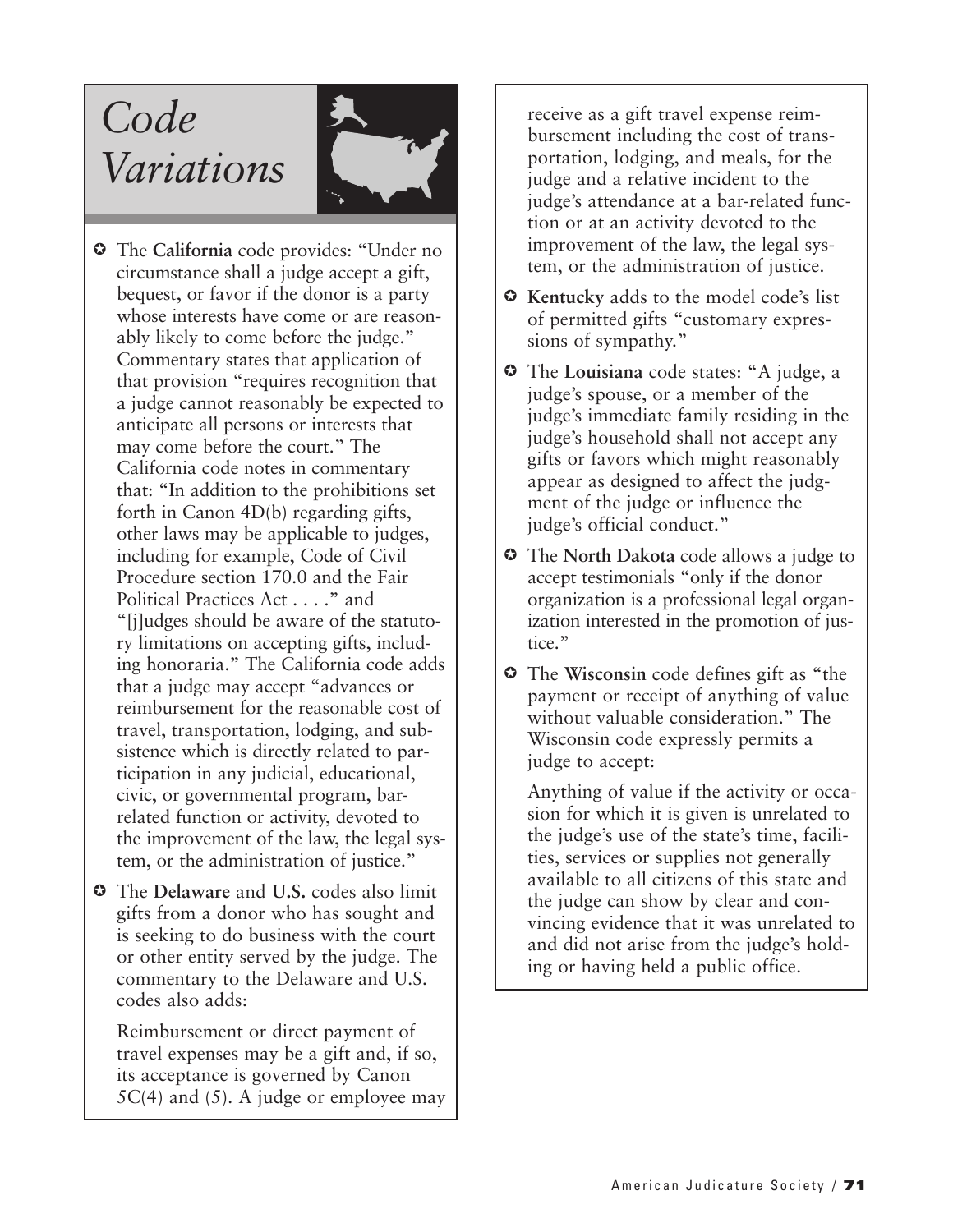# *Code Variations*

- The **California** code provides: "Under no circumstance shall a judge accept a gift, bequest, or favor if the donor is a party whose interests have come or are reasonably likely to come before the judge." Commentary states that application of that provision "requires recognition that a judge cannot reasonably be expected to anticipate all persons or interests that may come before the court." The California code notes in commentary that: "In addition to the prohibitions set forth in Canon 4D(b) regarding gifts, other laws may be applicable to judges, including for example, Code of Civil Procedure section 170.0 and the Fair Political Practices Act . . . ." and "[j]udges should be aware of the statutory limitations on accepting gifts, including honoraria." The California code adds that a judge may accept "advances or reimbursement for the reasonable cost of travel, transportation, lodging, and subsistence which is directly related to participation in any judicial, educational, civic, or governmental program, bar-related function or activity, devoted to the improvement of the law, the legal system, or the administration of justice."

- The **Delaware** and **U.S.** codes also limit gifts from a donor who has sought and is seeking to do business with the court or other entity served by the judge. The commentary to the Delaware and U.S. codes also adds:

  Reimbursement or direct payment of travel expenses may be a gift and, if so, its acceptance is governed by Canon 5C(4) and (5). A judge or employee may receive as a gift travel expense reimbursement including the cost of transportation, lodging, and meals, for the judge and a relative incident to the judge's attendance at a bar-related function or at an activity devoted to the improvement of the law, the legal system, or the administration of justice.

- **Kentucky** adds to the model code's list of permitted gifts "customary expressions of sympathy."

- The **Louisiana** code states: "A judge, a judge's spouse, or a member of the judge's immediate family residing in the judge's household shall not accept any gifts or favors which might reasonably appear as designed to affect the judgment of the judge or influence the judge's official conduct."

- The **North Dakota** code allows a judge to accept testimonials "only if the donor organization is a professional legal organization interested in the promotion of justice."

- The **Wisconsin** code defines gift as "the payment or receipt of anything of value without valuable consideration." The Wisconsin code expressly permits a judge to accept:

  Anything of value if the activity or occasion for which it is given is unrelated to the judge's use of the state's time, facilities, services or supplies not generally available to all citizens of this state and the judge can show by clear and convincing evidence that it was unrelated to and did not arise from the judge's holding or having held a public office.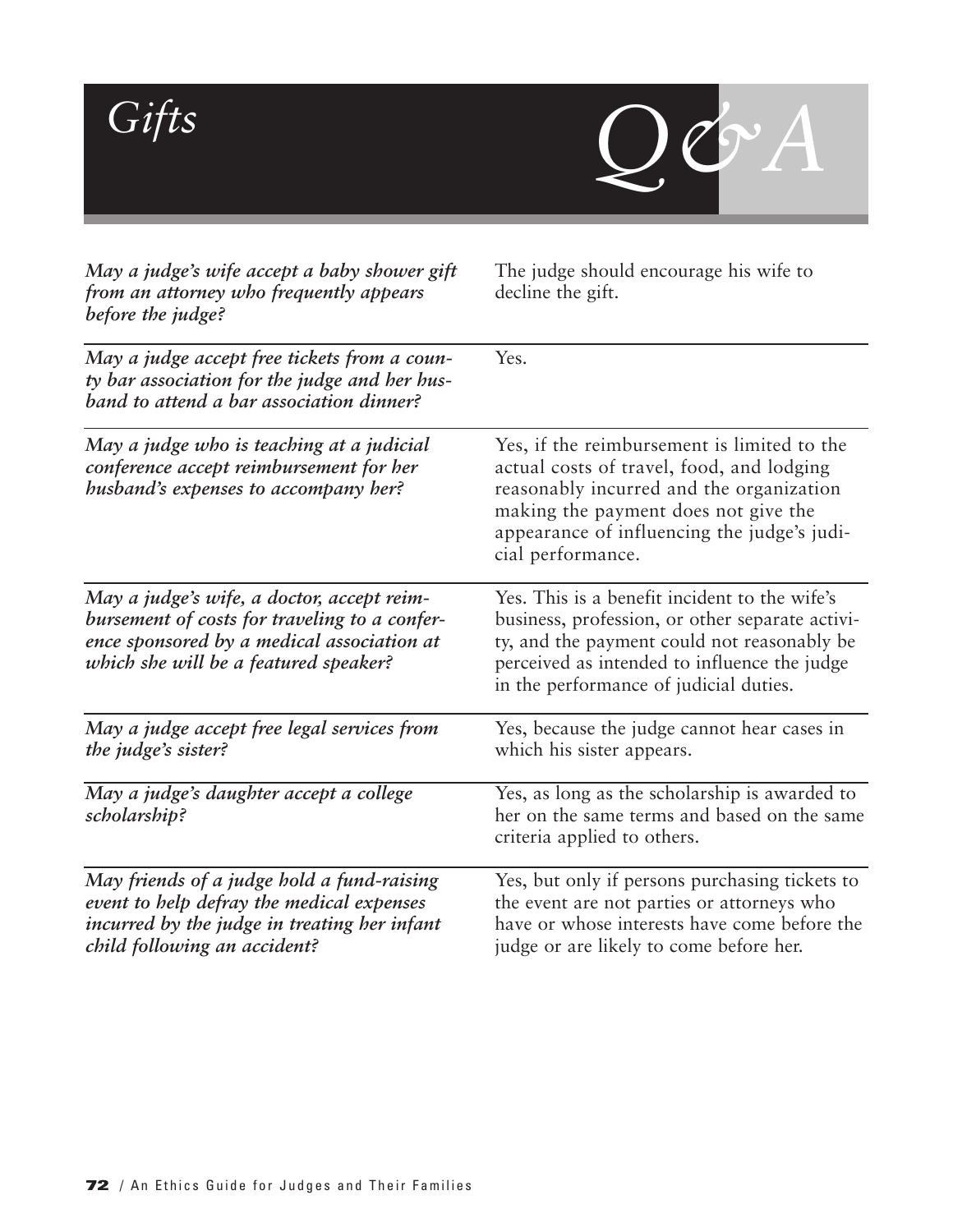# Gifts Q&A

| | |
|---|---|
| ***May a judge's wife accept a baby shower gift from an attorney who frequently appears before the judge?*** | The judge should encourage his wife to decline the gift. |
| ***May a judge accept free tickets from a county bar association for the judge and her husband to attend a bar association dinner?*** | Yes. |
| ***May a judge who is teaching at a judicial conference accept reimbursement for her husband's expenses to accompany her?*** | Yes, if the reimbursement is limited to the actual costs of travel, food, and lodging reasonably incurred and the organization making the payment does not give the appearance of influencing the judge's judicial performance. |
| ***May a judge's wife, a doctor, accept reimbursement of costs for traveling to a conference sponsored by a medical association at which she will be a featured speaker?*** | Yes. This is a benefit incident to the wife's business, profession, or other separate activity, and the payment could not reasonably be perceived as intended to influence the judge in the performance of judicial duties. |
| ***May a judge accept free legal services from the judge's sister?*** | Yes, because the judge cannot hear cases in which his sister appears. |
| ***May a judge's daughter accept a college scholarship?*** | Yes, as long as the scholarship is awarded to her on the same terms and based on the same criteria applied to others. |
| ***May friends of a judge hold a fund-raising event to help defray the medical expenses incurred by the judge in treating her infant child following an accident?*** | Yes, but only if persons purchasing tickets to the event are not parties or attorneys who have or whose interests have come before the judge or are likely to come before her. |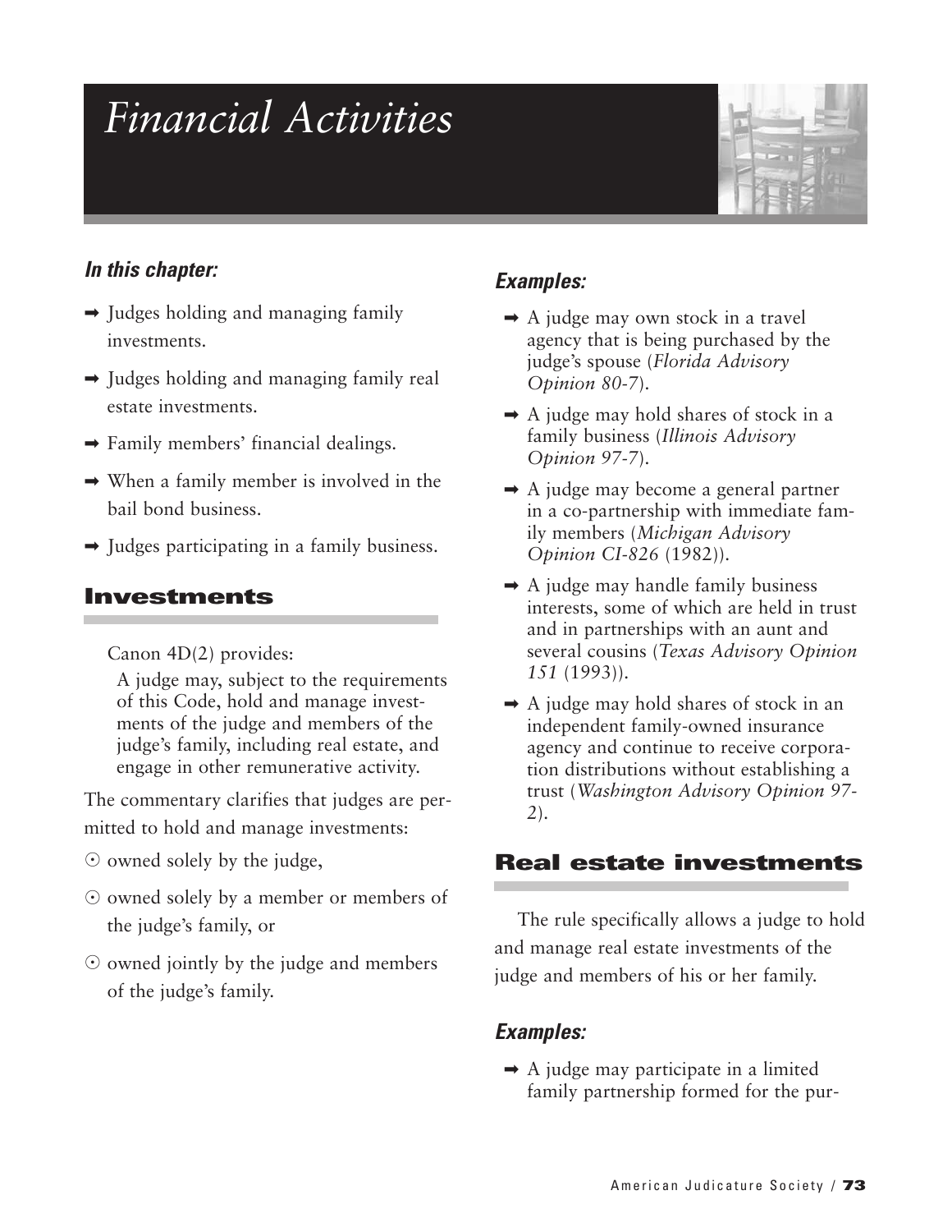# *Financial Activities*

***In this chapter:***

- Judges holding and managing family investments.
- Judges holding and managing family real estate investments.
- Family members' financial dealings.
- When a family member is involved in the bail bond business.
- Judges participating in a family business.

## Investments

Canon 4D(2) provides:

> A judge may, subject to the requirements of this Code, hold and manage investments of the judge and members of the judge's family, including real estate, and engage in other remunerative activity.

The commentary clarifies that judges are permitted to hold and manage investments:

- owned solely by the judge,
- owned solely by a member or members of the judge's family, or
- owned jointly by the judge and members of the judge's family.

***Examples:***

- A judge may own stock in a travel agency that is being purchased by the judge's spouse (*Florida Advisory Opinion 80-7*).
- A judge may hold shares of stock in a family business (*Illinois Advisory Opinion 97-7*).
- A judge may become a general partner in a co-partnership with immediate family members (*Michigan Advisory Opinion CI-826* (1982)).
- A judge may handle family business interests, some of which are held in trust and in partnerships with an aunt and several cousins (*Texas Advisory Opinion 151* (1993)).
- A judge may hold shares of stock in an independent family-owned insurance agency and continue to receive corporation distributions without establishing a trust (*Washington Advisory Opinion 97-2*).

## Real estate investments

The rule specifically allows a judge to hold and manage real estate investments of the judge and members of his or her family.

***Examples:***

- A judge may participate in a limited family partnership formed for the pur-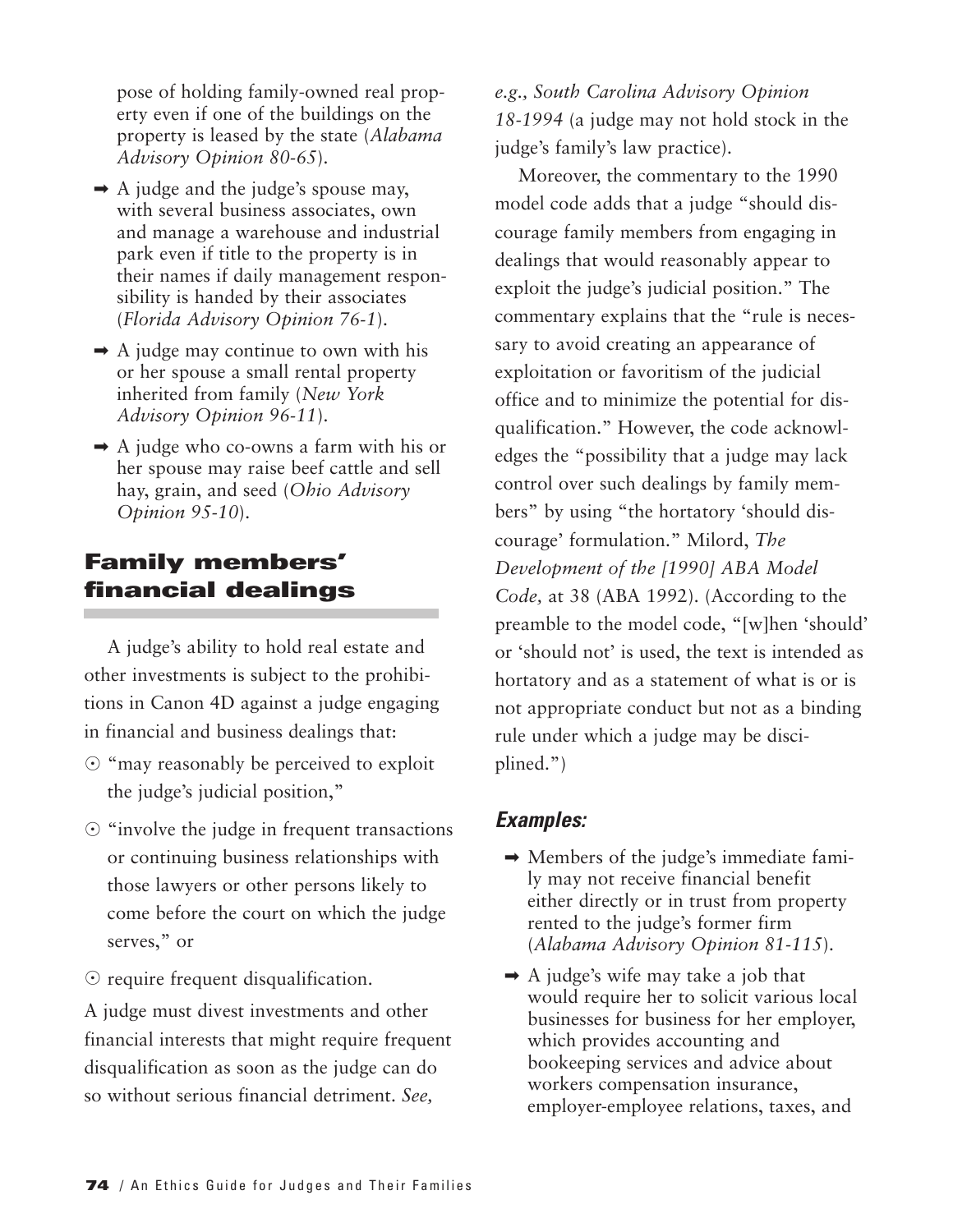pose of holding family-owned real property even if one of the buildings on the property is leased by the state (*Alabama Advisory Opinion 80-65*).

- ➡ A judge and the judge's spouse may, with several business associates, own and manage a warehouse and industrial park even if title to the property is in their names if daily management responsibility is handed by their associates (*Florida Advisory Opinion 76-1*).
- ➡ A judge may continue to own with his or her spouse a small rental property inherited from family (*New York Advisory Opinion 96-11*).
- ➡ A judge who co-owns a farm with his or her spouse may raise beef cattle and sell hay, grain, and seed (*Ohio Advisory Opinion 95-10*).

## Family members' financial dealings

A judge's ability to hold real estate and other investments is subject to the prohibitions in Canon 4D against a judge engaging in financial and business dealings that:

- "may reasonably be perceived to exploit the judge's judicial position,"
- "involve the judge in frequent transactions or continuing business relationships with those lawyers or other persons likely to come before the court on which the judge serves," or
- require frequent disqualification.

A judge must divest investments and other financial interests that might require frequent disqualification as soon as the judge can do so without serious financial detriment. *See, e.g., South Carolina Advisory Opinion 18-1994* (a judge may not hold stock in the judge's family's law practice).

Moreover, the commentary to the 1990 model code adds that a judge "should discourage family members from engaging in dealings that would reasonably appear to exploit the judge's judicial position." The commentary explains that the "rule is necessary to avoid creating an appearance of exploitation or favoritism of the judicial office and to minimize the potential for disqualification." However, the code acknowledges the "possibility that a judge may lack control over such dealings by family members" by using "the hortatory 'should discourage' formulation." Milord, *The Development of the [1990] ABA Model Code,* at 38 (ABA 1992). (According to the preamble to the model code, "[w]hen 'should' or 'should not' is used, the text is intended as hortatory and as a statement of what is or is not appropriate conduct but not as a binding rule under which a judge may be disciplined.")

### *Examples:*

- ➡ Members of the judge's immediate family may not receive financial benefit either directly or in trust from property rented to the judge's former firm (*Alabama Advisory Opinion 81-115*).
- ➡ A judge's wife may take a job that would require her to solicit various local businesses for business for her employer, which provides accounting and bookeeping services and advice about workers compensation insurance, employer-employee relations, taxes, and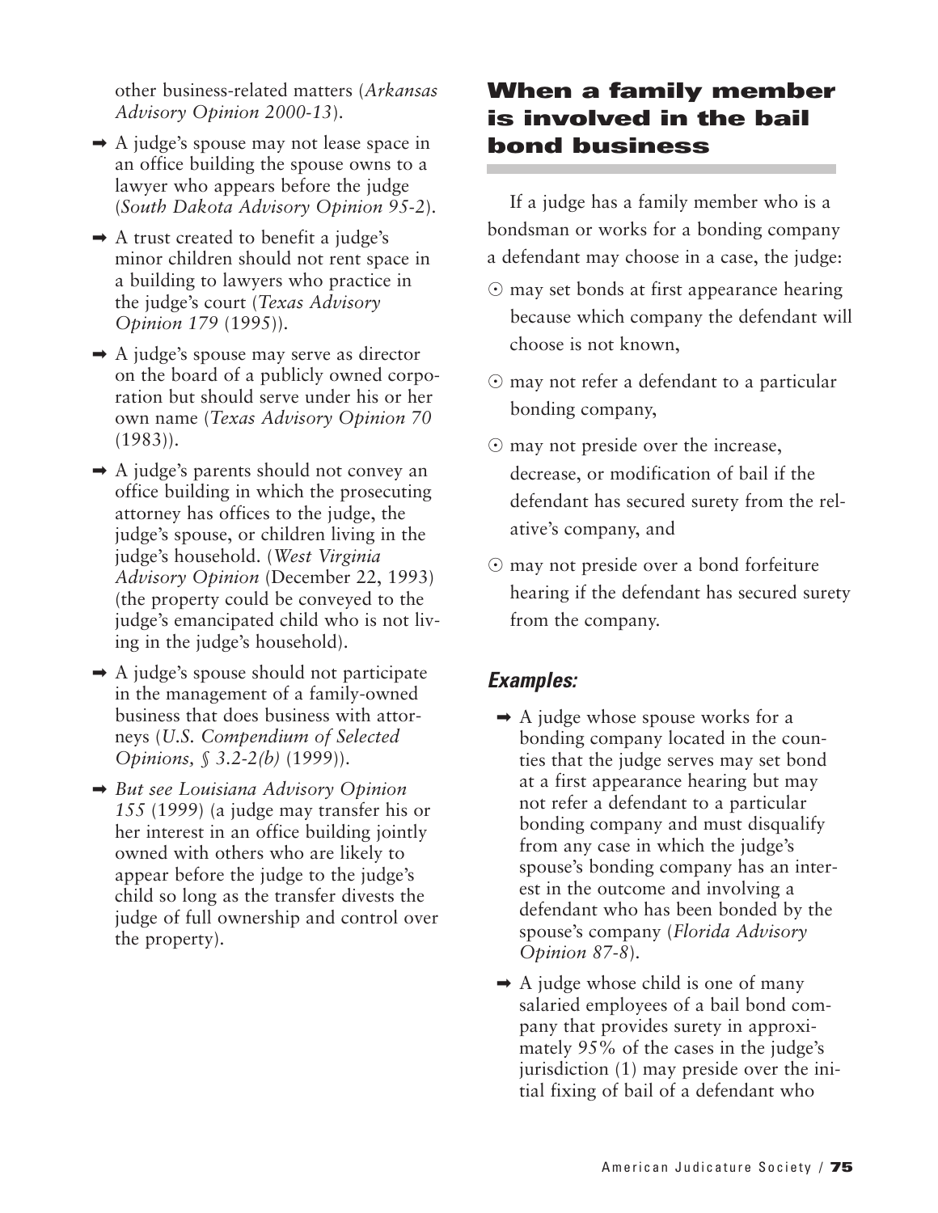other business-related matters (*Arkansas Advisory Opinion 2000-13*).

- ➡ A judge's spouse may not lease space in an office building the spouse owns to a lawyer who appears before the judge (*South Dakota Advisory Opinion 95-2*).
- ➡ A trust created to benefit a judge's minor children should not rent space in a building to lawyers who practice in the judge's court (*Texas Advisory Opinion 179* (1995)).
- ➡ A judge's spouse may serve as director on the board of a publicly owned corporation but should serve under his or her own name (*Texas Advisory Opinion 70* (1983)).
- ➡ A judge's parents should not convey an office building in which the prosecuting attorney has offices to the judge, the judge's spouse, or children living in the judge's household. (*West Virginia Advisory Opinion* (December 22, 1993) (the property could be conveyed to the judge's emancipated child who is not living in the judge's household).
- ➡ A judge's spouse should not participate in the management of a family-owned business that does business with attorneys (*U.S. Compendium of Selected Opinions, § 3.2-2(b)* (1999)).
- ➡ *But see Louisiana Advisory Opinion 155* (1999) (a judge may transfer his or her interest in an office building jointly owned with others who are likely to appear before the judge to the judge's child so long as the transfer divests the judge of full ownership and control over the property).

## When a family member is involved in the bail bond business

If a judge has a family member who is a bondsman or works for a bonding company a defendant may choose in a case, the judge:

- ⊙ may set bonds at first appearance hearing because which company the defendant will choose is not known,
- ⊙ may not refer a defendant to a particular bonding company,
- ⊙ may not preside over the increase, decrease, or modification of bail if the defendant has secured surety from the relative's company, and
- ⊙ may not preside over a bond forfeiture hearing if the defendant has secured surety from the company.

### *Examples:*

- ➡ A judge whose spouse works for a bonding company located in the counties that the judge serves may set bond at a first appearance hearing but may not refer a defendant to a particular bonding company and must disqualify from any case in which the judge's spouse's bonding company has an interest in the outcome and involving a defendant who has been bonded by the spouse's company (*Florida Advisory Opinion 87-8*).
- ➡ A judge whose child is one of many salaried employees of a bail bond company that provides surety in approximately 95% of the cases in the judge's jurisdiction (1) may preside over the initial fixing of bail of a defendant who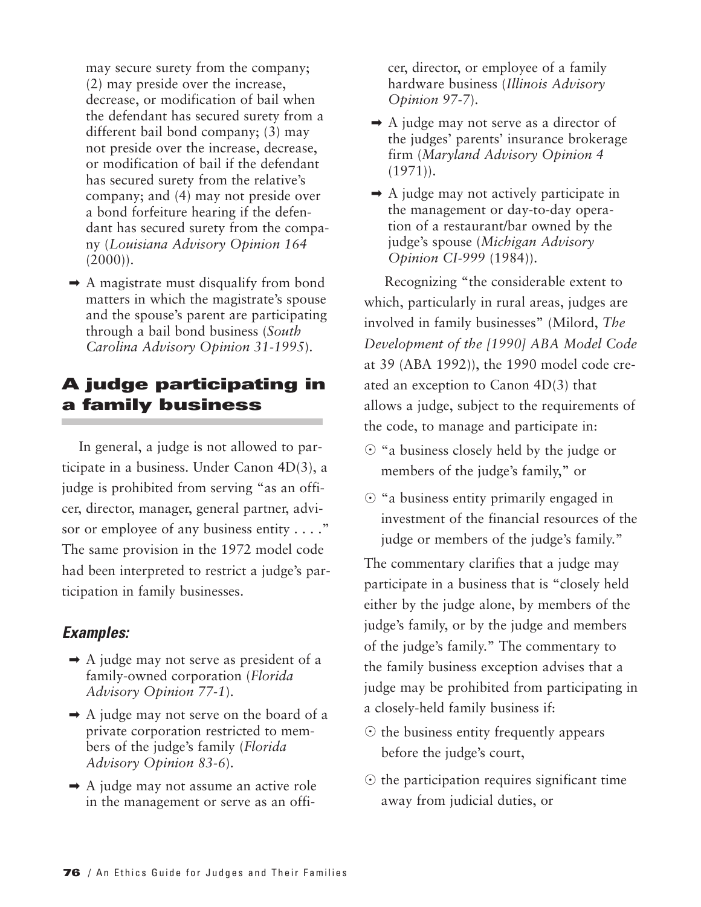may secure surety from the company; (2) may preside over the increase, decrease, or modification of bail when the defendant has secured surety from a different bail bond company; (3) may not preside over the increase, decrease, or modification of bail if the defendant has secured surety from the relative's company; and (4) may not preside over a bond forfeiture hearing if the defendant has secured surety from the company (*Louisiana Advisory Opinion 164* (2000)).

- ➡ A magistrate must disqualify from bond matters in which the magistrate's spouse and the spouse's parent are participating through a bail bond business (*South Carolina Advisory Opinion 31-1995*).

## A judge participating in a family business

In general, a judge is not allowed to participate in a business. Under Canon 4D(3), a judge is prohibited from serving "as an officer, director, manager, general partner, advisor or employee of any business entity . . . ." The same provision in the 1972 model code had been interpreted to restrict a judge's participation in family businesses.

### *Examples:*

- ➡ A judge may not serve as president of a family-owned corporation (*Florida Advisory Opinion 77-1*).
- ➡ A judge may not serve on the board of a private corporation restricted to members of the judge's family (*Florida Advisory Opinion 83-6*).
- ➡ A judge may not assume an active role in the management or serve as an officer, director, or employee of a family hardware business (*Illinois Advisory Opinion 97-7*).
- ➡ A judge may not serve as a director of the judges' parents' insurance brokerage firm (*Maryland Advisory Opinion 4* (1971)).
- ➡ A judge may not actively participate in the management or day-to-day operation of a restaurant/bar owned by the judge's spouse (*Michigan Advisory Opinion CI-999* (1984)).

Recognizing "the considerable extent to which, particularly in rural areas, judges are involved in family businesses" (Milord, *The Development of the [1990] ABA Model Code* at 39 (ABA 1992)), the 1990 model code created an exception to Canon 4D(3) that allows a judge, subject to the requirements of the code, to manage and participate in:

- ⊙ "a business closely held by the judge or members of the judge's family," or
- ⊙ "a business entity primarily engaged in investment of the financial resources of the judge or members of the judge's family."

The commentary clarifies that a judge may participate in a business that is "closely held either by the judge alone, by members of the judge's family, or by the judge and members of the judge's family." The commentary to the family business exception advises that a judge may be prohibited from participating in a closely-held family business if:

- ⊙ the business entity frequently appears before the judge's court,
- ⊙ the participation requires significant time away from judicial duties, or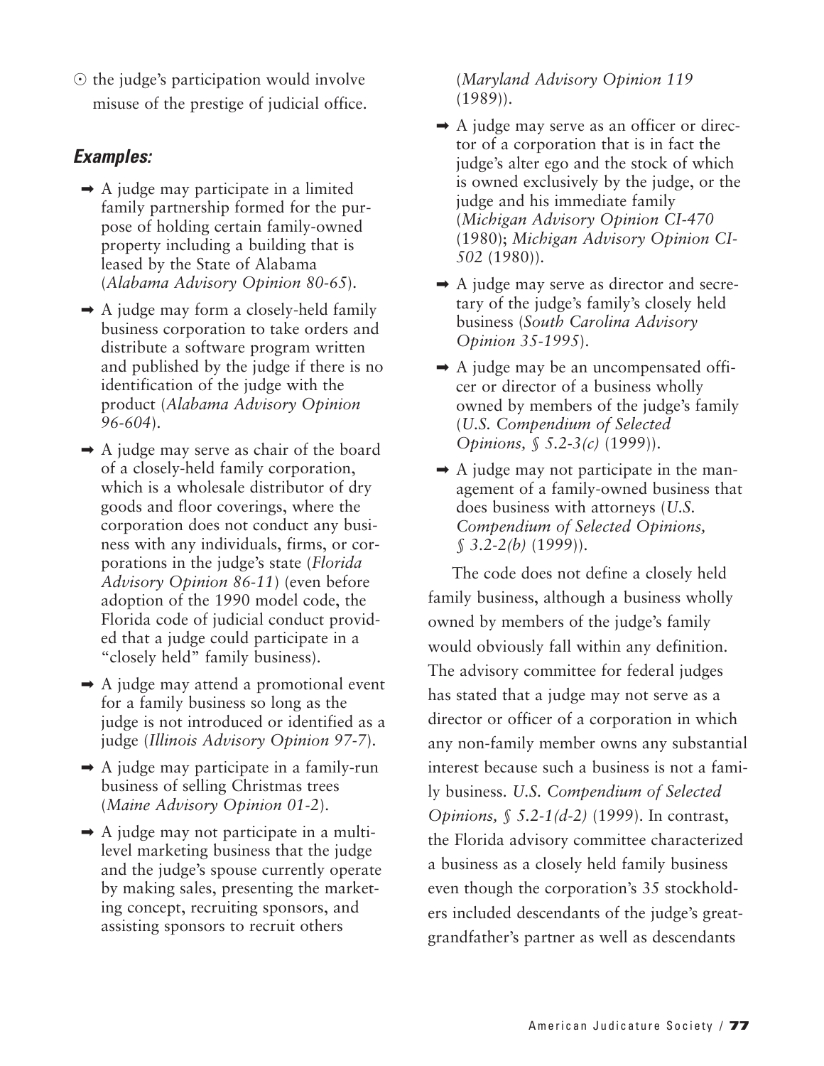- the judge's participation would involve misuse of the prestige of judicial office.

### *Examples:*

- ➡ A judge may participate in a limited family partnership formed for the purpose of holding certain family-owned property including a building that is leased by the State of Alabama (*Alabama Advisory Opinion 80-65*).
- ➡ A judge may form a closely-held family business corporation to take orders and distribute a software program written and published by the judge if there is no identification of the judge with the product (*Alabama Advisory Opinion 96-604*).
- ➡ A judge may serve as chair of the board of a closely-held family corporation, which is a wholesale distributor of dry goods and floor coverings, where the corporation does not conduct any business with any individuals, firms, or corporations in the judge's state (*Florida Advisory Opinion 86-11*) (even before adoption of the 1990 model code, the Florida code of judicial conduct provided that a judge could participate in a "closely held" family business).
- ➡ A judge may attend a promotional event for a family business so long as the judge is not introduced or identified as a judge (*Illinois Advisory Opinion 97-7*).
- ➡ A judge may participate in a family-run business of selling Christmas trees (*Maine Advisory Opinion 01-2*).
- ➡ A judge may not participate in a multi-level marketing business that the judge and the judge's spouse currently operate by making sales, presenting the marketing concept, recruiting sponsors, and assisting sponsors to recruit others (*Maryland Advisory Opinion 119* (1989)).
- ➡ A judge may serve as an officer or director of a corporation that is in fact the judge's alter ego and the stock of which is owned exclusively by the judge, or the judge and his immediate family (*Michigan Advisory Opinion CI-470* (1980); *Michigan Advisory Opinion CI-502* (1980)).
- ➡ A judge may serve as director and secretary of the judge's family's closely held business (*South Carolina Advisory Opinion 35-1995*).
- ➡ A judge may be an uncompensated officer or director of a business wholly owned by members of the judge's family (*U.S. Compendium of Selected Opinions, § 5.2-3(c)* (1999)).
- ➡ A judge may not participate in the management of a family-owned business that does business with attorneys (*U.S. Compendium of Selected Opinions, § 3.2-2(b)* (1999)).

The code does not define a closely held family business, although a business wholly owned by members of the judge's family would obviously fall within any definition. The advisory committee for federal judges has stated that a judge may not serve as a director or officer of a corporation in which any non-family member owns any substantial interest because such a business is not a family business. *U.S. Compendium of Selected Opinions, § 5.2-1(d-2)* (1999). In contrast, the Florida advisory committee characterized a business as a closely held family business even though the corporation's 35 stockholders included descendants of the judge's great-grandfather's partner as well as descendants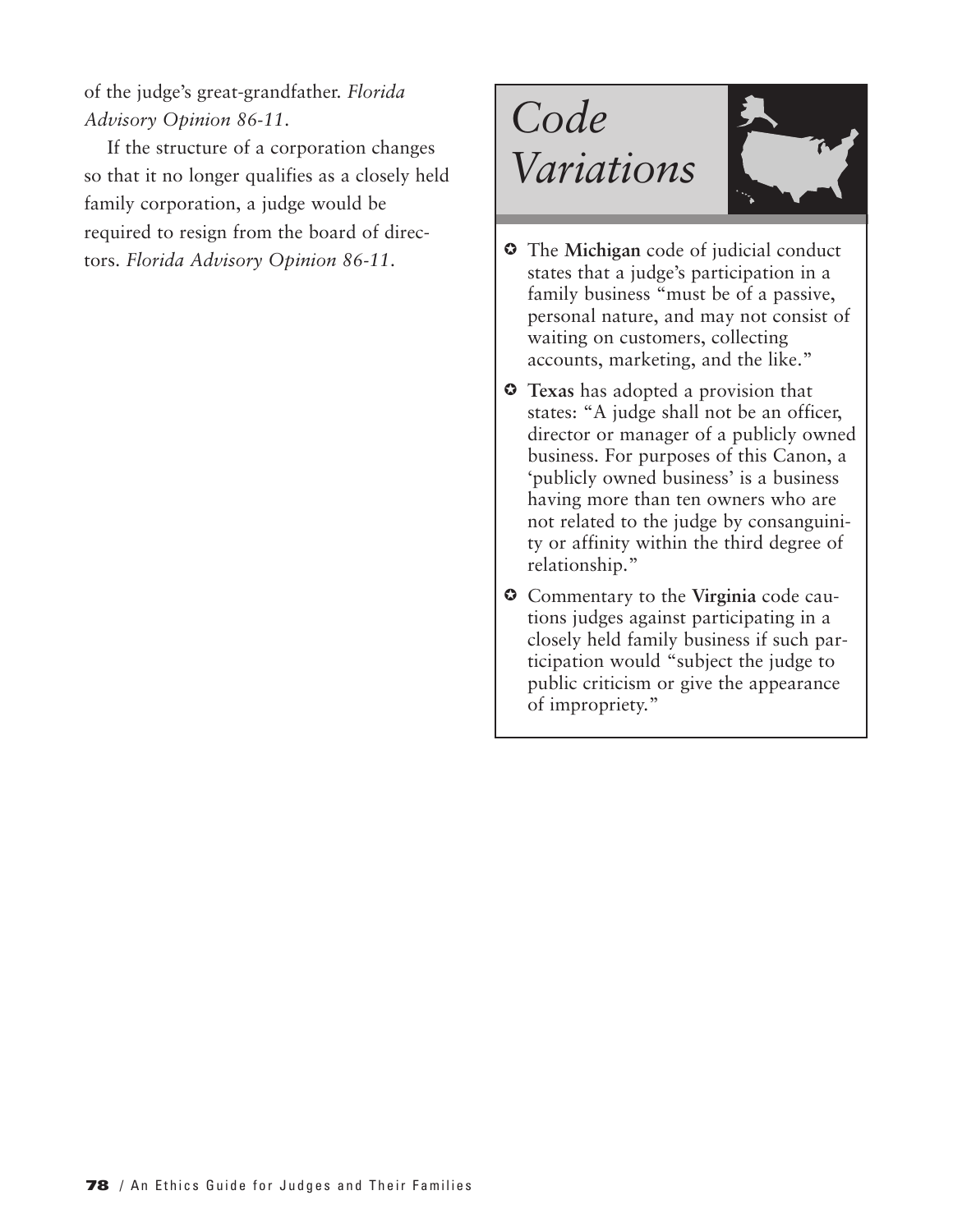of the judge's great-grandfather. *Florida Advisory Opinion 86-11*.

If the structure of a corporation changes so that it no longer qualifies as a closely held family corporation, a judge would be required to resign from the board of directors. *Florida Advisory Opinion 86-11*.

## *Code Variations*

- The **Michigan** code of judicial conduct states that a judge's participation in a family business "must be of a passive, personal nature, and may not consist of waiting on customers, collecting accounts, marketing, and the like."
- **Texas** has adopted a provision that states: "A judge shall not be an officer, director or manager of a publicly owned business. For purposes of this Canon, a 'publicly owned business' is a business having more than ten owners who are not related to the judge by consanguinity or affinity within the third degree of relationship."
- Commentary to the **Virginia** code cautions judges against participating in a closely held family business if such participation would "subject the judge to public criticism or give the appearance of impropriety."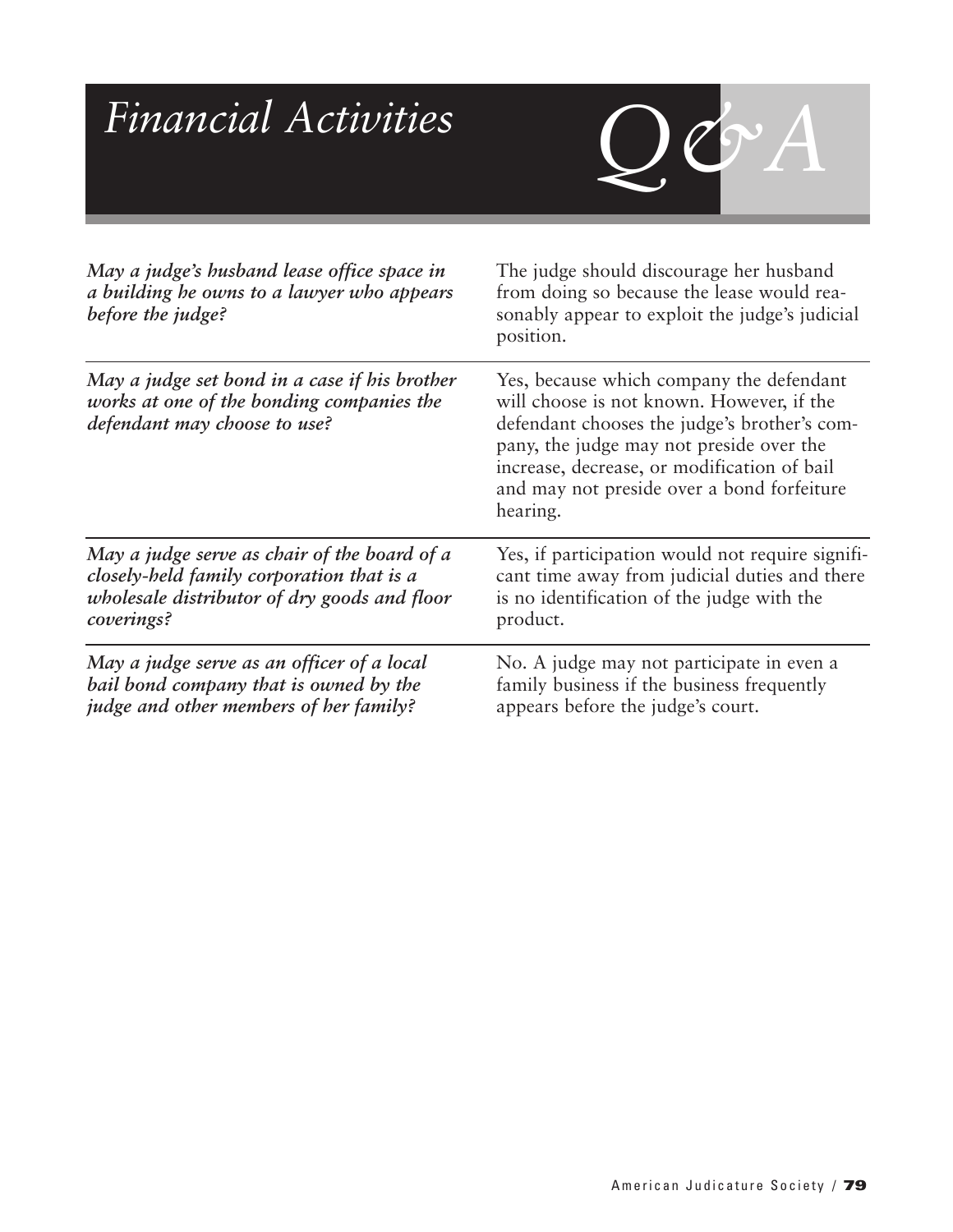# *Financial Activities* Q&A

| | |
|---|---|
| ***May a judge's husband lease office space in a building he owns to a lawyer who appears before the judge?*** | The judge should discourage her husband from doing so because the lease would reasonably appear to exploit the judge's judicial position. |
| ***May a judge set bond in a case if his brother works at one of the bonding companies the defendant may choose to use?*** | Yes, because which company the defendant will choose is not known. However, if the defendant chooses the judge's brother's company, the judge may not preside over the increase, decrease, or modification of bail and may not preside over a bond forfeiture hearing. |
| ***May a judge serve as chair of the board of a closely-held family corporation that is a wholesale distributor of dry goods and floor coverings?*** | Yes, if participation would not require significant time away from judicial duties and there is no identification of the judge with the product. |
| ***May a judge serve as an officer of a local bail bond company that is owned by the judge and other members of her family?*** | No. A judge may not participate in even a family business if the business frequently appears before the judge's court. |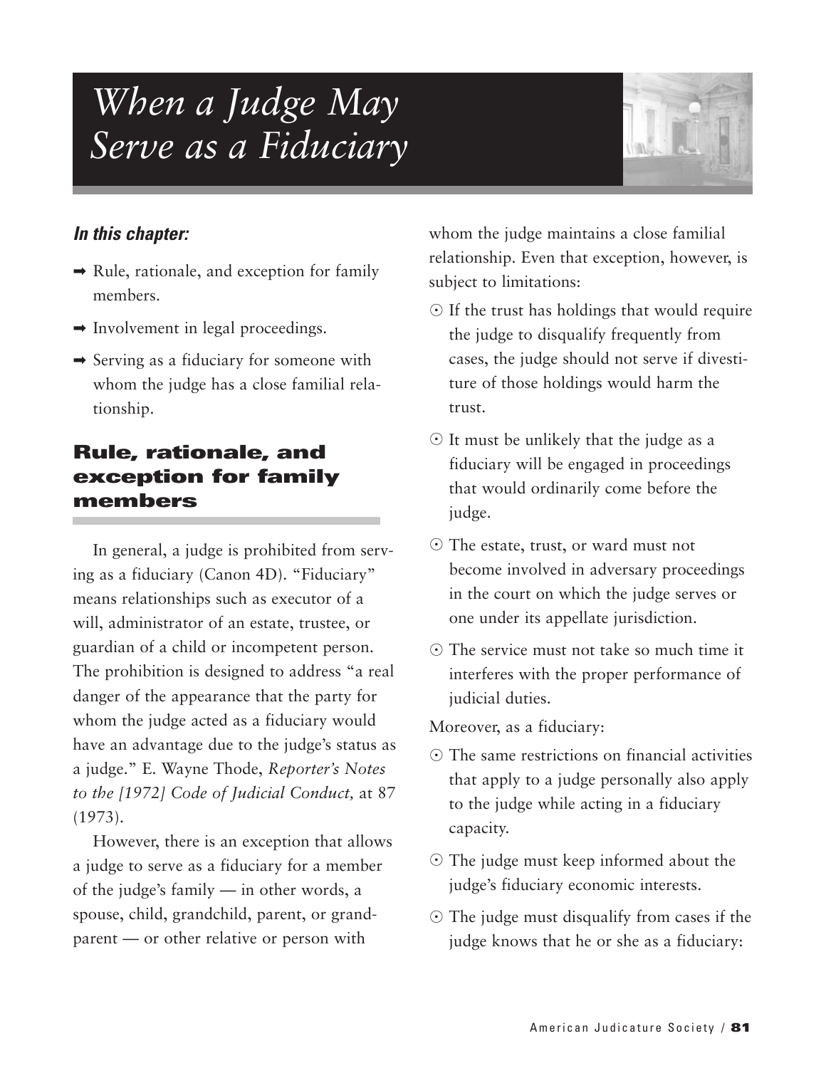# When a Judge May Serve as a Fiduciary

***In this chapter:***

- ➡ Rule, rationale, and exception for family members.
- ➡ Involvement in legal proceedings.
- ➡ Serving as a fiduciary for someone with whom the judge has a close familial relationship.

## Rule, rationale, and exception for family members

In general, a judge is prohibited from serving as a fiduciary (Canon 4D). "Fiduciary" means relationships such as executor of a will, administrator of an estate, trustee, or guardian of a child or incompetent person. The prohibition is designed to address "a real danger of the appearance that the party for whom the judge acted as a fiduciary would have an advantage due to the judge's status as a judge." E. Wayne Thode, *Reporter's Notes to the [1972] Code of Judicial Conduct,* at 87 (1973).

However, there is an exception that allows a judge to serve as a fiduciary for a member of the judge's family — in other words, a spouse, child, grandchild, parent, or grandparent — or other relative or person with whom the judge maintains a close familial relationship. Even that exception, however, is subject to limitations:

- If the trust has holdings that would require the judge to disqualify frequently from cases, the judge should not serve if divestiture of those holdings would harm the trust.
- It must be unlikely that the judge as a fiduciary will be engaged in proceedings that would ordinarily come before the judge.
- The estate, trust, or ward must not become involved in adversary proceedings in the court on which the judge serves or one under its appellate jurisdiction.
- The service must not take so much time it interferes with the proper performance of judicial duties.

Moreover, as a fiduciary:

- The same restrictions on financial activities that apply to a judge personally also apply to the judge while acting in a fiduciary capacity.
- The judge must keep informed about the judge's fiduciary economic interests.
- The judge must disqualify from cases if the judge knows that he or she as a fiduciary: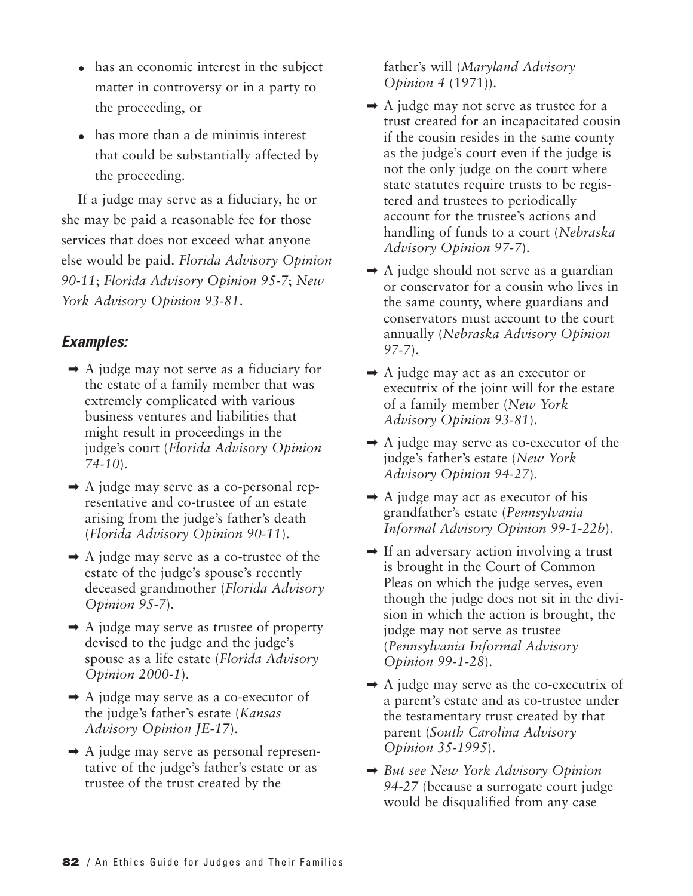- has an economic interest in the subject matter in controversy or in a party to the proceeding, or
- has more than a de minimis interest that could be substantially affected by the proceeding.

If a judge may serve as a fiduciary, he or she may be paid a reasonable fee for those services that does not exceed what anyone else would be paid. *Florida Advisory Opinion 90-11*; *Florida Advisory Opinion 95-7*; *New York Advisory Opinion 93-81*.

### *Examples:*

- ➡ A judge may not serve as a fiduciary for the estate of a family member that was extremely complicated with various business ventures and liabilities that might result in proceedings in the judge's court (*Florida Advisory Opinion 74-10*).
- ➡ A judge may serve as a co-personal representative and co-trustee of an estate arising from the judge's father's death (*Florida Advisory Opinion 90-11*).
- ➡ A judge may serve as a co-trustee of the estate of the judge's spouse's recently deceased grandmother (*Florida Advisory Opinion 95-7*).
- ➡ A judge may serve as trustee of property devised to the judge and the judge's spouse as a life estate (*Florida Advisory Opinion 2000-1*).
- ➡ A judge may serve as a co-executor of the judge's father's estate (*Kansas Advisory Opinion JE-17*).
- ➡ A judge may serve as personal representative of the judge's father's estate or as trustee of the trust created by the father's will (*Maryland Advisory Opinion 4* (1971)).
- ➡ A judge may not serve as trustee for a trust created for an incapacitated cousin if the cousin resides in the same county as the judge's court even if the judge is not the only judge on the court where state statutes require trusts to be registered and trustees to periodically account for the trustee's actions and handling of funds to a court (*Nebraska Advisory Opinion 97-7*).
- ➡ A judge should not serve as a guardian or conservator for a cousin who lives in the same county, where guardians and conservators must account to the court annually (*Nebraska Advisory Opinion 97-7*).
- ➡ A judge may act as an executor or executrix of the joint will for the estate of a family member (*New York Advisory Opinion 93-81*).
- ➡ A judge may serve as co-executor of the judge's father's estate (*New York Advisory Opinion 94-27*).
- ➡ A judge may act as executor of his grandfather's estate (*Pennsylvania Informal Advisory Opinion 99-1-22b*).
- ➡ If an adversary action involving a trust is brought in the Court of Common Pleas on which the judge serves, even though the judge does not sit in the division in which the action is brought, the judge may not serve as trustee (*Pennsylvania Informal Advisory Opinion 99-1-28*).
- ➡ A judge may serve as the co-executrix of a parent's estate and as co-trustee under the testamentary trust created by that parent (*South Carolina Advisory Opinion 35-1995*).
- ➡ *But see New York Advisory Opinion 94-27* (because a surrogate court judge would be disqualified from any case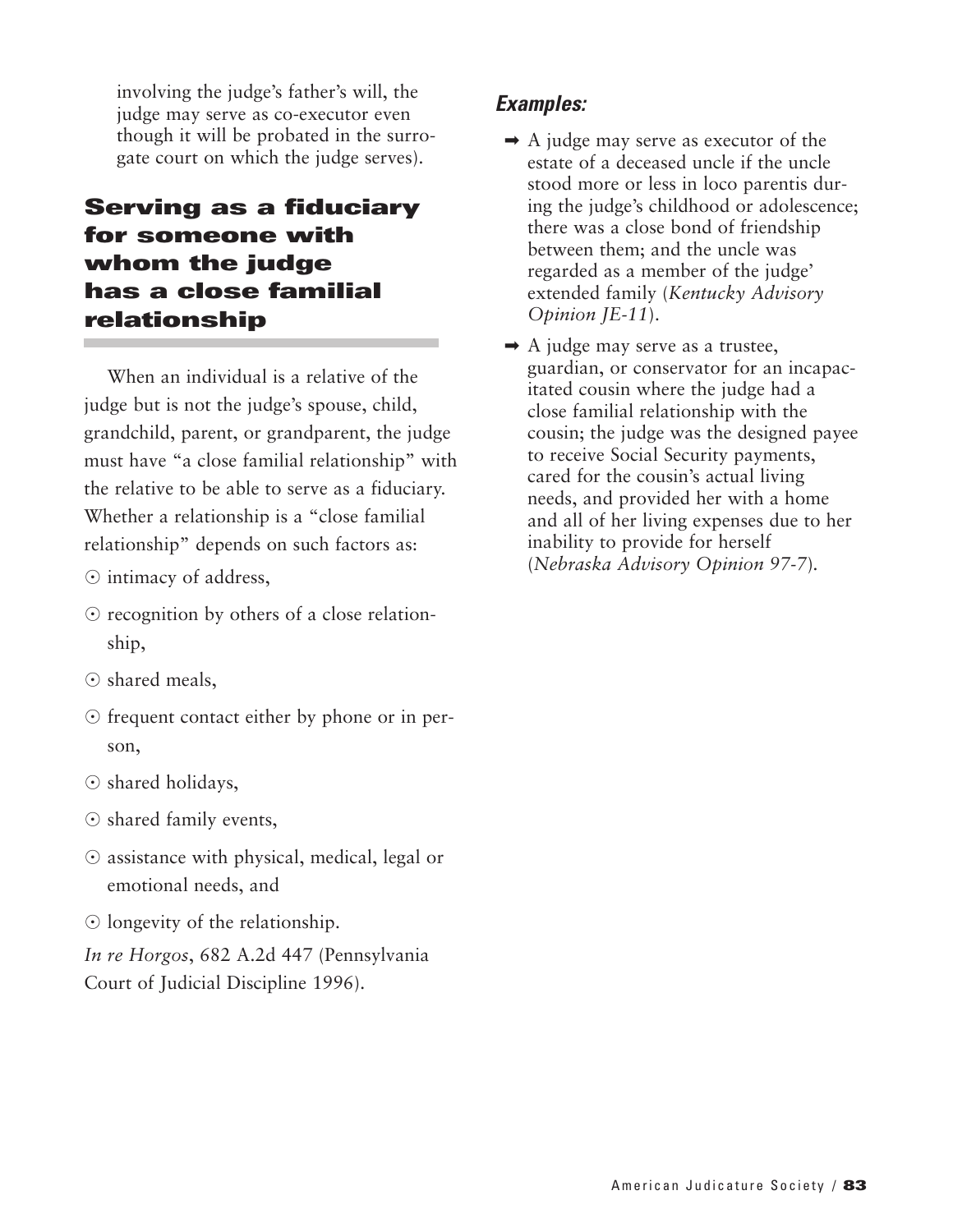involving the judge's father's will, the judge may serve as co-executor even though it will be probated in the surrogate court on which the judge serves).

## Serving as a fiduciary for someone with whom the judge has a close familial relationship

When an individual is a relative of the judge but is not the judge's spouse, child, grandchild, parent, or grandparent, the judge must have "a close familial relationship" with the relative to be able to serve as a fiduciary. Whether a relationship is a "close familial relationship" depends on such factors as:

- intimacy of address,
- recognition by others of a close relationship,
- shared meals,
- frequent contact either by phone or in person,
- shared holidays,
- shared family events,
- assistance with physical, medical, legal or emotional needs, and
- longevity of the relationship.

*In re Horgos*, 682 A.2d 447 (Pennsylvania Court of Judicial Discipline 1996).

### *Examples:*

- A judge may serve as executor of the estate of a deceased uncle if the uncle stood more or less in loco parentis during the judge's childhood or adolescence; there was a close bond of friendship between them; and the uncle was regarded as a member of the judge' extended family (*Kentucky Advisory Opinion JE-11*).
- A judge may serve as a trustee, guardian, or conservator for an incapacitated cousin where the judge had a close familial relationship with the cousin; the judge was the designed payee to receive Social Security payments, cared for the cousin's actual living needs, and provided her with a home and all of her living expenses due to her inability to provide for herself (*Nebraska Advisory Opinion 97-7*).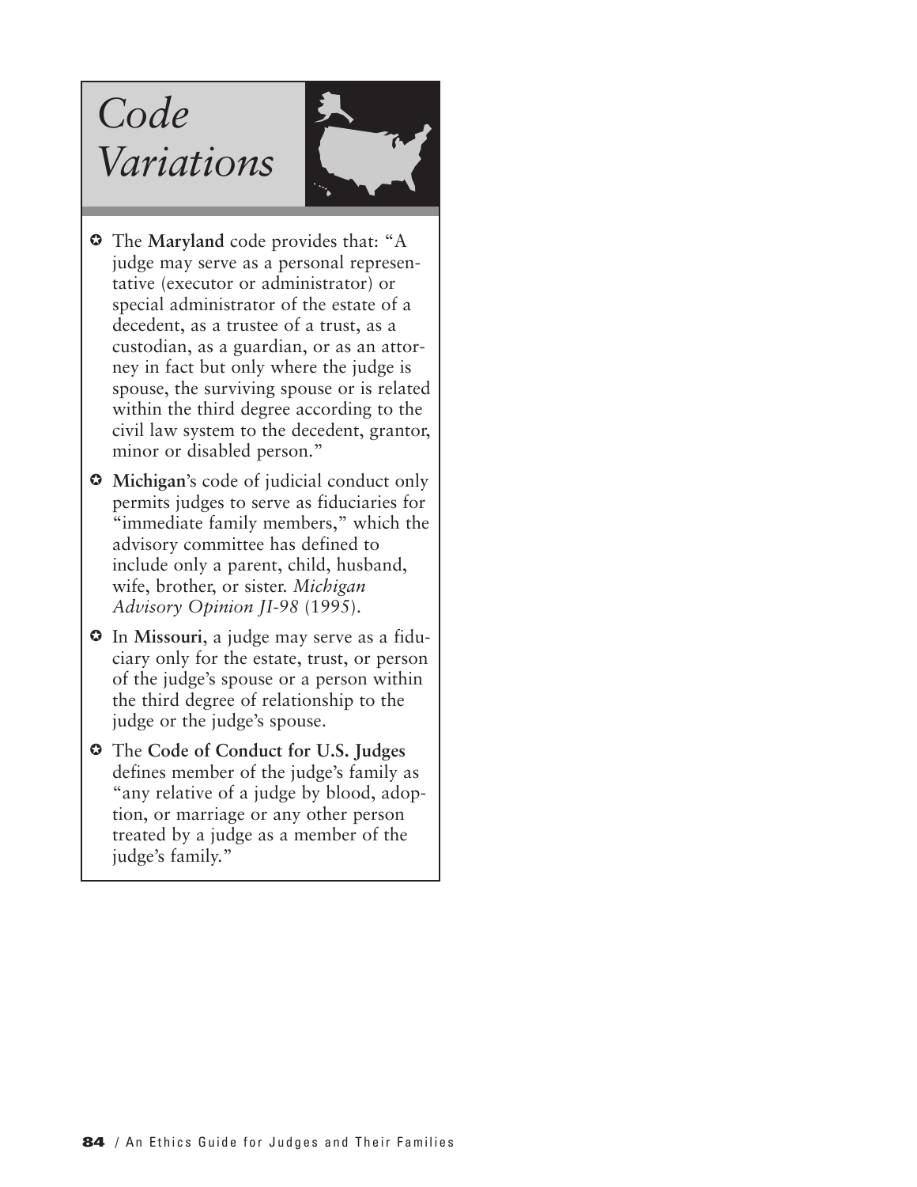## *Code Variations*

- The **Maryland** code provides that: "A judge may serve as a personal representative (executor or administrator) or special administrator of the estate of a decedent, as a trustee of a trust, as a custodian, as a guardian, or as an attorney in fact but only where the judge is spouse, the surviving spouse or is related within the third degree according to the civil law system to the decedent, grantor, minor or disabled person."
- **Michigan**'s code of judicial conduct only permits judges to serve as fiduciaries for "immediate family members," which the advisory committee has defined to include only a parent, child, husband, wife, brother, or sister. *Michigan Advisory Opinion JI-98* (1995).
- In **Missouri**, a judge may serve as a fiduciary only for the estate, trust, or person of the judge's spouse or a person within the third degree of relationship to the judge or the judge's spouse.
- The **Code of Conduct for U.S. Judges** defines member of the judge's family as "any relative of a judge by blood, adoption, or marriage or any other person treated by a judge as a member of the judge's family."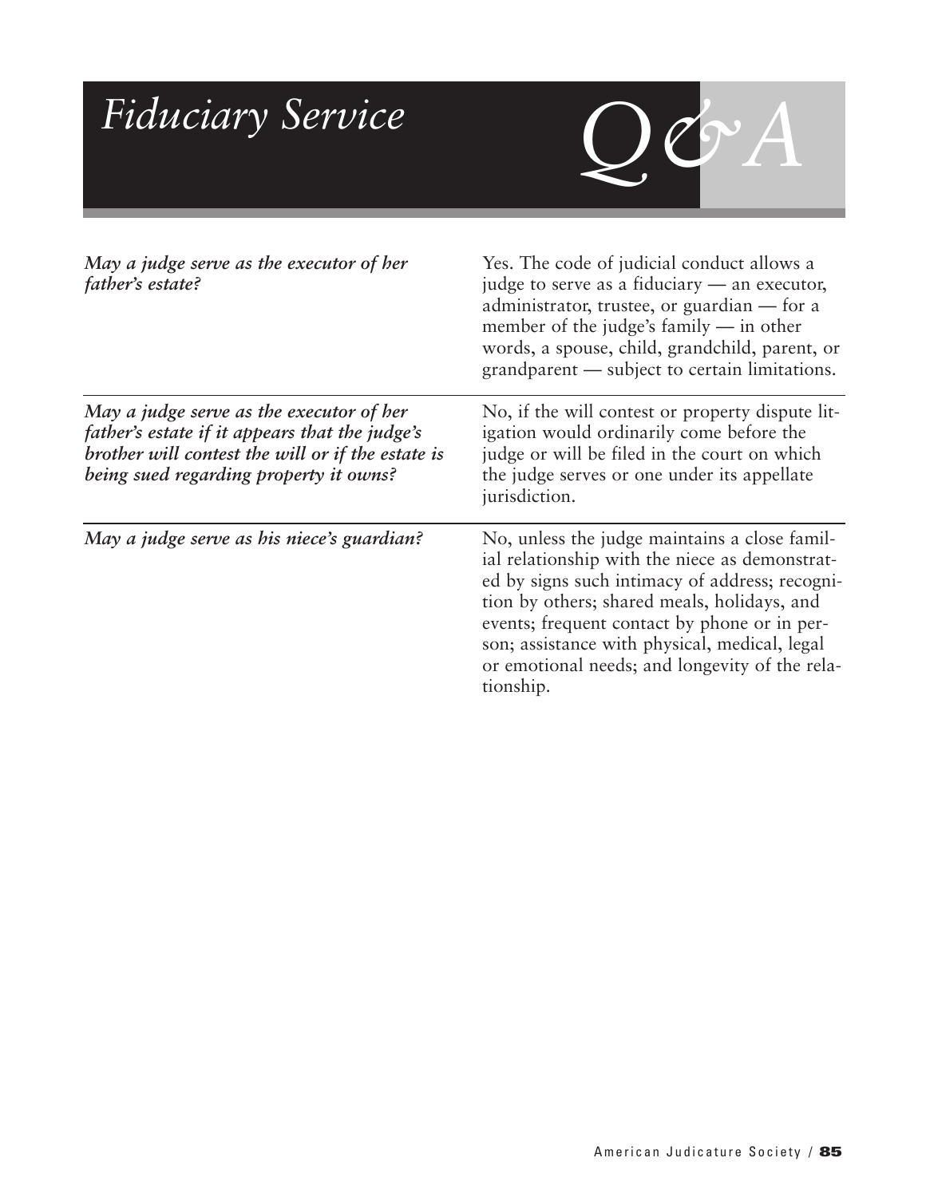# Fiduciary Service Q&A

| | |
|---|---|
| ***May a judge serve as the executor of her father's estate?*** | Yes. The code of judicial conduct allows a judge to serve as a fiduciary — an executor, administrator, trustee, or guardian — for a member of the judge's family — in other words, a spouse, child, grandchild, parent, or grandparent — subject to certain limitations. |
| ***May a judge serve as the executor of her father's estate if it appears that the judge's brother will contest the will or if the estate is being sued regarding property it owns?*** | No, if the will contest or property dispute litigation would ordinarily come before the judge or will be filed in the court on which the judge serves or one under its appellate jurisdiction. |
| ***May a judge serve as his niece's guardian?*** | No, unless the judge maintains a close familial relationship with the niece as demonstrated by signs such intimacy of address; recognition by others; shared meals, holidays, and events; frequent contact by phone or in person; assistance with physical, medical, legal or emotional needs; and longevity of the relationship. |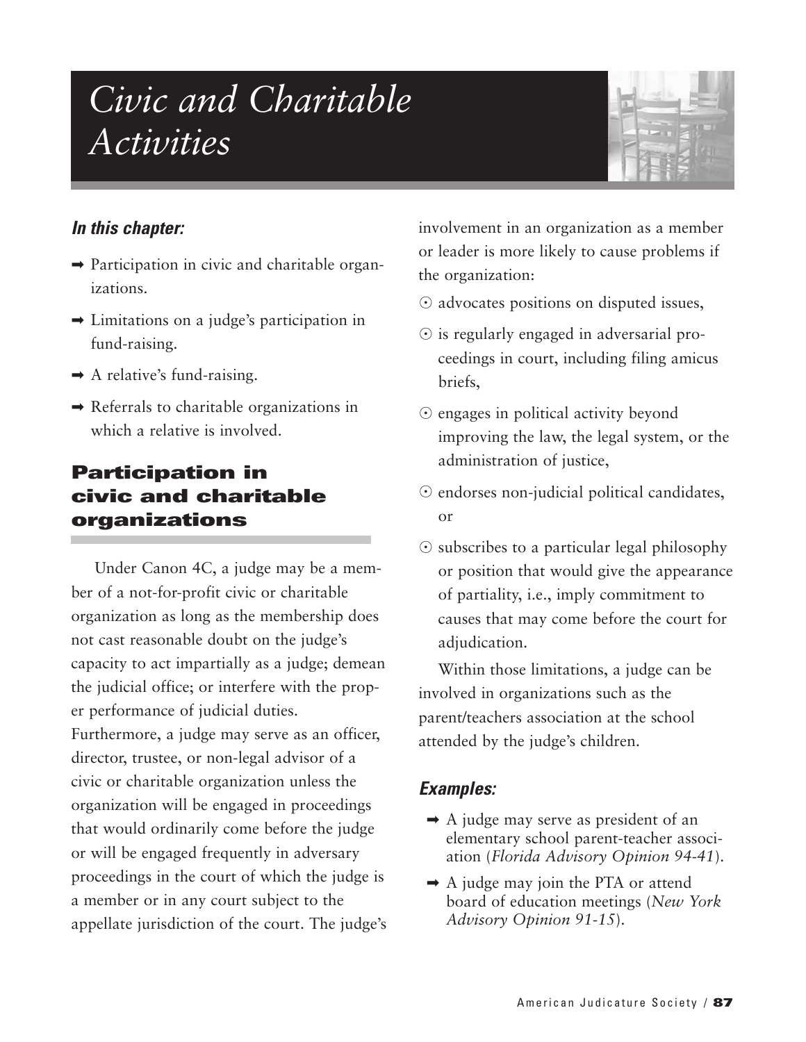# Civic and Charitable Activities

### *In this chapter:*

- Participation in civic and charitable organizations.
- Limitations on a judge's participation in fund-raising.
- A relative's fund-raising.
- Referrals to charitable organizations in which a relative is involved.

## Participation in civic and charitable organizations

Under Canon 4C, a judge may be a member of a not-for-profit civic or charitable organization as long as the membership does not cast reasonable doubt on the judge's capacity to act impartially as a judge; demean the judicial office; or interfere with the proper performance of judicial duties. Furthermore, a judge may serve as an officer, director, trustee, or non-legal advisor of a civic or charitable organization unless the organization will be engaged in proceedings that would ordinarily come before the judge or will be engaged frequently in adversary proceedings in the court of which the judge is a member or in any court subject to the appellate jurisdiction of the court. The judge's involvement in an organization as a member or leader is more likely to cause problems if the organization:

- advocates positions on disputed issues,
- is regularly engaged in adversarial proceedings in court, including filing amicus briefs,
- engages in political activity beyond improving the law, the legal system, or the administration of justice,
- endorses non-judicial political candidates, or
- subscribes to a particular legal philosophy or position that would give the appearance of partiality, i.e., imply commitment to causes that may come before the court for adjudication.

Within those limitations, a judge can be involved in organizations such as the parent/teachers association at the school attended by the judge's children.

### *Examples:*

- A judge may serve as president of an elementary school parent-teacher association (*Florida Advisory Opinion 94-41*).
- A judge may join the PTA or attend board of education meetings (*New York Advisory Opinion 91-15*).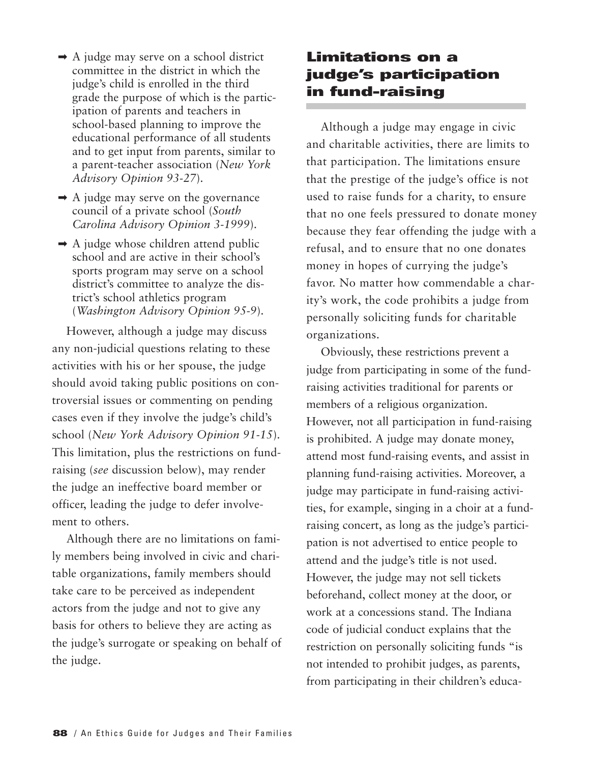- A judge may serve on a school district committee in the district in which the judge's child is enrolled in the third grade the purpose of which is the participation of parents and teachers in school-based planning to improve the educational performance of all students and to get input from parents, similar to a parent-teacher association (*New York Advisory Opinion 93-27*).
- A judge may serve on the governance council of a private school (*South Carolina Advisory Opinion 3-1999*).
- A judge whose children attend public school and are active in their school's sports program may serve on a school district's committee to analyze the district's school athletics program (*Washington Advisory Opinion 95-9*).

However, although a judge may discuss any non-judicial questions relating to these activities with his or her spouse, the judge should avoid taking public positions on controversial issues or commenting on pending cases even if they involve the judge's child's school (*New York Advisory Opinion 91-15*). This limitation, plus the restrictions on fund-raising (*see* discussion below), may render the judge an ineffective board member or officer, leading the judge to defer involvement to others.

Although there are no limitations on family members being involved in civic and charitable organizations, family members should take care to be perceived as independent actors from the judge and not to give any basis for others to believe they are acting as the judge's surrogate or speaking on behalf of the judge.

## Limitations on a judge's participation in fund-raising

Although a judge may engage in civic and charitable activities, there are limits to that participation. The limitations ensure that the prestige of the judge's office is not used to raise funds for a charity, to ensure that no one feels pressured to donate money because they fear offending the judge with a refusal, and to ensure that no one donates money in hopes of currying the judge's favor. No matter how commendable a charity's work, the code prohibits a judge from personally soliciting funds for charitable organizations.

Obviously, these restrictions prevent a judge from participating in some of the fund-raising activities traditional for parents or members of a religious organization. However, not all participation in fund-raising is prohibited. A judge may donate money, attend most fund-raising events, and assist in planning fund-raising activities. Moreover, a judge may participate in fund-raising activities, for example, singing in a choir at a fund-raising concert, as long as the judge's participation is not advertised to entice people to attend and the judge's title is not used. However, the judge may not sell tickets beforehand, collect money at the door, or work at a concessions stand. The Indiana code of judicial conduct explains that the restriction on personally soliciting funds "is not intended to prohibit judges, as parents, from participating in their children's educa-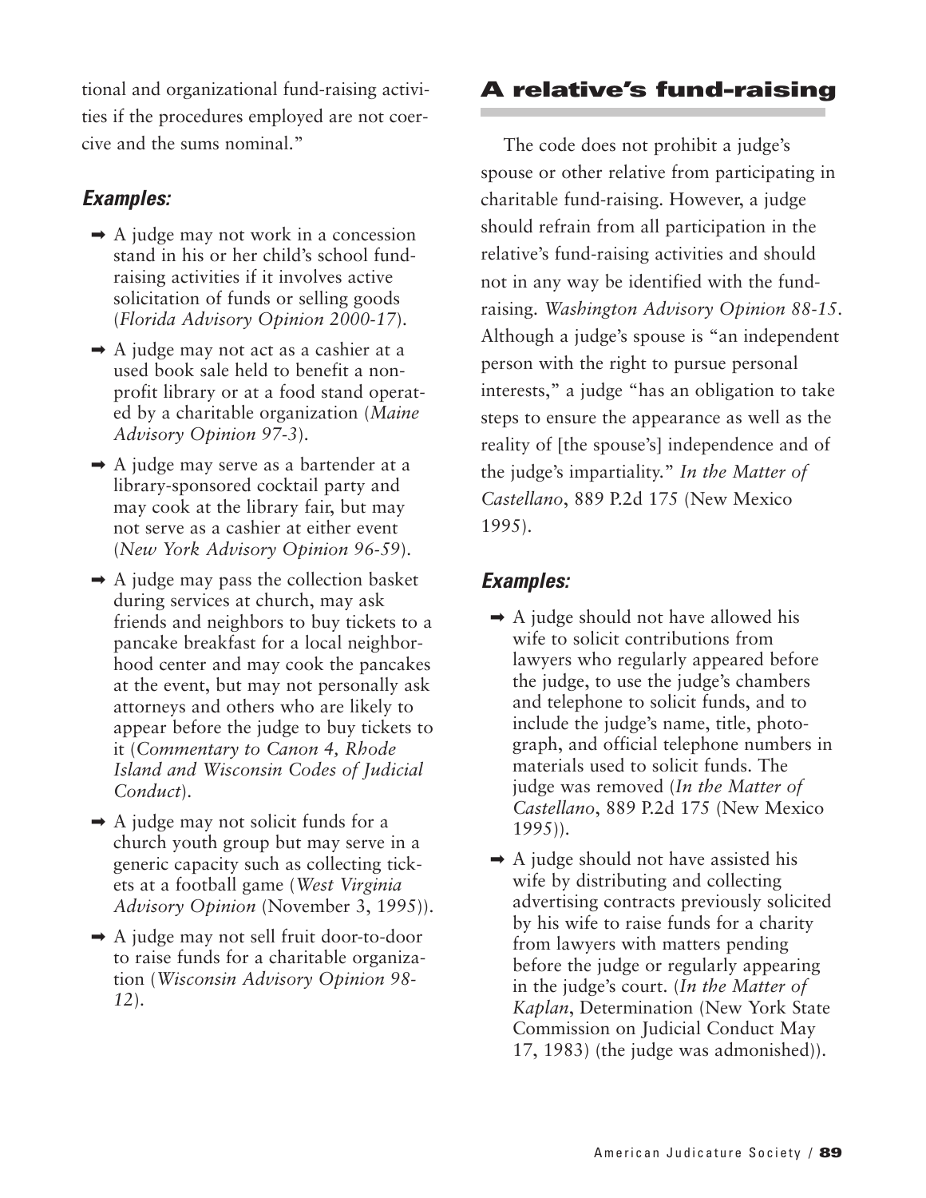tional and organizational fund-raising activities if the procedures employed are not coercive and the sums nominal."

### *Examples:*

- ➡ A judge may not work in a concession stand in his or her child's school fund-raising activities if it involves active solicitation of funds or selling goods (*Florida Advisory Opinion 2000-17*).
- ➡ A judge may not act as a cashier at a used book sale held to benefit a non-profit library or at a food stand operated by a charitable organization (*Maine Advisory Opinion 97-3*).
- ➡ A judge may serve as a bartender at a library-sponsored cocktail party and may cook at the library fair, but may not serve as a cashier at either event (*New York Advisory Opinion 96-59*).
- ➡ A judge may pass the collection basket during services at church, may ask friends and neighbors to buy tickets to a pancake breakfast for a local neighborhood center and may cook the pancakes at the event, but may not personally ask attorneys and others who are likely to appear before the judge to buy tickets to it (*Commentary to Canon 4, Rhode Island and Wisconsin Codes of Judicial Conduct*).
- ➡ A judge may not solicit funds for a church youth group but may serve in a generic capacity such as collecting tickets at a football game (*West Virginia Advisory Opinion* (November 3, 1995)).
- ➡ A judge may not sell fruit door-to-door to raise funds for a charitable organization (*Wisconsin Advisory Opinion 98-12*).

## A relative's fund-raising

The code does not prohibit a judge's spouse or other relative from participating in charitable fund-raising. However, a judge should refrain from all participation in the relative's fund-raising activities and should not in any way be identified with the fund-raising. *Washington Advisory Opinion 88-15*. Although a judge's spouse is "an independent person with the right to pursue personal interests," a judge "has an obligation to take steps to ensure the appearance as well as the reality of [the spouse's] independence and of the judge's impartiality." *In the Matter of Castellano*, 889 P.2d 175 (New Mexico 1995).

### *Examples:*

- ➡ A judge should not have allowed his wife to solicit contributions from lawyers who regularly appeared before the judge, to use the judge's chambers and telephone to solicit funds, and to include the judge's name, title, photograph, and official telephone numbers in materials used to solicit funds. The judge was removed (*In the Matter of Castellano*, 889 P.2d 175 (New Mexico 1995)).
- ➡ A judge should not have assisted his wife by distributing and collecting advertising contracts previously solicited by his wife to raise funds for a charity from lawyers with matters pending before the judge or regularly appearing in the judge's court. (*In the Matter of Kaplan*, Determination (New York State Commission on Judicial Conduct May 17, 1983) (the judge was admonished)).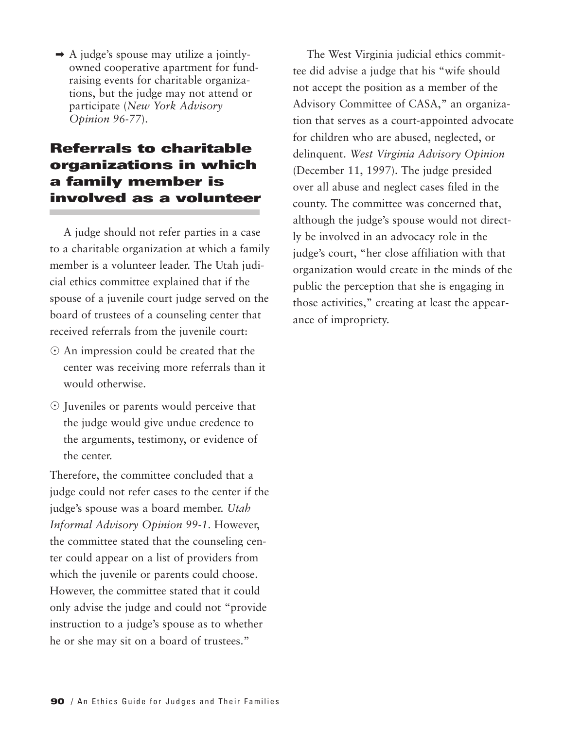- ➡ A judge's spouse may utilize a jointly-owned cooperative apartment for fund-raising events for charitable organizations, but the judge may not attend or participate (*New York Advisory Opinion 96-77*).

## Referrals to charitable organizations in which a family member is involved as a volunteer

A judge should not refer parties in a case to a charitable organization at which a family member is a volunteer leader. The Utah judicial ethics committee explained that if the spouse of a juvenile court judge served on the board of trustees of a counseling center that received referrals from the juvenile court:

- ⊙ An impression could be created that the center was receiving more referrals than it would otherwise.
- ⊙ Juveniles or parents would perceive that the judge would give undue credence to the arguments, testimony, or evidence of the center.

Therefore, the committee concluded that a judge could not refer cases to the center if the judge's spouse was a board member. *Utah Informal Advisory Opinion 99-1*. However, the committee stated that the counseling center could appear on a list of providers from which the juvenile or parents could choose. However, the committee stated that it could only advise the judge and could not "provide instruction to a judge's spouse as to whether he or she may sit on a board of trustees."

The West Virginia judicial ethics committee did advise a judge that his "wife should not accept the position as a member of the Advisory Committee of CASA," an organization that serves as a court-appointed advocate for children who are abused, neglected, or delinquent. *West Virginia Advisory Opinion* (December 11, 1997). The judge presided over all abuse and neglect cases filed in the county. The committee was concerned that, although the judge's spouse would not directly be involved in an advocacy role in the judge's court, "her close affiliation with that organization would create in the minds of the public the perception that she is engaging in those activities," creating at least the appearance of impropriety.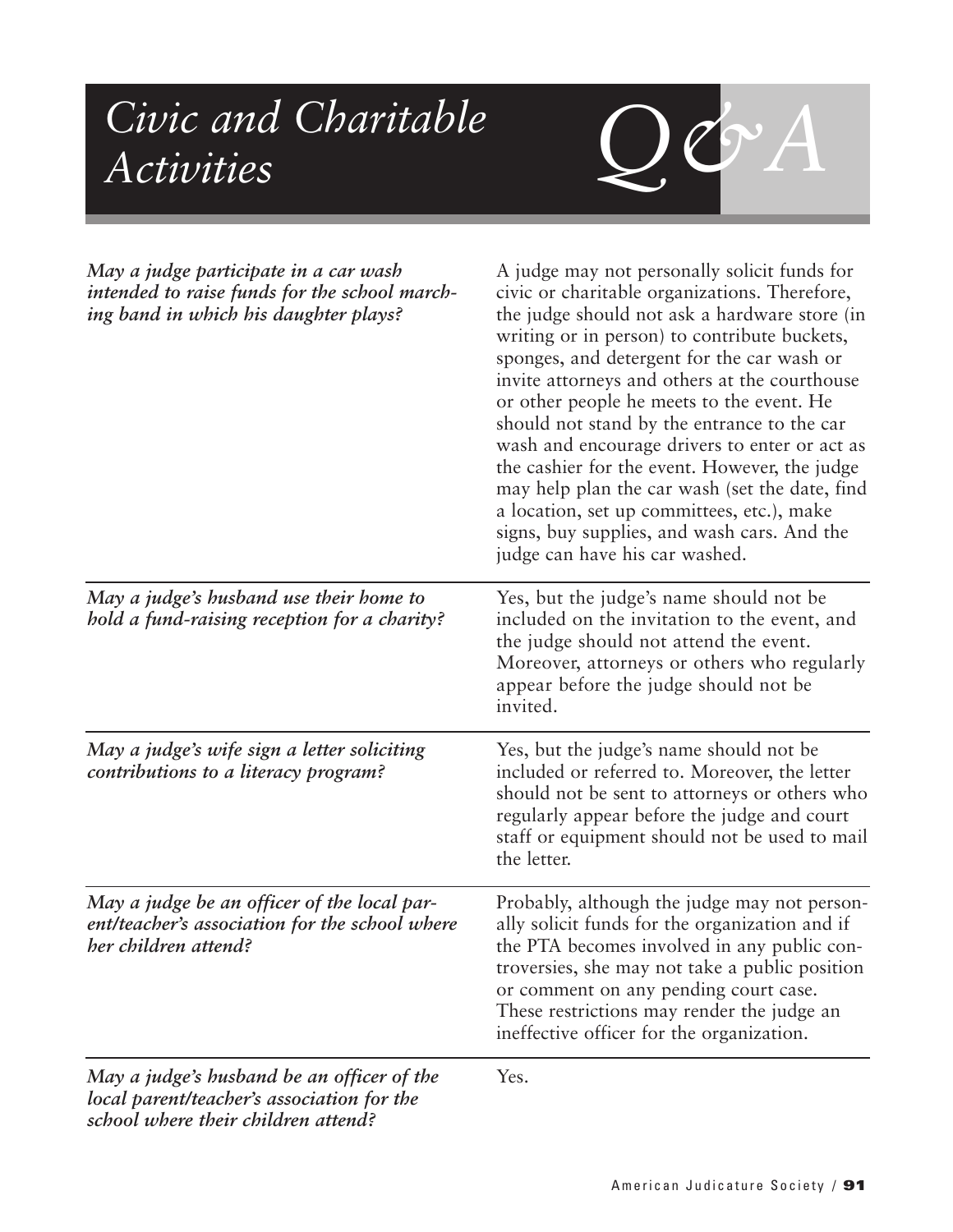# Civic and Charitable Activities Q&A

| | |
|---|---|
| *May a judge participate in a car wash intended to raise funds for the school marching band in which his daughter plays?* | A judge may not personally solicit funds for civic or charitable organizations. Therefore, the judge should not ask a hardware store (in writing or in person) to contribute buckets, sponges, and detergent for the car wash or invite attorneys and others at the courthouse or other people he meets to the event. He should not stand by the entrance to the car wash and encourage drivers to enter or act as the cashier for the event. However, the judge may help plan the car wash (set the date, find a location, set up committees, etc.), make signs, buy supplies, and wash cars. And the judge can have his car washed. |
| *May a judge's husband use their home to hold a fund-raising reception for a charity?* | Yes, but the judge's name should not be included on the invitation to the event, and the judge should not attend the event. Moreover, attorneys or others who regularly appear before the judge should not be invited. |
| *May a judge's wife sign a letter soliciting contributions to a literacy program?* | Yes, but the judge's name should not be included or referred to. Moreover, the letter should not be sent to attorneys or others who regularly appear before the judge and court staff or equipment should not be used to mail the letter. |
| *May a judge be an officer of the local parent/teacher's association for the school where her children attend?* | Probably, although the judge may not personally solicit funds for the organization and if the PTA becomes involved in any public controversies, she may not take a public position or comment on any pending court case. These restrictions may render the judge an ineffective officer for the organization. |
| *May a judge's husband be an officer of the local parent/teacher's association for the school where their children attend?* | Yes. |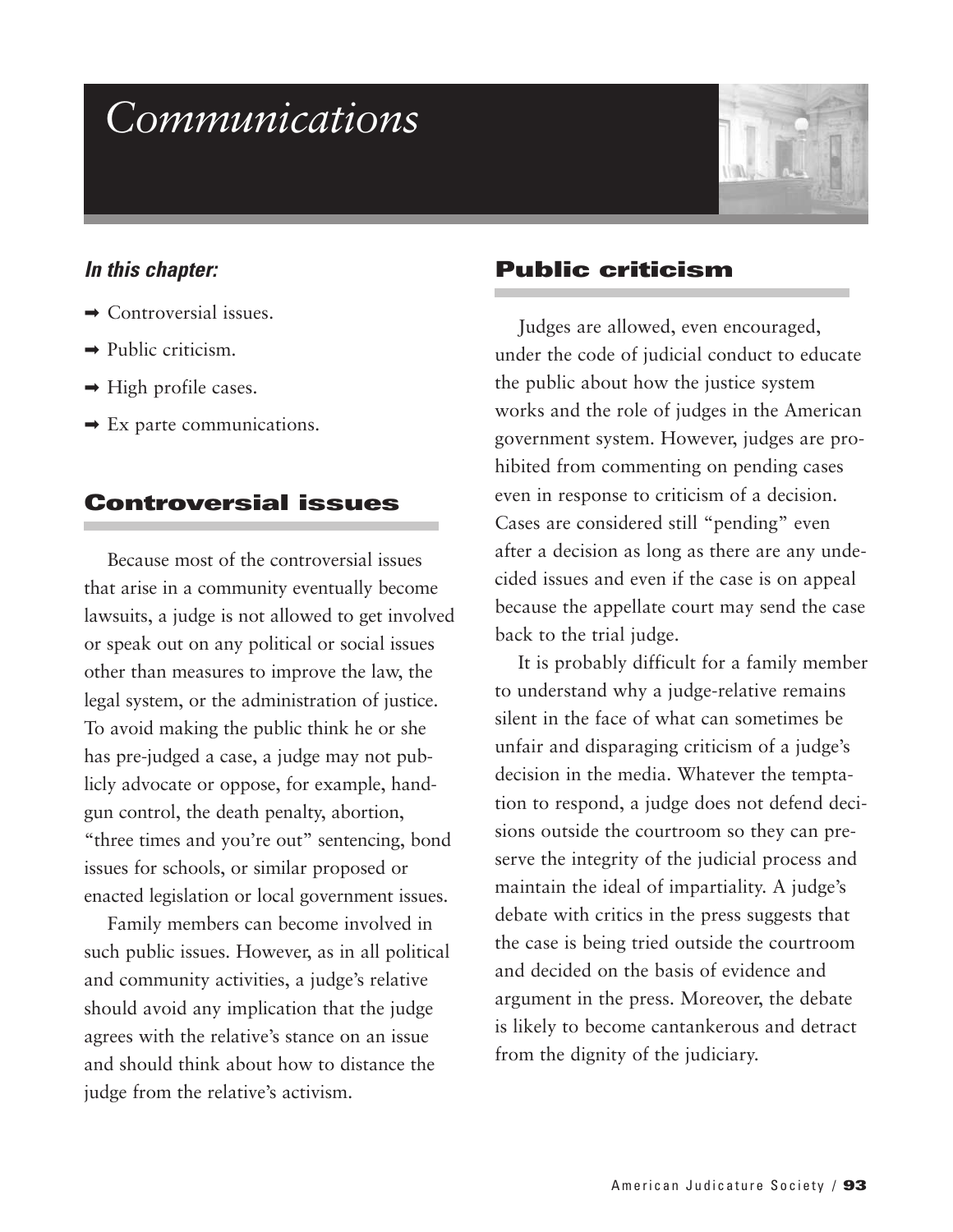# Communications

***In this chapter:***

- ➡ Controversial issues.
- ➡ Public criticism.
- ➡ High profile cases.
- ➡ Ex parte communications.

## Controversial issues

Because most of the controversial issues that arise in a community eventually become lawsuits, a judge is not allowed to get involved or speak out on any political or social issues other than measures to improve the law, the legal system, or the administration of justice. To avoid making the public think he or she has pre-judged a case, a judge may not publicly advocate or oppose, for example, handgun control, the death penalty, abortion, "three times and you're out" sentencing, bond issues for schools, or similar proposed or enacted legislation or local government issues.

Family members can become involved in such public issues. However, as in all political and community activities, a judge's relative should avoid any implication that the judge agrees with the relative's stance on an issue and should think about how to distance the judge from the relative's activism.

## Public criticism

Judges are allowed, even encouraged, under the code of judicial conduct to educate the public about how the justice system works and the role of judges in the American government system. However, judges are prohibited from commenting on pending cases even in response to criticism of a decision. Cases are considered still "pending" even after a decision as long as there are any undecided issues and even if the case is on appeal because the appellate court may send the case back to the trial judge.

It is probably difficult for a family member to understand why a judge-relative remains silent in the face of what can sometimes be unfair and disparaging criticism of a judge's decision in the media. Whatever the temptation to respond, a judge does not defend decisions outside the courtroom so they can preserve the integrity of the judicial process and maintain the ideal of impartiality. A judge's debate with critics in the press suggests that the case is being tried outside the courtroom and decided on the basis of evidence and argument in the press. Moreover, the debate is likely to become cantankerous and detract from the dignity of the judiciary.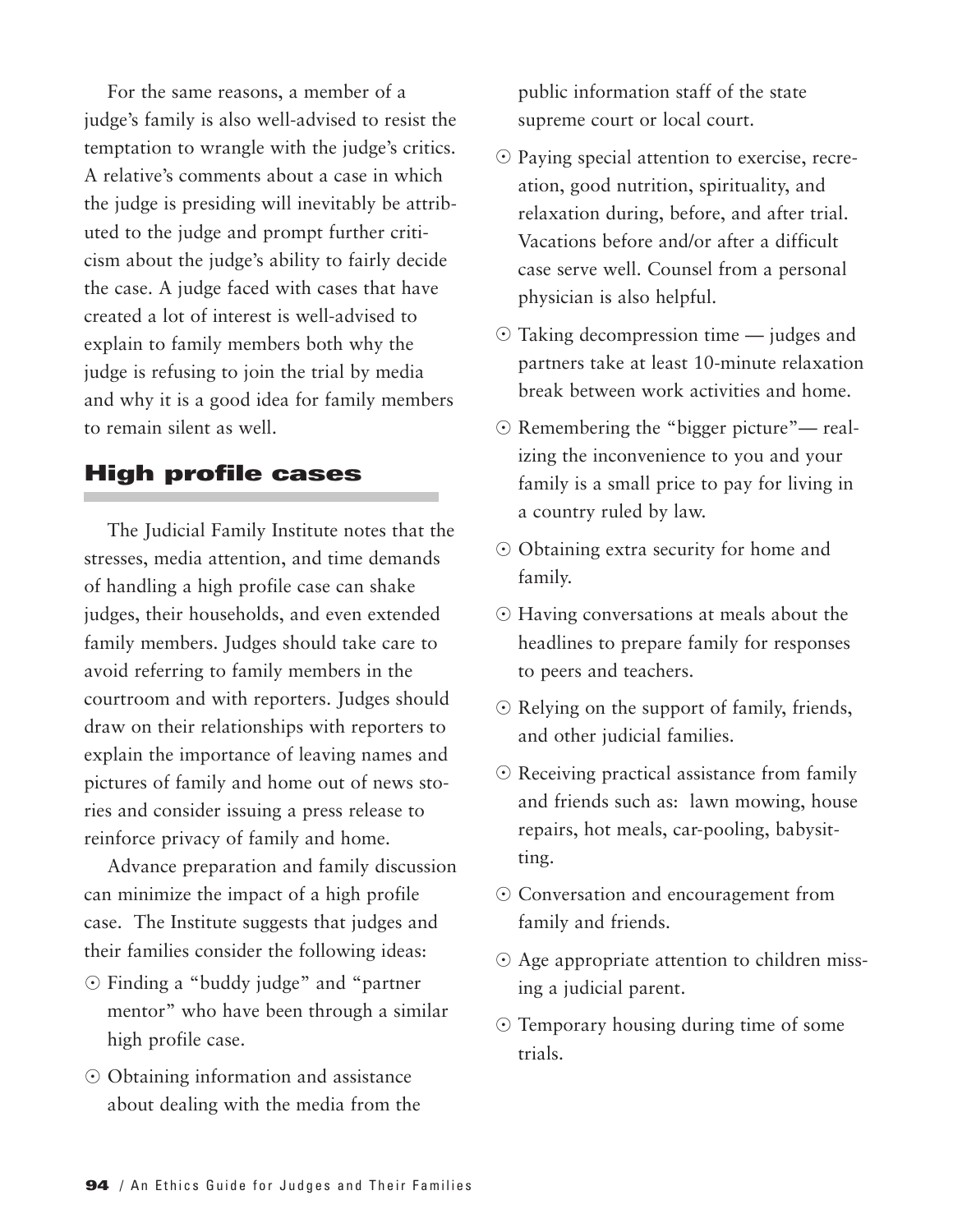For the same reasons, a member of a judge's family is also well-advised to resist the temptation to wrangle with the judge's critics. A relative's comments about a case in which the judge is presiding will inevitably be attributed to the judge and prompt further criticism about the judge's ability to fairly decide the case. A judge faced with cases that have created a lot of interest is well-advised to explain to family members both why the judge is refusing to join the trial by media and why it is a good idea for family members to remain silent as well.

## High profile cases

The Judicial Family Institute notes that the stresses, media attention, and time demands of handling a high profile case can shake judges, their households, and even extended family members. Judges should take care to avoid referring to family members in the courtroom and with reporters. Judges should draw on their relationships with reporters to explain the importance of leaving names and pictures of family and home out of news stories and consider issuing a press release to reinforce privacy of family and home.

Advance preparation and family discussion can minimize the impact of a high profile case. The Institute suggests that judges and their families consider the following ideas:

- Finding a "buddy judge" and "partner mentor" who have been through a similar high profile case.
- Obtaining information and assistance about dealing with the media from the public information staff of the state supreme court or local court.
- Paying special attention to exercise, recreation, good nutrition, spirituality, and relaxation during, before, and after trial. Vacations before and/or after a difficult case serve well. Counsel from a personal physician is also helpful.
- Taking decompression time — judges and partners take at least 10-minute relaxation break between work activities and home.
- Remembering the "bigger picture"— realizing the inconvenience to you and your family is a small price to pay for living in a country ruled by law.
- Obtaining extra security for home and family.
- Having conversations at meals about the headlines to prepare family for responses to peers and teachers.
- Relying on the support of family, friends, and other judicial families.
- Receiving practical assistance from family and friends such as: lawn mowing, house repairs, hot meals, car-pooling, babysitting.
- Conversation and encouragement from family and friends.
- Age appropriate attention to children missing a judicial parent.
- Temporary housing during time of some trials.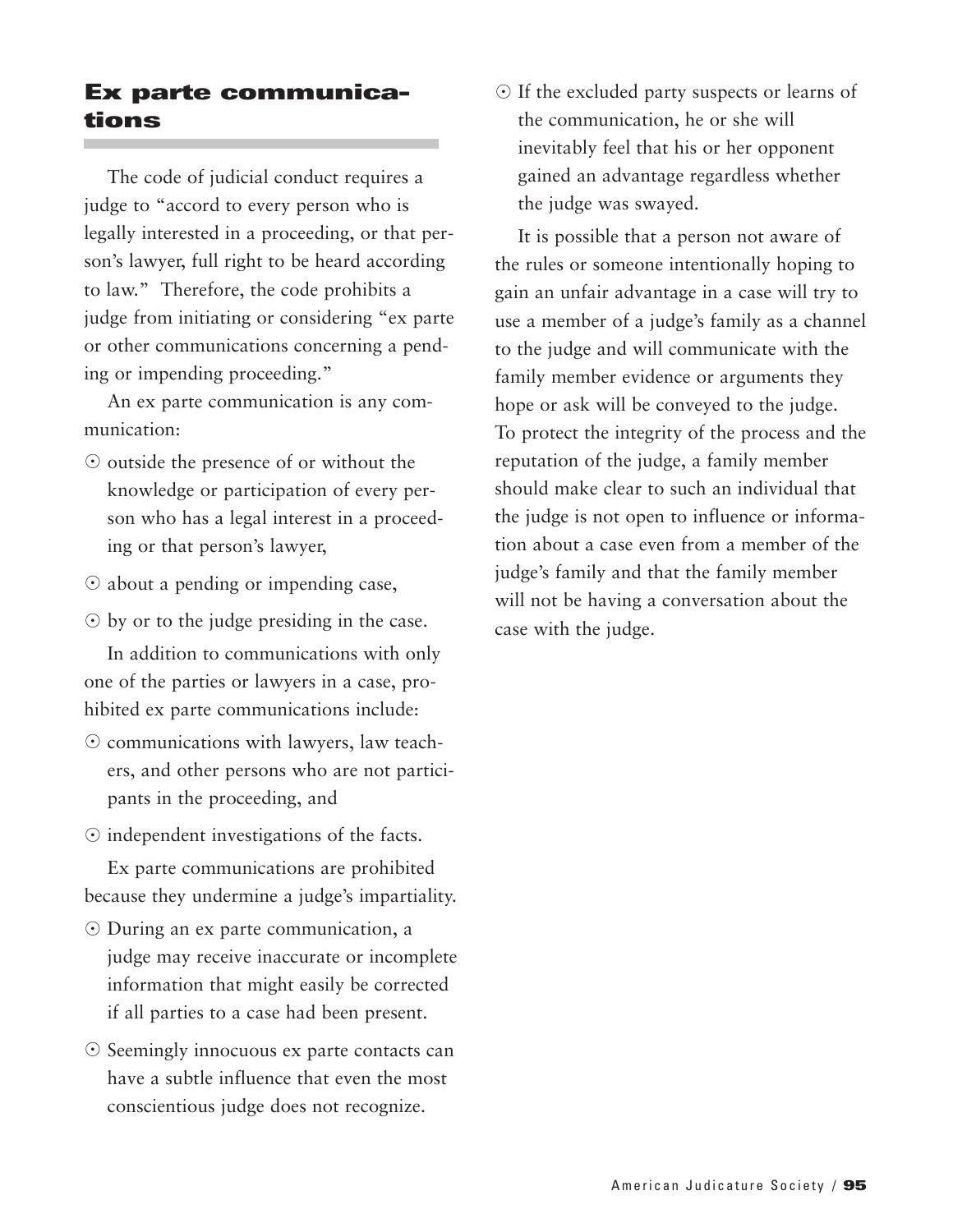## Ex parte communications

The code of judicial conduct requires a judge to "accord to every person who is legally interested in a proceeding, or that person's lawyer, full right to be heard according to law." Therefore, the code prohibits a judge from initiating or considering "ex parte or other communications concerning a pending or impending proceeding."

An ex parte communication is any communication:

- outside the presence of or without the knowledge or participation of every person who has a legal interest in a proceeding or that person's lawyer,
- about a pending or impending case,
- by or to the judge presiding in the case.

In addition to communications with only one of the parties or lawyers in a case, prohibited ex parte communications include:

- communications with lawyers, law teachers, and other persons who are not participants in the proceeding, and
- independent investigations of the facts.

Ex parte communications are prohibited because they undermine a judge's impartiality.

- During an ex parte communication, a judge may receive inaccurate or incomplete information that might easily be corrected if all parties to a case had been present.
- Seemingly innocuous ex parte contacts can have a subtle influence that even the most conscientious judge does not recognize.
- If the excluded party suspects or learns of the communication, he or she will inevitably feel that his or her opponent gained an advantage regardless whether the judge was swayed.

It is possible that a person not aware of the rules or someone intentionally hoping to gain an unfair advantage in a case will try to use a member of a judge's family as a channel to the judge and will communicate with the family member evidence or arguments they hope or ask will be conveyed to the judge. To protect the integrity of the process and the reputation of the judge, a family member should make clear to such an individual that the judge is not open to influence or information about a case even from a member of the judge's family and that the family member will not be having a conversation about the case with the judge.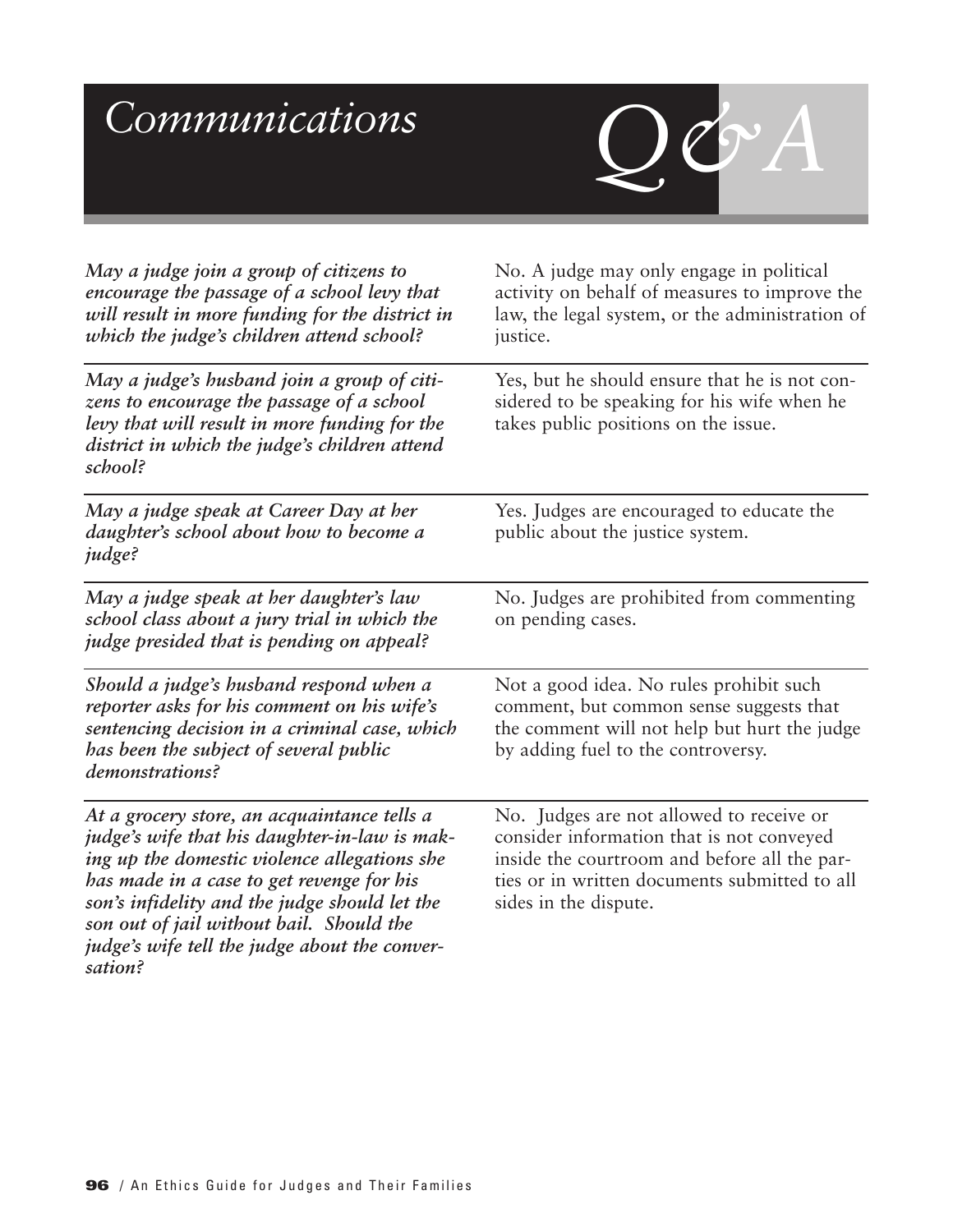# Communications Q&A

| | |
|---|---|
| ***May a judge join a group of citizens to encourage the passage of a school levy that will result in more funding for the district in which the judge's children attend school?*** | No. A judge may only engage in political activity on behalf of measures to improve the law, the legal system, or the administration of justice. |
| ***May a judge's husband join a group of citizens to encourage the passage of a school levy that will result in more funding for the district in which the judge's children attend school?*** | Yes, but he should ensure that he is not considered to be speaking for his wife when he takes public positions on the issue. |
| ***May a judge speak at Career Day at her daughter's school about how to become a judge?*** | Yes. Judges are encouraged to educate the public about the justice system. |
| ***May a judge speak at her daughter's law school class about a jury trial in which the judge presided that is pending on appeal?*** | No. Judges are prohibited from commenting on pending cases. |
| ***Should a judge's husband respond when a reporter asks for his comment on his wife's sentencing decision in a criminal case, which has been the subject of several public demonstrations?*** | Not a good idea. No rules prohibit such comment, but common sense suggests that the comment will not help but hurt the judge by adding fuel to the controversy. |
| ***At a grocery store, an acquaintance tells a judge's wife that his daughter-in-law is making up the domestic violence allegations she has made in a case to get revenge for his son's infidelity and the judge should let the son out of jail without bail. Should the judge's wife tell the judge about the conversation?*** | No. Judges are not allowed to receive or consider information that is not conveyed inside the courtroom and before all the parties or in written documents submitted to all sides in the dispute. |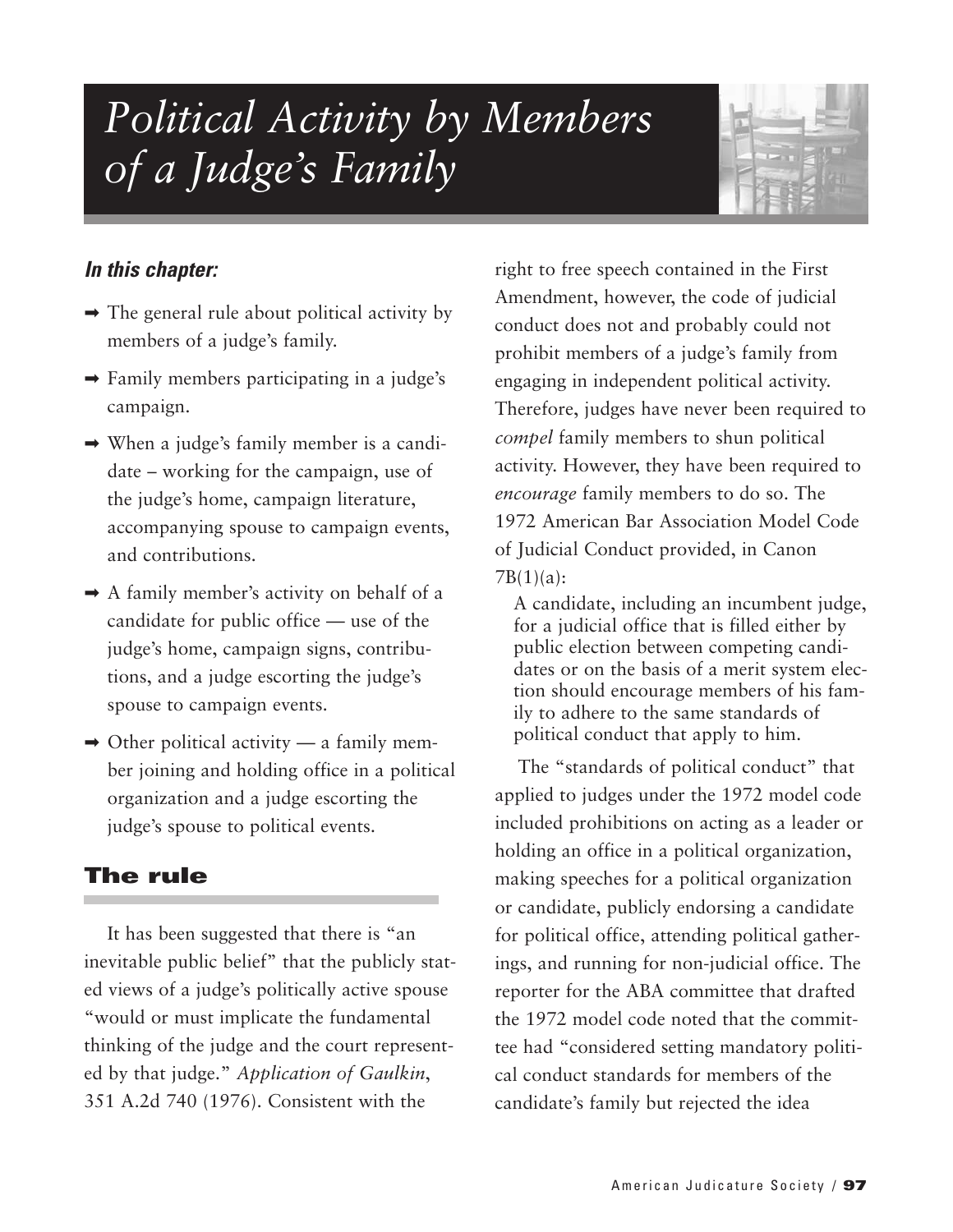# Political Activity by Members of a Judge's Family

***In this chapter:***

- The general rule about political activity by members of a judge's family.
- Family members participating in a judge's campaign.
- When a judge's family member is a candidate – working for the campaign, use of the judge's home, campaign literature, accompanying spouse to campaign events, and contributions.
- A family member's activity on behalf of a candidate for public office — use of the judge's home, campaign signs, contributions, and a judge escorting the judge's spouse to campaign events.
- Other political activity — a family member joining and holding office in a political organization and a judge escorting the judge's spouse to political events.

## The rule

It has been suggested that there is "an inevitable public belief" that the publicly stated views of a judge's politically active spouse "would or must implicate the fundamental thinking of the judge and the court represented by that judge." *Application of Gaulkin*, 351 A.2d 740 (1976). Consistent with the right to free speech contained in the First Amendment, however, the code of judicial conduct does not and probably could not prohibit members of a judge's family from engaging in independent political activity. Therefore, judges have never been required to *compel* family members to shun political activity. However, they have been required to *encourage* family members to do so. The 1972 American Bar Association Model Code of Judicial Conduct provided, in Canon 7B(1)(a):

> A candidate, including an incumbent judge, for a judicial office that is filled either by public election between competing candidates or on the basis of a merit system election should encourage members of his family to adhere to the same standards of political conduct that apply to him.

The "standards of political conduct" that applied to judges under the 1972 model code included prohibitions on acting as a leader or holding an office in a political organization, making speeches for a political organization or candidate, publicly endorsing a candidate for political office, attending political gatherings, and running for non-judicial office. The reporter for the ABA committee that drafted the 1972 model code noted that the committee had "considered setting mandatory political conduct standards for members of the candidate's family but rejected the idea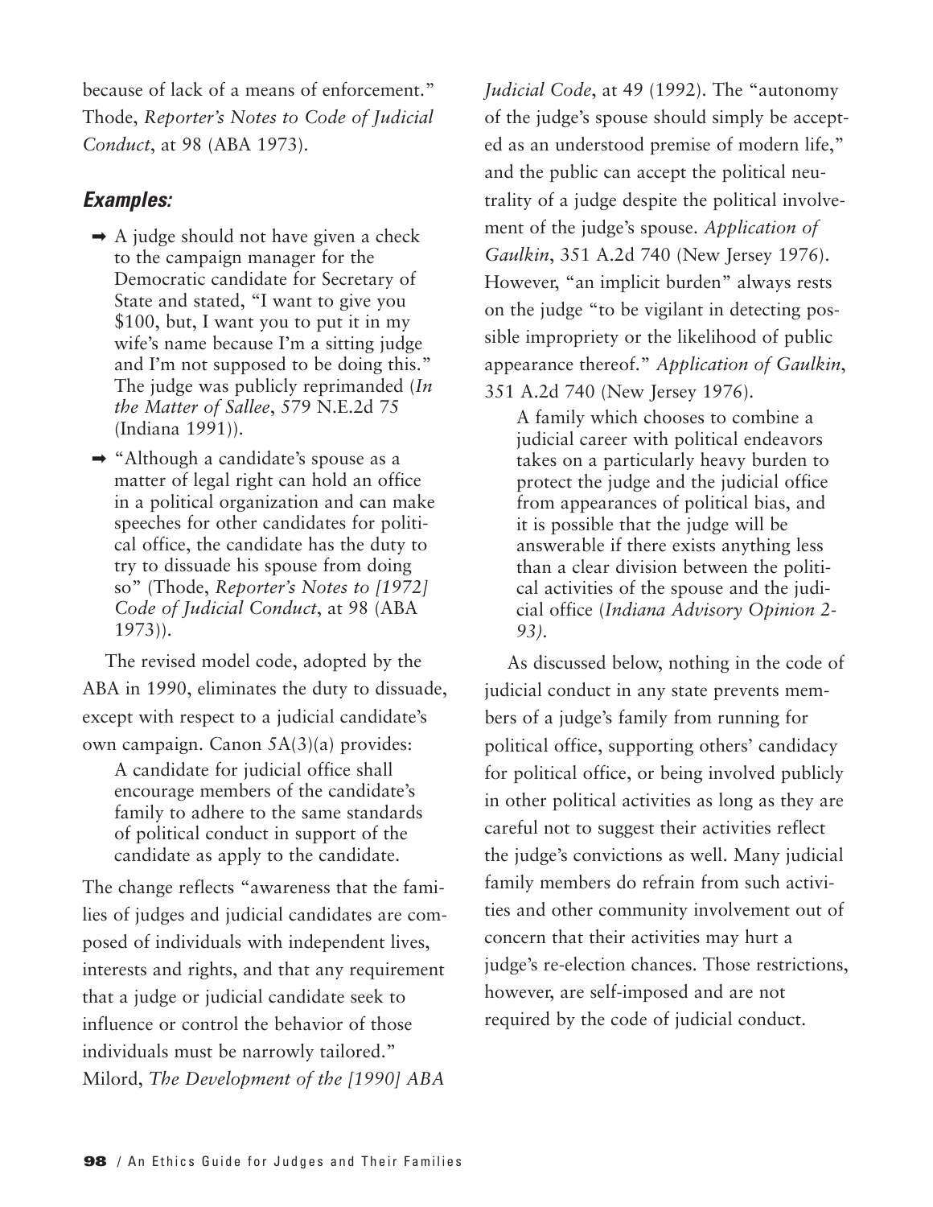because of lack of a means of enforcement." Thode, *Reporter's Notes to Code of Judicial Conduct*, at 98 (ABA 1973).

### *Examples:*

- ➡ A judge should not have given a check to the campaign manager for the Democratic candidate for Secretary of State and stated, "I want to give you $100, but, I want you to put it in my wife's name because I'm a sitting judge and I'm not supposed to be doing this." The judge was publicly reprimanded (*In the Matter of Sallee*, 579 N.E.2d 75 (Indiana 1991)).
- ➡ "Although a candidate's spouse as a matter of legal right can hold an office in a political organization and can make speeches for other candidates for political office, the candidate has the duty to try to dissuade his spouse from doing so" (Thode, *Reporter's Notes to [1972] Code of Judicial Conduct*, at 98 (ABA 1973)).

The revised model code, adopted by the ABA in 1990, eliminates the duty to dissuade, except with respect to a judicial candidate's own campaign. Canon 5A(3)(a) provides:

> A candidate for judicial office shall encourage members of the candidate's family to adhere to the same standards of political conduct in support of the candidate as apply to the candidate.

The change reflects "awareness that the families of judges and judicial candidates are composed of individuals with independent lives, interests and rights, and that any requirement that a judge or judicial candidate seek to influence or control the behavior of those individuals must be narrowly tailored." Milord, *The Development of the [1990] ABA Judicial Code*, at 49 (1992). The "autonomy of the judge's spouse should simply be accepted as an understood premise of modern life," and the public can accept the political neutrality of a judge despite the political involvement of the judge's spouse. *Application of Gaulkin*, 351 A.2d 740 (New Jersey 1976). However, "an implicit burden" always rests on the judge "to be vigilant in detecting possible impropriety or the likelihood of public appearance thereof." *Application of Gaulkin*, 351 A.2d 740 (New Jersey 1976).

> A family which chooses to combine a judicial career with political endeavors takes on a particularly heavy burden to protect the judge and the judicial office from appearances of political bias, and it is possible that the judge will be answerable if there exists anything less than a clear division between the political activities of the spouse and the judicial office (*Indiana Advisory Opinion 2-93).*

As discussed below, nothing in the code of judicial conduct in any state prevents members of a judge's family from running for political office, supporting others' candidacy for political office, or being involved publicly in other political activities as long as they are careful not to suggest their activities reflect the judge's convictions as well. Many judicial family members do refrain from such activities and other community involvement out of concern that their activities may hurt a judge's re-election chances. Those restrictions, however, are self-imposed and are not required by the code of judicial conduct.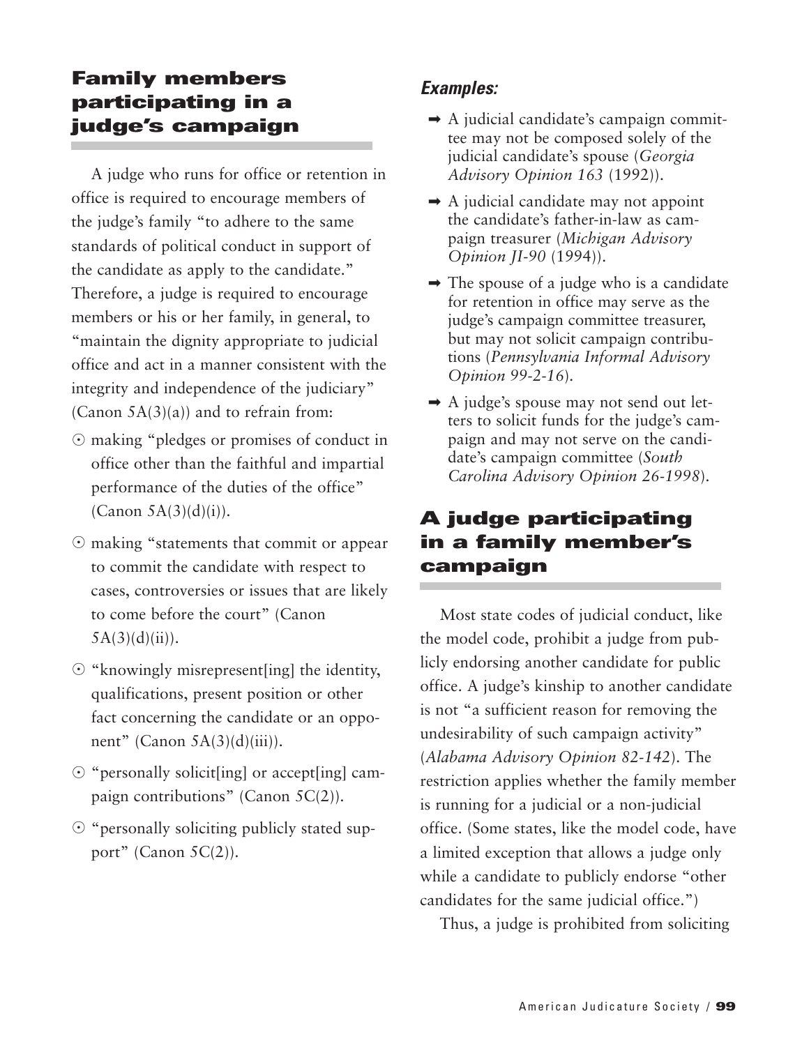## Family members participating in a judge's campaign

A judge who runs for office or retention in office is required to encourage members of the judge's family "to adhere to the same standards of political conduct in support of the candidate as apply to the candidate." Therefore, a judge is required to encourage members or his or her family, in general, to "maintain the dignity appropriate to judicial office and act in a manner consistent with the integrity and independence of the judiciary" (Canon 5A(3)(a)) and to refrain from:

- making "pledges or promises of conduct in office other than the faithful and impartial performance of the duties of the office" (Canon 5A(3)(d)(i)).
- making "statements that commit or appear to commit the candidate with respect to cases, controversies or issues that are likely to come before the court" (Canon 5A(3)(d)(ii)).
- "knowingly misrepresent[ing] the identity, qualifications, present position or other fact concerning the candidate or an opponent" (Canon 5A(3)(d)(iii)).
- "personally solicit[ing] or accept[ing] campaign contributions" (Canon 5C(2)).
- "personally soliciting publicly stated support" (Canon 5C(2)).

### *Examples:*

- A judicial candidate's campaign committee may not be composed solely of the judicial candidate's spouse (*Georgia Advisory Opinion 163* (1992)).
- A judicial candidate may not appoint the candidate's father-in-law as campaign treasurer (*Michigan Advisory Opinion JI-90* (1994)).
- The spouse of a judge who is a candidate for retention in office may serve as the judge's campaign committee treasurer, but may not solicit campaign contributions (*Pennsylvania Informal Advisory Opinion 99-2-16*).
- A judge's spouse may not send out letters to solicit funds for the judge's campaign and may not serve on the candidate's campaign committee (*South Carolina Advisory Opinion 26-1998*).

## A judge participating in a family member's campaign

Most state codes of judicial conduct, like the model code, prohibit a judge from publicly endorsing another candidate for public office. A judge's kinship to another candidate is not "a sufficient reason for removing the undesirability of such campaign activity" (*Alabama Advisory Opinion 82-142*). The restriction applies whether the family member is running for a judicial or a non-judicial office. (Some states, like the model code, have a limited exception that allows a judge only while a candidate to publicly endorse "other candidates for the same judicial office.")

Thus, a judge is prohibited from soliciting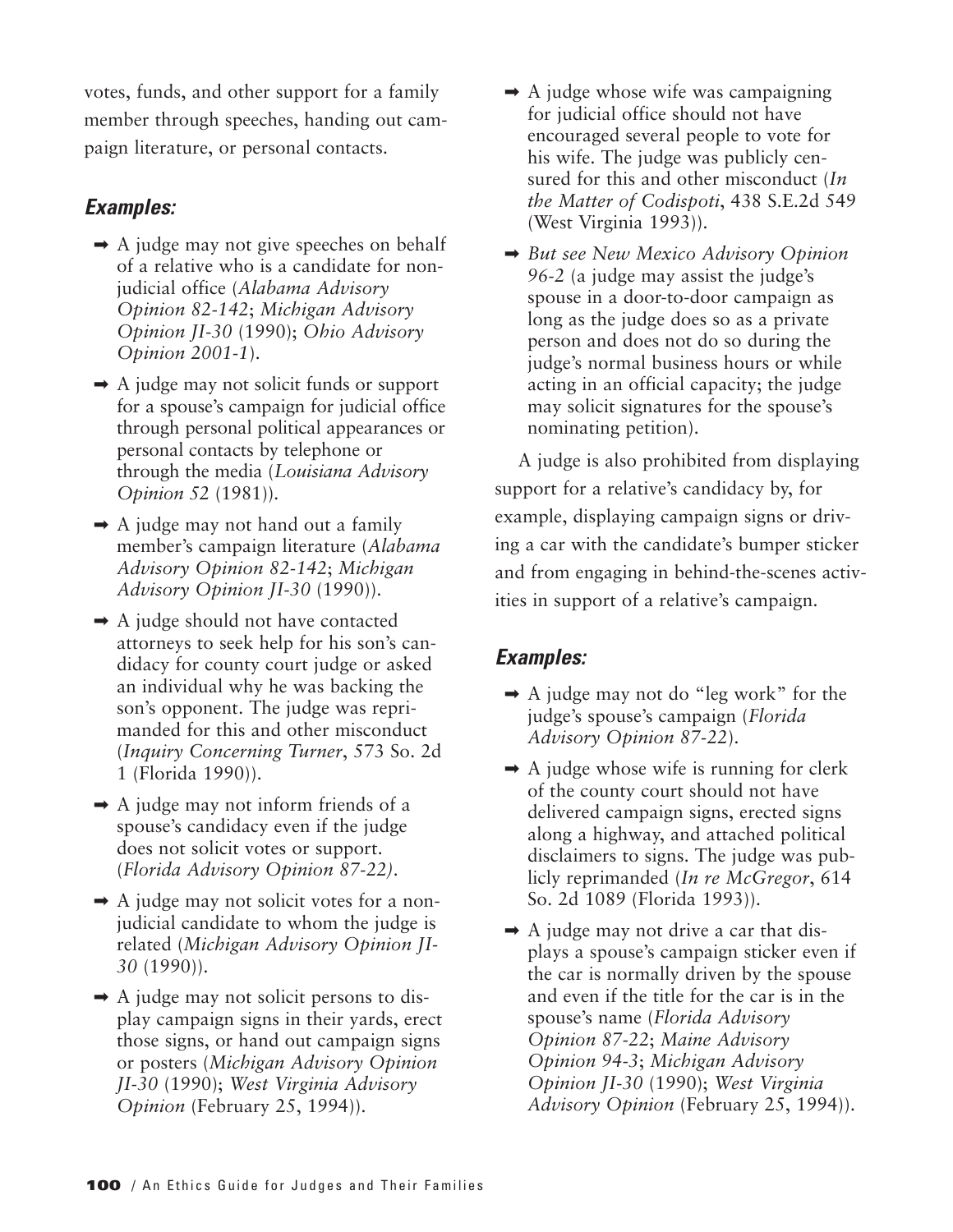votes, funds, and other support for a family member through speeches, handing out campaign literature, or personal contacts.

### *Examples:*

- ➡ A judge may not give speeches on behalf of a relative who is a candidate for nonjudicial office (*Alabama Advisory Opinion 82-142*; *Michigan Advisory Opinion JI-30* (1990); *Ohio Advisory Opinion 2001-1*).
- ➡ A judge may not solicit funds or support for a spouse's campaign for judicial office through personal political appearances or personal contacts by telephone or through the media (*Louisiana Advisory Opinion 52* (1981)).
- ➡ A judge may not hand out a family member's campaign literature (*Alabama Advisory Opinion 82-142*; *Michigan Advisory Opinion JI-30* (1990)).
- ➡ A judge should not have contacted attorneys to seek help for his son's candidacy for county court judge or asked an individual why he was backing the son's opponent. The judge was reprimanded for this and other misconduct (*Inquiry Concerning Turner*, 573 So. 2d 1 (Florida 1990)).
- ➡ A judge may not inform friends of a spouse's candidacy even if the judge does not solicit votes or support. (*Florida Advisory Opinion 87-22)*.
- ➡ A judge may not solicit votes for a nonjudicial candidate to whom the judge is related (*Michigan Advisory Opinion JI-30* (1990)).
- ➡ A judge may not solicit persons to display campaign signs in their yards, erect those signs, or hand out campaign signs or posters (*Michigan Advisory Opinion JI-30* (1990); *West Virginia Advisory Opinion* (February 25, 1994)).
- ➡ A judge whose wife was campaigning for judicial office should not have encouraged several people to vote for his wife. The judge was publicly censured for this and other misconduct (*In the Matter of Codispoti*, 438 S.E.2d 549 (West Virginia 1993)).
- ➡ *But see New Mexico Advisory Opinion 96-2* (a judge may assist the judge's spouse in a door-to-door campaign as long as the judge does so as a private person and does not do so during the judge's normal business hours or while acting in an official capacity; the judge may solicit signatures for the spouse's nominating petition).

A judge is also prohibited from displaying support for a relative's candidacy by, for example, displaying campaign signs or driving a car with the candidate's bumper sticker and from engaging in behind-the-scenes activities in support of a relative's campaign.

### *Examples:*

- ➡ A judge may not do "leg work" for the judge's spouse's campaign (*Florida Advisory Opinion 87-22*).
- ➡ A judge whose wife is running for clerk of the county court should not have delivered campaign signs, erected signs along a highway, and attached political disclaimers to signs. The judge was publicly reprimanded (*In re McGregor*, 614 So. 2d 1089 (Florida 1993)).
- ➡ A judge may not drive a car that displays a spouse's campaign sticker even if the car is normally driven by the spouse and even if the title for the car is in the spouse's name (*Florida Advisory Opinion 87-22*; *Maine Advisory Opinion 94-3*; *Michigan Advisory Opinion JI-30* (1990); *West Virginia Advisory Opinion* (February 25, 1994)).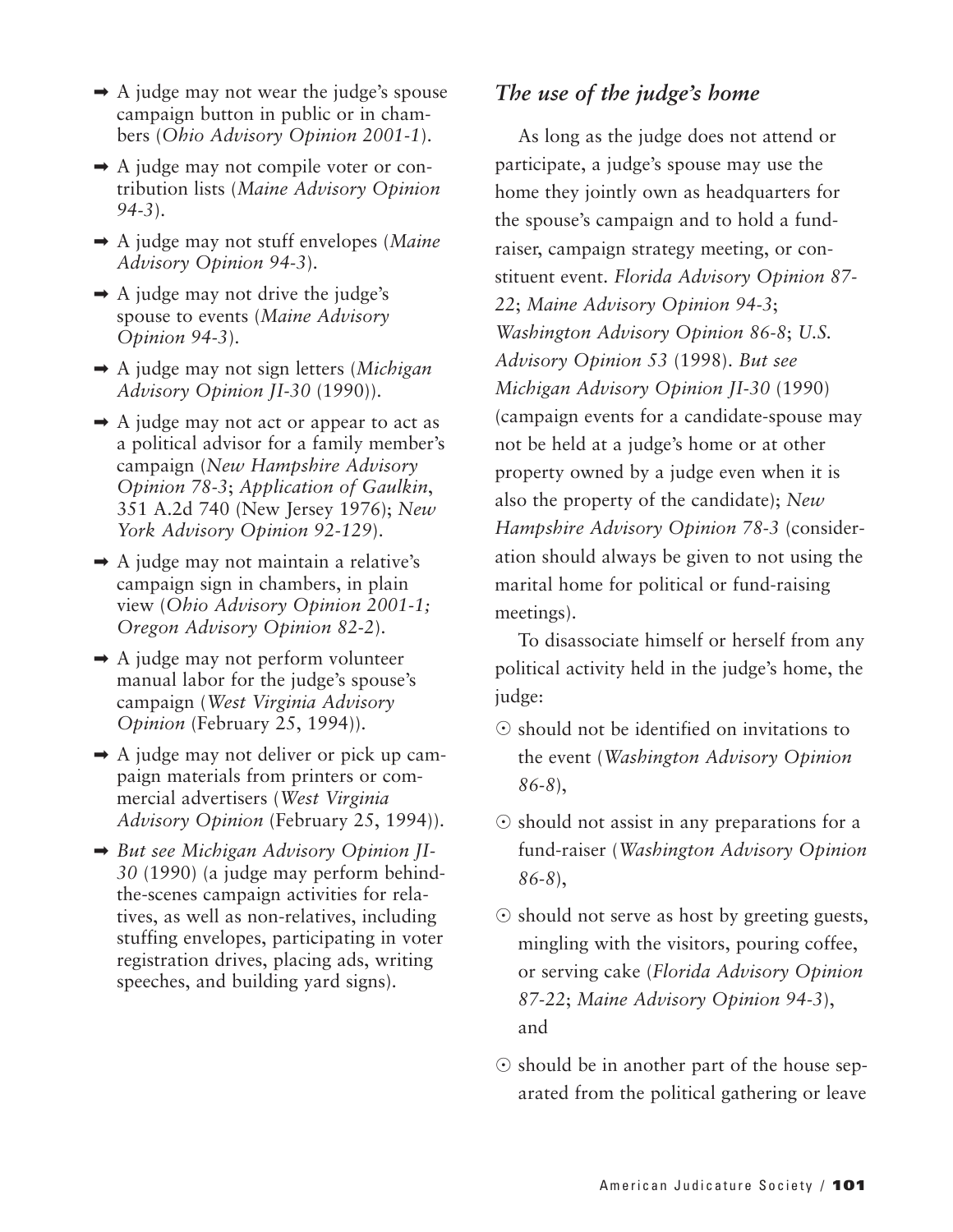- A judge may not wear the judge's spouse campaign button in public or in chambers (*Ohio Advisory Opinion 2001-1*).
- A judge may not compile voter or contribution lists (*Maine Advisory Opinion 94-3*).
- A judge may not stuff envelopes (*Maine Advisory Opinion 94-3*).
- A judge may not drive the judge's spouse to events (*Maine Advisory Opinion 94-3*).
- A judge may not sign letters (*Michigan Advisory Opinion JI-30* (1990)).
- A judge may not act or appear to act as a political advisor for a family member's campaign (*New Hampshire Advisory Opinion 78-3*; *Application of Gaulkin*, 351 A.2d 740 (New Jersey 1976); *New York Advisory Opinion 92-129*).
- A judge may not maintain a relative's campaign sign in chambers, in plain view (*Ohio Advisory Opinion 2001-1; Oregon Advisory Opinion 82-2*).
- A judge may not perform volunteer manual labor for the judge's spouse's campaign (*West Virginia Advisory Opinion* (February 25, 1994)).
- A judge may not deliver or pick up campaign materials from printers or commercial advertisers (*West Virginia Advisory Opinion* (February 25, 1994)).
- *But see Michigan Advisory Opinion JI-30* (1990) (a judge may perform behind-the-scenes campaign activities for relatives, as well as non-relatives, including stuffing envelopes, participating in voter registration drives, placing ads, writing speeches, and building yard signs).

### *The use of the judge's home*

As long as the judge does not attend or participate, a judge's spouse may use the home they jointly own as headquarters for the spouse's campaign and to hold a fund-raiser, campaign strategy meeting, or constituent event. *Florida Advisory Opinion 87-22*; *Maine Advisory Opinion 94-3*; *Washington Advisory Opinion 86-8*; *U.S. Advisory Opinion 53* (1998). *But see Michigan Advisory Opinion JI-30* (1990) (campaign events for a candidate-spouse may not be held at a judge's home or at other property owned by a judge even when it is also the property of the candidate); *New Hampshire Advisory Opinion 78-3* (consideration should always be given to not using the marital home for political or fund-raising meetings).

To disassociate himself or herself from any political activity held in the judge's home, the judge:

- should not be identified on invitations to the event (*Washington Advisory Opinion 86-8*),
- should not assist in any preparations for a fund-raiser (*Washington Advisory Opinion 86-8*),
- should not serve as host by greeting guests, mingling with the visitors, pouring coffee, or serving cake (*Florida Advisory Opinion 87-22*; *Maine Advisory Opinion 94-3*), and
- should be in another part of the house separated from the political gathering or leave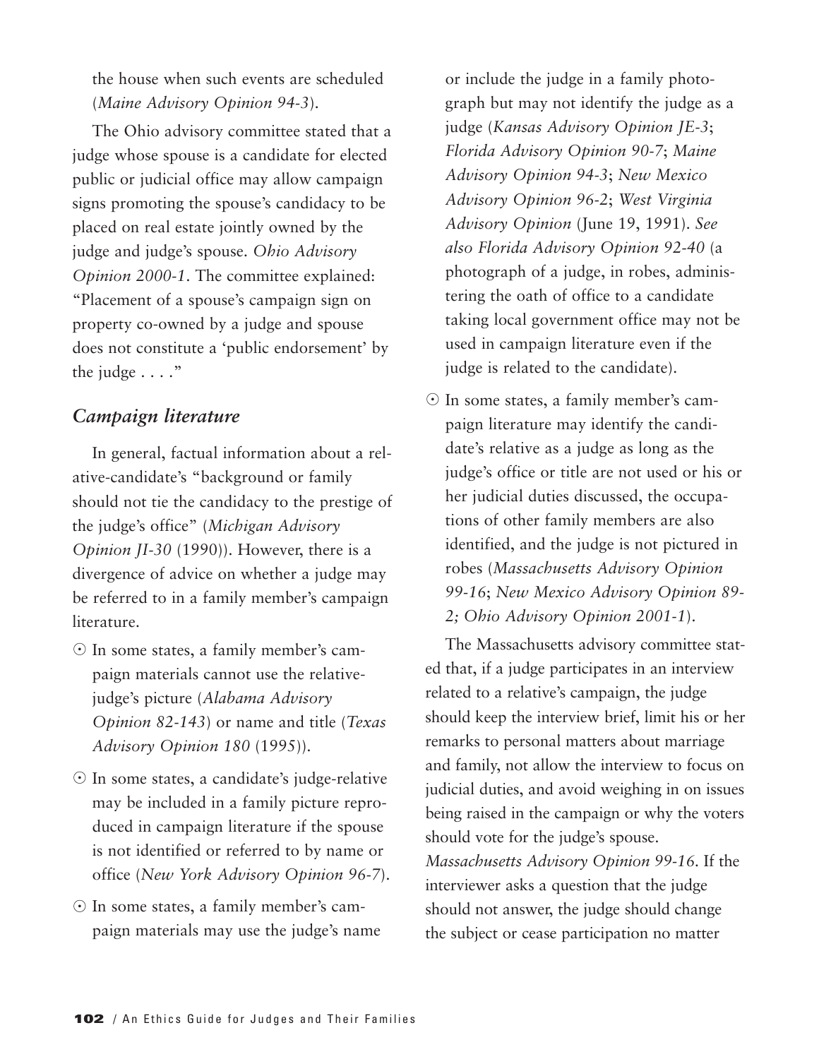the house when such events are scheduled (*Maine Advisory Opinion 94-3*).

The Ohio advisory committee stated that a judge whose spouse is a candidate for elected public or judicial office may allow campaign signs promoting the spouse's candidacy to be placed on real estate jointly owned by the judge and judge's spouse. *Ohio Advisory Opinion 2000-1*. The committee explained: "Placement of a spouse's campaign sign on property co-owned by a judge and spouse does not constitute a 'public endorsement' by the judge . . . ."

### *Campaign literature*

In general, factual information about a relative-candidate's "background or family should not tie the candidacy to the prestige of the judge's office" (*Michigan Advisory Opinion JI-30* (1990)). However, there is a divergence of advice on whether a judge may be referred to in a family member's campaign literature.

- In some states, a family member's campaign materials cannot use the relative-judge's picture (*Alabama Advisory Opinion 82-143*) or name and title (*Texas Advisory Opinion 180* (1995)).
- In some states, a candidate's judge-relative may be included in a family picture reproduced in campaign literature if the spouse is not identified or referred to by name or office (*New York Advisory Opinion 96-7*).
- In some states, a family member's campaign materials may use the judge's name or include the judge in a family photograph but may not identify the judge as a judge (*Kansas Advisory Opinion JE-3*; *Florida Advisory Opinion 90-7*; *Maine Advisory Opinion 94-3*; *New Mexico Advisory Opinion 96-2*; *West Virginia Advisory Opinion* (June 19, 1991). *See also Florida Advisory Opinion 92-40* (a photograph of a judge, in robes, administering the oath of office to a candidate taking local government office may not be used in campaign literature even if the judge is related to the candidate).
- In some states, a family member's campaign literature may identify the candidate's relative as a judge as long as the judge's office or title are not used or his or her judicial duties discussed, the occupations of other family members are also identified, and the judge is not pictured in robes (*Massachusetts Advisory Opinion 99-16*; *New Mexico Advisory Opinion 89-2; Ohio Advisory Opinion 2001-1*).

The Massachusetts advisory committee stated that, if a judge participates in an interview related to a relative's campaign, the judge should keep the interview brief, limit his or her remarks to personal matters about marriage and family, not allow the interview to focus on judicial duties, and avoid weighing in on issues being raised in the campaign or why the voters should vote for the judge's spouse. *Massachusetts Advisory Opinion 99-16*. If the interviewer asks a question that the judge should not answer, the judge should change the subject or cease participation no matter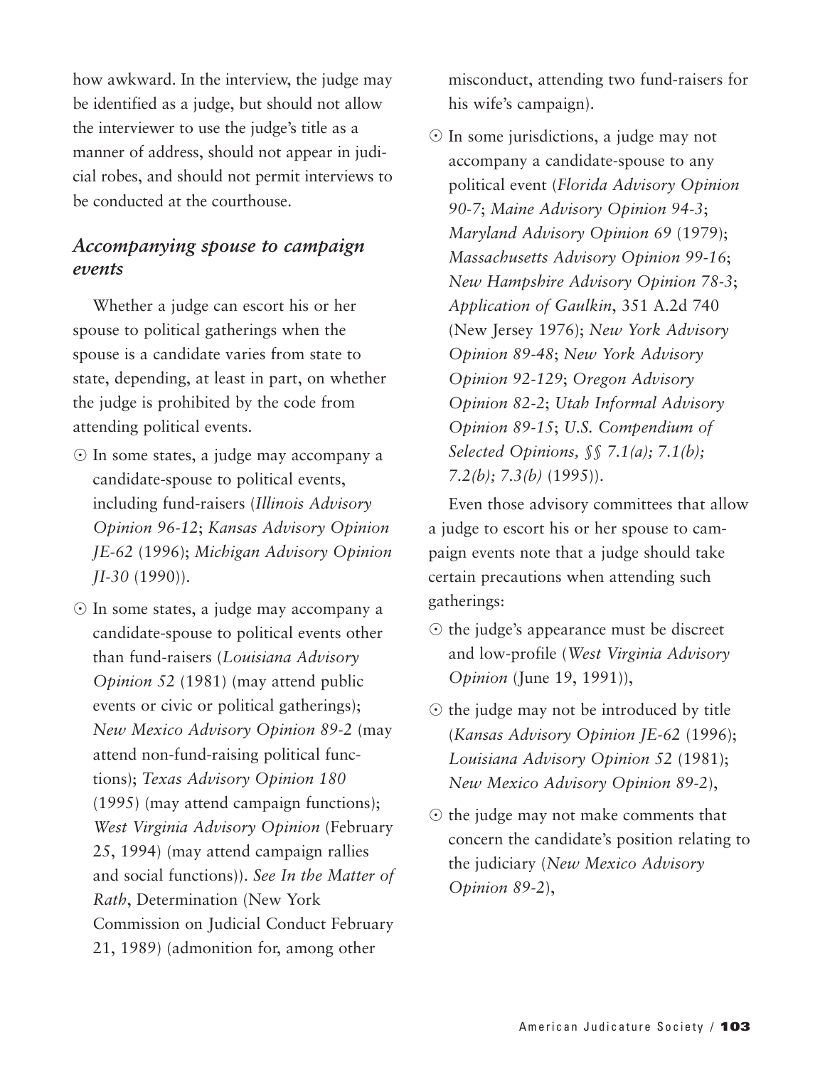how awkward. In the interview, the judge may be identified as a judge, but should not allow the interviewer to use the judge's title as a manner of address, should not appear in judicial robes, and should not permit interviews to be conducted at the courthouse.

### *Accompanying spouse to campaign events*

Whether a judge can escort his or her spouse to political gatherings when the spouse is a candidate varies from state to state, depending, at least in part, on whether the judge is prohibited by the code from attending political events.

- In some states, a judge may accompany a candidate-spouse to political events, including fund-raisers (*Illinois Advisory Opinion 96-12*; *Kansas Advisory Opinion JE-62* (1996); *Michigan Advisory Opinion JI-30* (1990)).
- In some states, a judge may accompany a candidate-spouse to political events other than fund-raisers (*Louisiana Advisory Opinion 52* (1981) (may attend public events or civic or political gatherings); *New Mexico Advisory Opinion 89-2* (may attend non-fund-raising political functions); *Texas Advisory Opinion 180* (1995) (may attend campaign functions); *West Virginia Advisory Opinion* (February 25, 1994) (may attend campaign rallies and social functions)). *See In the Matter of Rath*, Determination (New York Commission on Judicial Conduct February 21, 1989) (admonition for, among other misconduct, attending two fund-raisers for his wife's campaign).
- In some jurisdictions, a judge may not accompany a candidate-spouse to any political event (*Florida Advisory Opinion 90-7*; *Maine Advisory Opinion 94-3*; *Maryland Advisory Opinion 69* (1979); *Massachusetts Advisory Opinion 99-16*; *New Hampshire Advisory Opinion 78-3*; *Application of Gaulkin*, 351 A.2d 740 (New Jersey 1976); *New York Advisory Opinion 89-48*; *New York Advisory Opinion 92-129*; *Oregon Advisory Opinion 82-2*; *Utah Informal Advisory Opinion 89-15*; *U.S. Compendium of Selected Opinions, §§ 7.1(a); 7.1(b); 7.2(b); 7.3(b)* (1995)).

Even those advisory committees that allow a judge to escort his or her spouse to campaign events note that a judge should take certain precautions when attending such gatherings:

- the judge's appearance must be discreet and low-profile (*West Virginia Advisory Opinion* (June 19, 1991)),
- the judge may not be introduced by title (*Kansas Advisory Opinion JE-62* (1996); *Louisiana Advisory Opinion 52* (1981); *New Mexico Advisory Opinion 89-2*),
- the judge may not make comments that concern the candidate's position relating to the judiciary (*New Mexico Advisory Opinion 89-2*),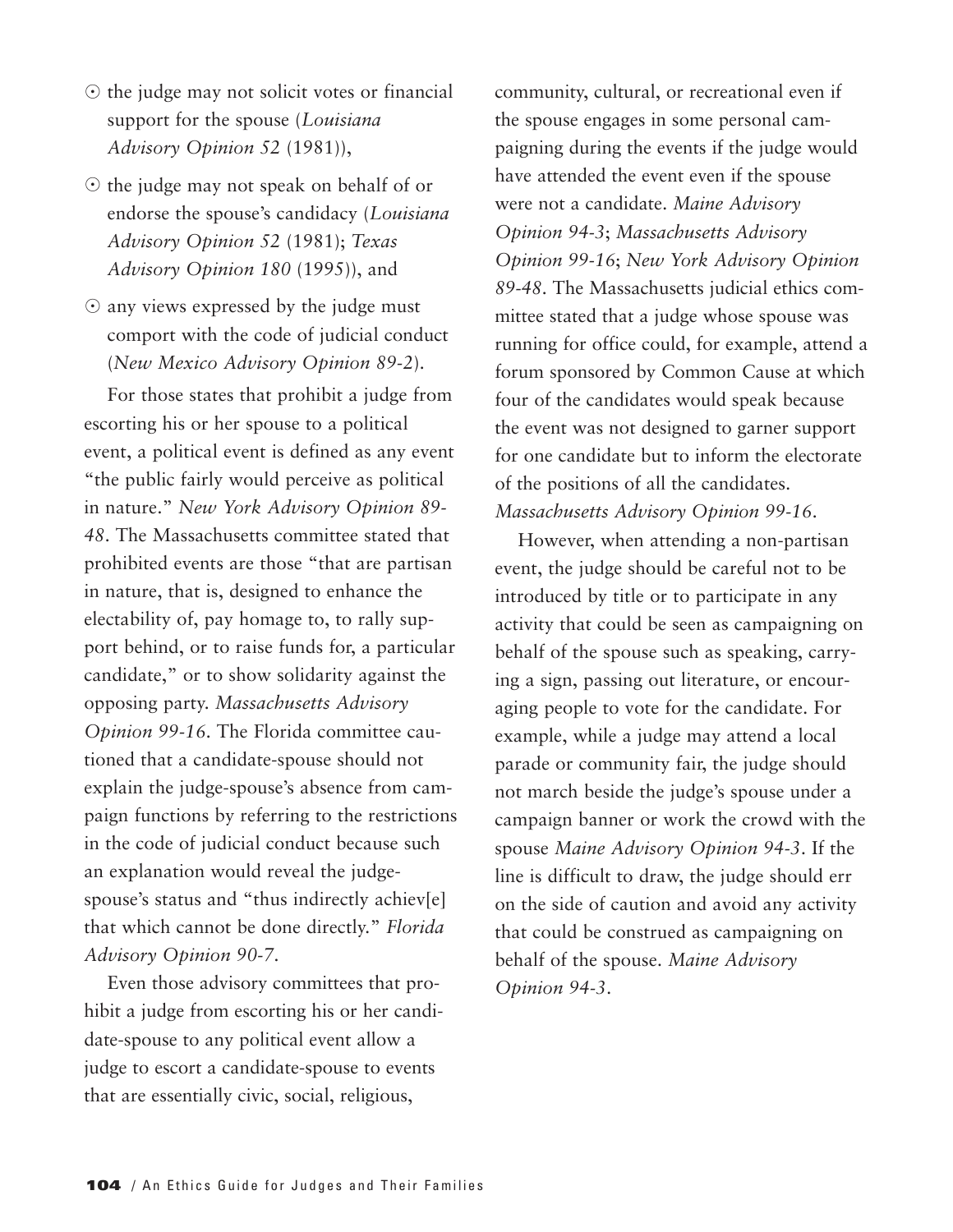- the judge may not solicit votes or financial support for the spouse (*Louisiana Advisory Opinion 52* (1981)),
- the judge may not speak on behalf of or endorse the spouse's candidacy (*Louisiana Advisory Opinion 52* (1981); *Texas Advisory Opinion 180* (1995)), and
- any views expressed by the judge must comport with the code of judicial conduct (*New Mexico Advisory Opinion 89-2*).

For those states that prohibit a judge from escorting his or her spouse to a political event, a political event is defined as any event "the public fairly would perceive as political in nature." *New York Advisory Opinion 89-48*. The Massachusetts committee stated that prohibited events are those "that are partisan in nature, that is, designed to enhance the electability of, pay homage to, to rally support behind, or to raise funds for, a particular candidate," or to show solidarity against the opposing party. *Massachusetts Advisory Opinion 99-16*. The Florida committee cautioned that a candidate-spouse should not explain the judge-spouse's absence from campaign functions by referring to the restrictions in the code of judicial conduct because such an explanation would reveal the judge-spouse's status and "thus indirectly achiev[e] that which cannot be done directly." *Florida Advisory Opinion 90-7*.

Even those advisory committees that prohibit a judge from escorting his or her candidate-spouse to any political event allow a judge to escort a candidate-spouse to events that are essentially civic, social, religious, community, cultural, or recreational even if the spouse engages in some personal campaigning during the events if the judge would have attended the event even if the spouse were not a candidate. *Maine Advisory Opinion 94-3*; *Massachusetts Advisory Opinion 99-16*; *New York Advisory Opinion 89-48*. The Massachusetts judicial ethics committee stated that a judge whose spouse was running for office could, for example, attend a forum sponsored by Common Cause at which four of the candidates would speak because the event was not designed to garner support for one candidate but to inform the electorate of the positions of all the candidates. *Massachusetts Advisory Opinion 99-16*.

However, when attending a non-partisan event, the judge should be careful not to be introduced by title or to participate in any activity that could be seen as campaigning on behalf of the spouse such as speaking, carrying a sign, passing out literature, or encouraging people to vote for the candidate. For example, while a judge may attend a local parade or community fair, the judge should not march beside the judge's spouse under a campaign banner or work the crowd with the spouse *Maine Advisory Opinion 94-3*. If the line is difficult to draw, the judge should err on the side of caution and avoid any activity that could be construed as campaigning on behalf of the spouse. *Maine Advisory Opinion 94-3*.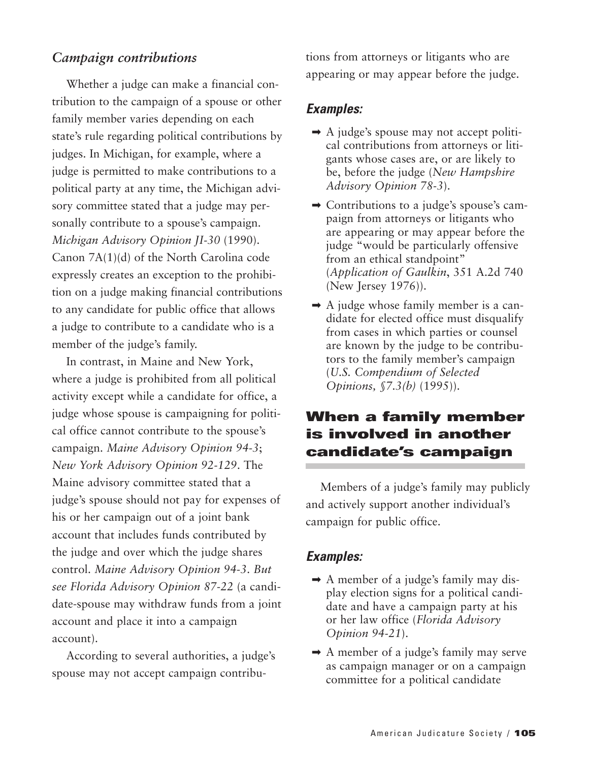### *Campaign contributions*

Whether a judge can make a financial contribution to the campaign of a spouse or other family member varies depending on each state's rule regarding political contributions by judges. In Michigan, for example, where a judge is permitted to make contributions to a political party at any time, the Michigan advisory committee stated that a judge may personally contribute to a spouse's campaign. *Michigan Advisory Opinion JI-30* (1990). Canon 7A(1)(d) of the North Carolina code expressly creates an exception to the prohibition on a judge making financial contributions to any candidate for public office that allows a judge to contribute to a candidate who is a member of the judge's family.

In contrast, in Maine and New York, where a judge is prohibited from all political activity except while a candidate for office, a judge whose spouse is campaigning for political office cannot contribute to the spouse's campaign. *Maine Advisory Opinion 94-3*; *New York Advisory Opinion 92-129*. The Maine advisory committee stated that a judge's spouse should not pay for expenses of his or her campaign out of a joint bank account that includes funds contributed by the judge and over which the judge shares control. *Maine Advisory Opinion 94-3*. *But see Florida Advisory Opinion 87-22* (a candidate-spouse may withdraw funds from a joint account and place it into a campaign account).

According to several authorities, a judge's spouse may not accept campaign contributions from attorneys or litigants who are appearing or may appear before the judge.

#### *Examples:*

- ➡ A judge's spouse may not accept political contributions from attorneys or litigants whose cases are, or are likely to be, before the judge (*New Hampshire Advisory Opinion 78-3*).
- ➡ Contributions to a judge's spouse's campaign from attorneys or litigants who are appearing or may appear before the judge "would be particularly offensive from an ethical standpoint" (*Application of Gaulkin*, 351 A.2d 740 (New Jersey 1976)).
- ➡ A judge whose family member is a candidate for elected office must disqualify from cases in which parties or counsel are known by the judge to be contributors to the family member's campaign (*U.S. Compendium of Selected Opinions, §7.3(b)* (1995)).

## When a family member is involved in another candidate's campaign

Members of a judge's family may publicly and actively support another individual's campaign for public office.

#### *Examples:*

- ➡ A member of a judge's family may display election signs for a political candidate and have a campaign party at his or her law office (*Florida Advisory Opinion 94-21*).
- ➡ A member of a judge's family may serve as campaign manager or on a campaign committee for a political candidate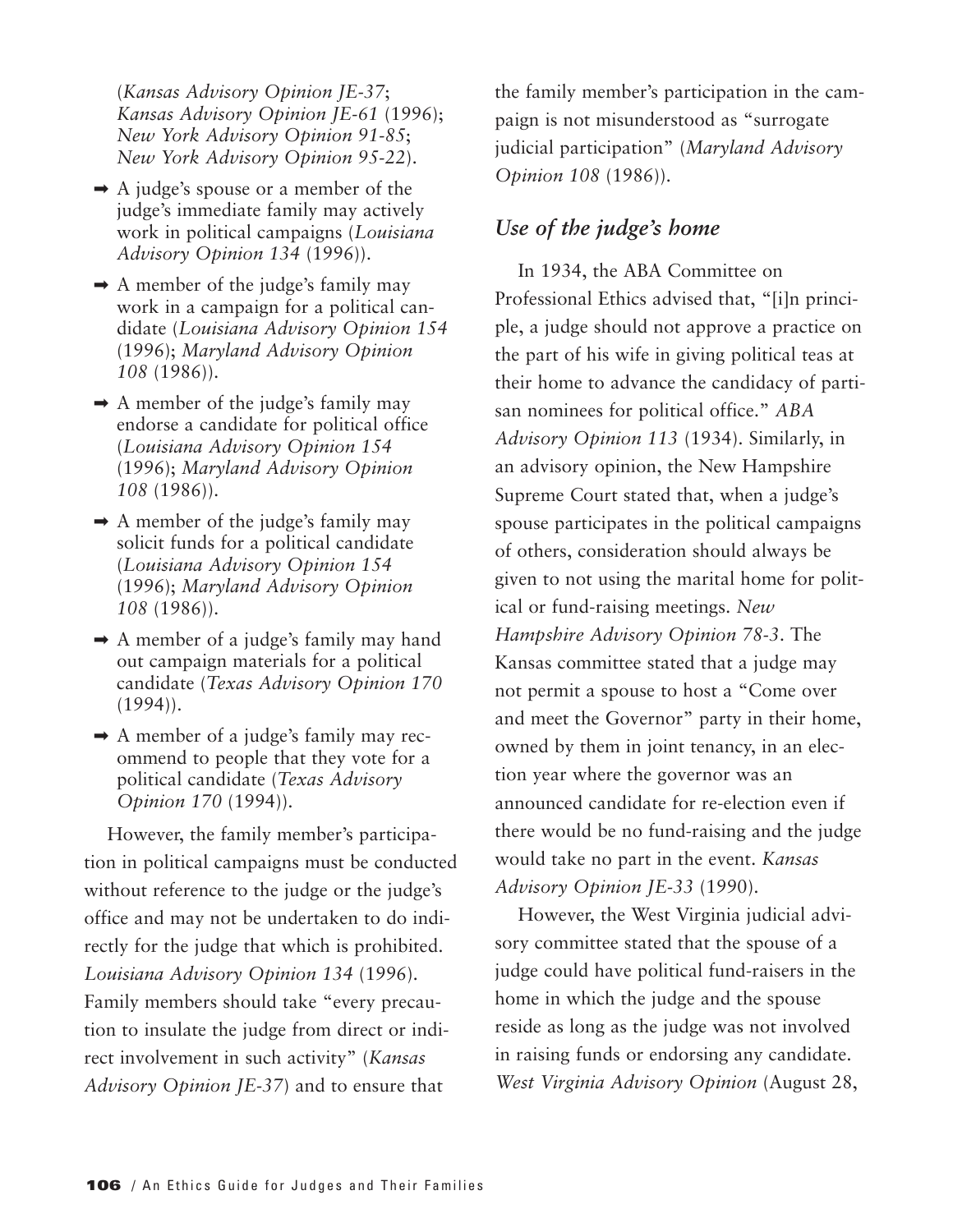(*Kansas Advisory Opinion JE-37*; *Kansas Advisory Opinion JE-61* (1996); *New York Advisory Opinion 91-85*; *New York Advisory Opinion 95-22*).

- ➡ A judge's spouse or a member of the judge's immediate family may actively work in political campaigns (*Louisiana Advisory Opinion 134* (1996)).
- ➡ A member of the judge's family may work in a campaign for a political candidate (*Louisiana Advisory Opinion 154* (1996); *Maryland Advisory Opinion 108* (1986)).
- ➡ A member of the judge's family may endorse a candidate for political office (*Louisiana Advisory Opinion 154* (1996); *Maryland Advisory Opinion 108* (1986)).
- ➡ A member of the judge's family may solicit funds for a political candidate (*Louisiana Advisory Opinion 154* (1996); *Maryland Advisory Opinion 108* (1986)).
- ➡ A member of a judge's family may hand out campaign materials for a political candidate (*Texas Advisory Opinion 170* (1994)).
- ➡ A member of a judge's family may recommend to people that they vote for a political candidate (*Texas Advisory Opinion 170* (1994)).

However, the family member's participation in political campaigns must be conducted without reference to the judge or the judge's office and may not be undertaken to do indirectly for the judge that which is prohibited. *Louisiana Advisory Opinion 134* (1996). Family members should take "every precaution to insulate the judge from direct or indirect involvement in such activity" (*Kansas Advisory Opinion JE-37*) and to ensure that the family member's participation in the campaign is not misunderstood as "surrogate judicial participation" (*Maryland Advisory Opinion 108* (1986)).

### *Use of the judge's home*

In 1934, the ABA Committee on Professional Ethics advised that, "[i]n principle, a judge should not approve a practice on the part of his wife in giving political teas at their home to advance the candidacy of partisan nominees for political office." *ABA Advisory Opinion 113* (1934). Similarly, in an advisory opinion, the New Hampshire Supreme Court stated that, when a judge's spouse participates in the political campaigns of others, consideration should always be given to not using the marital home for political or fund-raising meetings. *New Hampshire Advisory Opinion 78-3*. The Kansas committee stated that a judge may not permit a spouse to host a "Come over and meet the Governor" party in their home, owned by them in joint tenancy, in an election year where the governor was an announced candidate for re-election even if there would be no fund-raising and the judge would take no part in the event. *Kansas Advisory Opinion JE-33* (1990).

However, the West Virginia judicial advisory committee stated that the spouse of a judge could have political fund-raisers in the home in which the judge and the spouse reside as long as the judge was not involved in raising funds or endorsing any candidate. *West Virginia Advisory Opinion* (August 28,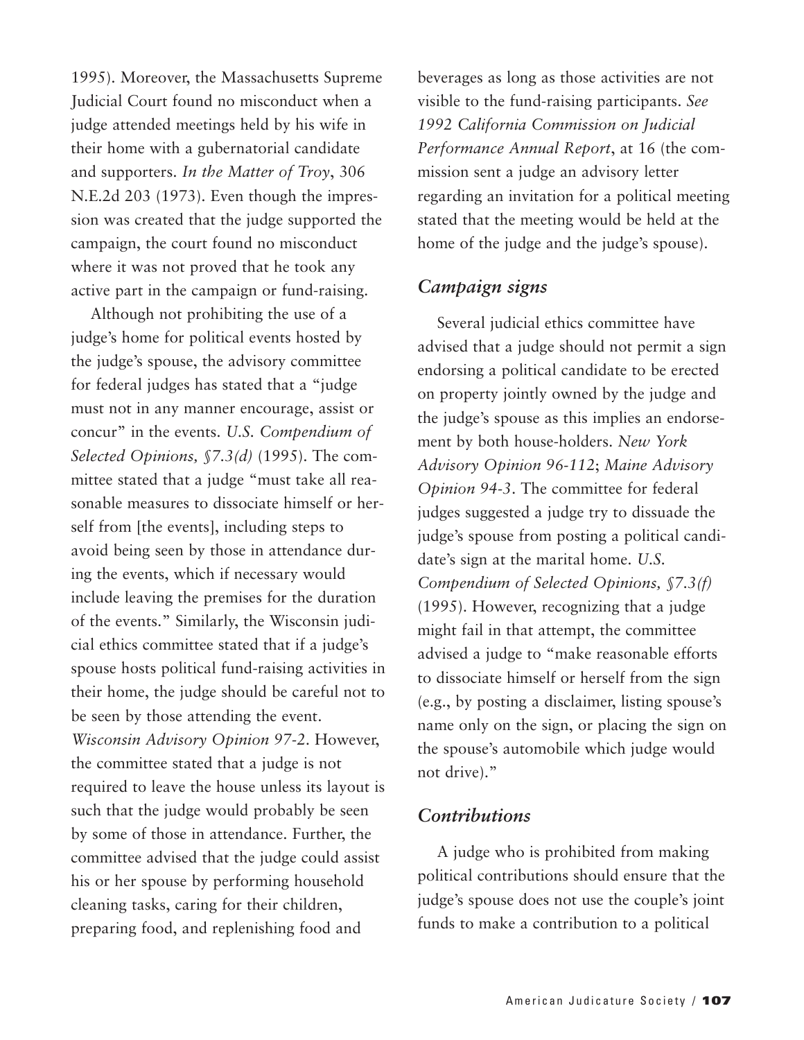1995). Moreover, the Massachusetts Supreme Judicial Court found no misconduct when a judge attended meetings held by his wife in their home with a gubernatorial candidate and supporters. *In the Matter of Troy*, 306 N.E.2d 203 (1973). Even though the impression was created that the judge supported the campaign, the court found no misconduct where it was not proved that he took any active part in the campaign or fund-raising.

Although not prohibiting the use of a judge's home for political events hosted by the judge's spouse, the advisory committee for federal judges has stated that a "judge must not in any manner encourage, assist or concur" in the events. *U.S. Compendium of Selected Opinions, §7.3(d)* (1995). The committee stated that a judge "must take all reasonable measures to dissociate himself or herself from [the events], including steps to avoid being seen by those in attendance during the events, which if necessary would include leaving the premises for the duration of the events." Similarly, the Wisconsin judicial ethics committee stated that if a judge's spouse hosts political fund-raising activities in their home, the judge should be careful not to be seen by those attending the event. *Wisconsin Advisory Opinion 97-2*. However, the committee stated that a judge is not required to leave the house unless its layout is such that the judge would probably be seen by some of those in attendance. Further, the committee advised that the judge could assist his or her spouse by performing household cleaning tasks, caring for their children, preparing food, and replenishing food and beverages as long as those activities are not visible to the fund-raising participants. *See 1992 California Commission on Judicial Performance Annual Report*, at 16 (the commission sent a judge an advisory letter regarding an invitation for a political meeting stated that the meeting would be held at the home of the judge and the judge's spouse).

### *Campaign signs*

Several judicial ethics committee have advised that a judge should not permit a sign endorsing a political candidate to be erected on property jointly owned by the judge and the judge's spouse as this implies an endorsement by both house-holders. *New York Advisory Opinion 96-112*; *Maine Advisory Opinion 94-3*. The committee for federal judges suggested a judge try to dissuade the judge's spouse from posting a political candidate's sign at the marital home. *U.S. Compendium of Selected Opinions, §7.3(f)* (1995). However, recognizing that a judge might fail in that attempt, the committee advised a judge to "make reasonable efforts to dissociate himself or herself from the sign (e.g., by posting a disclaimer, listing spouse's name only on the sign, or placing the sign on the spouse's automobile which judge would not drive)."

### *Contributions*

A judge who is prohibited from making political contributions should ensure that the judge's spouse does not use the couple's joint funds to make a contribution to a political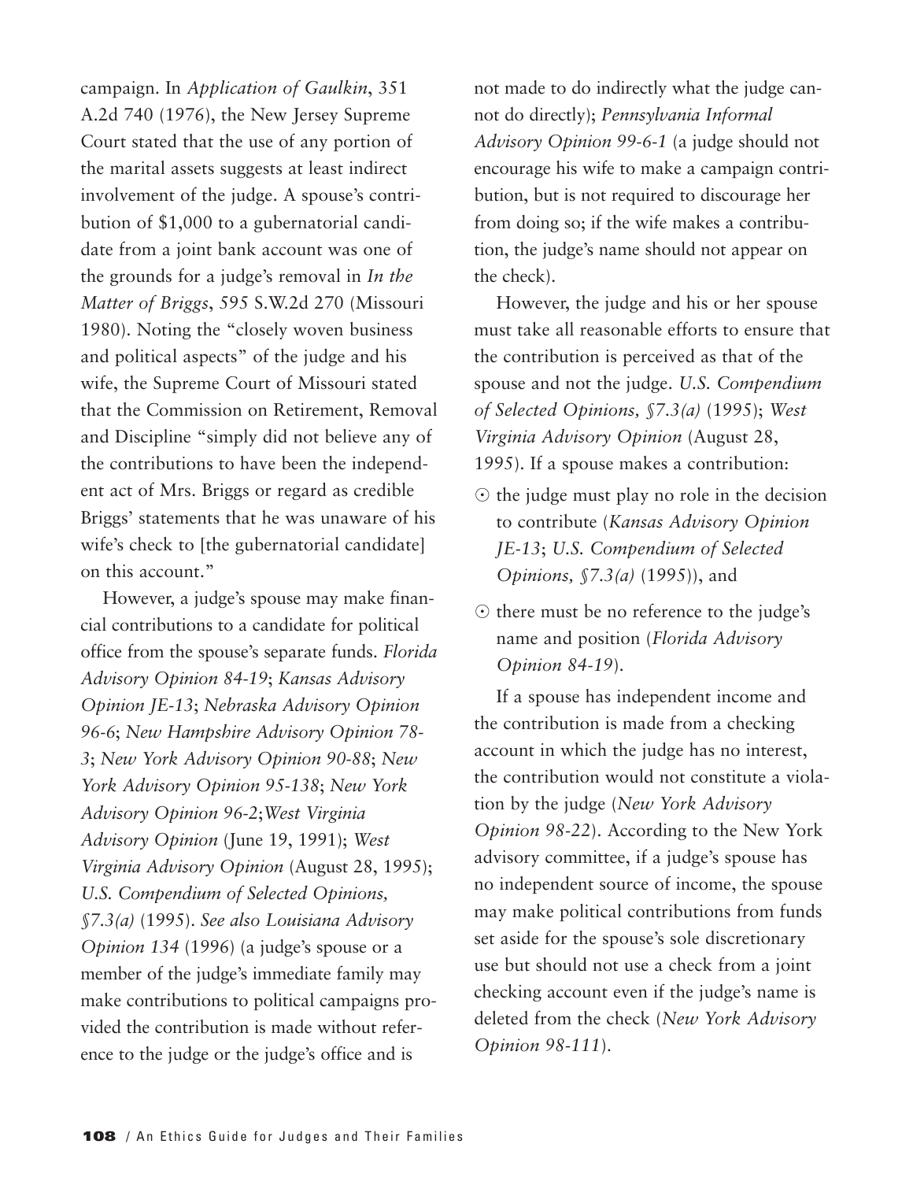campaign. In *Application of Gaulkin*, 351 A.2d 740 (1976), the New Jersey Supreme Court stated that the use of any portion of the marital assets suggests at least indirect involvement of the judge. A spouse's contribution of $1,000 to a gubernatorial candidate from a joint bank account was one of the grounds for a judge's removal in *In the Matter of Briggs*, 595 S.W.2d 270 (Missouri 1980). Noting the "closely woven business and political aspects" of the judge and his wife, the Supreme Court of Missouri stated that the Commission on Retirement, Removal and Discipline "simply did not believe any of the contributions to have been the independent act of Mrs. Briggs or regard as credible Briggs' statements that he was unaware of his wife's check to [the gubernatorial candidate] on this account."

However, a judge's spouse may make financial contributions to a candidate for political office from the spouse's separate funds. *Florida Advisory Opinion 84-19*; *Kansas Advisory Opinion JE-13*; *Nebraska Advisory Opinion 96-6*; *New Hampshire Advisory Opinion 78-3*; *New York Advisory Opinion 90-88*; *New York Advisory Opinion 95-138*; *New York Advisory Opinion 96-2*; *West Virginia Advisory Opinion* (June 19, 1991); *West Virginia Advisory Opinion* (August 28, 1995); *U.S. Compendium of Selected Opinions, §7.3(a)* (1995). *See also Louisiana Advisory Opinion 134* (1996) (a judge's spouse or a member of the judge's immediate family may make contributions to political campaigns provided the contribution is made without reference to the judge or the judge's office and is not made to do indirectly what the judge cannot do directly); *Pennsylvania Informal Advisory Opinion 99-6-1* (a judge should not encourage his wife to make a campaign contribution, but is not required to discourage her from doing so; if the wife makes a contribution, the judge's name should not appear on the check).

However, the judge and his or her spouse must take all reasonable efforts to ensure that the contribution is perceived as that of the spouse and not the judge. *U.S. Compendium of Selected Opinions, §7.3(a)* (1995); *West Virginia Advisory Opinion* (August 28, 1995). If a spouse makes a contribution:

- the judge must play no role in the decision to contribute (*Kansas Advisory Opinion JE-13*; *U.S. Compendium of Selected Opinions, §7.3(a)* (1995)), and
- there must be no reference to the judge's name and position (*Florida Advisory Opinion 84-19*).

If a spouse has independent income and the contribution is made from a checking account in which the judge has no interest, the contribution would not constitute a violation by the judge (*New York Advisory Opinion 98-22*). According to the New York advisory committee, if a judge's spouse has no independent source of income, the spouse may make political contributions from funds set aside for the spouse's sole discretionary use but should not use a check from a joint checking account even if the judge's name is deleted from the check (*New York Advisory Opinion 98-111*).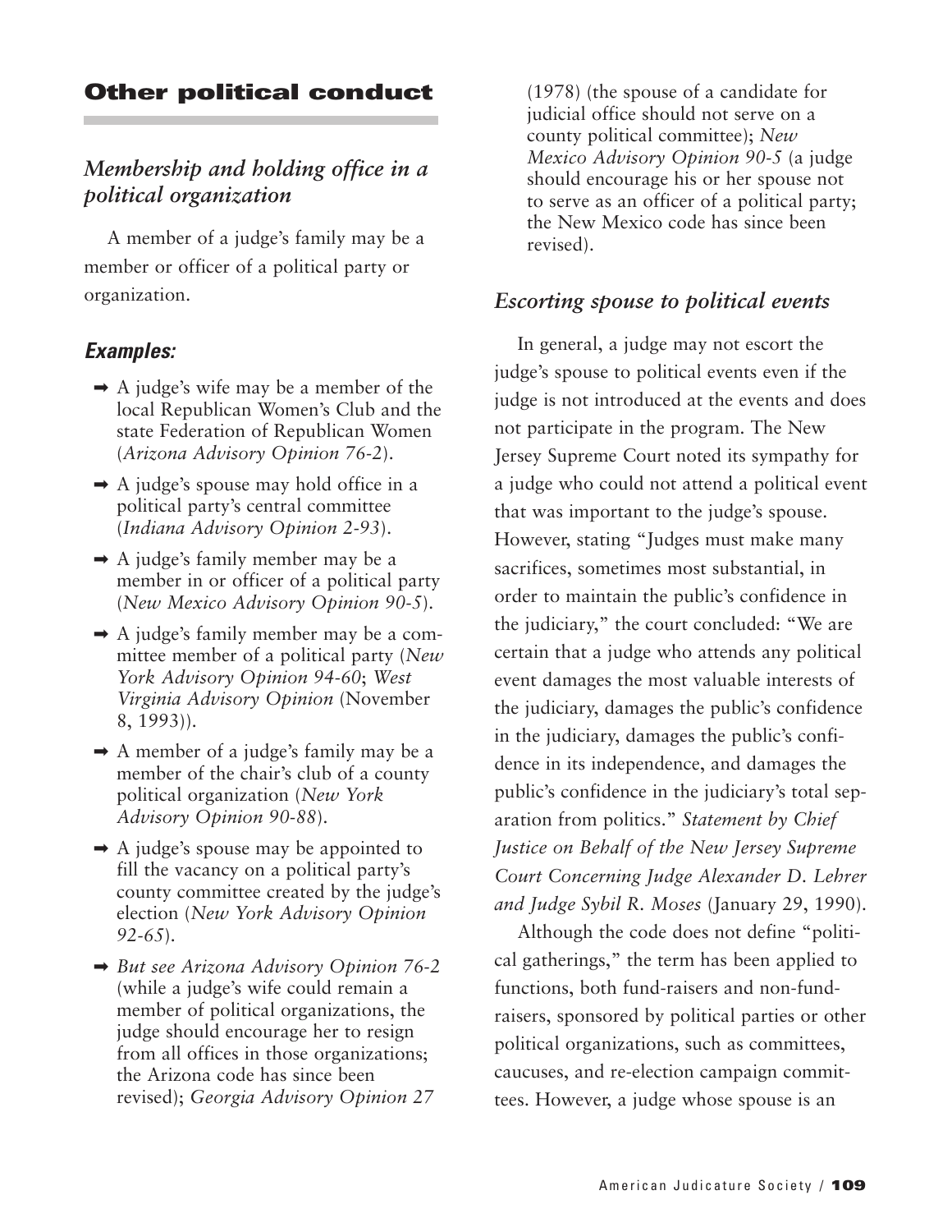## Other political conduct

### *Membership and holding office in a political organization*

A member of a judge's family may be a member or officer of a political party or organization.

#### ***Examples:***

- ➡ A judge's wife may be a member of the local Republican Women's Club and the state Federation of Republican Women (*Arizona Advisory Opinion 76-2*).
- ➡ A judge's spouse may hold office in a political party's central committee (*Indiana Advisory Opinion 2-93*).
- ➡ A judge's family member may be a member in or officer of a political party (*New Mexico Advisory Opinion 90-5*).
- ➡ A judge's family member may be a committee member of a political party (*New York Advisory Opinion 94-60*; *West Virginia Advisory Opinion* (November 8, 1993)).
- ➡ A member of a judge's family may be a member of the chair's club of a county political organization (*New York Advisory Opinion 90-88*).
- ➡ A judge's spouse may be appointed to fill the vacancy on a political party's county committee created by the judge's election (*New York Advisory Opinion 92-65*).
- ➡ *But see Arizona Advisory Opinion 76-2* (while a judge's wife could remain a member of political organizations, the judge should encourage her to resign from all offices in those organizations; the Arizona code has since been revised); *Georgia Advisory Opinion 27* (1978) (the spouse of a candidate for judicial office should not serve on a county political committee); *New Mexico Advisory Opinion 90-5* (a judge should encourage his or her spouse not to serve as an officer of a political party; the New Mexico code has since been revised).

### *Escorting spouse to political events*

In general, a judge may not escort the judge's spouse to political events even if the judge is not introduced at the events and does not participate in the program. The New Jersey Supreme Court noted its sympathy for a judge who could not attend a political event that was important to the judge's spouse. However, stating "Judges must make many sacrifices, sometimes most substantial, in order to maintain the public's confidence in the judiciary," the court concluded: "We are certain that a judge who attends any political event damages the most valuable interests of the judiciary, damages the public's confidence in the judiciary, damages the public's confidence in its independence, and damages the public's confidence in the judiciary's total separation from politics." *Statement by Chief Justice on Behalf of the New Jersey Supreme Court Concerning Judge Alexander D. Lehrer and Judge Sybil R. Moses* (January 29, 1990).

Although the code does not define "political gatherings," the term has been applied to functions, both fund-raisers and non-fund-raisers, sponsored by political parties or other political organizations, such as committees, caucuses, and re-election campaign committees. However, a judge whose spouse is an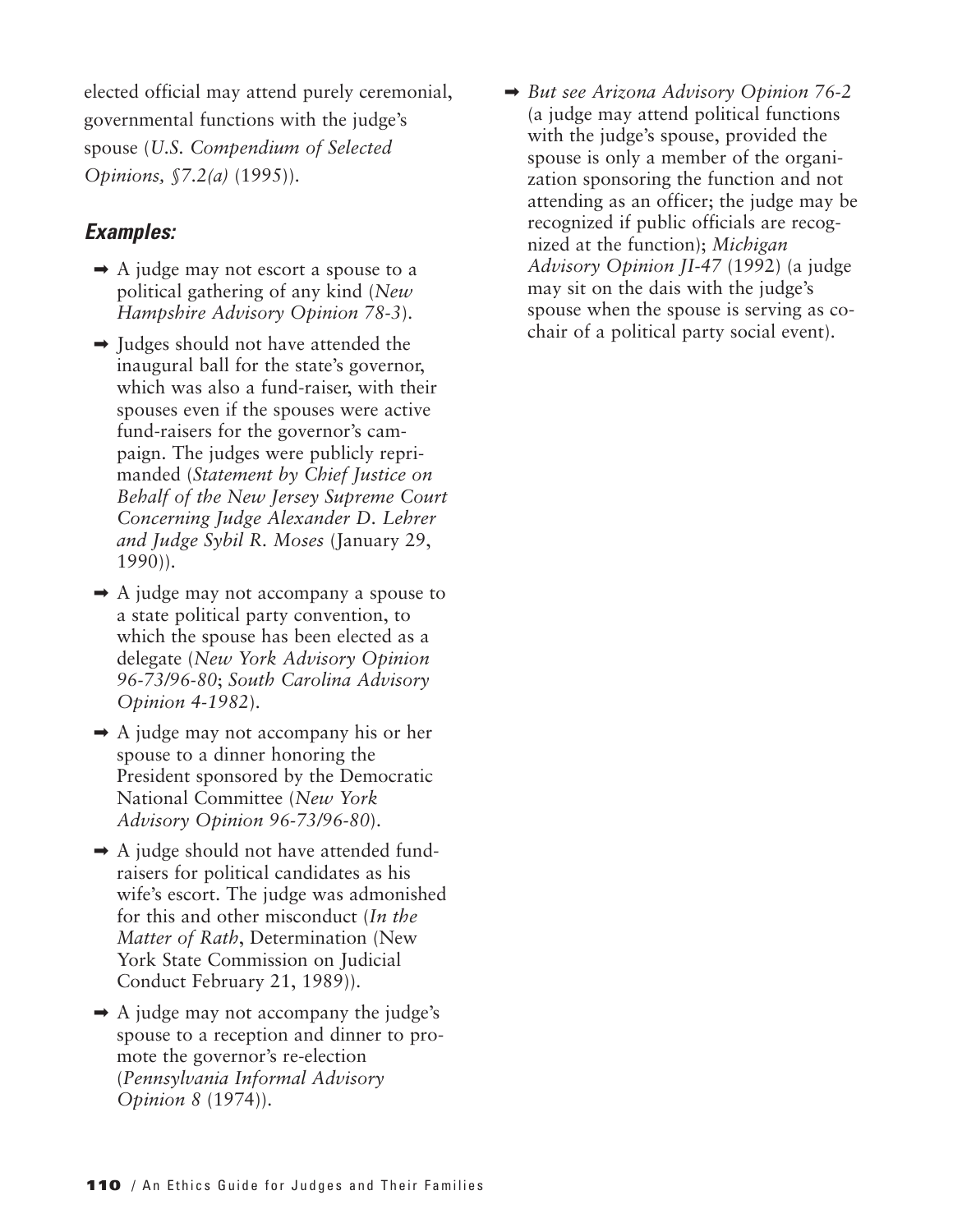elected official may attend purely ceremonial, governmental functions with the judge's spouse (*U.S. Compendium of Selected Opinions, §7.2(a)* (1995)).

### *Examples:*

- ➡ A judge may not escort a spouse to a political gathering of any kind (*New Hampshire Advisory Opinion 78-3*).
- ➡ Judges should not have attended the inaugural ball for the state's governor, which was also a fund-raiser, with their spouses even if the spouses were active fund-raisers for the governor's campaign. The judges were publicly reprimanded (*Statement by Chief Justice on Behalf of the New Jersey Supreme Court Concerning Judge Alexander D. Lehrer and Judge Sybil R. Moses* (January 29, 1990)).
- ➡ A judge may not accompany a spouse to a state political party convention, to which the spouse has been elected as a delegate (*New York Advisory Opinion 96-73/96-80*; *South Carolina Advisory Opinion 4-1982*).
- ➡ A judge may not accompany his or her spouse to a dinner honoring the President sponsored by the Democratic National Committee (*New York Advisory Opinion 96-73/96-80*).
- ➡ A judge should not have attended fund-raisers for political candidates as his wife's escort. The judge was admonished for this and other misconduct (*In the Matter of Rath*, Determination (New York State Commission on Judicial Conduct February 21, 1989)).
- ➡ A judge may not accompany the judge's spouse to a reception and dinner to promote the governor's re-election (*Pennsylvania Informal Advisory Opinion 8* (1974)).
- ➡ *But see Arizona Advisory Opinion 76-2* (a judge may attend political functions with the judge's spouse, provided the spouse is only a member of the organization sponsoring the function and not attending as an officer; the judge may be recognized if public officials are recognized at the function); *Michigan Advisory Opinion JI-47* (1992) (a judge may sit on the dais with the judge's spouse when the spouse is serving as co-chair of a political party social event).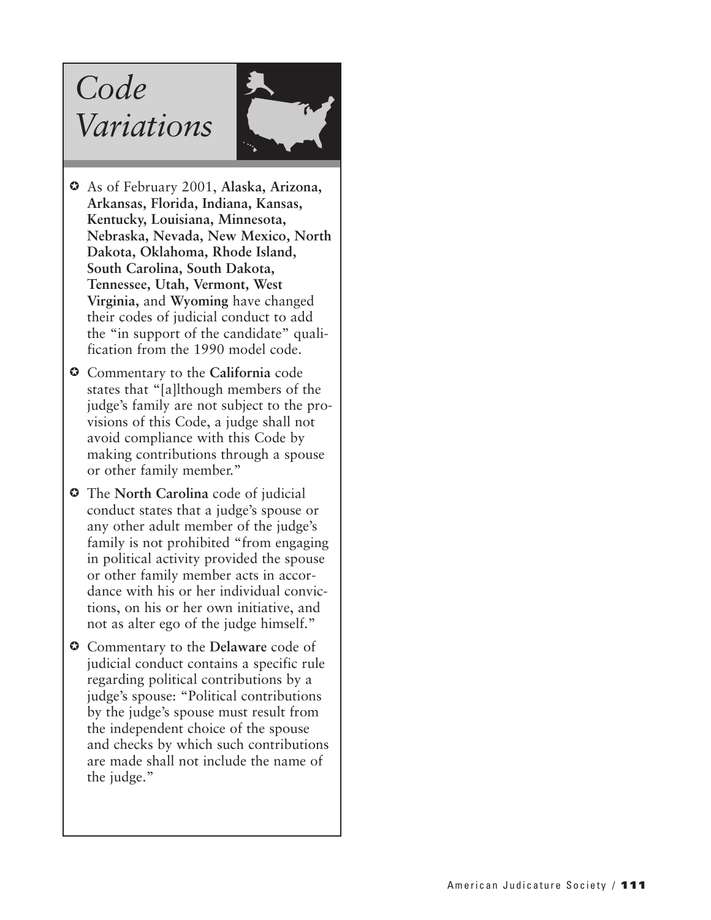# *Code Variations*

- As of February 2001, **Alaska, Arizona, Arkansas, Florida, Indiana, Kansas, Kentucky, Louisiana, Minnesota, Nebraska, Nevada, New Mexico, North Dakota, Oklahoma, Rhode Island, South Carolina, South Dakota, Tennessee, Utah, Vermont, West Virginia,** and **Wyoming** have changed their codes of judicial conduct to add the "in support of the candidate" qualification from the 1990 model code.

- Commentary to the **California** code states that "[a]lthough members of the judge's family are not subject to the provisions of this Code, a judge shall not avoid compliance with this Code by making contributions through a spouse or other family member."

- The **North Carolina** code of judicial conduct states that a judge's spouse or any other adult member of the judge's family is not prohibited "from engaging in political activity provided the spouse or other family member acts in accordance with his or her individual convictions, on his or her own initiative, and not as alter ego of the judge himself."

- Commentary to the **Delaware** code of judicial conduct contains a specific rule regarding political contributions by a judge's spouse: "Political contributions by the judge's spouse must result from the independent choice of the spouse and checks by which such contributions are made shall not include the name of the judge."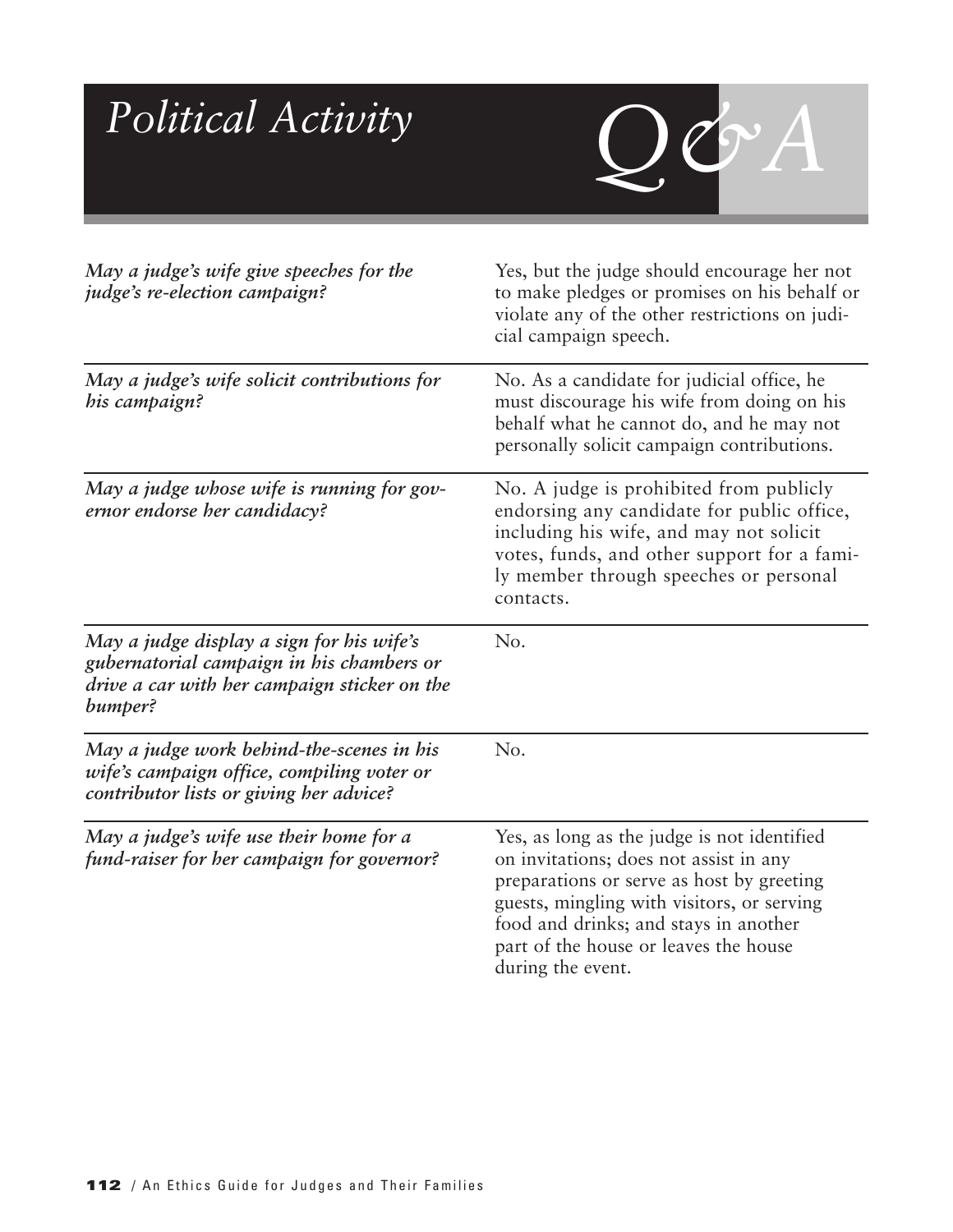# *Political Activity* Q&A

| | |
|---|---|
| ***May a judge's wife give speeches for the judge's re-election campaign?*** | Yes, but the judge should encourage her not to make pledges or promises on his behalf or violate any of the other restrictions on judicial campaign speech. |
| ***May a judge's wife solicit contributions for his campaign?*** | No. As a candidate for judicial office, he must discourage his wife from doing on his behalf what he cannot do, and he may not personally solicit campaign contributions. |
| ***May a judge whose wife is running for governor endorse her candidacy?*** | No. A judge is prohibited from publicly endorsing any candidate for public office, including his wife, and may not solicit votes, funds, and other support for a family member through speeches or personal contacts. |
| ***May a judge display a sign for his wife's gubernatorial campaign in his chambers or drive a car with her campaign sticker on the bumper?*** | No. |
| ***May a judge work behind-the-scenes in his wife's campaign office, compiling voter or contributor lists or giving her advice?*** | No. |
| ***May a judge's wife use their home for a fund-raiser for her campaign for governor?*** | Yes, as long as the judge is not identified on invitations; does not assist in any preparations or serve as host by greeting guests, mingling with visitors, or serving food and drinks; and stays in another part of the house or leaves the house during the event. |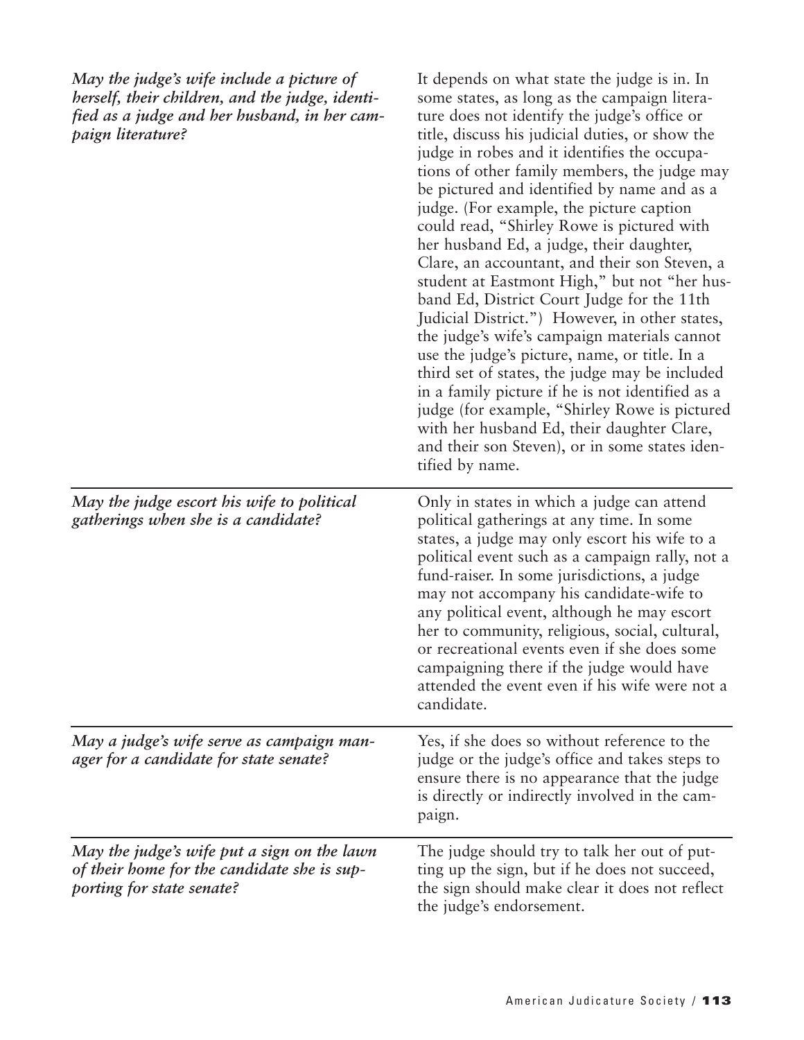| | |
|---|---|
| *May the judge's wife include a picture of herself, their children, and the judge, identified as a judge and her husband, in her campaign literature?* | It depends on what state the judge is in. In some states, as long as the campaign literature does not identify the judge's office or title, discuss his judicial duties, or show the judge in robes and it identifies the occupations of other family members, the judge may be pictured and identified by name and as a judge. (For example, the picture caption could read, "Shirley Rowe is pictured with her husband Ed, a judge, their daughter, Clare, an accountant, and their son Steven, a student at Eastmont High," but not "her husband Ed, District Court Judge for the 11th Judicial District.") However, in other states, the judge's wife's campaign materials cannot use the judge's picture, name, or title. In a third set of states, the judge may be included in a family picture if he is not identified as a judge (for example, "Shirley Rowe is pictured with her husband Ed, their daughter Clare, and their son Steven), or in some states identified by name. |
| *May the judge escort his wife to political gatherings when she is a candidate?* | Only in states in which a judge can attend political gatherings at any time. In some states, a judge may only escort his wife to a political event such as a campaign rally, not a fund-raiser. In some jurisdictions, a judge may not accompany his candidate-wife to any political event, although he may escort her to community, religious, social, cultural, or recreational events even if she does some campaigning there if the judge would have attended the event even if his wife were not a candidate. |
| *May a judge's wife serve as campaign manager for a candidate for state senate?* | Yes, if she does so without reference to the judge or the judge's office and takes steps to ensure there is no appearance that the judge is directly or indirectly involved in the campaign. |
| *May the judge's wife put a sign on the lawn of their home for the candidate she is supporting for state senate?* | The judge should try to talk her out of putting up the sign, but if he does not succeed, the sign should make clear it does not reflect the judge's endorsement. |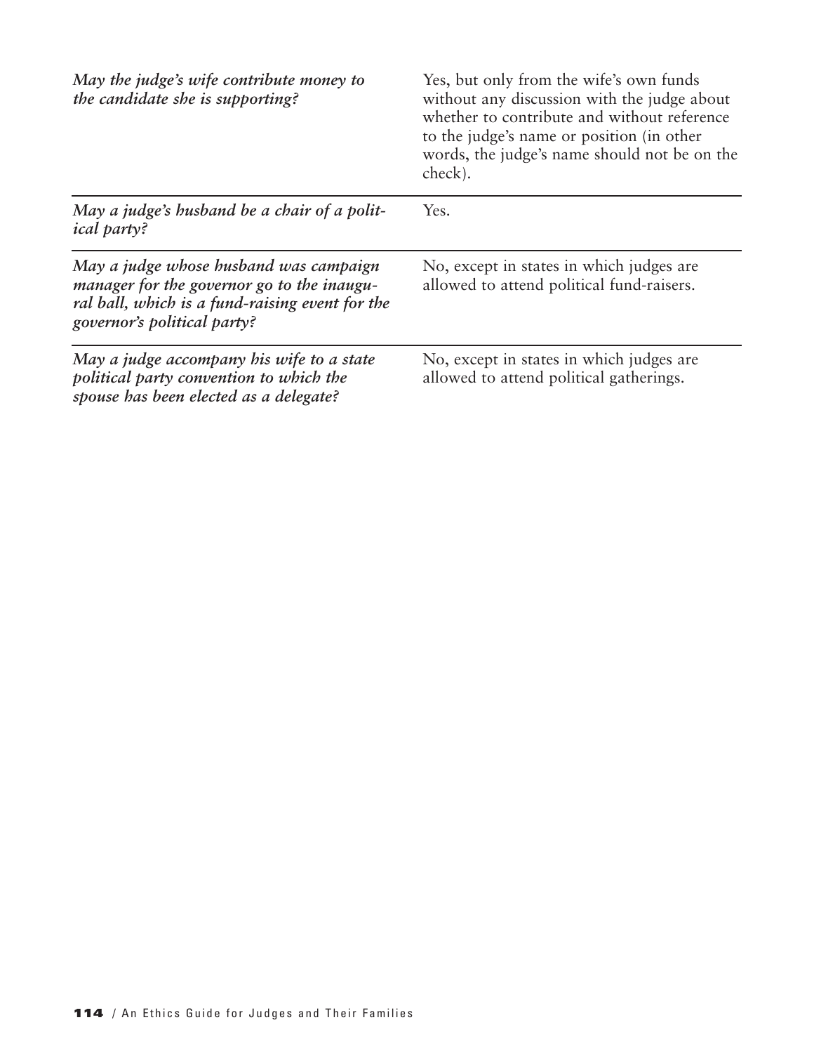| | |
|---|---|
| ***May the judge's wife contribute money to the candidate she is supporting?*** | Yes, but only from the wife's own funds without any discussion with the judge about whether to contribute and without reference to the judge's name or position (in other words, the judge's name should not be on the check). |
| ***May a judge's husband be a chair of a political party?*** | Yes. |
| ***May a judge whose husband was campaign manager for the governor go to the inaugural ball, which is a fund-raising event for the governor's political party?*** | No, except in states in which judges are allowed to attend political fund-raisers. |
| ***May a judge accompany his wife to a state political party convention to which the spouse has been elected as a delegate?*** | No, except in states in which judges are allowed to attend political gatherings. |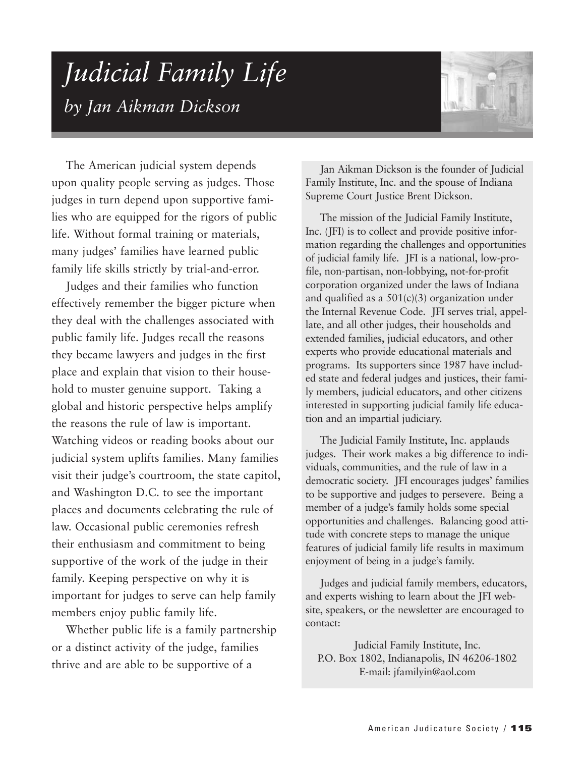# *Judicial Family Life*

## *by Jan Aikman Dickson*

The American judicial system depends upon quality people serving as judges. Those judges in turn depend upon supportive families who are equipped for the rigors of public life. Without formal training or materials, many judges' families have learned public family life skills strictly by trial-and-error.

Judges and their families who function effectively remember the bigger picture when they deal with the challenges associated with public family life. Judges recall the reasons they became lawyers and judges in the first place and explain that vision to their household to muster genuine support. Taking a global and historic perspective helps amplify the reasons the rule of law is important. Watching videos or reading books about our judicial system uplifts families. Many families visit their judge's courtroom, the state capitol, and Washington D.C. to see the important places and documents celebrating the rule of law. Occasional public ceremonies refresh their enthusiasm and commitment to being supportive of the work of the judge in their family. Keeping perspective on why it is important for judges to serve can help family members enjoy public family life.

Whether public life is a family partnership or a distinct activity of the judge, families thrive and are able to be supportive of a

---

Jan Aikman Dickson is the founder of Judicial Family Institute, Inc. and the spouse of Indiana Supreme Court Justice Brent Dickson.

The mission of the Judicial Family Institute, Inc. (JFI) is to collect and provide positive information regarding the challenges and opportunities of judicial family life. JFI is a national, low-profile, non-partisan, non-lobbying, not-for-profit corporation organized under the laws of Indiana and qualified as a 501(c)(3) organization under the Internal Revenue Code. JFI serves trial, appellate, and all other judges, their households and extended families, judicial educators, and other experts who provide educational materials and programs. Its supporters since 1987 have included state and federal judges and justices, their family members, judicial educators, and other citizens interested in supporting judicial family life education and an impartial judiciary.

The Judicial Family Institute, Inc. applauds judges. Their work makes a big difference to individuals, communities, and the rule of law in a democratic society. JFI encourages judges' families to be supportive and judges to persevere. Being a member of a judge's family holds some special opportunities and challenges. Balancing good attitude with concrete steps to manage the unique features of judicial family life results in maximum enjoyment of being in a judge's family.

Judges and judicial family members, educators, and experts wishing to learn about the JFI website, speakers, or the newsletter are encouraged to contact:

Judicial Family Institute, Inc.
P.O. Box 1802, Indianapolis, IN 46206-1802
E-mail: jfamilyin@aol.com

---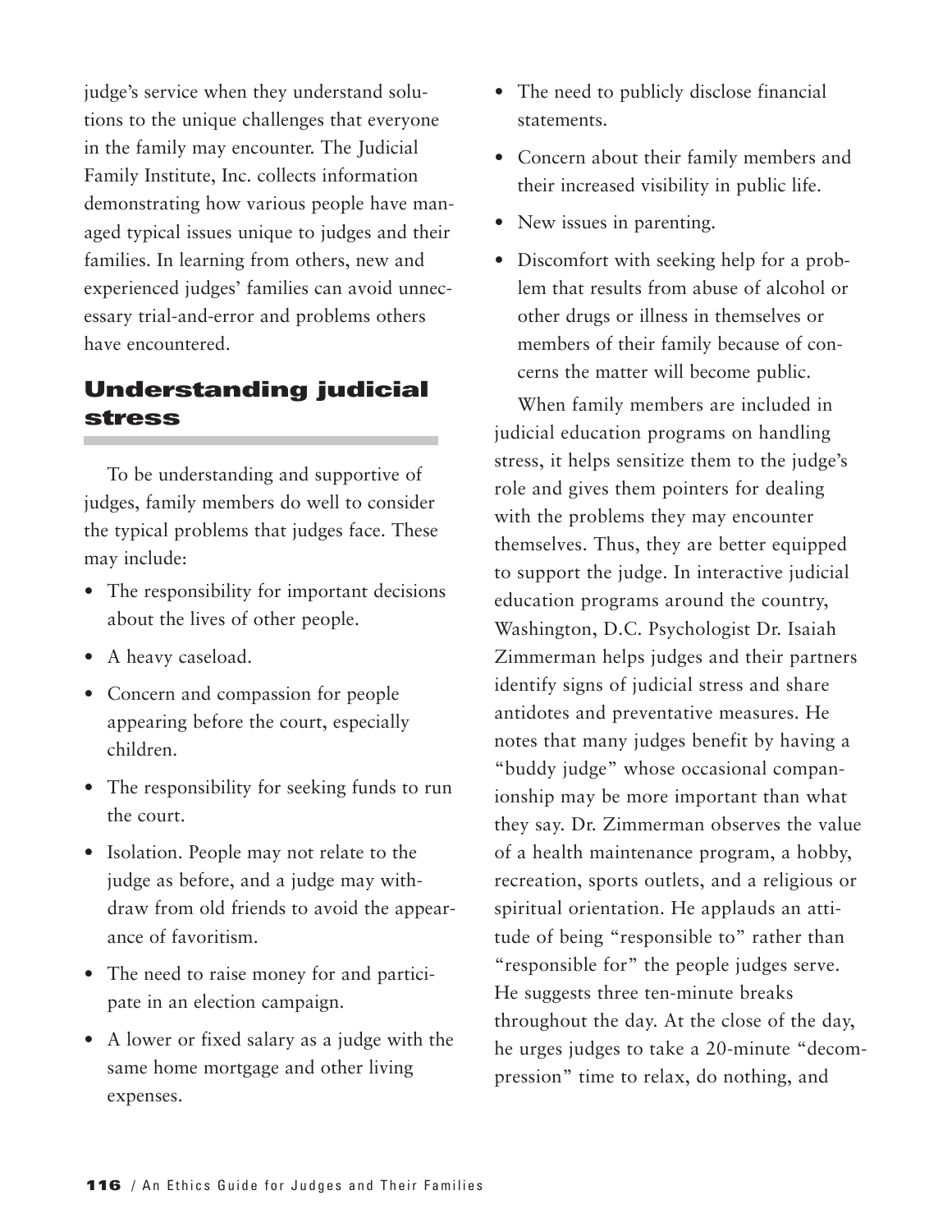judge's service when they understand solutions to the unique challenges that everyone in the family may encounter. The Judicial Family Institute, Inc. collects information demonstrating how various people have managed typical issues unique to judges and their families. In learning from others, new and experienced judges' families can avoid unnecessary trial-and-error and problems others have encountered.

## Understanding judicial stress

To be understanding and supportive of judges, family members do well to consider the typical problems that judges face. These may include:

- The responsibility for important decisions about the lives of other people.
- A heavy caseload.
- Concern and compassion for people appearing before the court, especially children.
- The responsibility for seeking funds to run the court.
- Isolation. People may not relate to the judge as before, and a judge may withdraw from old friends to avoid the appearance of favoritism.
- The need to raise money for and participate in an election campaign.
- A lower or fixed salary as a judge with the same home mortgage and other living expenses.
- The need to publicly disclose financial statements.
- Concern about their family members and their increased visibility in public life.
- New issues in parenting.
- Discomfort with seeking help for a problem that results from abuse of alcohol or other drugs or illness in themselves or members of their family because of concerns the matter will become public.

When family members are included in judicial education programs on handling stress, it helps sensitize them to the judge's role and gives them pointers for dealing with the problems they may encounter themselves. Thus, they are better equipped to support the judge. In interactive judicial education programs around the country, Washington, D.C. Psychologist Dr. Isaiah Zimmerman helps judges and their partners identify signs of judicial stress and share antidotes and preventative measures. He notes that many judges benefit by having a "buddy judge" whose occasional companionship may be more important than what they say. Dr. Zimmerman observes the value of a health maintenance program, a hobby, recreation, sports outlets, and a religious or spiritual orientation. He applauds an attitude of being "responsible to" rather than "responsible for" the people judges serve. He suggests three ten-minute breaks throughout the day. At the close of the day, he urges judges to take a 20-minute "decompression" time to relax, do nothing, and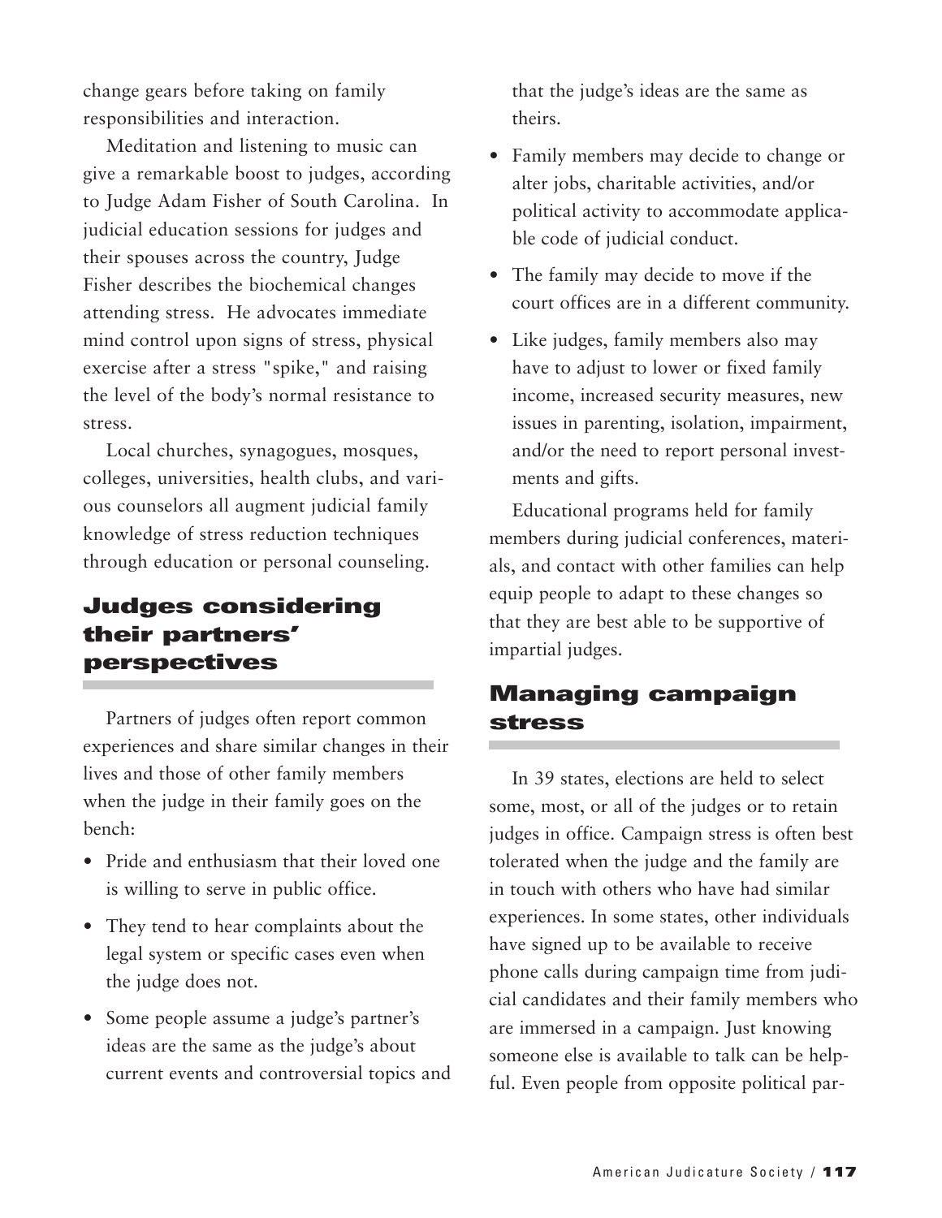change gears before taking on family responsibilities and interaction.

Meditation and listening to music can give a remarkable boost to judges, according to Judge Adam Fisher of South Carolina. In judicial education sessions for judges and their spouses across the country, Judge Fisher describes the biochemical changes attending stress. He advocates immediate mind control upon signs of stress, physical exercise after a stress "spike," and raising the level of the body's normal resistance to stress.

Local churches, synagogues, mosques, colleges, universities, health clubs, and various counselors all augment judicial family knowledge of stress reduction techniques through education or personal counseling.

## Judges considering their partners' perspectives

Partners of judges often report common experiences and share similar changes in their lives and those of other family members when the judge in their family goes on the bench:

- Pride and enthusiasm that their loved one is willing to serve in public office.
- They tend to hear complaints about the legal system or specific cases even when the judge does not.
- Some people assume a judge's partner's ideas are the same as the judge's about current events and controversial topics and that the judge's ideas are the same as theirs.
- Family members may decide to change or alter jobs, charitable activities, and/or political activity to accommodate applicable code of judicial conduct.
- The family may decide to move if the court offices are in a different community.
- Like judges, family members also may have to adjust to lower or fixed family income, increased security measures, new issues in parenting, isolation, impairment, and/or the need to report personal investments and gifts.

Educational programs held for family members during judicial conferences, materials, and contact with other families can help equip people to adapt to these changes so that they are best able to be supportive of impartial judges.

## Managing campaign stress

In 39 states, elections are held to select some, most, or all of the judges or to retain judges in office. Campaign stress is often best tolerated when the judge and the family are in touch with others who have had similar experiences. In some states, other individuals have signed up to be available to receive phone calls during campaign time from judicial candidates and their family members who are immersed in a campaign. Just knowing someone else is available to talk can be helpful. Even people from opposite political par-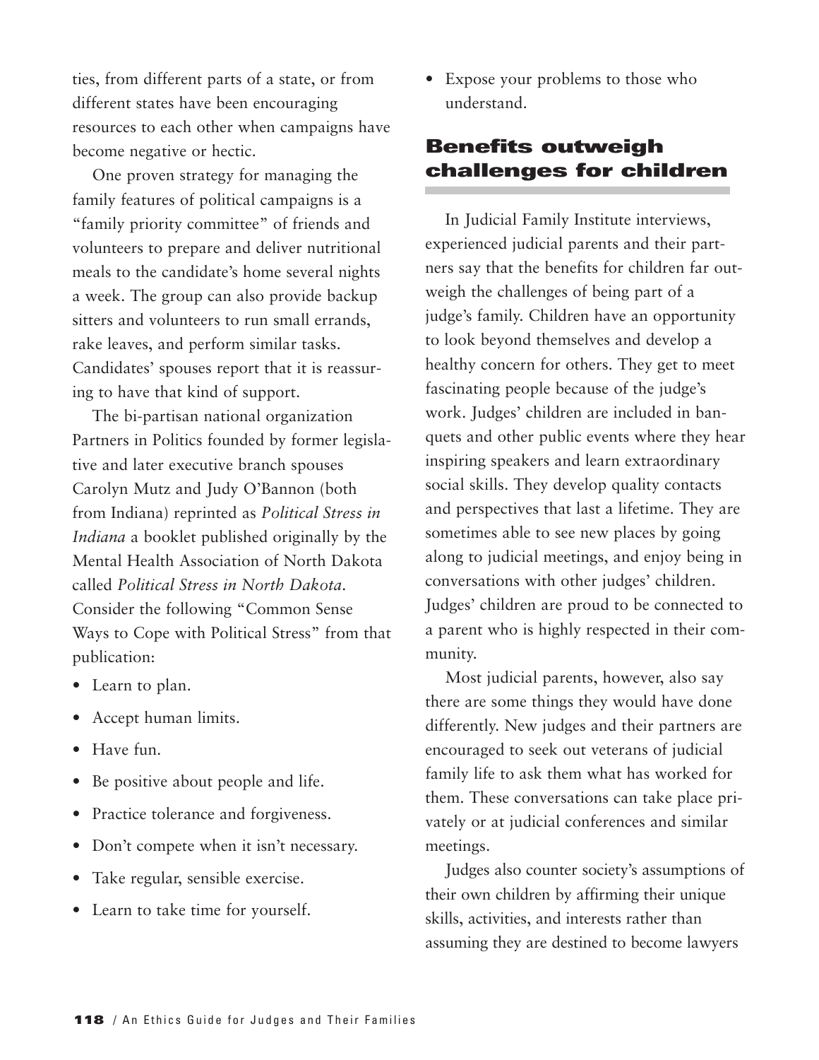ties, from different parts of a state, or from different states have been encouraging resources to each other when campaigns have become negative or hectic.

One proven strategy for managing the family features of political campaigns is a "family priority committee" of friends and volunteers to prepare and deliver nutritional meals to the candidate's home several nights a week. The group can also provide backup sitters and volunteers to run small errands, rake leaves, and perform similar tasks. Candidates' spouses report that it is reassuring to have that kind of support.

The bi-partisan national organization Partners in Politics founded by former legislative and later executive branch spouses Carolyn Mutz and Judy O'Bannon (both from Indiana) reprinted as *Political Stress in Indiana* a booklet published originally by the Mental Health Association of North Dakota called *Political Stress in North Dakota*. Consider the following "Common Sense Ways to Cope with Political Stress" from that publication:

- Learn to plan.
- Accept human limits.
- Have fun.
- Be positive about people and life.
- Practice tolerance and forgiveness.
- Don't compete when it isn't necessary.
- Take regular, sensible exercise.
- Learn to take time for yourself.
- Expose your problems to those who understand.

## Benefits outweigh challenges for children

In Judicial Family Institute interviews, experienced judicial parents and their partners say that the benefits for children far outweigh the challenges of being part of a judge's family. Children have an opportunity to look beyond themselves and develop a healthy concern for others. They get to meet fascinating people because of the judge's work. Judges' children are included in banquets and other public events where they hear inspiring speakers and learn extraordinary social skills. They develop quality contacts and perspectives that last a lifetime. They are sometimes able to see new places by going along to judicial meetings, and enjoy being in conversations with other judges' children. Judges' children are proud to be connected to a parent who is highly respected in their community.

Most judicial parents, however, also say there are some things they would have done differently. New judges and their partners are encouraged to seek out veterans of judicial family life to ask them what has worked for them. These conversations can take place privately or at judicial conferences and similar meetings.

Judges also counter society's assumptions of their own children by affirming their unique skills, activities, and interests rather than assuming they are destined to become lawyers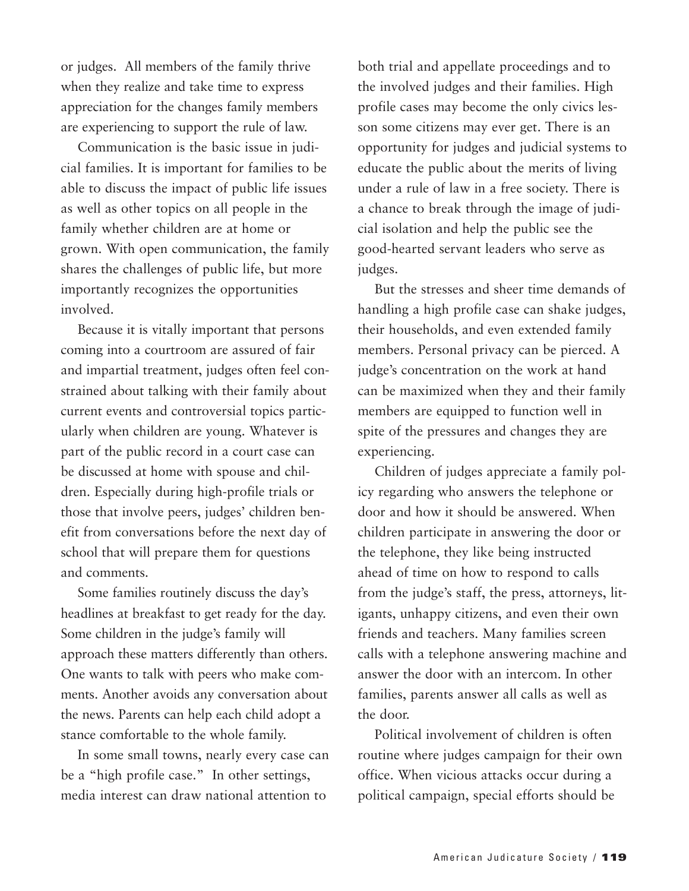or judges. All members of the family thrive when they realize and take time to express appreciation for the changes family members are experiencing to support the rule of law.

Communication is the basic issue in judicial families. It is important for families to be able to discuss the impact of public life issues as well as other topics on all people in the family whether children are at home or grown. With open communication, the family shares the challenges of public life, but more importantly recognizes the opportunities involved.

Because it is vitally important that persons coming into a courtroom are assured of fair and impartial treatment, judges often feel constrained about talking with their family about current events and controversial topics particularly when children are young. Whatever is part of the public record in a court case can be discussed at home with spouse and children. Especially during high-profile trials or those that involve peers, judges' children benefit from conversations before the next day of school that will prepare them for questions and comments.

Some families routinely discuss the day's headlines at breakfast to get ready for the day. Some children in the judge's family will approach these matters differently than others. One wants to talk with peers who make comments. Another avoids any conversation about the news. Parents can help each child adopt a stance comfortable to the whole family.

In some small towns, nearly every case can be a "high profile case." In other settings, media interest can draw national attention to both trial and appellate proceedings and to the involved judges and their families. High profile cases may become the only civics lesson some citizens may ever get. There is an opportunity for judges and judicial systems to educate the public about the merits of living under a rule of law in a free society. There is a chance to break through the image of judicial isolation and help the public see the good-hearted servant leaders who serve as judges.

But the stresses and sheer time demands of handling a high profile case can shake judges, their households, and even extended family members. Personal privacy can be pierced. A judge's concentration on the work at hand can be maximized when they and their family members are equipped to function well in spite of the pressures and changes they are experiencing.

Children of judges appreciate a family policy regarding who answers the telephone or door and how it should be answered. When children participate in answering the door or the telephone, they like being instructed ahead of time on how to respond to calls from the judge's staff, the press, attorneys, litigants, unhappy citizens, and even their own friends and teachers. Many families screen calls with a telephone answering machine and answer the door with an intercom. In other families, parents answer all calls as well as the door.

Political involvement of children is often routine where judges campaign for their own office. When vicious attacks occur during a political campaign, special efforts should be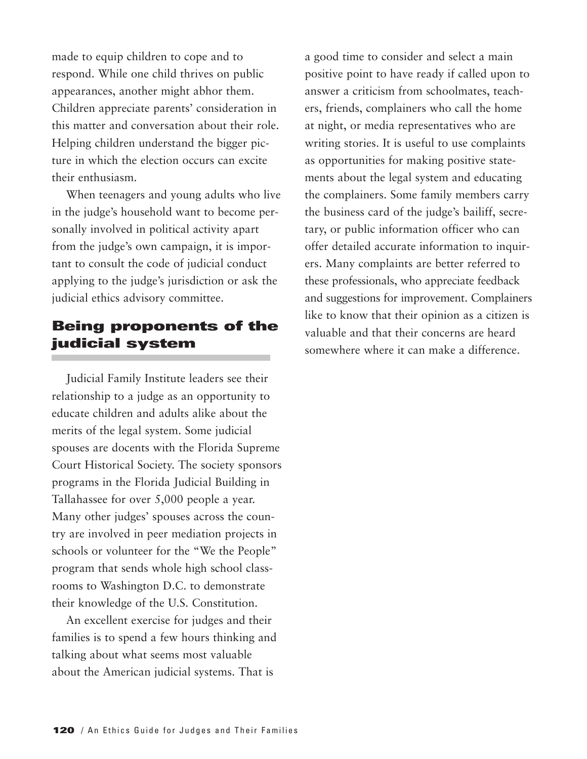made to equip children to cope and to respond. While one child thrives on public appearances, another might abhor them. Children appreciate parents' consideration in this matter and conversation about their role. Helping children understand the bigger picture in which the election occurs can excite their enthusiasm.

When teenagers and young adults who live in the judge's household want to become personally involved in political activity apart from the judge's own campaign, it is important to consult the code of judicial conduct applying to the judge's jurisdiction or ask the judicial ethics advisory committee.

## Being proponents of the judicial system

Judicial Family Institute leaders see their relationship to a judge as an opportunity to educate children and adults alike about the merits of the legal system. Some judicial spouses are docents with the Florida Supreme Court Historical Society. The society sponsors programs in the Florida Judicial Building in Tallahassee for over 5,000 people a year. Many other judges' spouses across the country are involved in peer mediation projects in schools or volunteer for the "We the People" program that sends whole high school classrooms to Washington D.C. to demonstrate their knowledge of the U.S. Constitution.

An excellent exercise for judges and their families is to spend a few hours thinking and talking about what seems most valuable about the American judicial systems. That is a good time to consider and select a main positive point to have ready if called upon to answer a criticism from schoolmates, teachers, friends, complainers who call the home at night, or media representatives who are writing stories. It is useful to use complaints as opportunities for making positive statements about the legal system and educating the complainers. Some family members carry the business card of the judge's bailiff, secretary, or public information officer who can offer detailed accurate information to inquirers. Many complaints are better referred to these professionals, who appreciate feedback and suggestions for improvement. Complainers like to know that their opinion as a citizen is valuable and that their concerns are heard somewhere where it can make a difference.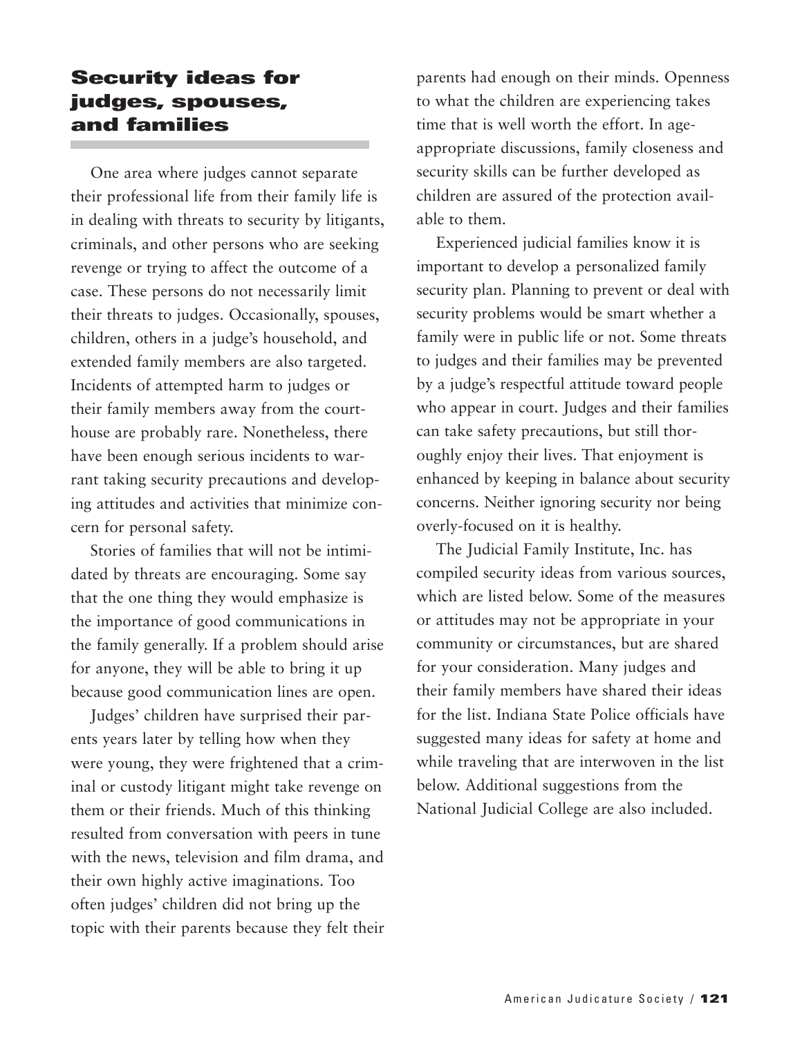## Security ideas for judges, spouses, and families

One area where judges cannot separate their professional life from their family life is in dealing with threats to security by litigants, criminals, and other persons who are seeking revenge or trying to affect the outcome of a case. These persons do not necessarily limit their threats to judges. Occasionally, spouses, children, others in a judge's household, and extended family members are also targeted. Incidents of attempted harm to judges or their family members away from the courthouse are probably rare. Nonetheless, there have been enough serious incidents to warrant taking security precautions and developing attitudes and activities that minimize concern for personal safety.

Stories of families that will not be intimidated by threats are encouraging. Some say that the one thing they would emphasize is the importance of good communications in the family generally. If a problem should arise for anyone, they will be able to bring it up because good communication lines are open.

Judges' children have surprised their parents years later by telling how when they were young, they were frightened that a criminal or custody litigant might take revenge on them or their friends. Much of this thinking resulted from conversation with peers in tune with the news, television and film drama, and their own highly active imaginations. Too often judges' children did not bring up the topic with their parents because they felt their parents had enough on their minds. Openness to what the children are experiencing takes time that is well worth the effort. In age-appropriate discussions, family closeness and security skills can be further developed as children are assured of the protection available to them.

Experienced judicial families know it is important to develop a personalized family security plan. Planning to prevent or deal with security problems would be smart whether a family were in public life or not. Some threats to judges and their families may be prevented by a judge's respectful attitude toward people who appear in court. Judges and their families can take safety precautions, but still thoroughly enjoy their lives. That enjoyment is enhanced by keeping in balance about security concerns. Neither ignoring security nor being overly-focused on it is healthy.

The Judicial Family Institute, Inc. has compiled security ideas from various sources, which are listed below. Some of the measures or attitudes may not be appropriate in your community or circumstances, but are shared for your consideration. Many judges and their family members have shared their ideas for the list. Indiana State Police officials have suggested many ideas for safety at home and while traveling that are interwoven in the list below. Additional suggestions from the National Judicial College are also included.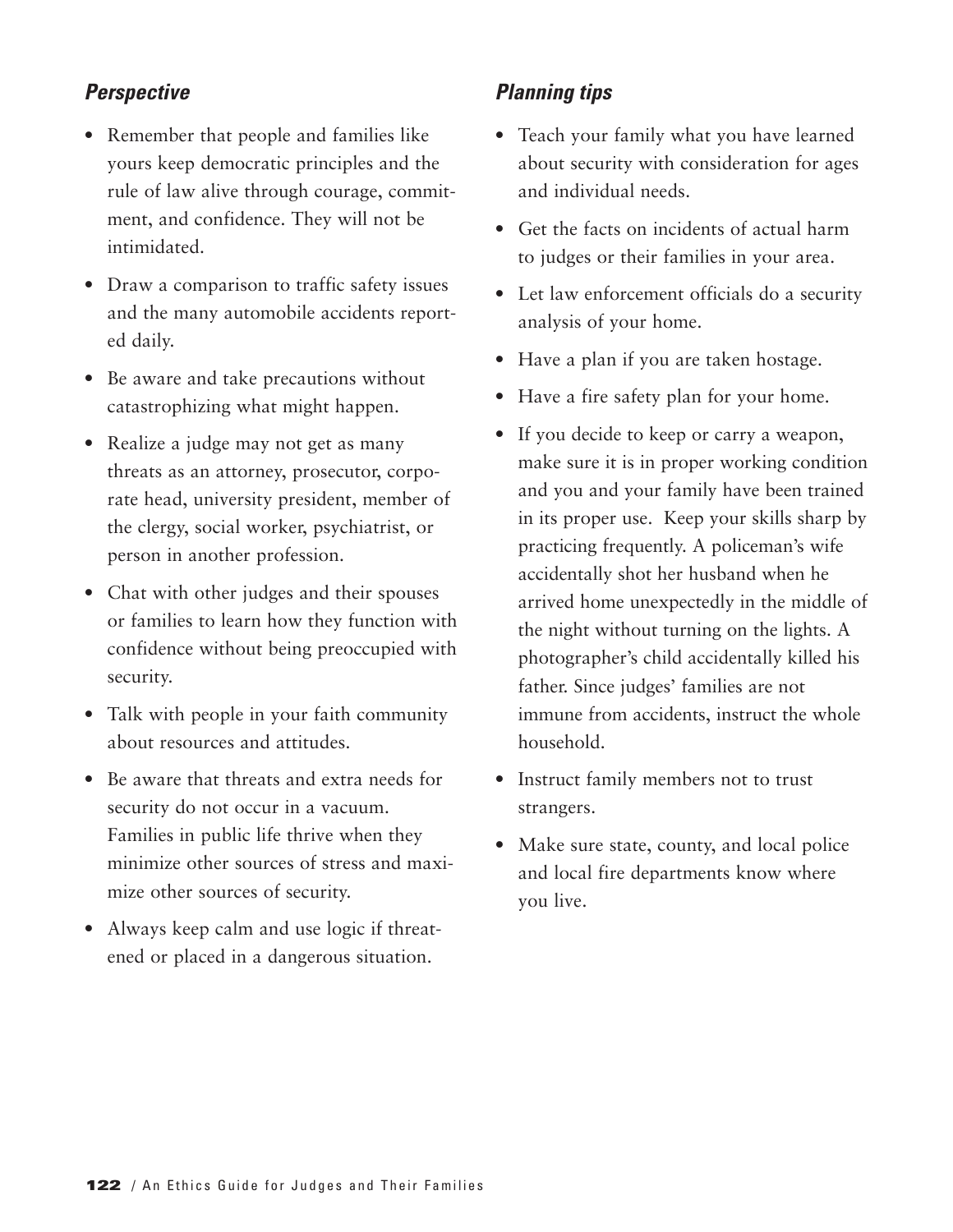### *Perspective*

- Remember that people and families like yours keep democratic principles and the rule of law alive through courage, commitment, and confidence. They will not be intimidated.
- Draw a comparison to traffic safety issues and the many automobile accidents reported daily.
- Be aware and take precautions without catastrophizing what might happen.
- Realize a judge may not get as many threats as an attorney, prosecutor, corporate head, university president, member of the clergy, social worker, psychiatrist, or person in another profession.
- Chat with other judges and their spouses or families to learn how they function with confidence without being preoccupied with security.
- Talk with people in your faith community about resources and attitudes.
- Be aware that threats and extra needs for security do not occur in a vacuum. Families in public life thrive when they minimize other sources of stress and maximize other sources of security.
- Always keep calm and use logic if threatened or placed in a dangerous situation.

### *Planning tips*

- Teach your family what you have learned about security with consideration for ages and individual needs.
- Get the facts on incidents of actual harm to judges or their families in your area.
- Let law enforcement officials do a security analysis of your home.
- Have a plan if you are taken hostage.
- Have a fire safety plan for your home.
- If you decide to keep or carry a weapon, make sure it is in proper working condition and you and your family have been trained in its proper use. Keep your skills sharp by practicing frequently. A policeman's wife accidentally shot her husband when he arrived home unexpectedly in the middle of the night without turning on the lights. A photographer's child accidentally killed his father. Since judges' families are not immune from accidents, instruct the whole household.
- Instruct family members not to trust strangers.
- Make sure state, county, and local police and local fire departments know where you live.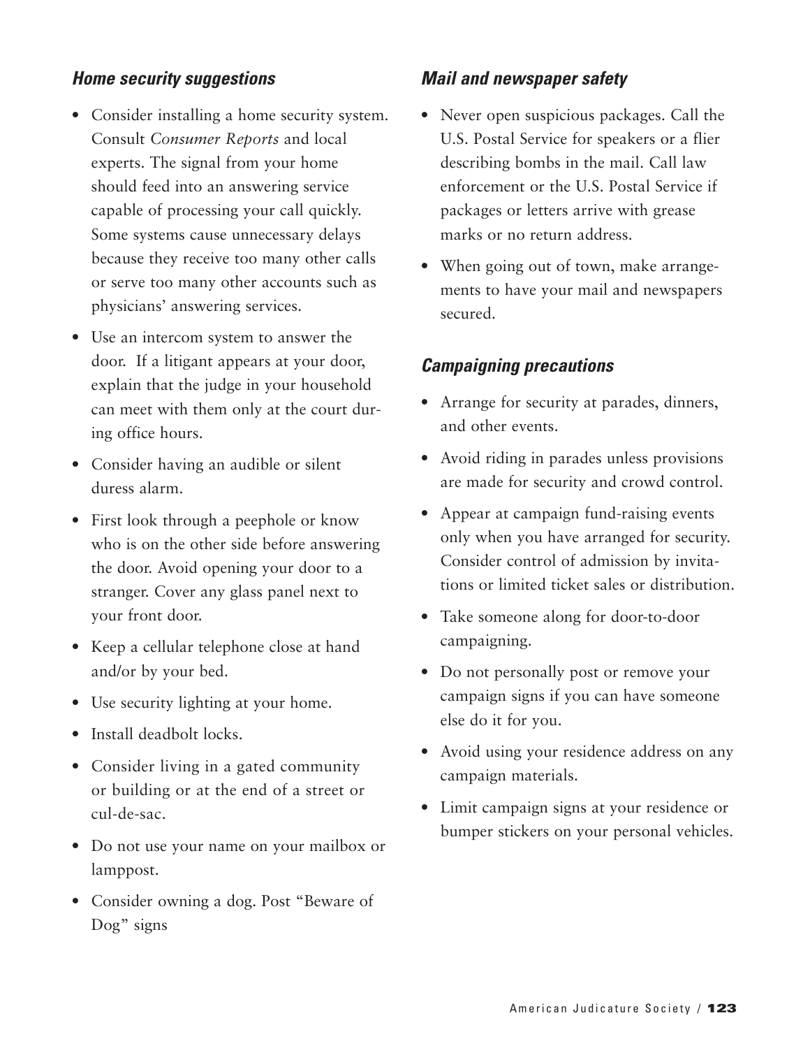### *Home security suggestions*

- Consider installing a home security system. Consult *Consumer Reports* and local experts. The signal from your home should feed into an answering service capable of processing your call quickly. Some systems cause unnecessary delays because they receive too many other calls or serve too many other accounts such as physicians' answering services.
- Use an intercom system to answer the door. If a litigant appears at your door, explain that the judge in your household can meet with them only at the court during office hours.
- Consider having an audible or silent duress alarm.
- First look through a peephole or know who is on the other side before answering the door. Avoid opening your door to a stranger. Cover any glass panel next to your front door.
- Keep a cellular telephone close at hand and/or by your bed.
- Use security lighting at your home.
- Install deadbolt locks.
- Consider living in a gated community or building or at the end of a street or cul-de-sac.
- Do not use your name on your mailbox or lamppost.
- Consider owning a dog. Post "Beware of Dog" signs

### *Mail and newspaper safety*

- Never open suspicious packages. Call the U.S. Postal Service for speakers or a flier describing bombs in the mail. Call law enforcement or the U.S. Postal Service if packages or letters arrive with grease marks or no return address.
- When going out of town, make arrangements to have your mail and newspapers secured.

### *Campaigning precautions*

- Arrange for security at parades, dinners, and other events.
- Avoid riding in parades unless provisions are made for security and crowd control.
- Appear at campaign fund-raising events only when you have arranged for security. Consider control of admission by invitations or limited ticket sales or distribution.
- Take someone along for door-to-door campaigning.
- Do not personally post or remove your campaign signs if you can have someone else do it for you.
- Avoid using your residence address on any campaign materials.
- Limit campaign signs at your residence or bumper stickers on your personal vehicles.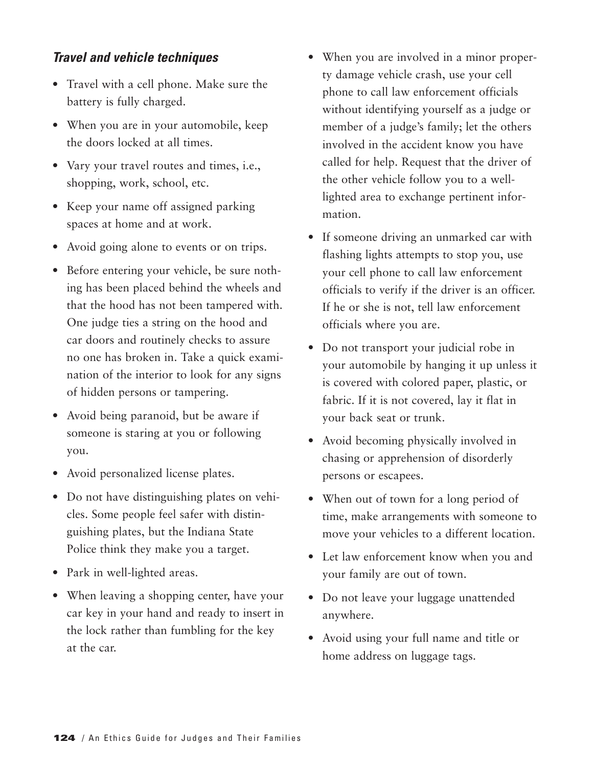### *Travel and vehicle techniques*

- Travel with a cell phone. Make sure the battery is fully charged.
- When you are in your automobile, keep the doors locked at all times.
- Vary your travel routes and times, i.e., shopping, work, school, etc.
- Keep your name off assigned parking spaces at home and at work.
- Avoid going alone to events or on trips.
- Before entering your vehicle, be sure nothing has been placed behind the wheels and that the hood has not been tampered with. One judge ties a string on the hood and car doors and routinely checks to assure no one has broken in. Take a quick examination of the interior to look for any signs of hidden persons or tampering.
- Avoid being paranoid, but be aware if someone is staring at you or following you.
- Avoid personalized license plates.
- Do not have distinguishing plates on vehicles. Some people feel safer with distinguishing plates, but the Indiana State Police think they make you a target.
- Park in well-lighted areas.
- When leaving a shopping center, have your car key in your hand and ready to insert in the lock rather than fumbling for the key at the car.
- When you are involved in a minor property damage vehicle crash, use your cell phone to call law enforcement officials without identifying yourself as a judge or member of a judge's family; let the others involved in the accident know you have called for help. Request that the driver of the other vehicle follow you to a well-lighted area to exchange pertinent information.
- If someone driving an unmarked car with flashing lights attempts to stop you, use your cell phone to call law enforcement officials to verify if the driver is an officer. If he or she is not, tell law enforcement officials where you are.
- Do not transport your judicial robe in your automobile by hanging it up unless it is covered with colored paper, plastic, or fabric. If it is not covered, lay it flat in your back seat or trunk.
- Avoid becoming physically involved in chasing or apprehension of disorderly persons or escapees.
- When out of town for a long period of time, make arrangements with someone to move your vehicles to a different location.
- Let law enforcement know when you and your family are out of town.
- Do not leave your luggage unattended anywhere.
- Avoid using your full name and title or home address on luggage tags.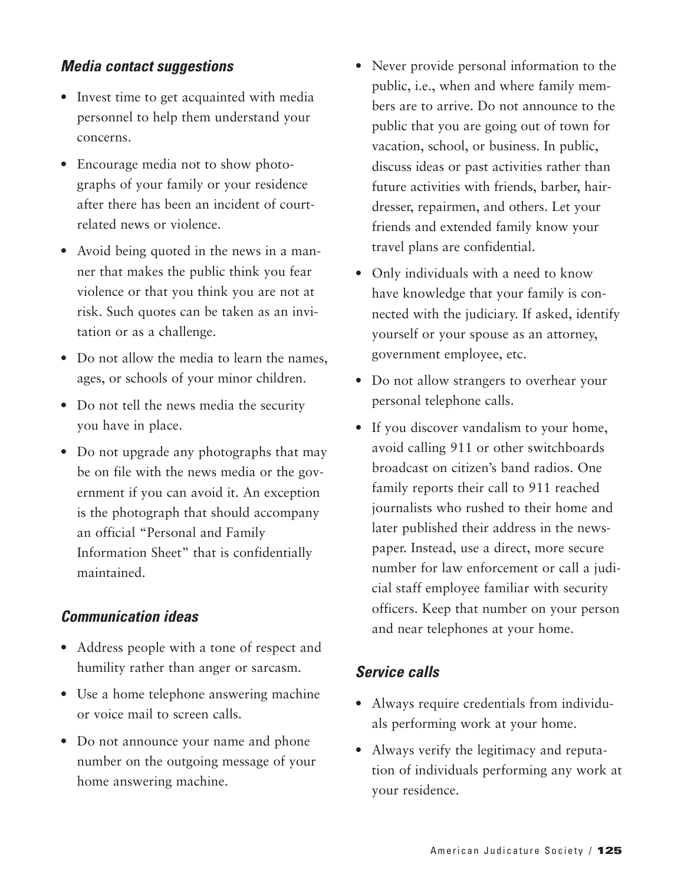### *Media contact suggestions*

- Invest time to get acquainted with media personnel to help them understand your concerns.
- Encourage media not to show photographs of your family or your residence after there has been an incident of court-related news or violence.
- Avoid being quoted in the news in a manner that makes the public think you fear violence or that you think you are not at risk. Such quotes can be taken as an invitation or as a challenge.
- Do not allow the media to learn the names, ages, or schools of your minor children.
- Do not tell the news media the security you have in place.
- Do not upgrade any photographs that may be on file with the news media or the government if you can avoid it. An exception is the photograph that should accompany an official "Personal and Family Information Sheet" that is confidentially maintained.

### *Communication ideas*

- Address people with a tone of respect and humility rather than anger or sarcasm.
- Use a home telephone answering machine or voice mail to screen calls.
- Do not announce your name and phone number on the outgoing message of your home answering machine.
- Never provide personal information to the public, i.e., when and where family members are to arrive. Do not announce to the public that you are going out of town for vacation, school, or business. In public, discuss ideas or past activities rather than future activities with friends, barber, hairdresser, repairmen, and others. Let your friends and extended family know your travel plans are confidential.
- Only individuals with a need to know have knowledge that your family is connected with the judiciary. If asked, identify yourself or your spouse as an attorney, government employee, etc.
- Do not allow strangers to overhear your personal telephone calls.
- If you discover vandalism to your home, avoid calling 911 or other switchboards broadcast on citizen's band radios. One family reports their call to 911 reached journalists who rushed to their home and later published their address in the newspaper. Instead, use a direct, more secure number for law enforcement or call a judicial staff employee familiar with security officers. Keep that number on your person and near telephones at your home.

### *Service calls*

- Always require credentials from individuals performing work at your home.
- Always verify the legitimacy and reputation of individuals performing any work at your residence.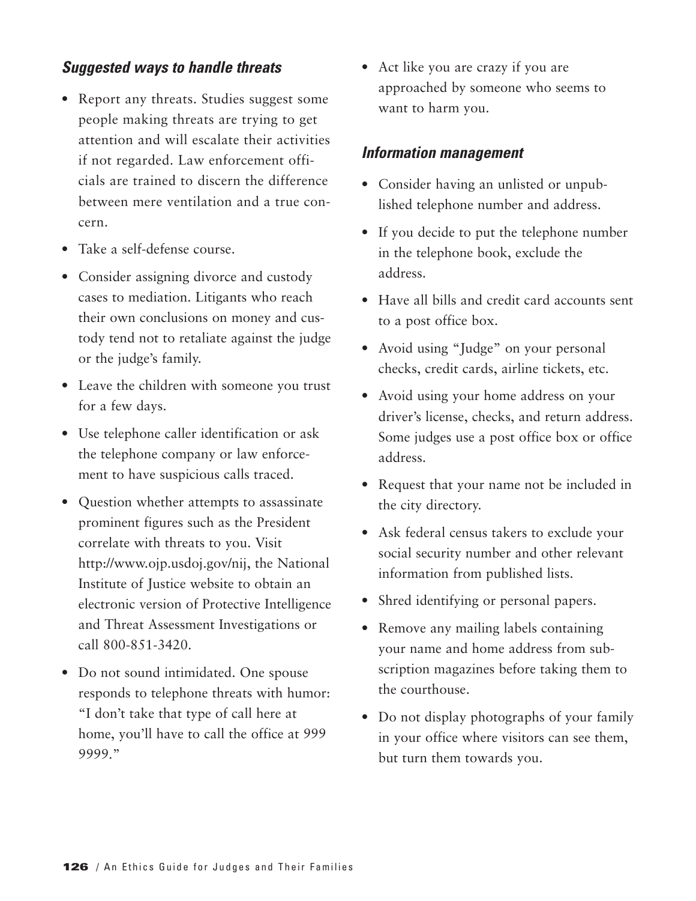### *Suggested ways to handle threats*

- Report any threats. Studies suggest some people making threats are trying to get attention and will escalate their activities if not regarded. Law enforcement officials are trained to discern the difference between mere ventilation and a true concern.
- Take a self-defense course.
- Consider assigning divorce and custody cases to mediation. Litigants who reach their own conclusions on money and custody tend not to retaliate against the judge or the judge's family.
- Leave the children with someone you trust for a few days.
- Use telephone caller identification or ask the telephone company or law enforcement to have suspicious calls traced.
- Question whether attempts to assassinate prominent figures such as the President correlate with threats to you. Visit http://www.ojp.usdoj.gov/nij, the National Institute of Justice website to obtain an electronic version of Protective Intelligence and Threat Assessment Investigations or call 800-851-3420.
- Do not sound intimidated. One spouse responds to telephone threats with humor: "I don't take that type of call here at home, you'll have to call the office at 999 9999."
- Act like you are crazy if you are approached by someone who seems to want to harm you.

### *Information management*

- Consider having an unlisted or unpublished telephone number and address.
- If you decide to put the telephone number in the telephone book, exclude the address.
- Have all bills and credit card accounts sent to a post office box.
- Avoid using "Judge" on your personal checks, credit cards, airline tickets, etc.
- Avoid using your home address on your driver's license, checks, and return address. Some judges use a post office box or office address.
- Request that your name not be included in the city directory.
- Ask federal census takers to exclude your social security number and other relevant information from published lists.
- Shred identifying or personal papers.
- Remove any mailing labels containing your name and home address from subscription magazines before taking them to the courthouse.
- Do not display photographs of your family in your office where visitors can see them, but turn them towards you.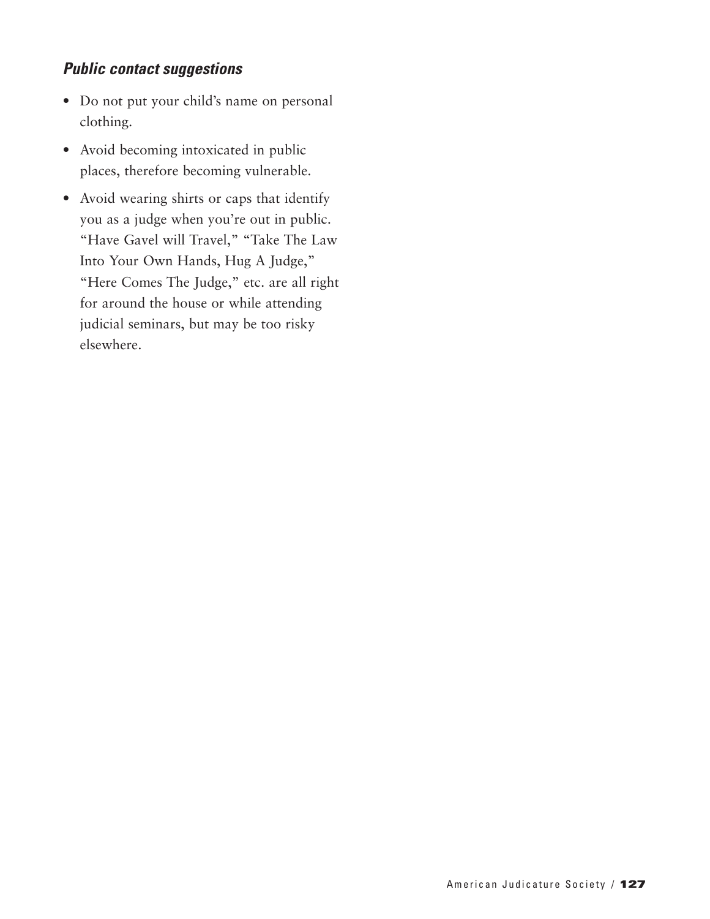### *Public contact suggestions*

- Do not put your child's name on personal clothing.
- Avoid becoming intoxicated in public places, therefore becoming vulnerable.
- Avoid wearing shirts or caps that identify you as a judge when you're out in public. "Have Gavel will Travel," "Take The Law Into Your Own Hands, Hug A Judge," "Here Comes The Judge," etc. are all right for around the house or while attending judicial seminars, but may be too risky elsewhere.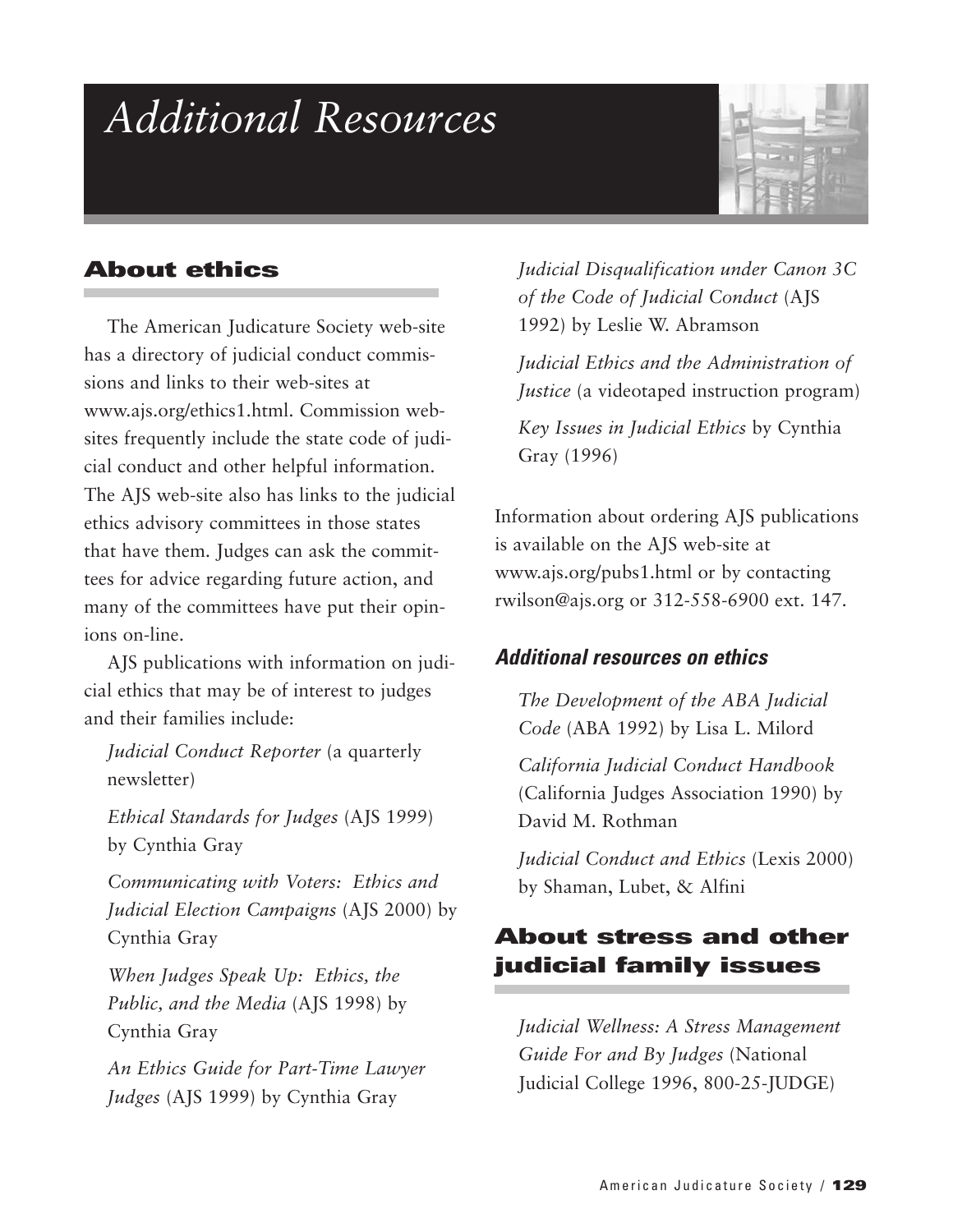# Additional Resources

## About ethics

The American Judicature Society web-site has a directory of judicial conduct commissions and links to their web-sites at www.ajs.org/ethics1.html. Commission web-sites frequently include the state code of judicial conduct and other helpful information. The AJS web-site also has links to the judicial ethics advisory committees in those states that have them. Judges can ask the committees for advice regarding future action, and many of the committees have put their opinions on-line.

AJS publications with information on judicial ethics that may be of interest to judges and their families include:

*Judicial Conduct Reporter* (a quarterly newsletter)

*Ethical Standards for Judges* (AJS 1999) by Cynthia Gray

*Communicating with Voters: Ethics and Judicial Election Campaigns* (AJS 2000) by Cynthia Gray

*When Judges Speak Up: Ethics, the Public, and the Media* (AJS 1998) by Cynthia Gray

*An Ethics Guide for Part-Time Lawyer Judges* (AJS 1999) by Cynthia Gray

*Judicial Disqualification under Canon 3C of the Code of Judicial Conduct* (AJS 1992) by Leslie W. Abramson

*Judicial Ethics and the Administration of Justice* (a videotaped instruction program)

*Key Issues in Judicial Ethics* by Cynthia Gray (1996)

Information about ordering AJS publications is available on the AJS web-site at www.ajs.org/pubs1.html or by contacting rwilson@ajs.org or 312-558-6900 ext. 147.

### *Additional resources on ethics*

*The Development of the ABA Judicial Code* (ABA 1992) by Lisa L. Milord

*California Judicial Conduct Handbook* (California Judges Association 1990) by David M. Rothman

*Judicial Conduct and Ethics* (Lexis 2000) by Shaman, Lubet, & Alfini

## About stress and other judicial family issues

*Judicial Wellness: A Stress Management Guide For and By Judges* (National Judicial College 1996, 800-25-JUDGE)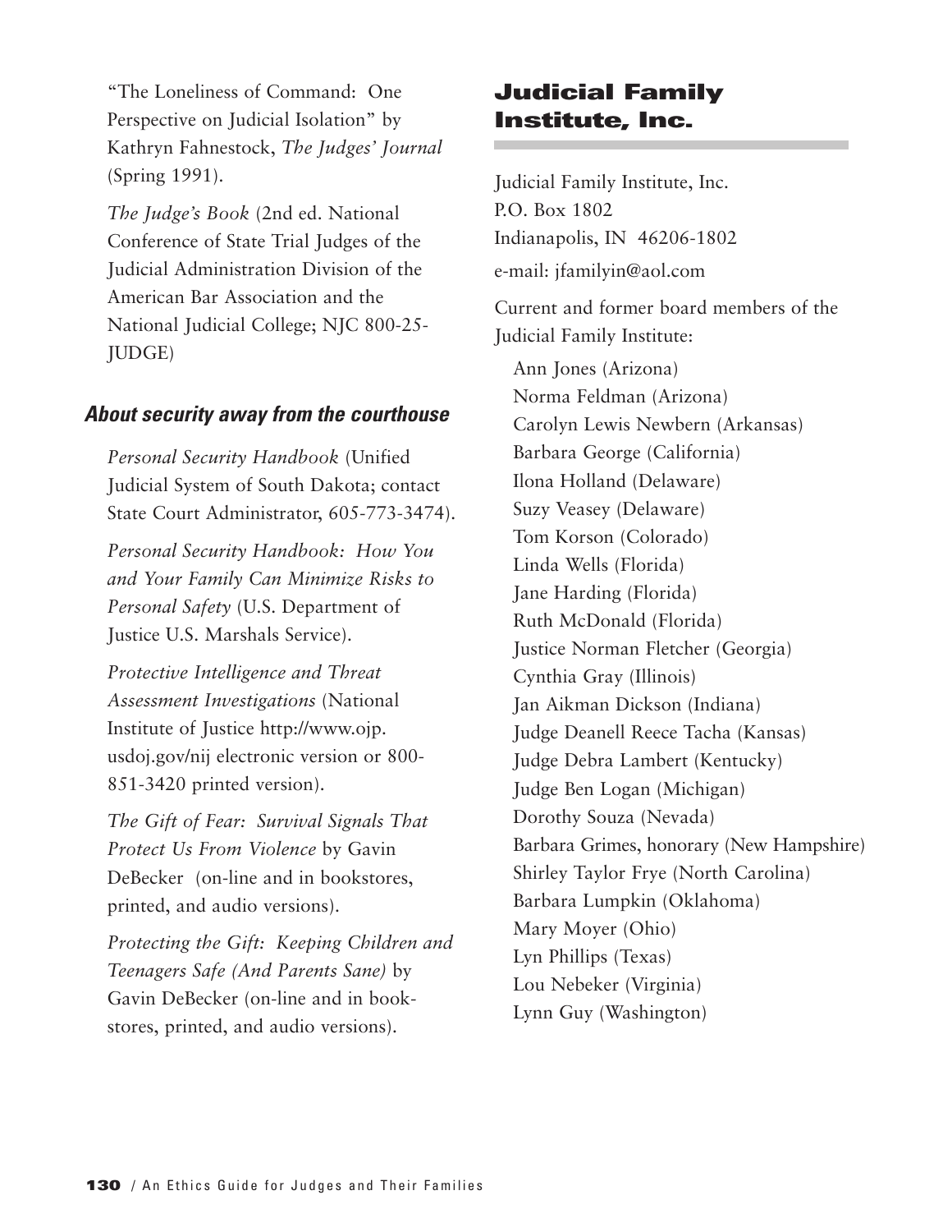"The Loneliness of Command: One Perspective on Judicial Isolation" by Kathryn Fahnestock, *The Judges' Journal* (Spring 1991).

*The Judge's Book* (2nd ed. National Conference of State Trial Judges of the Judicial Administration Division of the American Bar Association and the National Judicial College; NJC 800-25-JUDGE)

### *About security away from the courthouse*

*Personal Security Handbook* (Unified Judicial System of South Dakota; contact State Court Administrator, 605-773-3474).

*Personal Security Handbook: How You and Your Family Can Minimize Risks to Personal Safety* (U.S. Department of Justice U.S. Marshals Service).

*Protective Intelligence and Threat Assessment Investigations* (National Institute of Justice http://www.ojp.usdoj.gov/nij electronic version or 800-851-3420 printed version).

*The Gift of Fear: Survival Signals That Protect Us From Violence* by Gavin DeBecker (on-line and in bookstores, printed, and audio versions).

*Protecting the Gift: Keeping Children and Teenagers Safe (And Parents Sane)* by Gavin DeBecker (on-line and in bookstores, printed, and audio versions).

## Judicial Family Institute, Inc.

Judicial Family Institute, Inc.
P.O. Box 1802
Indianapolis, IN 46206-1802

e-mail: jfamilyin@aol.com

Current and former board members of the Judicial Family Institute:

Ann Jones (Arizona)
Norma Feldman (Arizona)
Carolyn Lewis Newbern (Arkansas)
Barbara George (California)
Ilona Holland (Delaware)
Suzy Veasey (Delaware)
Tom Korson (Colorado)
Linda Wells (Florida)
Jane Harding (Florida)
Ruth McDonald (Florida)
Justice Norman Fletcher (Georgia)
Cynthia Gray (Illinois)
Jan Aikman Dickson (Indiana)
Judge Deanell Reece Tacha (Kansas)
Judge Debra Lambert (Kentucky)
Judge Ben Logan (Michigan)
Dorothy Souza (Nevada)
Barbara Grimes, honorary (New Hampshire)
Shirley Taylor Frye (North Carolina)
Barbara Lumpkin (Oklahoma)
Mary Moyer (Ohio)
Lyn Phillips (Texas)
Lou Nebeker (Virginia)
Lynn Guy (Washington)